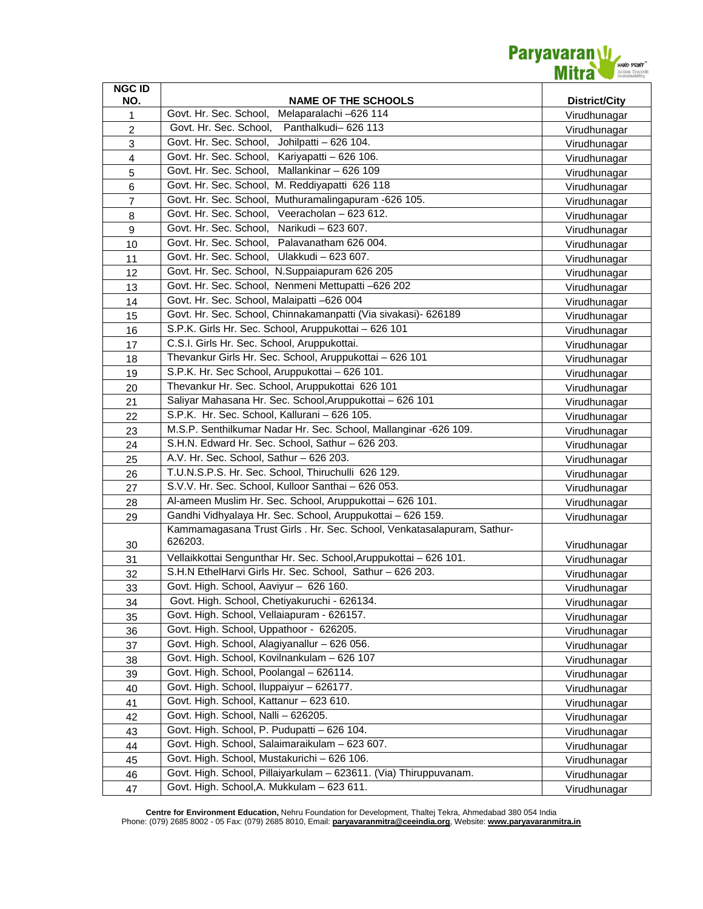| NGC ID NO. | NAME OF THE SCHOOLS | District/City |
|---|---|---|
| 1 | Govt. Hr. Sec. School, Melaparalachi –626 114 | Virudhunagar |
| 2 | Govt. Hr. Sec. School, Panthalkudi– 626 113 | Virudhunagar |
| 3 | Govt. Hr. Sec. School, Johilpatti – 626 104. | Virudhunagar |
| 4 | Govt. Hr. Sec. School, Kariyapatti – 626 106. | Virudhunagar |
| 5 | Govt. Hr. Sec. School, Mallankinar – 626 109 | Virudhunagar |
| 6 | Govt. Hr. Sec. School, M. Reddiyapatti 626 118 | Virudhunagar |
| 7 | Govt. Hr. Sec. School, Muthuramalingapuram -626 105. | Virudhunagar |
| 8 | Govt. Hr. Sec. School, Veeracholan – 623 612. | Virudhunagar |
| 9 | Govt. Hr. Sec. School, Narikudi – 623 607. | Virudhunagar |
| 10 | Govt. Hr. Sec. School, Palavanatham 626 004. | Virudhunagar |
| 11 | Govt. Hr. Sec. School, Ulakkudi – 623 607. | Virudhunagar |
| 12 | Govt. Hr. Sec. School, N.Suppaiapuram 626 205 | Virudhunagar |
| 13 | Govt. Hr. Sec. School, Nenmeni Mettupatti –626 202 | Virudhunagar |
| 14 | Govt. Hr. Sec. School, Malaipatti –626 004 | Virudhunagar |
| 15 | Govt. Hr. Sec. School, Chinnakamanpatti (Via sivakasi)- 626189 | Virudhunagar |
| 16 | S.P.K. Girls Hr. Sec. School, Aruppukottai – 626 101 | Virudhunagar |
| 17 | C.S.I. Girls Hr. Sec. School, Aruppukottai. | Virudhunagar |
| 18 | Thevankur Girls Hr. Sec. School, Aruppukottai – 626 101 | Virudhunagar |
| 19 | S.P.K. Hr. Sec School, Aruppukottai – 626 101. | Virudhunagar |
| 20 | Thevankur Hr. Sec. School, Aruppukottai 626 101 | Virudhunagar |
| 21 | Saliyar Mahasana Hr. Sec. School,Aruppukottai – 626 101 | Virudhunagar |
| 22 | S.P.K. Hr. Sec. School, Kallurani – 626 105. | Virudhunagar |
| 23 | M.S.P. Senthilkumar Nadar Hr. Sec. School, Mallanginar -626 109. | Virudhunagar |
| 24 | S.H.N. Edward Hr. Sec. School, Sathur – 626 203. | Virudhunagar |
| 25 | A.V. Hr. Sec. School, Sathur – 626 203. | Virudhunagar |
| 26 | T.U.N.S.P.S. Hr. Sec. School, Thiruchulli 626 129. | Virudhunagar |
| 27 | S.V.V. Hr. Sec. School, Kulloor Santhai – 626 053. | Virudhunagar |
| 28 | Al-ameen Muslim Hr. Sec. School, Aruppukottai – 626 101. | Virudhunagar |
| 29 | Gandhi Vidhyalaya Hr. Sec. School, Aruppukottai – 626 159. | Virudhunagar |
| 30 | Kammamagasana Trust Girls . Hr. Sec. School, Venkatasalapuram, Sathur- 626203. | Virudhunagar |
| 31 | Vellaikkottai Sengunthar Hr. Sec. School,Aruppukottai – 626 101. | Virudhunagar |
| 32 | S.H.N EthelHarvi Girls Hr. Sec. School, Sathur – 626 203. | Virudhunagar |
| 33 | Govt. High. School, Aaviyur – 626 160. | Virudhunagar |
| 34 | Govt. High. School, Chetiyakuruchi - 626134. | Virudhunagar |
| 35 | Govt. High. School, Vellaiapuram - 626157. | Virudhunagar |
| 36 | Govt. High. School, Uppathoor - 626205. | Virudhunagar |
| 37 | Govt. High. School, Alagiyanallur – 626 056. | Virudhunagar |
| 38 | Govt. High. School, Kovilnankulam – 626 107 | Virudhunagar |
| 39 | Govt. High. School, Poolangal – 626114. | Virudhunagar |
| 40 | Govt. High. School, Iluppaiyur – 626177. | Virudhunagar |
| 41 | Govt. High. School, Kattanur – 623 610. | Virudhunagar |
| 42 | Govt. High. School, Nalli – 626205. | Virudhunagar |
| 43 | Govt. High. School, P. Pudupatti – 626 104. | Virudhunagar |
| 44 | Govt. High. School, Salaimaraikulam – 623 607. | Virudhunagar |
| 45 | Govt. High. School, Mustakurichi – 626 106. | Virudhunagar |
| 46 | Govt. High. School, Pillaiyarkulam – 623611. (Via) Thiruppuvanam. | Virudhunagar |
| 47 | Govt. High. School,A. Mukkulam – 623 611. | Virudhunagar |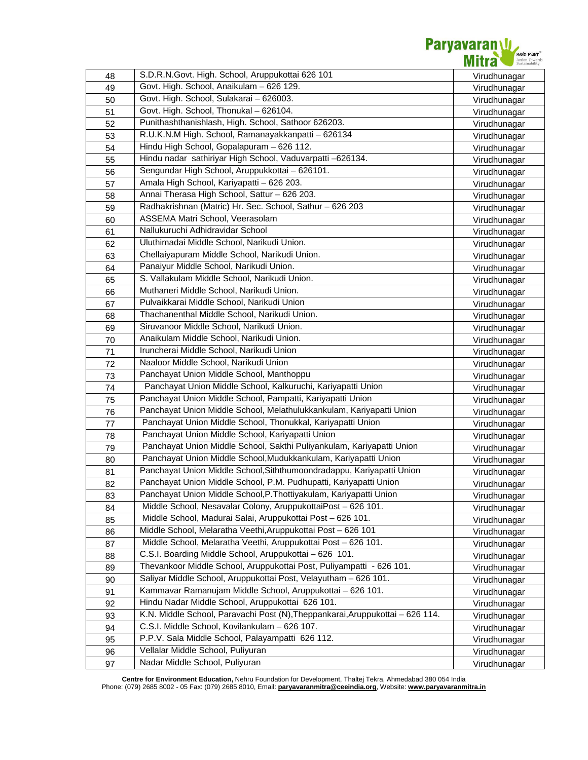| | | |
|---|---|---|
| 48 | S.D.R.N.Govt. High. School, Aruppukottai 626 101 | Virudhunagar |
| 49 | Govt. High. School, Anaikulam – 626 129. | Virudhunagar |
| 50 | Govt. High. School, Sulakarai – 626003. | Virudhunagar |
| 51 | Govt. High. School, Thonukal – 626104. | Virudhunagar |
| 52 | Punithashthanishlash, High. School, Sathoor 626203. | Virudhunagar |
| 53 | R.U.K.N.M High. School, Ramanayakkanpatti – 626134 | Virudhunagar |
| 54 | Hindu High School, Gopalapuram – 626 112. | Virudhunagar |
| 55 | Hindu nadar sathiriyar High School, Vaduvarpatti –626134. | Virudhunagar |
| 56 | Sengundar High School, Aruppukkottai – 626101. | Virudhunagar |
| 57 | Amala High School, Kariyapatti – 626 203. | Virudhunagar |
| 58 | Annai Therasa High School, Sattur – 626 203. | Virudhunagar |
| 59 | Radhakrishnan (Matric) Hr. Sec. School, Sathur – 626 203 | Virudhunagar |
| 60 | ASSEMA Matri School, Veerasolam | Virudhunagar |
| 61 | Nallukuruchi Adhidravidar School | Virudhunagar |
| 62 | Uluthimadai Middle School, Narikudi Union. | Virudhunagar |
| 63 | Chellaiyapuram Middle School, Narikudi Union. | Virudhunagar |
| 64 | Panaiyur Middle School, Narikudi Union. | Virudhunagar |
| 65 | S. Vallakulam Middle School, Narikudi Union. | Virudhunagar |
| 66 | Muthaneri Middle School, Narikudi Union. | Virudhunagar |
| 67 | Pulvaikkarai Middle School, Narikudi Union | Virudhunagar |
| 68 | Thachanenthal Middle School, Narikudi Union. | Virudhunagar |
| 69 | Siruvanoor Middle School, Narikudi Union. | Virudhunagar |
| 70 | Anaikulam Middle School, Narikudi Union. | Virudhunagar |
| 71 | Iruncherai Middle School, Narikudi Union | Virudhunagar |
| 72 | Naaloor Middle School, Narikudi Union | Virudhunagar |
| 73 | Panchayat Union Middle School, Manthoppu | Virudhunagar |
| 74 | Panchayat Union Middle School, Kalkuruchi, Kariyapatti Union | Virudhunagar |
| 75 | Panchayat Union Middle School, Pampatti, Kariyapatti Union | Virudhunagar |
| 76 | Panchayat Union Middle School, Melathulukkankulam, Kariyapatti Union | Virudhunagar |
| 77 | Panchayat Union Middle School, Thonukkal, Kariyapatti Union | Virudhunagar |
| 78 | Panchayat Union Middle School, Kariyapatti Union | Virudhunagar |
| 79 | Panchayat Union Middle School, Sakthi Puliyankulam, Kariyapatti Union | Virudhunagar |
| 80 | Panchayat Union Middle School,Mudukkankulam, Kariyapatti Union | Virudhunagar |
| 81 | Panchayat Union Middle School,Siththumoondradappu, Kariyapatti Union | Virudhunagar |
| 82 | Panchayat Union Middle School, P.M. Pudhupatti, Kariyapatti Union | Virudhunagar |
| 83 | Panchayat Union Middle School,P.Thottiyakulam, Kariyapatti Union | Virudhunagar |
| 84 | Middle School, Nesavalar Colony, AruppukottaiPost – 626 101. | Virudhunagar |
| 85 | Middle School, Madurai Salai, Aruppukottai Post – 626 101. | Virudhunagar |
| 86 | Middle School, Melaratha Veethi,Aruppukottai Post – 626 101 | Virudhunagar |
| 87 | Middle School, Melaratha Veethi, Aruppukottai Post – 626 101. | Virudhunagar |
| 88 | C.S.I. Boarding Middle School, Aruppukottai – 626 101. | Virudhunagar |
| 89 | Thevankoor Middle School, Aruppukottai Post, Puliyampatti - 626 101. | Virudhunagar |
| 90 | Saliyar Middle School, Aruppukottai Post, Velayutham – 626 101. | Virudhunagar |
| 91 | Kammavar Ramanujam Middle School, Aruppukottai – 626 101. | Virudhunagar |
| 92 | Hindu Nadar Middle School, Aruppukottai 626 101. | Virudhunagar |
| 93 | K.N. Middle School, Paravachi Post (N),Theppankarai,Aruppukottai – 626 114. | Virudhunagar |
| 94 | C.S.I. Middle School, Kovilankulam – 626 107. | Virudhunagar |
| 95 | P.P.V. Sala Middle School, Palayampatti 626 112. | Virudhunagar |
| 96 | Vellalar Middle School, Puliyuran | Virudhunagar |
| 97 | Nadar Middle School, Puliyuran | Virudhunagar |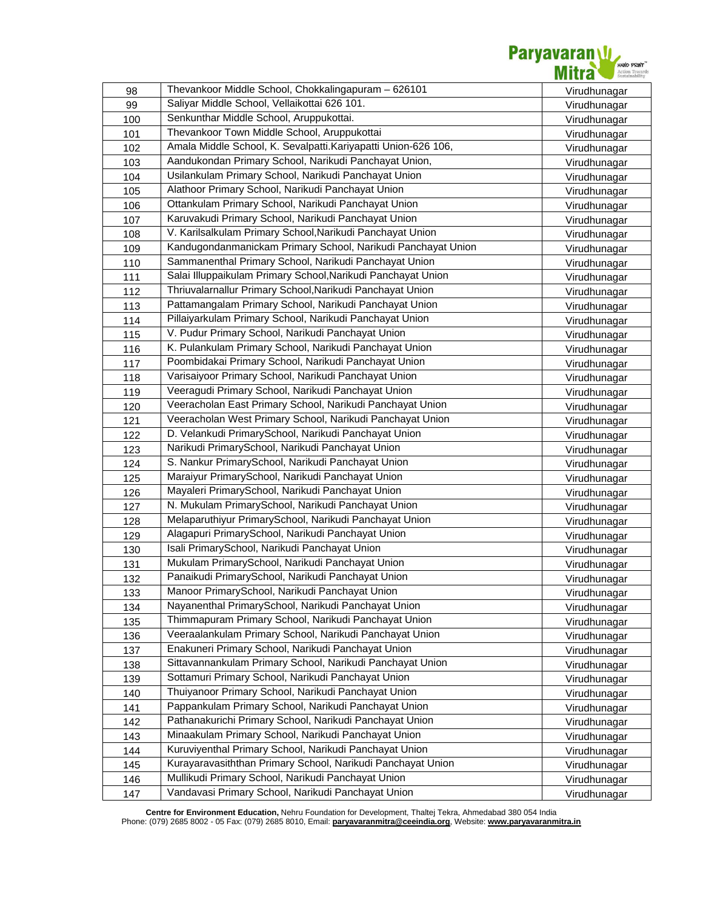| 98 | Thevankoor Middle School, Chokkalingapuram – 626101 | Virudhunagar |
|---|---|---|
| 99 | Saliyar Middle School, Vellaikottai 626 101. | Virudhunagar |
| 100 | Senkunthar Middle School, Aruppukottai. | Virudhunagar |
| 101 | Thevankoor Town Middle School, Aruppukottai | Virudhunagar |
| 102 | Amala Middle School, K. Sevalpatti.Kariyapatti Union-626 106, | Virudhunagar |
| 103 | Aandukondan Primary School, Narikudi Panchayat Union, | Virudhunagar |
| 104 | Usilankulam Primary School, Narikudi Panchayat Union | Virudhunagar |
| 105 | Alathoor Primary School, Narikudi Panchayat Union | Virudhunagar |
| 106 | Ottankulam Primary School, Narikudi Panchayat Union | Virudhunagar |
| 107 | Karuvakudi Primary School, Narikudi Panchayat Union | Virudhunagar |
| 108 | V. Karilsalkulam Primary School,Narikudi Panchayat Union | Virudhunagar |
| 109 | Kandugondanmanickam Primary School, Narikudi Panchayat Union | Virudhunagar |
| 110 | Sammanenthal Primary School, Narikudi Panchayat Union | Virudhunagar |
| 111 | Salai Illuppaikulam Primary School,Narikudi Panchayat Union | Virudhunagar |
| 112 | Thriuvalarnallur Primary School,Narikudi Panchayat Union | Virudhunagar |
| 113 | Pattamangalam Primary School, Narikudi Panchayat Union | Virudhunagar |
| 114 | Pillaiyarkulam Primary School, Narikudi Panchayat Union | Virudhunagar |
| 115 | V. Pudur Primary School, Narikudi Panchayat Union | Virudhunagar |
| 116 | K. Pulankulam Primary School, Narikudi Panchayat Union | Virudhunagar |
| 117 | Poombidakai Primary School, Narikudi Panchayat Union | Virudhunagar |
| 118 | Varisaiyoor Primary School, Narikudi Panchayat Union | Virudhunagar |
| 119 | Veeragudi Primary School, Narikudi Panchayat Union | Virudhunagar |
| 120 | Veeracholan East Primary School, Narikudi Panchayat Union | Virudhunagar |
| 121 | Veeracholan West Primary School, Narikudi Panchayat Union | Virudhunagar |
| 122 | D. Velankudi PrimarySchool, Narikudi Panchayat Union | Virudhunagar |
| 123 | Narikudi PrimarySchool, Narikudi Panchayat Union | Virudhunagar |
| 124 | S. Nankur PrimarySchool, Narikudi Panchayat Union | Virudhunagar |
| 125 | Maraiyur PrimarySchool, Narikudi Panchayat Union | Virudhunagar |
| 126 | Mayaleri PrimarySchool, Narikudi Panchayat Union | Virudhunagar |
| 127 | N. Mukulam PrimarySchool, Narikudi Panchayat Union | Virudhunagar |
| 128 | Melaparuthiyur PrimarySchool, Narikudi Panchayat Union | Virudhunagar |
| 129 | Alagapuri PrimarySchool, Narikudi Panchayat Union | Virudhunagar |
| 130 | Isali PrimarySchool, Narikudi Panchayat Union | Virudhunagar |
| 131 | Mukulam PrimarySchool, Narikudi Panchayat Union | Virudhunagar |
| 132 | Panaikudi PrimarySchool, Narikudi Panchayat Union | Virudhunagar |
| 133 | Manoor PrimarySchool, Narikudi Panchayat Union | Virudhunagar |
| 134 | Nayanenthal PrimarySchool, Narikudi Panchayat Union | Virudhunagar |
| 135 | Thimmapuram Primary School, Narikudi Panchayat Union | Virudhunagar |
| 136 | Veeraalankulam Primary School, Narikudi Panchayat Union | Virudhunagar |
| 137 | Enakuneri Primary School, Narikudi Panchayat Union | Virudhunagar |
| 138 | Sittavannankulam Primary School, Narikudi Panchayat Union | Virudhunagar |
| 139 | Sottamuri Primary School, Narikudi Panchayat Union | Virudhunagar |
| 140 | Thuiyanoor Primary School, Narikudi Panchayat Union | Virudhunagar |
| 141 | Pappankulam Primary School, Narikudi Panchayat Union | Virudhunagar |
| 142 | Pathanakurichi Primary School, Narikudi Panchayat Union | Virudhunagar |
| 143 | Minaakulam Primary School, Narikudi Panchayat Union | Virudhunagar |
| 144 | Kuruviyenthal Primary School, Narikudi Panchayat Union | Virudhunagar |
| 145 | Kurayaravasiththan Primary School, Narikudi Panchayat Union | Virudhunagar |
| 146 | Mullikudi Primary School, Narikudi Panchayat Union | Virudhunagar |
| 147 | Vandavasi Primary School, Narikudi Panchayat Union | Virudhunagar |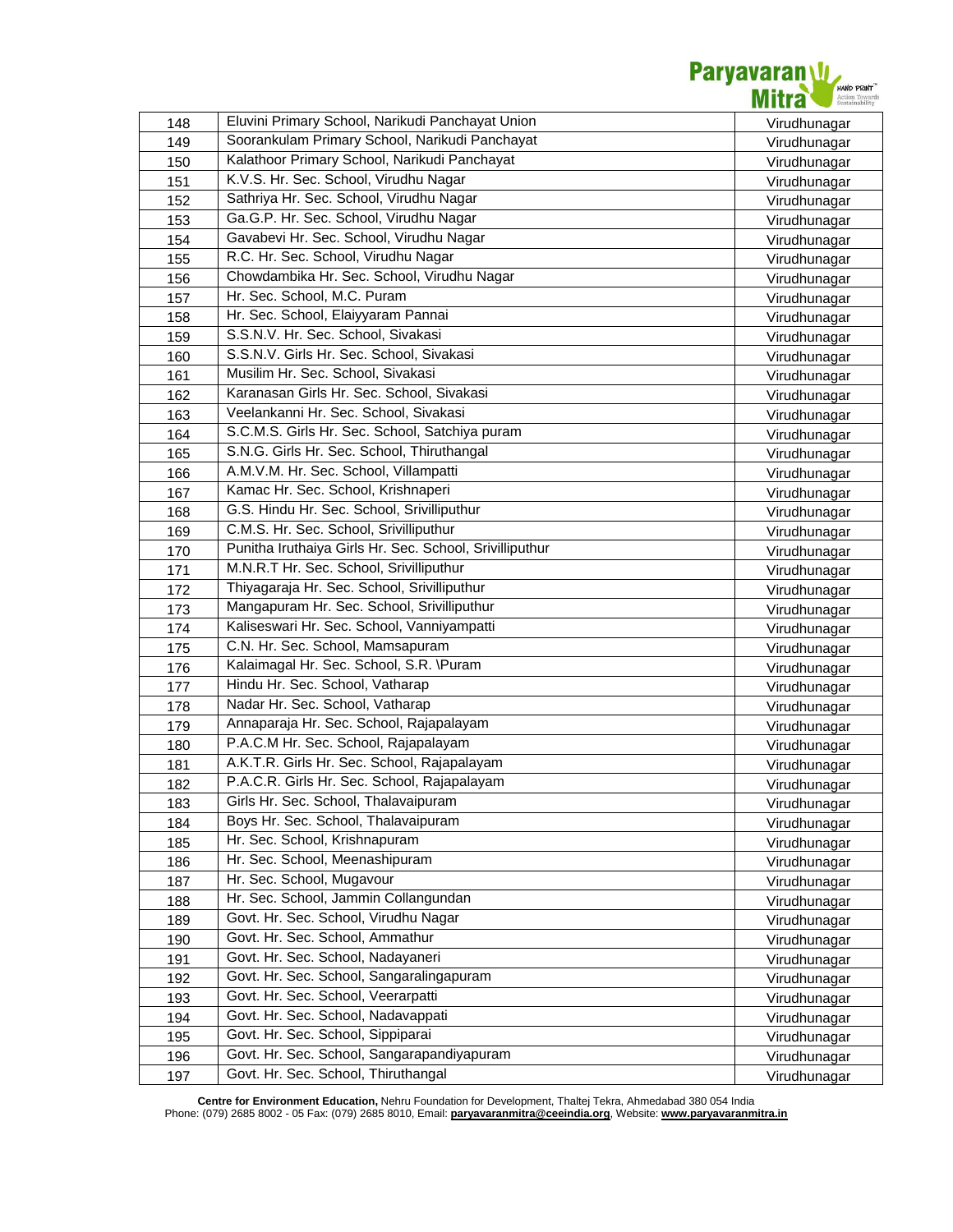| 148 | Eluvini Primary School, Narikudi Panchayat Union | Virudhunagar |
|---|---|---|
| 149 | Soorankulam Primary School, Narikudi Panchayat | Virudhunagar |
| 150 | Kalathoor Primary School, Narikudi Panchayat | Virudhunagar |
| 151 | K.V.S. Hr. Sec. School, Virudhu Nagar | Virudhunagar |
| 152 | Sathriya Hr. Sec. School, Virudhu Nagar | Virudhunagar |
| 153 | Ga.G.P. Hr. Sec. School, Virudhu Nagar | Virudhunagar |
| 154 | Gavabevi Hr. Sec. School, Virudhu Nagar | Virudhunagar |
| 155 | R.C. Hr. Sec. School, Virudhu Nagar | Virudhunagar |
| 156 | Chowdambika Hr. Sec. School, Virudhu Nagar | Virudhunagar |
| 157 | Hr. Sec. School, M.C. Puram | Virudhunagar |
| 158 | Hr. Sec. School, Elaiyyaram Pannai | Virudhunagar |
| 159 | S.S.N.V. Hr. Sec. School, Sivakasi | Virudhunagar |
| 160 | S.S.N.V. Girls Hr. Sec. School, Sivakasi | Virudhunagar |
| 161 | Musilim Hr. Sec. School, Sivakasi | Virudhunagar |
| 162 | Karanasan Girls Hr. Sec. School, Sivakasi | Virudhunagar |
| 163 | Veelankanni Hr. Sec. School, Sivakasi | Virudhunagar |
| 164 | S.C.M.S. Girls Hr. Sec. School, Satchiya puram | Virudhunagar |
| 165 | S.N.G. Girls Hr. Sec. School, Thiruthangal | Virudhunagar |
| 166 | A.M.V.M. Hr. Sec. School, Villampatti | Virudhunagar |
| 167 | Kamac Hr. Sec. School, Krishnaperi | Virudhunagar |
| 168 | G.S. Hindu Hr. Sec. School, Srivilliputhur | Virudhunagar |
| 169 | C.M.S. Hr. Sec. School, Srivilliputhur | Virudhunagar |
| 170 | Punitha Iruthaiya Girls Hr. Sec. School, Srivilliputhur | Virudhunagar |
| 171 | M.N.R.T Hr. Sec. School, Srivilliputhur | Virudhunagar |
| 172 | Thiyagaraja Hr. Sec. School, Srivilliputhur | Virudhunagar |
| 173 | Mangapuram Hr. Sec. School, Srivilliputhur | Virudhunagar |
| 174 | Kaliseswari Hr. Sec. School, Vanniyampatti | Virudhunagar |
| 175 | C.N. Hr. Sec. School, Mamsapuram | Virudhunagar |
| 176 | Kalaimagal Hr. Sec. School, S.R. \Puram | Virudhunagar |
| 177 | Hindu Hr. Sec. School, Vatharap | Virudhunagar |
| 178 | Nadar Hr. Sec. School, Vatharap | Virudhunagar |
| 179 | Annaparaja Hr. Sec. School, Rajapalayam | Virudhunagar |
| 180 | P.A.C.M Hr. Sec. School, Rajapalayam | Virudhunagar |
| 181 | A.K.T.R. Girls Hr. Sec. School, Rajapalayam | Virudhunagar |
| 182 | P.A.C.R. Girls Hr. Sec. School, Rajapalayam | Virudhunagar |
| 183 | Girls Hr. Sec. School, Thalavaipuram | Virudhunagar |
| 184 | Boys Hr. Sec. School, Thalavaipuram | Virudhunagar |
| 185 | Hr. Sec. School, Krishnapuram | Virudhunagar |
| 186 | Hr. Sec. School, Meenashipuram | Virudhunagar |
| 187 | Hr. Sec. School, Mugavour | Virudhunagar |
| 188 | Hr. Sec. School, Jammin Collangundan | Virudhunagar |
| 189 | Govt. Hr. Sec. School, Virudhu Nagar | Virudhunagar |
| 190 | Govt. Hr. Sec. School, Ammathur | Virudhunagar |
| 191 | Govt. Hr. Sec. School, Nadayaneri | Virudhunagar |
| 192 | Govt. Hr. Sec. School, Sangaralingapuram | Virudhunagar |
| 193 | Govt. Hr. Sec. School, Veerarpatti | Virudhunagar |
| 194 | Govt. Hr. Sec. School, Nadavappati | Virudhunagar |
| 195 | Govt. Hr. Sec. School, Sippiparai | Virudhunagar |
| 196 | Govt. Hr. Sec. School, Sangarapandiyapuram | Virudhunagar |
| 197 | Govt. Hr. Sec. School, Thiruthangal | Virudhunagar |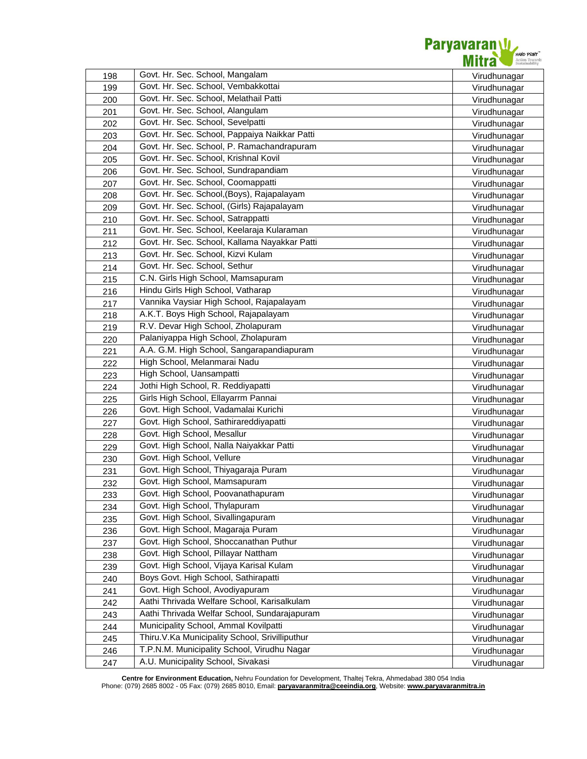| 198 | Govt. Hr. Sec. School, Mangalam | Virudhunagar |
|---|---|---|
| 199 | Govt. Hr. Sec. School, Vembakkottai | Virudhunagar |
| 200 | Govt. Hr. Sec. School, Melathail Patti | Virudhunagar |
| 201 | Govt. Hr. Sec. School, Alangulam | Virudhunagar |
| 202 | Govt. Hr. Sec. School, Sevelpatti | Virudhunagar |
| 203 | Govt. Hr. Sec. School, Pappaiya Naikkar Patti | Virudhunagar |
| 204 | Govt. Hr. Sec. School, P. Ramachandrapuram | Virudhunagar |
| 205 | Govt. Hr. Sec. School, Krishnal Kovil | Virudhunagar |
| 206 | Govt. Hr. Sec. School, Sundrapandiam | Virudhunagar |
| 207 | Govt. Hr. Sec. School, Coomappatti | Virudhunagar |
| 208 | Govt. Hr. Sec. School,(Boys), Rajapalayam | Virudhunagar |
| 209 | Govt. Hr. Sec. School, (Girls) Rajapalayam | Virudhunagar |
| 210 | Govt. Hr. Sec. School, Satrappatti | Virudhunagar |
| 211 | Govt. Hr. Sec. School, Keelaraja Kularaman | Virudhunagar |
| 212 | Govt. Hr. Sec. School, Kallama Nayakkar Patti | Virudhunagar |
| 213 | Govt. Hr. Sec. School, Kizvi Kulam | Virudhunagar |
| 214 | Govt. Hr. Sec. School, Sethur | Virudhunagar |
| 215 | C.N. Girls High School, Mamsapuram | Virudhunagar |
| 216 | Hindu Girls High School, Vatharap | Virudhunagar |
| 217 | Vannika Vaysiar High School, Rajapalayam | Virudhunagar |
| 218 | A.K.T. Boys High School, Rajapalayam | Virudhunagar |
| 219 | R.V. Devar High School, Zholapuram | Virudhunagar |
| 220 | Palaniyappa High School, Zholapuram | Virudhunagar |
| 221 | A.A. G.M. High School, Sangarapandiapuram | Virudhunagar |
| 222 | High School, Melanmarai Nadu | Virudhunagar |
| 223 | High School, Uansampatti | Virudhunagar |
| 224 | Jothi High School, R. Reddiyapatti | Virudhunagar |
| 225 | Girls High School, Ellayarrm Pannai | Virudhunagar |
| 226 | Govt. High School, Vadamalai Kurichi | Virudhunagar |
| 227 | Govt. High School, Sathirareddiyapatti | Virudhunagar |
| 228 | Govt. High School, Mesallur | Virudhunagar |
| 229 | Govt. High School, Nalla Naiyakkar Patti | Virudhunagar |
| 230 | Govt. High School, Vellure | Virudhunagar |
| 231 | Govt. High School, Thiyagaraja Puram | Virudhunagar |
| 232 | Govt. High School, Mamsapuram | Virudhunagar |
| 233 | Govt. High School, Poovanathapuram | Virudhunagar |
| 234 | Govt. High School, Thylapuram | Virudhunagar |
| 235 | Govt. High School, Sivallingapuram | Virudhunagar |
| 236 | Govt. High School, Magaraja Puram | Virudhunagar |
| 237 | Govt. High School, Shoccanathan Puthur | Virudhunagar |
| 238 | Govt. High School, Pillayar Nattham | Virudhunagar |
| 239 | Govt. High School, Vijaya Karisal Kulam | Virudhunagar |
| 240 | Boys Govt. High School, Sathirapatti | Virudhunagar |
| 241 | Govt. High School, Avodiyapuram | Virudhunagar |
| 242 | Aathi Thrivada Welfare School, Karisalkulam | Virudhunagar |
| 243 | Aathi Thrivada Welfar School, Sundarajapuram | Virudhunagar |
| 244 | Municipality School, Ammal Kovilpatti | Virudhunagar |
| 245 | Thiru.V.Ka Municipality School, Srivilliputhur | Virudhunagar |
| 246 | T.P.N.M. Municipality School, Virudhu Nagar | Virudhunagar |
| 247 | A.U. Municipality School, Sivakasi | Virudhunagar |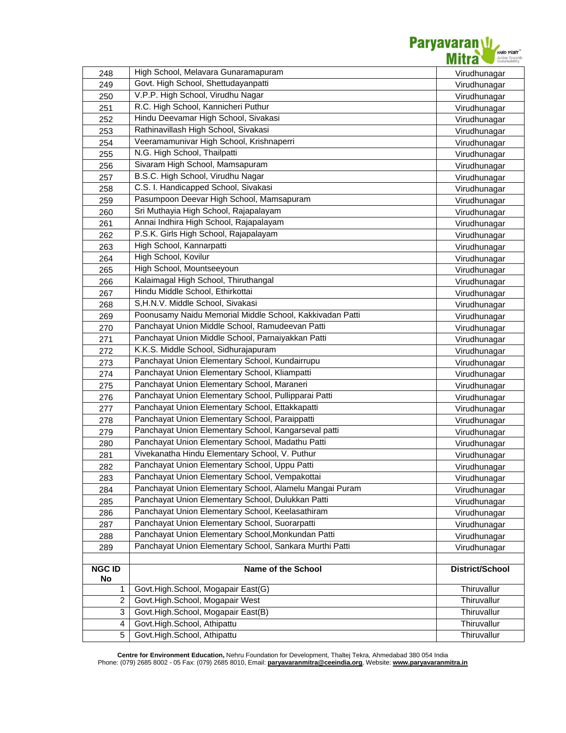| | | |
|---|---|---|
| 248 | High School, Melavara Gunaramapuram | Virudhunagar |
| 249 | Govt. High School, Shettudayanpatti | Virudhunagar |
| 250 | V.P.P. High School, Virudhu Nagar | Virudhunagar |
| 251 | R.C. High School, Kannicheri Puthur | Virudhunagar |
| 252 | Hindu Deevamar High School, Sivakasi | Virudhunagar |
| 253 | Rathinavillash High School, Sivakasi | Virudhunagar |
| 254 | Veeramamunivar High School, Krishnaperri | Virudhunagar |
| 255 | N.G. High School, Thailpatti | Virudhunagar |
| 256 | Sivaram High School, Mamsapuram | Virudhunagar |
| 257 | B.S.C. High School, Virudhu Nagar | Virudhunagar |
| 258 | C.S. I. Handicapped School, Sivakasi | Virudhunagar |
| 259 | Pasumpoon Deevar High School, Mamsapuram | Virudhunagar |
| 260 | Sri Muthayia High School, Rajapalayam | Virudhunagar |
| 261 | Annai Indhira High School, Rajapalayam | Virudhunagar |
| 262 | P.S.K. Girls High School, Rajapalayam | Virudhunagar |
| 263 | High School, Kannarpatti | Virudhunagar |
| 264 | High School, Kovilur | Virudhunagar |
| 265 | High School, Mountseeyoun | Virudhunagar |
| 266 | Kalaimagal High School, Thiruthangal | Virudhunagar |
| 267 | Hindu Middle School, Ethirkottai | Virudhunagar |
| 268 | S,H.N.V. Middle School, Sivakasi | Virudhunagar |
| 269 | Poonusamy Naidu Memorial Middle School, Kakkivadan Patti | Virudhunagar |
| 270 | Panchayat Union Middle School, Ramudeevan Patti | Virudhunagar |
| 271 | Panchayat Union Middle School, Parnaiyakkan Patti | Virudhunagar |
| 272 | K.K.S. Middle School, Sidhurajapuram | Virudhunagar |
| 273 | Panchayat Union Elementary School, Kundairrupu | Virudhunagar |
| 274 | Panchayat Union Elementary School, Kliampatti | Virudhunagar |
| 275 | Panchayat Union Elementary School, Maraneri | Virudhunagar |
| 276 | Panchayat Union Elementary School, Pullipparai Patti | Virudhunagar |
| 277 | Panchayat Union Elementary School, Ettakkapatti | Virudhunagar |
| 278 | Panchayat Union Elementary School, Paraippatti | Virudhunagar |
| 279 | Panchayat Union Elementary School, Kangarseval patti | Virudhunagar |
| 280 | Panchayat Union Elementary School, Madathu Patti | Virudhunagar |
| 281 | Vivekanatha Hindu Elementary School, V. Puthur | Virudhunagar |
| 282 | Panchayat Union Elementary School, Uppu Patti | Virudhunagar |
| 283 | Panchayat Union Elementary School, Vempakottai | Virudhunagar |
| 284 | Panchayat Union Elementary School, Alamelu Mangai Puram | Virudhunagar |
| 285 | Panchayat Union Elementary School, Dulukkan Patti | Virudhunagar |
| 286 | Panchayat Union Elementary School, Keelasathiram | Virudhunagar |
| 287 | Panchayat Union Elementary School, Suorarpatti | Virudhunagar |
| 288 | Panchayat Union Elementary School,Monkundan Patti | Virudhunagar |
| 289 | Panchayat Union Elementary School, Sankara Murthi Patti | Virudhunagar |

| NGC ID No | Name of the School | District/School |
|---|---|---|
| 1 | Govt.High.School, Mogapair East(G) | Thiruvallur |
| 2 | Govt.High.School, Mogapair West | Thiruvallur |
| 3 | Govt.High.School, Mogapair East(B) | Thiruvallur |
| 4 | Govt.High.School, Athipattu | Thiruvallur |
| 5 | Govt.High.School, Athipattu | Thiruvallur |

**Centre for Environment Education,** Nehru Foundation for Development, Thaltej Tekra, Ahmedabad 380 054 India
Phone: (079) 2685 8002 - 05 Fax: (079) 2685 8010, Email: **paryavaranmitra@ceeindia.org**, Website: **www.paryavaranmitra.in**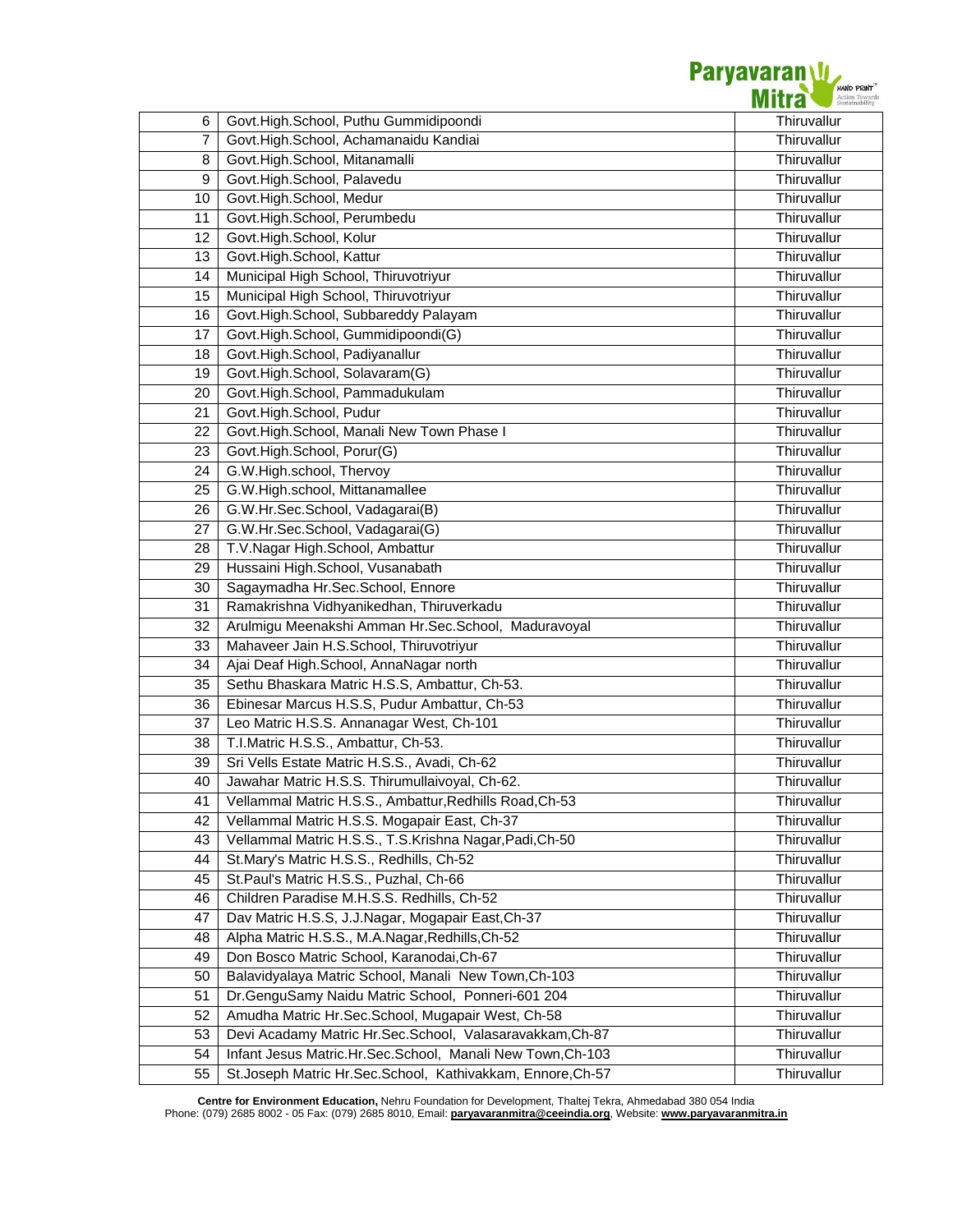| 6 | Govt.High.School, Puthu Gummidipoondi | Thiruvallur |
|---|---|---|
| 7 | Govt.High.School, Achamanaidu Kandiai | Thiruvallur |
| 8 | Govt.High.School, Mitanamalli | Thiruvallur |
| 9 | Govt.High.School, Palavedu | Thiruvallur |
| 10 | Govt.High.School, Medur | Thiruvallur |
| 11 | Govt.High.School, Perumbedu | Thiruvallur |
| 12 | Govt.High.School, Kolur | Thiruvallur |
| 13 | Govt.High.School, Kattur | Thiruvallur |
| 14 | Municipal High School, Thiruvotriyur | Thiruvallur |
| 15 | Municipal High School, Thiruvotriyur | Thiruvallur |
| 16 | Govt.High.School, Subbareddy Palayam | Thiruvallur |
| 17 | Govt.High.School, Gummidipoondi(G) | Thiruvallur |
| 18 | Govt.High.School, Padiyanallur | Thiruvallur |
| 19 | Govt.High.School, Solavaram(G) | Thiruvallur |
| 20 | Govt.High.School, Pammadukulam | Thiruvallur |
| 21 | Govt.High.School, Pudur | Thiruvallur |
| 22 | Govt.High.School, Manali New Town Phase I | Thiruvallur |
| 23 | Govt.High.School, Porur(G) | Thiruvallur |
| 24 | G.W.High.school, Thervoy | Thiruvallur |
| 25 | G.W.High.school, Mittanamallee | Thiruvallur |
| 26 | G.W.Hr.Sec.School, Vadagarai(B) | Thiruvallur |
| 27 | G.W.Hr.Sec.School, Vadagarai(G) | Thiruvallur |
| 28 | T.V.Nagar High.School, Ambattur | Thiruvallur |
| 29 | Hussaini High.School, Vusanabath | Thiruvallur |
| 30 | Sagaymadha Hr.Sec.School, Ennore | Thiruvallur |
| 31 | Ramakrishna Vidhyanikedhan, Thiruverkadu | Thiruvallur |
| 32 | Arulmigu Meenakshi Amman Hr.Sec.School, Maduravoyal | Thiruvallur |
| 33 | Mahaveer Jain H.S.School, Thiruvotriyur | Thiruvallur |
| 34 | Ajai Deaf High.School, AnnaNagar north | Thiruvallur |
| 35 | Sethu Bhaskara Matric H.S.S, Ambattur, Ch-53. | Thiruvallur |
| 36 | Ebinesar Marcus H.S.S, Pudur Ambattur, Ch-53 | Thiruvallur |
| 37 | Leo Matric H.S.S. Annanagar West, Ch-101 | Thiruvallur |
| 38 | T.I.Matric H.S.S., Ambattur, Ch-53. | Thiruvallur |
| 39 | Sri Vells Estate Matric H.S.S., Avadi, Ch-62 | Thiruvallur |
| 40 | Jawahar Matric H.S.S. Thirumullaivoyal, Ch-62. | Thiruvallur |
| 41 | Vellammal Matric H.S.S., Ambattur,Redhills Road,Ch-53 | Thiruvallur |
| 42 | Vellammal Matric H.S.S. Mogapair East, Ch-37 | Thiruvallur |
| 43 | Vellammal Matric H.S.S., T.S.Krishna Nagar,Padi,Ch-50 | Thiruvallur |
| 44 | St.Mary's Matric H.S.S., Redhills, Ch-52 | Thiruvallur |
| 45 | St.Paul's Matric H.S.S., Puzhal, Ch-66 | Thiruvallur |
| 46 | Children Paradise M.H.S.S. Redhills, Ch-52 | Thiruvallur |
| 47 | Dav Matric H.S.S, J.J.Nagar, Mogapair East,Ch-37 | Thiruvallur |
| 48 | Alpha Matric H.S.S., M.A.Nagar,Redhills,Ch-52 | Thiruvallur |
| 49 | Don Bosco Matric School, Karanodai,Ch-67 | Thiruvallur |
| 50 | Balavidyalaya Matric School, Manali New Town,Ch-103 | Thiruvallur |
| 51 | Dr.GenguSamy Naidu Matric School, Ponneri-601 204 | Thiruvallur |
| 52 | Amudha Matric Hr.Sec.School, Mugapair West, Ch-58 | Thiruvallur |
| 53 | Devi Acadamy Matric Hr.Sec.School, Valasaravakkam,Ch-87 | Thiruvallur |
| 54 | Infant Jesus Matric.Hr.Sec.School, Manali New Town,Ch-103 | Thiruvallur |
| 55 | St.Joseph Matric Hr.Sec.School, Kathivakkam, Ennore,Ch-57 | Thiruvallur |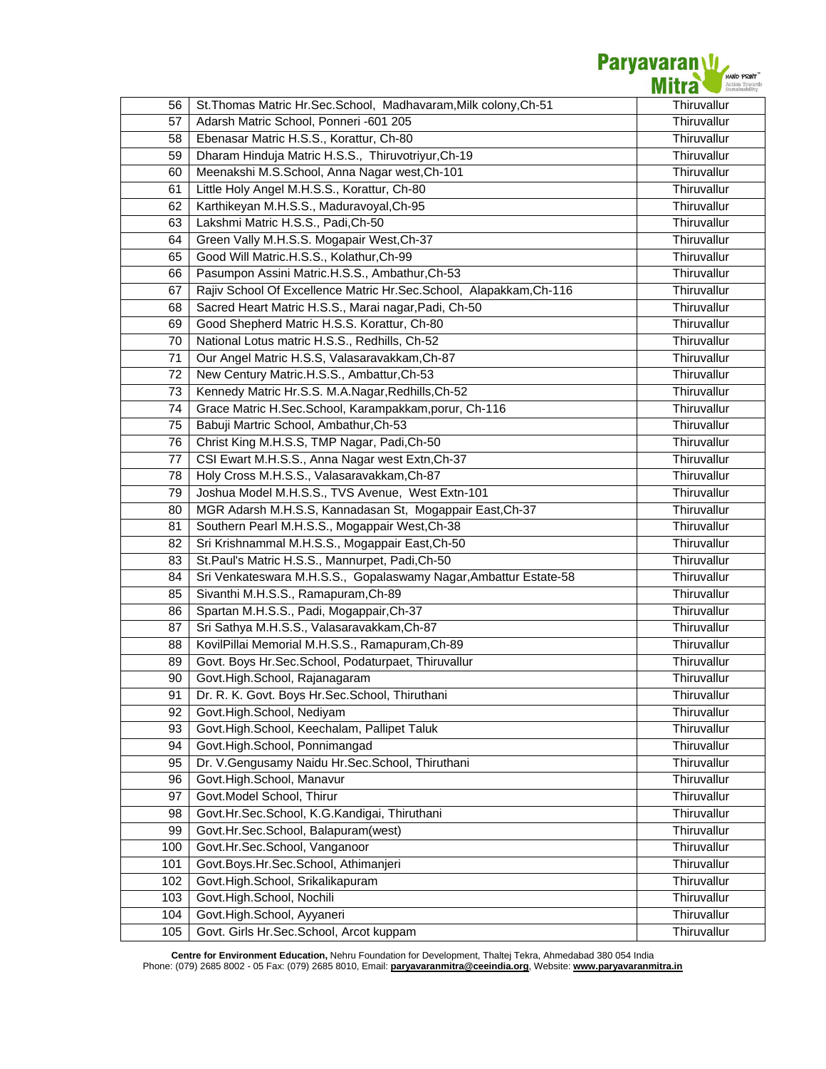| 56 | St.Thomas Matric Hr.Sec.School, Madhavaram,Milk colony,Ch-51 | Thiruvallur |
|---|---|---|
| 57 | Adarsh Matric School, Ponneri -601 205 | Thiruvallur |
| 58 | Ebenasar Matric H.S.S., Korattur, Ch-80 | Thiruvallur |
| 59 | Dharam Hinduja Matric H.S.S., Thiruvotriyur,Ch-19 | Thiruvallur |
| 60 | Meenakshi M.S.School, Anna Nagar west,Ch-101 | Thiruvallur |
| 61 | Little Holy Angel M.H.S.S., Korattur, Ch-80 | Thiruvallur |
| 62 | Karthikeyan M.H.S.S., Maduravoyal,Ch-95 | Thiruvallur |
| 63 | Lakshmi Matric H.S.S., Padi,Ch-50 | Thiruvallur |
| 64 | Green Vally M.H.S.S. Mogapair West,Ch-37 | Thiruvallur |
| 65 | Good Will Matric.H.S.S., Kolathur,Ch-99 | Thiruvallur |
| 66 | Pasumpon Assini Matric.H.S.S., Ambathur,Ch-53 | Thiruvallur |
| 67 | Rajiv School Of Excellence Matric Hr.Sec.School, Alapakkam,Ch-116 | Thiruvallur |
| 68 | Sacred Heart Matric H.S.S., Marai nagar,Padi, Ch-50 | Thiruvallur |
| 69 | Good Shepherd Matric H.S.S. Korattur, Ch-80 | Thiruvallur |
| 70 | National Lotus matric H.S.S., Redhills, Ch-52 | Thiruvallur |
| 71 | Our Angel Matric H.S.S, Valasaravakkam,Ch-87 | Thiruvallur |
| 72 | New Century Matric.H.S.S., Ambattur,Ch-53 | Thiruvallur |
| 73 | Kennedy Matric Hr.S.S. M.A.Nagar,Redhills,Ch-52 | Thiruvallur |
| 74 | Grace Matric H.Sec.School, Karampakkam,porur, Ch-116 | Thiruvallur |
| 75 | Babuji Martric School, Ambathur,Ch-53 | Thiruvallur |
| 76 | Christ King M.H.S.S, TMP Nagar, Padi,Ch-50 | Thiruvallur |
| 77 | CSI Ewart M.H.S.S., Anna Nagar west Extn,Ch-37 | Thiruvallur |
| 78 | Holy Cross M.H.S.S., Valasaravakkam,Ch-87 | Thiruvallur |
| 79 | Joshua Model M.H.S.S., TVS Avenue, West Extn-101 | Thiruvallur |
| 80 | MGR Adarsh M.H.S.S, Kannadasan St, Mogappair East,Ch-37 | Thiruvallur |
| 81 | Southern Pearl M.H.S.S., Mogappair West,Ch-38 | Thiruvallur |
| 82 | Sri Krishnammal M.H.S.S., Mogappair East,Ch-50 | Thiruvallur |
| 83 | St.Paul's Matric H.S.S., Mannurpet, Padi,Ch-50 | Thiruvallur |
| 84 | Sri Venkateswara M.H.S.S., Gopalaswamy Nagar,Ambattur Estate-58 | Thiruvallur |
| 85 | Sivanthi M.H.S.S., Ramapuram,Ch-89 | Thiruvallur |
| 86 | Spartan M.H.S.S., Padi, Mogappair,Ch-37 | Thiruvallur |
| 87 | Sri Sathya M.H.S.S., Valasaravakkam,Ch-87 | Thiruvallur |
| 88 | KovilPillai Memorial M.H.S.S., Ramapuram,Ch-89 | Thiruvallur |
| 89 | Govt. Boys Hr.Sec.School, Podaturpaet, Thiruvallur | Thiruvallur |
| 90 | Govt.High.School, Rajanagaram | Thiruvallur |
| 91 | Dr. R. K. Govt. Boys Hr.Sec.School, Thiruthani | Thiruvallur |
| 92 | Govt.High.School, Nediyam | Thiruvallur |
| 93 | Govt.High.School, Keechalam, Pallipet Taluk | Thiruvallur |
| 94 | Govt.High.School, Ponnimangad | Thiruvallur |
| 95 | Dr. V.Gengusamy Naidu Hr.Sec.School, Thiruthani | Thiruvallur |
| 96 | Govt.High.School, Manavur | Thiruvallur |
| 97 | Govt.Model School, Thirur | Thiruvallur |
| 98 | Govt.Hr.Sec.School, K.G.Kandigai, Thiruthani | Thiruvallur |
| 99 | Govt.Hr.Sec.School, Balapuram(west) | Thiruvallur |
| 100 | Govt.Hr.Sec.School, Vanganoor | Thiruvallur |
| 101 | Govt.Boys.Hr.Sec.School, Athimanjeri | Thiruvallur |
| 102 | Govt.High.School, Srikalikapuram | Thiruvallur |
| 103 | Govt.High.School, Nochili | Thiruvallur |
| 104 | Govt.High.School, Ayyaneri | Thiruvallur |
| 105 | Govt. Girls Hr.Sec.School, Arcot kuppam | Thiruvallur |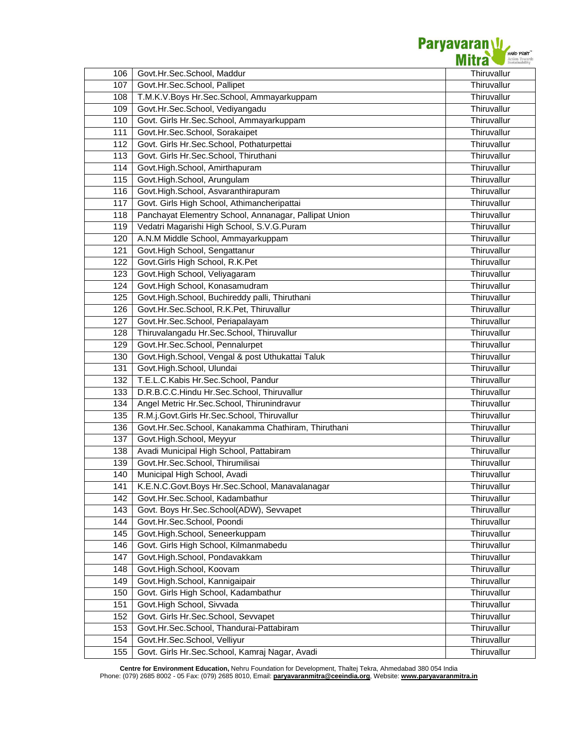| 106 | Govt.Hr.Sec.School, Maddur | Thiruvallur |
|---|---|---|
| 107 | Govt.Hr.Sec.School, Pallipet | Thiruvallur |
| 108 | T.M.K.V.Boys Hr.Sec.School, Ammayarkuppam | Thiruvallur |
| 109 | Govt.Hr.Sec.School, Vediyangadu | Thiruvallur |
| 110 | Govt. Girls Hr.Sec.School, Ammayarkuppam | Thiruvallur |
| 111 | Govt.Hr.Sec.School, Sorakaipet | Thiruvallur |
| 112 | Govt. Girls Hr.Sec.School, Pothaturpettai | Thiruvallur |
| 113 | Govt. Girls Hr.Sec.School, Thiruthani | Thiruvallur |
| 114 | Govt.High.School, Amirthapuram | Thiruvallur |
| 115 | Govt.High.School, Arungulam | Thiruvallur |
| 116 | Govt.High.School, Asvaranthirapuram | Thiruvallur |
| 117 | Govt. Girls High School, Athimancheripattai | Thiruvallur |
| 118 | Panchayat Elementry School, Annanagar, Pallipat Union | Thiruvallur |
| 119 | Vedatri Magarishi High School, S.V.G.Puram | Thiruvallur |
| 120 | A.N.M Middle School, Ammayarkuppam | Thiruvallur |
| 121 | Govt.High School, Sengattanur | Thiruvallur |
| 122 | Govt.Girls High School, R.K.Pet | Thiruvallur |
| 123 | Govt.High School, Veliyagaram | Thiruvallur |
| 124 | Govt.High School, Konasamudram | Thiruvallur |
| 125 | Govt.High.School, Buchireddy palli, Thiruthani | Thiruvallur |
| 126 | Govt.Hr.Sec.School, R.K.Pet, Thiruvallur | Thiruvallur |
| 127 | Govt.Hr.Sec.School, Periapalayam | Thiruvallur |
| 128 | Thiruvalangadu Hr.Sec.School, Thiruvallur | Thiruvallur |
| 129 | Govt.Hr.Sec.School, Pennalurpet | Thiruvallur |
| 130 | Govt.High.School, Vengal & post Uthukattai Taluk | Thiruvallur |
| 131 | Govt.High.School, Ulundai | Thiruvallur |
| 132 | T.E.L.C.Kabis Hr.Sec.School, Pandur | Thiruvallur |
| 133 | D.R.B.C.C.Hindu Hr.Sec.School, Thiruvallur | Thiruvallur |
| 134 | Angel Metric Hr.Sec.School, Thirunindravur | Thiruvallur |
| 135 | R.M.j.Govt.Girls Hr.Sec.School, Thiruvallur | Thiruvallur |
| 136 | Govt.Hr.Sec.School, Kanakamma Chathiram, Thiruthani | Thiruvallur |
| 137 | Govt.High.School, Meyyur | Thiruvallur |
| 138 | Avadi Municipal High School, Pattabiram | Thiruvallur |
| 139 | Govt.Hr.Sec.School, Thirumilisai | Thiruvallur |
| 140 | Municipal High School, Avadi | Thiruvallur |
| 141 | K.E.N.C.Govt.Boys Hr.Sec.School, Manavalanagar | Thiruvallur |
| 142 | Govt.Hr.Sec.School, Kadambathur | Thiruvallur |
| 143 | Govt. Boys Hr.Sec.School(ADW), Sevvapet | Thiruvallur |
| 144 | Govt.Hr.Sec.School, Poondi | Thiruvallur |
| 145 | Govt.High.School, Seneerkuppam | Thiruvallur |
| 146 | Govt. Girls High School, Kilmanmabedu | Thiruvallur |
| 147 | Govt.High.School, Pondavakkam | Thiruvallur |
| 148 | Govt.High.School, Koovam | Thiruvallur |
| 149 | Govt.High.School, Kannigaipair | Thiruvallur |
| 150 | Govt. Girls High School, Kadambathur | Thiruvallur |
| 151 | Govt.High School, Sivvada | Thiruvallur |
| 152 | Govt. Girls Hr.Sec.School, Sevvapet | Thiruvallur |
| 153 | Govt.Hr.Sec.School, Thandurai-Pattabiram | Thiruvallur |
| 154 | Govt.Hr.Sec.School, Velliyur | Thiruvallur |
| 155 | Govt. Girls Hr.Sec.School, Kamraj Nagar, Avadi | Thiruvallur |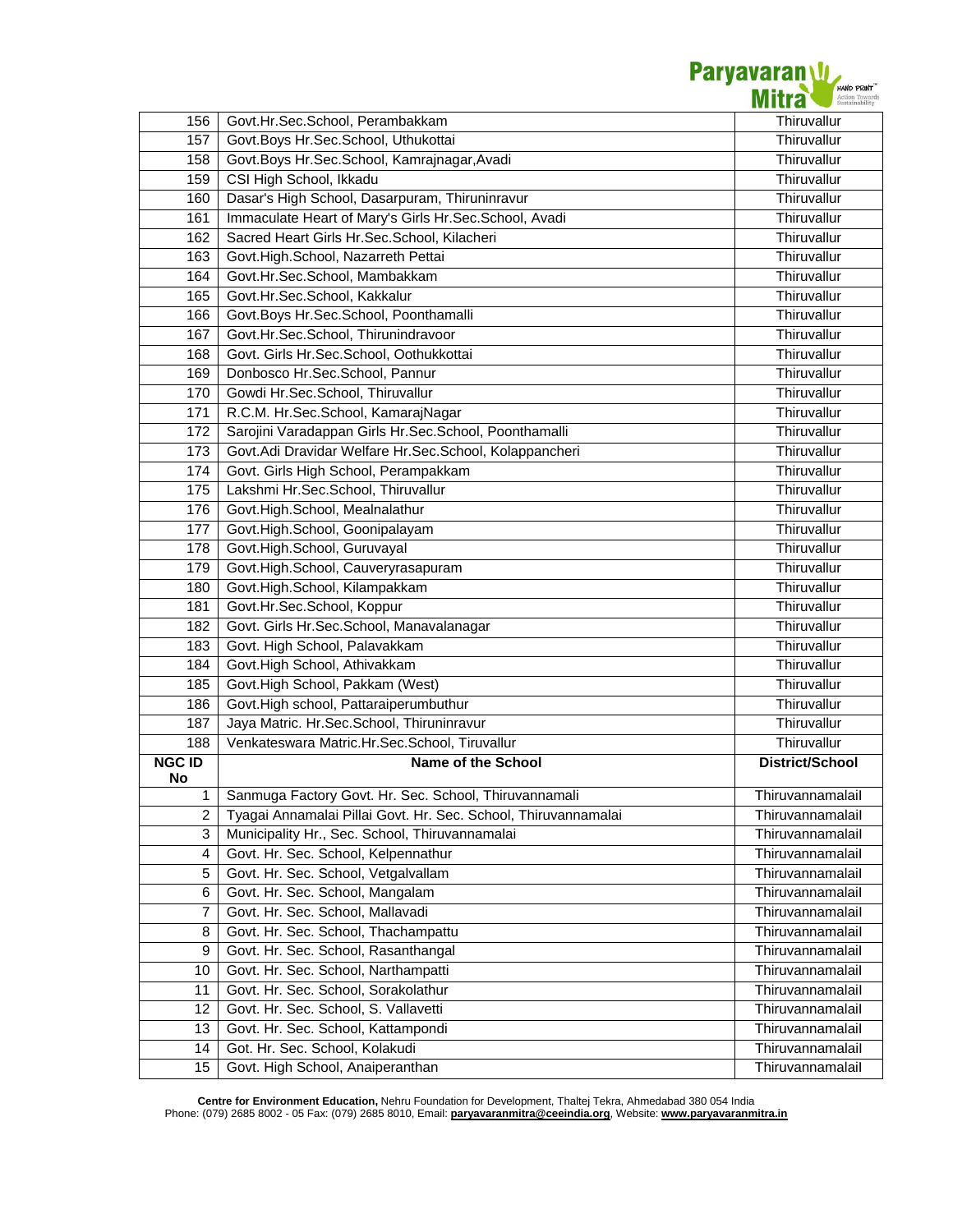| | | |
|---|---|---|
| 156 | Govt.Hr.Sec.School, Perambakkam | Thiruvallur |
| 157 | Govt.Boys Hr.Sec.School, Uthukottai | Thiruvallur |
| 158 | Govt.Boys Hr.Sec.School, Kamrajnagar,Avadi | Thiruvallur |
| 159 | CSI High School, Ikkadu | Thiruvallur |
| 160 | Dasar's High School, Dasarpuram, Thiruninravur | Thiruvallur |
| 161 | Immaculate Heart of Mary's Girls Hr.Sec.School, Avadi | Thiruvallur |
| 162 | Sacred Heart Girls Hr.Sec.School, Kilacheri | Thiruvallur |
| 163 | Govt.High.School, Nazarreth Pettai | Thiruvallur |
| 164 | Govt.Hr.Sec.School, Mambakkam | Thiruvallur |
| 165 | Govt.Hr.Sec.School, Kakkalur | Thiruvallur |
| 166 | Govt.Boys Hr.Sec.School, Poonthamalli | Thiruvallur |
| 167 | Govt.Hr.Sec.School, Thirunindravoor | Thiruvallur |
| 168 | Govt. Girls Hr.Sec.School, Oothukkottai | Thiruvallur |
| 169 | Donbosco Hr.Sec.School, Pannur | Thiruvallur |
| 170 | Gowdi Hr.Sec.School, Thiruvallur | Thiruvallur |
| 171 | R.C.M. Hr.Sec.School, KamarajNagar | Thiruvallur |
| 172 | Sarojini Varadappan Girls Hr.Sec.School, Poonthamalli | Thiruvallur |
| 173 | Govt.Adi Dravidar Welfare Hr.Sec.School, Kolappancheri | Thiruvallur |
| 174 | Govt. Girls High School, Perampakkam | Thiruvallur |
| 175 | Lakshmi Hr.Sec.School, Thiruvallur | Thiruvallur |
| 176 | Govt.High.School, Mealnalathur | Thiruvallur |
| 177 | Govt.High.School, Goonipalayam | Thiruvallur |
| 178 | Govt.High.School, Guruvayal | Thiruvallur |
| 179 | Govt.High.School, Cauveryrasapuram | Thiruvallur |
| 180 | Govt.High.School, Kilampakkam | Thiruvallur |
| 181 | Govt.Hr.Sec.School, Koppur | Thiruvallur |
| 182 | Govt. Girls Hr.Sec.School, Manavalanagar | Thiruvallur |
| 183 | Govt. High School, Palavakkam | Thiruvallur |
| 184 | Govt.High School, Athivakkam | Thiruvallur |
| 185 | Govt.High School, Pakkam (West) | Thiruvallur |
| 186 | Govt.High school, Pattaraiperumbuthur | Thiruvallur |
| 187 | Jaya Matric. Hr.Sec.School, Thiruninravur | Thiruvallur |
| 188 | Venkateswara Matric.Hr.Sec.School, Tiruvallur | Thiruvallur |

| NGC ID No | Name of the School | District/School |
|---|---|---|
| 1 | Sanmuga Factory Govt. Hr. Sec. School, Thiruvannamali | Thiruvannamalail |
| 2 | Tyagai Annamalai Pillai Govt. Hr. Sec. School, Thiruvannamalai | Thiruvannamalail |
| 3 | Municipality Hr., Sec. School, Thiruvannamalai | Thiruvannamalail |
| 4 | Govt. Hr. Sec. School, Kelpennathur | Thiruvannamalail |
| 5 | Govt. Hr. Sec. School, Vetgalvallam | Thiruvannamalail |
| 6 | Govt. Hr. Sec. School, Mangalam | Thiruvannamalail |
| 7 | Govt. Hr. Sec. School, Mallavadi | Thiruvannamalail |
| 8 | Govt. Hr. Sec. School, Thachampattu | Thiruvannamalail |
| 9 | Govt. Hr. Sec. School, Rasanthangal | Thiruvannamalail |
| 10 | Govt. Hr. Sec. School, Narthampatti | Thiruvannamalail |
| 11 | Govt. Hr. Sec. School, Sorakolathur | Thiruvannamalail |
| 12 | Govt. Hr. Sec. School, S. Vallavetti | Thiruvannamalail |
| 13 | Govt. Hr. Sec. School, Kattampondi | Thiruvannamalail |
| 14 | Got. Hr. Sec. School, Kolakudi | Thiruvannamalail |
| 15 | Govt. High School, Anaiperanthan | Thiruvannamalail |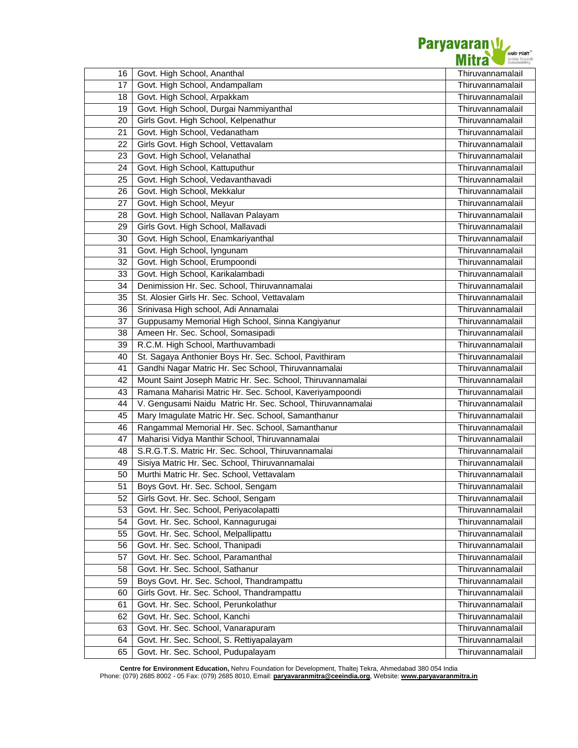| | | |
|---|---|---|
| 16 | Govt. High School, Ananthal | Thiruvannamalail |
| 17 | Govt. High School, Andampallam | Thiruvannamalail |
| 18 | Govt. High School, Arpakkam | Thiruvannamalail |
| 19 | Govt. High School, Durgai Nammiyanthal | Thiruvannamalail |
| 20 | Girls Govt. High School, Kelpenathur | Thiruvannamalail |
| 21 | Govt. High School, Vedanatham | Thiruvannamalail |
| 22 | Girls Govt. High School, Vettavalam | Thiruvannamalail |
| 23 | Govt. High School, Velanathal | Thiruvannamalail |
| 24 | Govt. High School, Kattuputhur | Thiruvannamalail |
| 25 | Govt. High School, Vedavanthavadi | Thiruvannamalail |
| 26 | Govt. High School, Mekkalur | Thiruvannamalail |
| 27 | Govt. High School, Meyur | Thiruvannamalail |
| 28 | Govt. High School, Nallavan Palayam | Thiruvannamalail |
| 29 | Girls Govt. High School, Mallavadi | Thiruvannamalail |
| 30 | Govt. High School, Enamkariyanthal | Thiruvannamalail |
| 31 | Govt. High School, Iyngunam | Thiruvannamalail |
| 32 | Govt. High School, Erumpoondi | Thiruvannamalail |
| 33 | Govt. High School, Karikalambadi | Thiruvannamalail |
| 34 | Denimission Hr. Sec. School, Thiruvannamalai | Thiruvannamalail |
| 35 | St. Alosier Girls Hr. Sec. School, Vettavalam | Thiruvannamalail |
| 36 | Srinivasa High school, Adi Annamalai | Thiruvannamalail |
| 37 | Guppusamy Memorial High School, Sinna Kangiyanur | Thiruvannamalail |
| 38 | Ameen Hr. Sec. School, Somasipadi | Thiruvannamalail |
| 39 | R.C.M. High School, Marthuvambadi | Thiruvannamalail |
| 40 | St. Sagaya Anthonier Boys Hr. Sec. School, Pavithiram | Thiruvannamalail |
| 41 | Gandhi Nagar Matric Hr. Sec School, Thiruvannamalai | Thiruvannamalail |
| 42 | Mount Saint Joseph Matric Hr. Sec. School, Thiruvannamalai | Thiruvannamalail |
| 43 | Ramana Maharisi Matric Hr. Sec. School, Kaveriyampoondi | Thiruvannamalail |
| 44 | V. Gengusami Naidu Matric Hr. Sec. School, Thiruvannamalai | Thiruvannamalail |
| 45 | Mary Imagulate Matric Hr. Sec. School, Samanthanur | Thiruvannamalail |
| 46 | Rangammal Memorial Hr. Sec. School, Samanthanur | Thiruvannamalail |
| 47 | Maharisi Vidya Manthir School, Thiruvannamalai | Thiruvannamalail |
| 48 | S.R.G.T.S. Matric Hr. Sec. School, Thiruvannamalai | Thiruvannamalail |
| 49 | Sisiya Matric Hr. Sec. School, Thiruvannamalai | Thiruvannamalail |
| 50 | Murthi Matric Hr. Sec. School, Vettavalam | Thiruvannamalail |
| 51 | Boys Govt. Hr. Sec. School, Sengam | Thiruvannamalail |
| 52 | Girls Govt. Hr. Sec. School, Sengam | Thiruvannamalail |
| 53 | Govt. Hr. Sec. School, Periyacolapatti | Thiruvannamalail |
| 54 | Govt. Hr. Sec. School, Kannagurugai | Thiruvannamalail |
| 55 | Govt. Hr. Sec. School, Melpallipattu | Thiruvannamalail |
| 56 | Govt. Hr. Sec. School, Thanipadi | Thiruvannamalail |
| 57 | Govt. Hr. Sec. School, Paramanthal | Thiruvannamalail |
| 58 | Govt. Hr. Sec. School, Sathanur | Thiruvannamalail |
| 59 | Boys Govt. Hr. Sec. School, Thandrampattu | Thiruvannamalail |
| 60 | Girls Govt. Hr. Sec. School, Thandrampattu | Thiruvannamalail |
| 61 | Govt. Hr. Sec. School, Perunkolathur | Thiruvannamalail |
| 62 | Govt. Hr. Sec. School, Kanchi | Thiruvannamalail |
| 63 | Govt. Hr. Sec. School, Vanarapuram | Thiruvannamalail |
| 64 | Govt. Hr. Sec. School, S. Rettiyapalayam | Thiruvannamalail |
| 65 | Govt. Hr. Sec. School, Pudupalayam | Thiruvannamalail |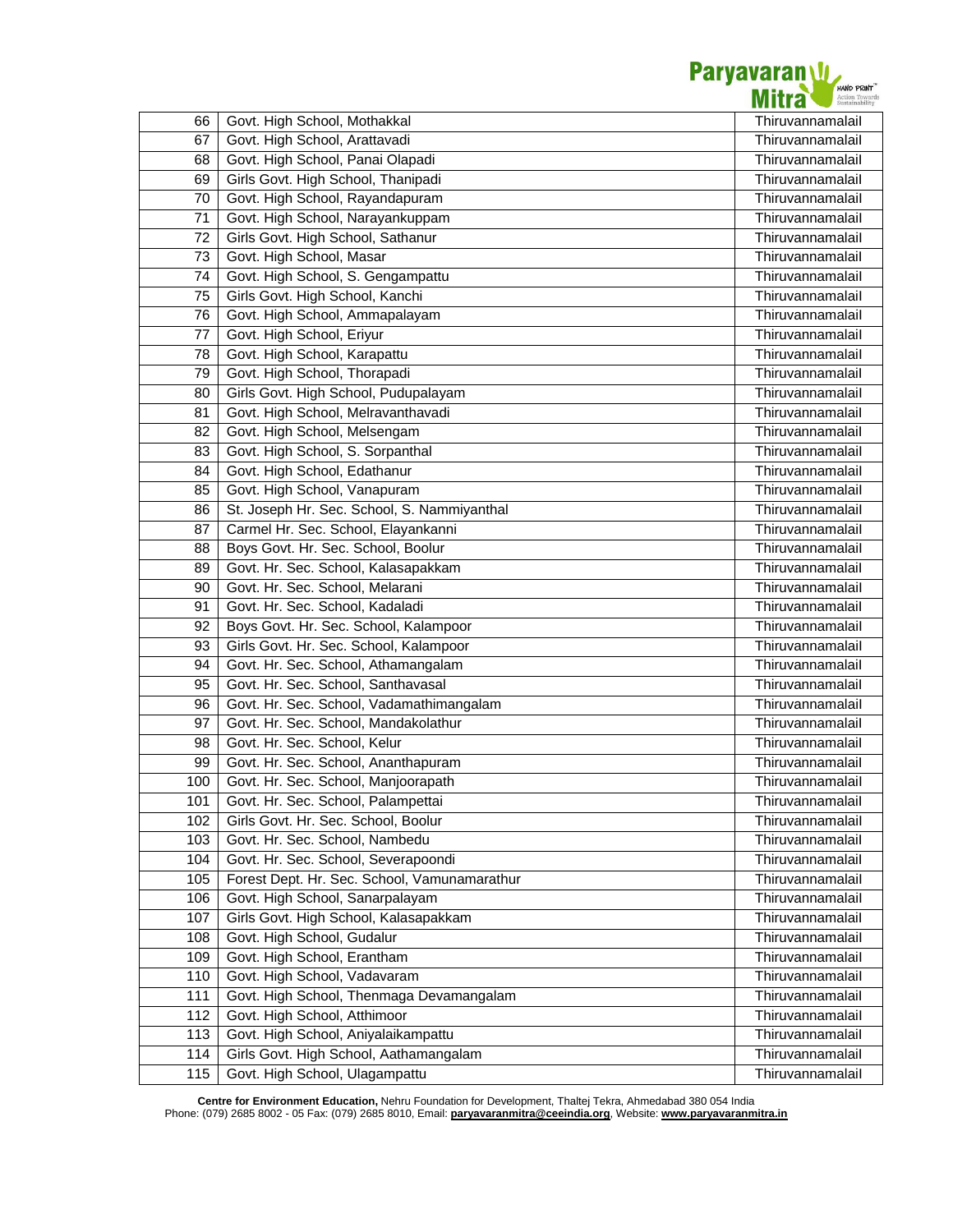| 66 | Govt. High School, Mothakkal | Thiruvannamalail |
|---|---|---|
| 67 | Govt. High School, Arattavadi | Thiruvannamalail |
| 68 | Govt. High School, Panai Olapadi | Thiruvannamalail |
| 69 | Girls Govt. High School, Thanipadi | Thiruvannamalail |
| 70 | Govt. High School, Rayandapuram | Thiruvannamalail |
| 71 | Govt. High School, Narayankuppam | Thiruvannamalail |
| 72 | Girls Govt. High School, Sathanur | Thiruvannamalail |
| 73 | Govt. High School, Masar | Thiruvannamalail |
| 74 | Govt. High School, S. Gengampattu | Thiruvannamalail |
| 75 | Girls Govt. High School, Kanchi | Thiruvannamalail |
| 76 | Govt. High School, Ammapalayam | Thiruvannamalail |
| 77 | Govt. High School, Eriyur | Thiruvannamalail |
| 78 | Govt. High School, Karapattu | Thiruvannamalail |
| 79 | Govt. High School, Thorapadi | Thiruvannamalail |
| 80 | Girls Govt. High School, Pudupalayam | Thiruvannamalail |
| 81 | Govt. High School, Melravanthavadi | Thiruvannamalail |
| 82 | Govt. High School, Melsengam | Thiruvannamalail |
| 83 | Govt. High School, S. Sorpanthal | Thiruvannamalail |
| 84 | Govt. High School, Edathanur | Thiruvannamalail |
| 85 | Govt. High School, Vanapuram | Thiruvannamalail |
| 86 | St. Joseph Hr. Sec. School, S. Nammiyanthal | Thiruvannamalail |
| 87 | Carmel Hr. Sec. School, Elayankanni | Thiruvannamalail |
| 88 | Boys Govt. Hr. Sec. School, Boolur | Thiruvannamalail |
| 89 | Govt. Hr. Sec. School, Kalasapakkam | Thiruvannamalail |
| 90 | Govt. Hr. Sec. School, Melarani | Thiruvannamalail |
| 91 | Govt. Hr. Sec. School, Kadaladi | Thiruvannamalail |
| 92 | Boys Govt. Hr. Sec. School, Kalampoor | Thiruvannamalail |
| 93 | Girls Govt. Hr. Sec. School, Kalampoor | Thiruvannamalail |
| 94 | Govt. Hr. Sec. School, Athamangalam | Thiruvannamalail |
| 95 | Govt. Hr. Sec. School, Santhavasal | Thiruvannamalail |
| 96 | Govt. Hr. Sec. School, Vadamathimangalam | Thiruvannamalail |
| 97 | Govt. Hr. Sec. School, Mandakolathur | Thiruvannamalail |
| 98 | Govt. Hr. Sec. School, Kelur | Thiruvannamalail |
| 99 | Govt. Hr. Sec. School, Ananthapuram | Thiruvannamalail |
| 100 | Govt. Hr. Sec. School, Manjoorapath | Thiruvannamalail |
| 101 | Govt. Hr. Sec. School, Palampettai | Thiruvannamalail |
| 102 | Girls Govt. Hr. Sec. School, Boolur | Thiruvannamalail |
| 103 | Govt. Hr. Sec. School, Nambedu | Thiruvannamalail |
| 104 | Govt. Hr. Sec. School, Severapoondi | Thiruvannamalail |
| 105 | Forest Dept. Hr. Sec. School, Vamunamarathur | Thiruvannamalail |
| 106 | Govt. High School, Sanarpalayam | Thiruvannamalail |
| 107 | Girls Govt. High School, Kalasapakkam | Thiruvannamalail |
| 108 | Govt. High School, Gudalur | Thiruvannamalail |
| 109 | Govt. High School, Erantham | Thiruvannamalail |
| 110 | Govt. High School, Vadavaram | Thiruvannamalail |
| 111 | Govt. High School, Thenmaga Devamangalam | Thiruvannamalail |
| 112 | Govt. High School, Atthimoor | Thiruvannamalail |
| 113 | Govt. High School, Aniyalaikampattu | Thiruvannamalail |
| 114 | Girls Govt. High School, Aathamangalam | Thiruvannamalail |
| 115 | Govt. High School, Ulagampattu | Thiruvannamalail |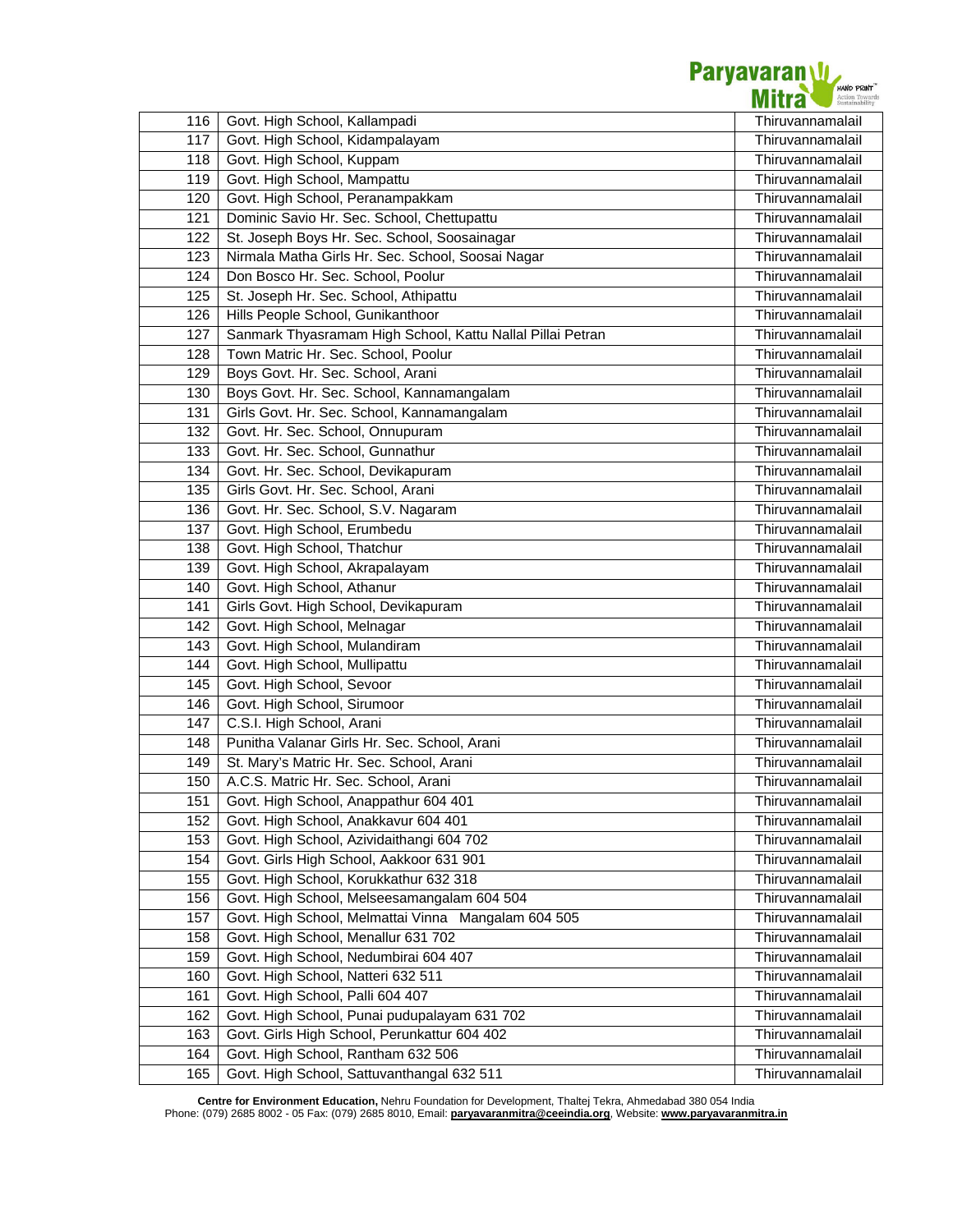| 116 | Govt. High School, Kallampadi | Thiruvannamalail |
|---|---|---|
| 117 | Govt. High School, Kidampalayam | Thiruvannamalail |
| 118 | Govt. High School, Kuppam | Thiruvannamalail |
| 119 | Govt. High School, Mampattu | Thiruvannamalail |
| 120 | Govt. High School, Peranampakkam | Thiruvannamalail |
| 121 | Dominic Savio Hr. Sec. School, Chettupattu | Thiruvannamalail |
| 122 | St. Joseph Boys Hr. Sec. School, Soosainagar | Thiruvannamalail |
| 123 | Nirmala Matha Girls Hr. Sec. School, Soosai Nagar | Thiruvannamalail |
| 124 | Don Bosco Hr. Sec. School, Poolur | Thiruvannamalail |
| 125 | St. Joseph Hr. Sec. School, Athipattu | Thiruvannamalail |
| 126 | Hills People School, Gunikanthoor | Thiruvannamalail |
| 127 | Sanmark Thyasramam High School, Kattu Nallal Pillai Petran | Thiruvannamalail |
| 128 | Town Matric Hr. Sec. School, Poolur | Thiruvannamalail |
| 129 | Boys Govt. Hr. Sec. School, Arani | Thiruvannamalail |
| 130 | Boys Govt. Hr. Sec. School, Kannamangalam | Thiruvannamalail |
| 131 | Girls Govt. Hr. Sec. School, Kannamangalam | Thiruvannamalail |
| 132 | Govt. Hr. Sec. School, Onnupuram | Thiruvannamalail |
| 133 | Govt. Hr. Sec. School, Gunnathur | Thiruvannamalail |
| 134 | Govt. Hr. Sec. School, Devikapuram | Thiruvannamalail |
| 135 | Girls Govt. Hr. Sec. School, Arani | Thiruvannamalail |
| 136 | Govt. Hr. Sec. School, S.V. Nagaram | Thiruvannamalail |
| 137 | Govt. High School, Erumbedu | Thiruvannamalail |
| 138 | Govt. High School, Thatchur | Thiruvannamalail |
| 139 | Govt. High School, Akrapalayam | Thiruvannamalail |
| 140 | Govt. High School, Athanur | Thiruvannamalail |
| 141 | Girls Govt. High School, Devikapuram | Thiruvannamalail |
| 142 | Govt. High School, Melnagar | Thiruvannamalail |
| 143 | Govt. High School, Mulandiram | Thiruvannamalail |
| 144 | Govt. High School, Mullipattu | Thiruvannamalail |
| 145 | Govt. High School, Sevoor | Thiruvannamalail |
| 146 | Govt. High School, Sirumoor | Thiruvannamalail |
| 147 | C.S.I. High School, Arani | Thiruvannamalail |
| 148 | Punitha Valanar Girls Hr. Sec. School, Arani | Thiruvannamalail |
| 149 | St. Mary's Matric Hr. Sec. School, Arani | Thiruvannamalail |
| 150 | A.C.S. Matric Hr. Sec. School, Arani | Thiruvannamalail |
| 151 | Govt. High School, Anappathur 604 401 | Thiruvannamalail |
| 152 | Govt. High School, Anakkavur 604 401 | Thiruvannamalail |
| 153 | Govt. High School, Azividaithangi 604 702 | Thiruvannamalail |
| 154 | Govt. Girls High School, Aakkoor 631 901 | Thiruvannamalail |
| 155 | Govt. High School, Korukkathur 632 318 | Thiruvannamalail |
| 156 | Govt. High School, Melseesamangalam 604 504 | Thiruvannamalail |
| 157 | Govt. High School, Melmattai Vinna Mangalam 604 505 | Thiruvannamalail |
| 158 | Govt. High School, Menallur 631 702 | Thiruvannamalail |
| 159 | Govt. High School, Nedumbirai 604 407 | Thiruvannamalail |
| 160 | Govt. High School, Natteri 632 511 | Thiruvannamalail |
| 161 | Govt. High School, Palli 604 407 | Thiruvannamalail |
| 162 | Govt. High School, Punai pudupalayam 631 702 | Thiruvannamalail |
| 163 | Govt. Girls High School, Perunkattur 604 402 | Thiruvannamalail |
| 164 | Govt. High School, Rantham 632 506 | Thiruvannamalail |
| 165 | Govt. High School, Sattuvanthangal 632 511 | Thiruvannamalail |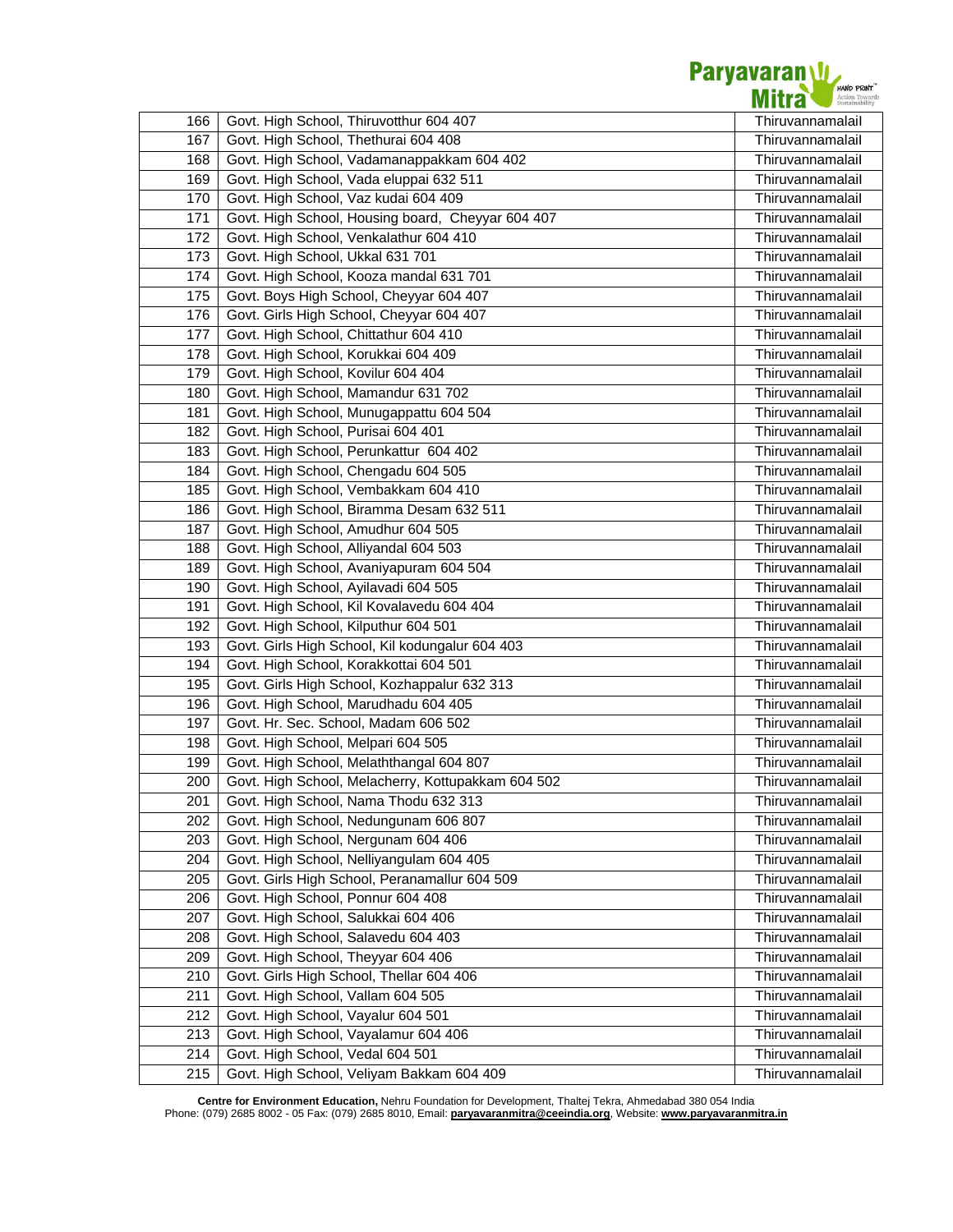| 166 | Govt. High School, Thiruvotthur 604 407 | Thiruvannamalail |
|---|---|---|
| 167 | Govt. High School, Thethurai 604 408 | Thiruvannamalail |
| 168 | Govt. High School, Vadamanappakkam 604 402 | Thiruvannamalail |
| 169 | Govt. High School, Vada eluppai 632 511 | Thiruvannamalail |
| 170 | Govt. High School, Vaz kudai 604 409 | Thiruvannamalail |
| 171 | Govt. High School, Housing board, Cheyyar 604 407 | Thiruvannamalail |
| 172 | Govt. High School, Venkalathur 604 410 | Thiruvannamalail |
| 173 | Govt. High School, Ukkal 631 701 | Thiruvannamalail |
| 174 | Govt. High School, Kooza mandal 631 701 | Thiruvannamalail |
| 175 | Govt. Boys High School, Cheyyar 604 407 | Thiruvannamalail |
| 176 | Govt. Girls High School, Cheyyar 604 407 | Thiruvannamalail |
| 177 | Govt. High School, Chittathur 604 410 | Thiruvannamalail |
| 178 | Govt. High School, Korukkai 604 409 | Thiruvannamalail |
| 179 | Govt. High School, Kovilur 604 404 | Thiruvannamalail |
| 180 | Govt. High School, Mamandur 631 702 | Thiruvannamalail |
| 181 | Govt. High School, Munugappattu 604 504 | Thiruvannamalail |
| 182 | Govt. High School, Purisai 604 401 | Thiruvannamalail |
| 183 | Govt. High School, Perunkattur 604 402 | Thiruvannamalail |
| 184 | Govt. High School, Chengadu 604 505 | Thiruvannamalail |
| 185 | Govt. High School, Vembakkam 604 410 | Thiruvannamalail |
| 186 | Govt. High School, Biramma Desam 632 511 | Thiruvannamalail |
| 187 | Govt. High School, Amudhur 604 505 | Thiruvannamalail |
| 188 | Govt. High School, Alliyandal 604 503 | Thiruvannamalail |
| 189 | Govt. High School, Avaniyapuram 604 504 | Thiruvannamalail |
| 190 | Govt. High School, Ayilavadi 604 505 | Thiruvannamalail |
| 191 | Govt. High School, Kil Kovalavedu 604 404 | Thiruvannamalail |
| 192 | Govt. High School, Kilputhur 604 501 | Thiruvannamalail |
| 193 | Govt. Girls High School, Kil kodungalur 604 403 | Thiruvannamalail |
| 194 | Govt. High School, Korakkottai 604 501 | Thiruvannamalail |
| 195 | Govt. Girls High School, Kozhappalur 632 313 | Thiruvannamalail |
| 196 | Govt. High School, Marudhadu 604 405 | Thiruvannamalail |
| 197 | Govt. Hr. Sec. School, Madam 606 502 | Thiruvannamalail |
| 198 | Govt. High School, Melpari 604 505 | Thiruvannamalail |
| 199 | Govt. High School, Melaththangal 604 807 | Thiruvannamalail |
| 200 | Govt. High School, Melacherry, Kottupakkam 604 502 | Thiruvannamalail |
| 201 | Govt. High School, Nama Thodu 632 313 | Thiruvannamalail |
| 202 | Govt. High School, Nedungunam 606 807 | Thiruvannamalail |
| 203 | Govt. High School, Nergunam 604 406 | Thiruvannamalail |
| 204 | Govt. High School, Nelliyangulam 604 405 | Thiruvannamalail |
| 205 | Govt. Girls High School, Peranamallur 604 509 | Thiruvannamalail |
| 206 | Govt. High School, Ponnur 604 408 | Thiruvannamalail |
| 207 | Govt. High School, Salukkai 604 406 | Thiruvannamalail |
| 208 | Govt. High School, Salavedu 604 403 | Thiruvannamalail |
| 209 | Govt. High School, Theyyar 604 406 | Thiruvannamalail |
| 210 | Govt. Girls High School, Thellar 604 406 | Thiruvannamalail |
| 211 | Govt. High School, Vallam 604 505 | Thiruvannamalail |
| 212 | Govt. High School, Vayalur 604 501 | Thiruvannamalail |
| 213 | Govt. High School, Vayalamur 604 406 | Thiruvannamalail |
| 214 | Govt. High School, Vedal 604 501 | Thiruvannamalail |
| 215 | Govt. High School, Veliyam Bakkam 604 409 | Thiruvannamalail |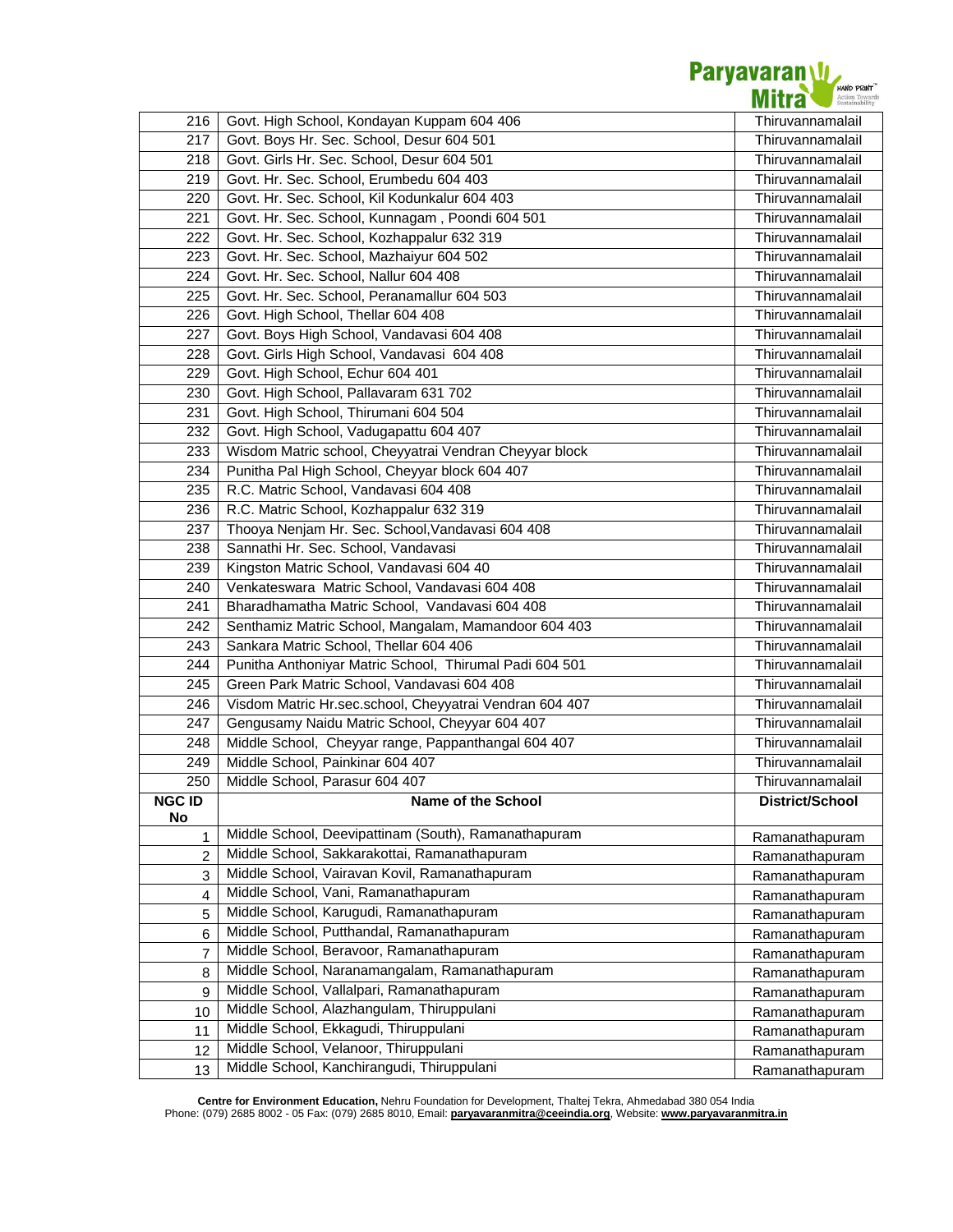| | | |
|---|---|---|
| 216 | Govt. High School, Kondayan Kuppam 604 406 | Thiruvannamalail |
| 217 | Govt. Boys Hr. Sec. School, Desur 604 501 | Thiruvannamalail |
| 218 | Govt. Girls Hr. Sec. School, Desur 604 501 | Thiruvannamalail |
| 219 | Govt. Hr. Sec. School, Erumbedu 604 403 | Thiruvannamalail |
| 220 | Govt. Hr. Sec. School, Kil Kodunkalur 604 403 | Thiruvannamalail |
| 221 | Govt. Hr. Sec. School, Kunnagam , Poondi 604 501 | Thiruvannamalail |
| 222 | Govt. Hr. Sec. School, Kozhappalur 632 319 | Thiruvannamalail |
| 223 | Govt. Hr. Sec. School, Mazhaiyur 604 502 | Thiruvannamalail |
| 224 | Govt. Hr. Sec. School, Nallur 604 408 | Thiruvannamalail |
| 225 | Govt. Hr. Sec. School, Peranamallur 604 503 | Thiruvannamalail |
| 226 | Govt. High School, Thellar 604 408 | Thiruvannamalail |
| 227 | Govt. Boys High School, Vandavasi 604 408 | Thiruvannamalail |
| 228 | Govt. Girls High School, Vandavasi 604 408 | Thiruvannamalail |
| 229 | Govt. High School, Echur 604 401 | Thiruvannamalail |
| 230 | Govt. High School, Pallavaram 631 702 | Thiruvannamalail |
| 231 | Govt. High School, Thirumani 604 504 | Thiruvannamalail |
| 232 | Govt. High School, Vadugapattu 604 407 | Thiruvannamalail |
| 233 | Wisdom Matric school, Cheyyatrai Vendran Cheyyar block | Thiruvannamalail |
| 234 | Punitha Pal High School, Cheyyar block 604 407 | Thiruvannamalail |
| 235 | R.C. Matric School, Vandavasi 604 408 | Thiruvannamalail |
| 236 | R.C. Matric School, Kozhappalur 632 319 | Thiruvannamalail |
| 237 | Thooya Nenjam Hr. Sec. School,Vandavasi 604 408 | Thiruvannamalail |
| 238 | Sannathi Hr. Sec. School, Vandavasi | Thiruvannamalail |
| 239 | Kingston Matric School, Vandavasi 604 40 | Thiruvannamalail |
| 240 | Venkateswara Matric School, Vandavasi 604 408 | Thiruvannamalail |
| 241 | Bharadhamatha Matric School, Vandavasi 604 408 | Thiruvannamalail |
| 242 | Senthamiz Matric School, Mangalam, Mamandoor 604 403 | Thiruvannamalail |
| 243 | Sankara Matric School, Thellar 604 406 | Thiruvannamalail |
| 244 | Punitha Anthoniyar Matric School, Thirumal Padi 604 501 | Thiruvannamalail |
| 245 | Green Park Matric School, Vandavasi 604 408 | Thiruvannamalail |
| 246 | Visdom Matric Hr.sec.school, Cheyyatrai Vendran 604 407 | Thiruvannamalail |
| 247 | Gengusamy Naidu Matric School, Cheyyar 604 407 | Thiruvannamalail |
| 248 | Middle School, Cheyyar range, Pappanthangal 604 407 | Thiruvannamalail |
| 249 | Middle School, Painkinar 604 407 | Thiruvannamalail |
| 250 | Middle School, Parasur 604 407 | Thiruvannamalail |
| **NGC ID No** | **Name of the School** | **District/School** |
| 1 | Middle School, Deevipattinam (South), Ramanathapuram | Ramanathapuram |
| 2 | Middle School, Sakkarakottai, Ramanathapuram | Ramanathapuram |
| 3 | Middle School, Vairavan Kovil, Ramanathapuram | Ramanathapuram |
| 4 | Middle School, Vani, Ramanathapuram | Ramanathapuram |
| 5 | Middle School, Karugudi, Ramanathapuram | Ramanathapuram |
| 6 | Middle School, Putthandal, Ramanathapuram | Ramanathapuram |
| 7 | Middle School, Beravoor, Ramanathapuram | Ramanathapuram |
| 8 | Middle School, Naranamangalam, Ramanathapuram | Ramanathapuram |
| 9 | Middle School, Vallalpari, Ramanathapuram | Ramanathapuram |
| 10 | Middle School, Alazhangulam, Thiruppulani | Ramanathapuram |
| 11 | Middle School, Ekkagudi, Thiruppulani | Ramanathapuram |
| 12 | Middle School, Velanoor, Thiruppulani | Ramanathapuram |
| 13 | Middle School, Kanchirangudi, Thiruppulani | Ramanathapuram |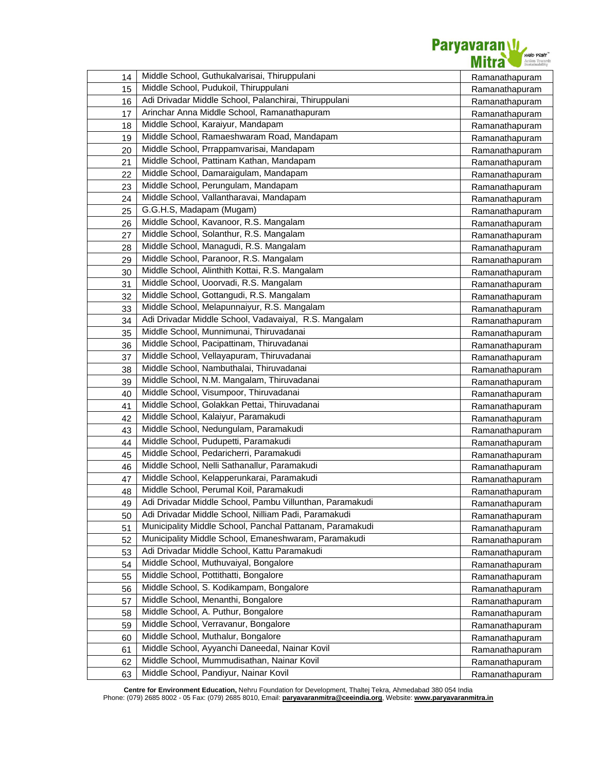| 14 | Middle School, Guthukalvarisai, Thiruppulani | Ramanathapuram |
|---|---|---|
| 15 | Middle School, Pudukoil, Thiruppulani | Ramanathapuram |
| 16 | Adi Drivadar Middle School, Palanchirai, Thiruppulani | Ramanathapuram |
| 17 | Arinchar Anna Middle School, Ramanathapuram | Ramanathapuram |
| 18 | Middle School, Karaiyur, Mandapam | Ramanathapuram |
| 19 | Middle School, Ramaeshwaram Road, Mandapam | Ramanathapuram |
| 20 | Middle School, Prrappamvarisai, Mandapam | Ramanathapuram |
| 21 | Middle School, Pattinam Kathan, Mandapam | Ramanathapuram |
| 22 | Middle School, Damaraigulam, Mandapam | Ramanathapuram |
| 23 | Middle School, Perungulam, Mandapam | Ramanathapuram |
| 24 | Middle School, Vallantharavai, Mandapam | Ramanathapuram |
| 25 | G.G.H.S, Madapam (Mugam) | Ramanathapuram |
| 26 | Middle School, Kavanoor, R.S. Mangalam | Ramanathapuram |
| 27 | Middle School, Solanthur, R.S. Mangalam | Ramanathapuram |
| 28 | Middle School, Managudi, R.S. Mangalam | Ramanathapuram |
| 29 | Middle School, Paranoor, R.S. Mangalam | Ramanathapuram |
| 30 | Middle School, Alinthith Kottai, R.S. Mangalam | Ramanathapuram |
| 31 | Middle School, Uoorvadi, R.S. Mangalam | Ramanathapuram |
| 32 | Middle School, Gottangudi, R.S. Mangalam | Ramanathapuram |
| 33 | Middle School, Melapunnaiyur, R.S. Mangalam | Ramanathapuram |
| 34 | Adi Drivadar Middle School, Vadavaiyal, R.S. Mangalam | Ramanathapuram |
| 35 | Middle School, Munnimunai, Thiruvadanai | Ramanathapuram |
| 36 | Middle School, Pacipattinam, Thiruvadanai | Ramanathapuram |
| 37 | Middle School, Vellayapuram, Thiruvadanai | Ramanathapuram |
| 38 | Middle School, Nambuthalai, Thiruvadanai | Ramanathapuram |
| 39 | Middle School, N.M. Mangalam, Thiruvadanai | Ramanathapuram |
| 40 | Middle School, Visumpoor, Thiruvadanai | Ramanathapuram |
| 41 | Middle School, Golakkan Pettai, Thiruvadanai | Ramanathapuram |
| 42 | Middle School, Kalaiyur, Paramakudi | Ramanathapuram |
| 43 | Middle School, Nedungulam, Paramakudi | Ramanathapuram |
| 44 | Middle School, Pudupetti, Paramakudi | Ramanathapuram |
| 45 | Middle School, Pedaricherri, Paramakudi | Ramanathapuram |
| 46 | Middle School, Nelli Sathanallur, Paramakudi | Ramanathapuram |
| 47 | Middle School, Kelapperunkarai, Paramakudi | Ramanathapuram |
| 48 | Middle School, Perumal Koil, Paramakudi | Ramanathapuram |
| 49 | Adi Drivadar Middle School, Pambu Villunthan, Paramakudi | Ramanathapuram |
| 50 | Adi Drivadar Middle School, Nilliam Padi, Paramakudi | Ramanathapuram |
| 51 | Municipality Middle School, Panchal Pattanam, Paramakudi | Ramanathapuram |
| 52 | Municipality Middle School, Emaneshwaram, Paramakudi | Ramanathapuram |
| 53 | Adi Drivadar Middle School, Kattu Paramakudi | Ramanathapuram |
| 54 | Middle School, Muthuvaiyal, Bongalore | Ramanathapuram |
| 55 | Middle School, Pottithatti, Bongalore | Ramanathapuram |
| 56 | Middle School, S. Kodikampam, Bongalore | Ramanathapuram |
| 57 | Middle School, Menanthi, Bongalore | Ramanathapuram |
| 58 | Middle School, A. Puthur, Bongalore | Ramanathapuram |
| 59 | Middle School, Verravanur, Bongalore | Ramanathapuram |
| 60 | Middle School, Muthalur, Bongalore | Ramanathapuram |
| 61 | Middle School, Ayyanchi Daneedal, Nainar Kovil | Ramanathapuram |
| 62 | Middle School, Mummudisathan, Nainar Kovil | Ramanathapuram |
| 63 | Middle School, Pandiyur, Nainar Kovil | Ramanathapuram |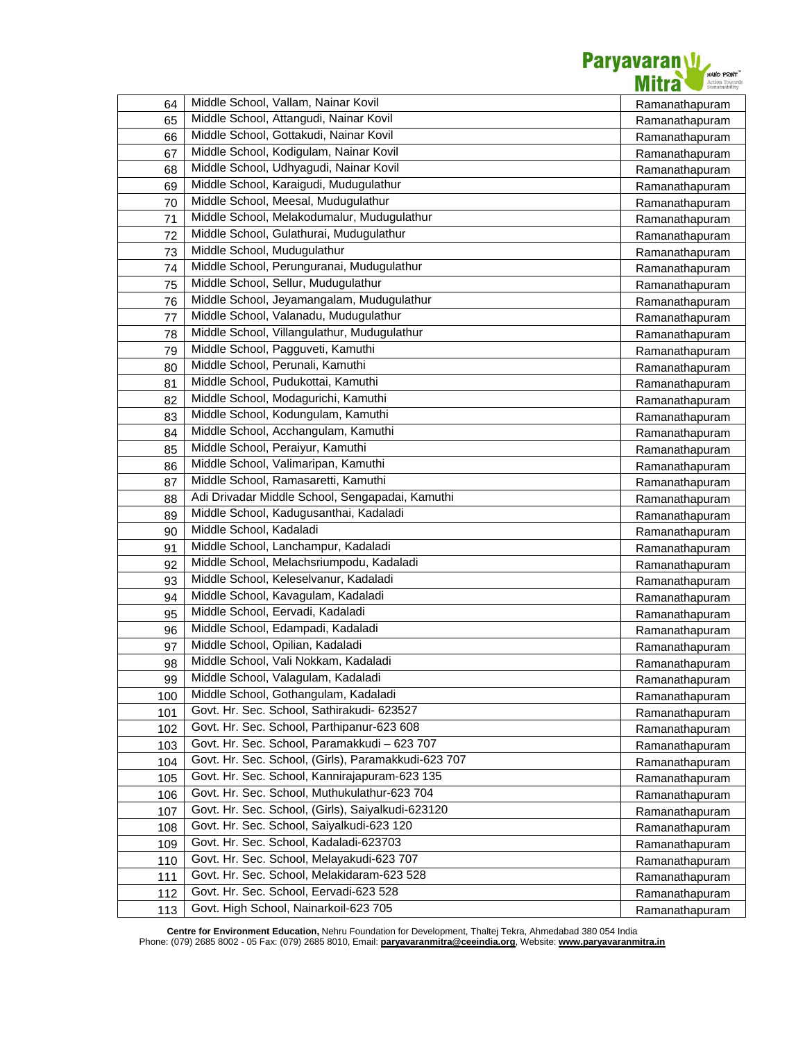| | | |
|---|---|---|
| 64 | Middle School, Vallam, Nainar Kovil | Ramanathapuram |
| 65 | Middle School, Attangudi, Nainar Kovil | Ramanathapuram |
| 66 | Middle School, Gottakudi, Nainar Kovil | Ramanathapuram |
| 67 | Middle School, Kodigulam, Nainar Kovil | Ramanathapuram |
| 68 | Middle School, Udhyagudi, Nainar Kovil | Ramanathapuram |
| 69 | Middle School, Karaigudi, Mudugulathur | Ramanathapuram |
| 70 | Middle School, Meesal, Mudugulathur | Ramanathapuram |
| 71 | Middle School, Melakodumalur, Mudugulathur | Ramanathapuram |
| 72 | Middle School, Gulathurai, Mudugulathur | Ramanathapuram |
| 73 | Middle School, Mudugulathur | Ramanathapuram |
| 74 | Middle School, Perunguranai, Mudugulathur | Ramanathapuram |
| 75 | Middle School, Sellur, Mudugulathur | Ramanathapuram |
| 76 | Middle School, Jeyamangalam, Mudugulathur | Ramanathapuram |
| 77 | Middle School, Valanadu, Mudugulathur | Ramanathapuram |
| 78 | Middle School, Villangulathur, Mudugulathur | Ramanathapuram |
| 79 | Middle School, Pagguveti, Kamuthi | Ramanathapuram |
| 80 | Middle School, Perunali, Kamuthi | Ramanathapuram |
| 81 | Middle School, Pudukottai, Kamuthi | Ramanathapuram |
| 82 | Middle School, Modagurichi, Kamuthi | Ramanathapuram |
| 83 | Middle School, Kodungulam, Kamuthi | Ramanathapuram |
| 84 | Middle School, Acchangulam, Kamuthi | Ramanathapuram |
| 85 | Middle School, Peraiyur, Kamuthi | Ramanathapuram |
| 86 | Middle School, Valimaripan, Kamuthi | Ramanathapuram |
| 87 | Middle School, Ramasaretti, Kamuthi | Ramanathapuram |
| 88 | Adi Drivadar Middle School, Sengapadai, Kamuthi | Ramanathapuram |
| 89 | Middle School, Kadugusanthai, Kadaladi | Ramanathapuram |
| 90 | Middle School, Kadaladi | Ramanathapuram |
| 91 | Middle School, Lanchampur, Kadaladi | Ramanathapuram |
| 92 | Middle School, Melachsriumpodu, Kadaladi | Ramanathapuram |
| 93 | Middle School, Keleselvanur, Kadaladi | Ramanathapuram |
| 94 | Middle School, Kavagulam, Kadaladi | Ramanathapuram |
| 95 | Middle School, Eervadi, Kadaladi | Ramanathapuram |
| 96 | Middle School, Edampadi, Kadaladi | Ramanathapuram |
| 97 | Middle School, Opilian, Kadaladi | Ramanathapuram |
| 98 | Middle School, Vali Nokkam, Kadaladi | Ramanathapuram |
| 99 | Middle School, Valagulam, Kadaladi | Ramanathapuram |
| 100 | Middle School, Gothangulam, Kadaladi | Ramanathapuram |
| 101 | Govt. Hr. Sec. School, Sathirakudi- 623527 | Ramanathapuram |
| 102 | Govt. Hr. Sec. School, Parthipanur-623 608 | Ramanathapuram |
| 103 | Govt. Hr. Sec. School, Paramakkudi – 623 707 | Ramanathapuram |
| 104 | Govt. Hr. Sec. School, (Girls), Paramakkudi-623 707 | Ramanathapuram |
| 105 | Govt. Hr. Sec. School, Kannirajapuram-623 135 | Ramanathapuram |
| 106 | Govt. Hr. Sec. School, Muthukulathur-623 704 | Ramanathapuram |
| 107 | Govt. Hr. Sec. School, (Girls), Saiyalkudi-623120 | Ramanathapuram |
| 108 | Govt. Hr. Sec. School, Saiyalkudi-623 120 | Ramanathapuram |
| 109 | Govt. Hr. Sec. School, Kadaladi-623703 | Ramanathapuram |
| 110 | Govt. Hr. Sec. School, Melayakudi-623 707 | Ramanathapuram |
| 111 | Govt. Hr. Sec. School, Melakidaram-623 528 | Ramanathapuram |
| 112 | Govt. Hr. Sec. School, Eervadi-623 528 | Ramanathapuram |
| 113 | Govt. High School, Nainarkoil-623 705 | Ramanathapuram |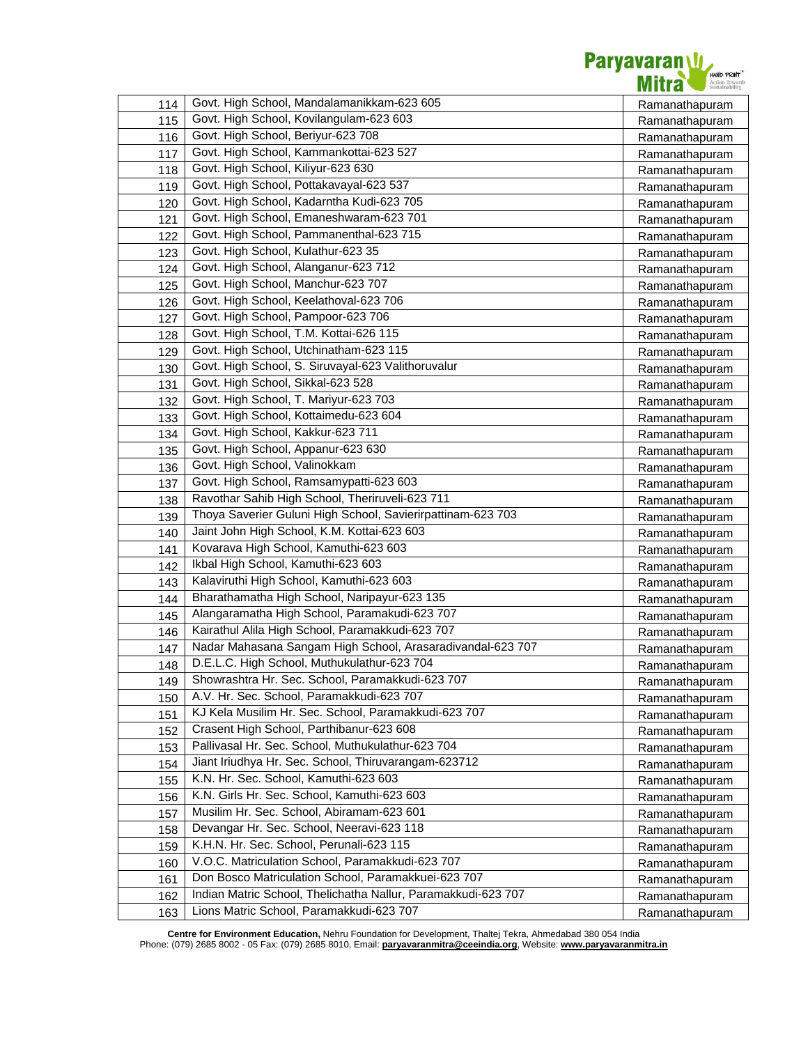| | | |
|---|---|---|
| 114 | Govt. High School, Mandalamanikkam-623 605 | Ramanathapuram |
| 115 | Govt. High School, Kovilangulam-623 603 | Ramanathapuram |
| 116 | Govt. High School, Beriyur-623 708 | Ramanathapuram |
| 117 | Govt. High School, Kammankottai-623 527 | Ramanathapuram |
| 118 | Govt. High School, Kiliyur-623 630 | Ramanathapuram |
| 119 | Govt. High School, Pottakavayal-623 537 | Ramanathapuram |
| 120 | Govt. High School, Kadarntha Kudi-623 705 | Ramanathapuram |
| 121 | Govt. High School, Emaneshwaram-623 701 | Ramanathapuram |
| 122 | Govt. High School, Pammanenthal-623 715 | Ramanathapuram |
| 123 | Govt. High School, Kulathur-623 35 | Ramanathapuram |
| 124 | Govt. High School, Alanganur-623 712 | Ramanathapuram |
| 125 | Govt. High School, Manchur-623 707 | Ramanathapuram |
| 126 | Govt. High School, Keelathoval-623 706 | Ramanathapuram |
| 127 | Govt. High School, Pampoor-623 706 | Ramanathapuram |
| 128 | Govt. High School, T.M. Kottai-626 115 | Ramanathapuram |
| 129 | Govt. High School, Utchinatham-623 115 | Ramanathapuram |
| 130 | Govt. High School, S. Siruvayal-623 Valithoruvalur | Ramanathapuram |
| 131 | Govt. High School, Sikkal-623 528 | Ramanathapuram |
| 132 | Govt. High School, T. Mariyur-623 703 | Ramanathapuram |
| 133 | Govt. High School, Kottaimedu-623 604 | Ramanathapuram |
| 134 | Govt. High School, Kakkur-623 711 | Ramanathapuram |
| 135 | Govt. High School, Appanur-623 630 | Ramanathapuram |
| 136 | Govt. High School, Valinokkam | Ramanathapuram |
| 137 | Govt. High School, Ramsamypatti-623 603 | Ramanathapuram |
| 138 | Ravothar Sahib High School, Theriruveli-623 711 | Ramanathapuram |
| 139 | Thoya Saverier Guluni High School, Savierirpattinam-623 703 | Ramanathapuram |
| 140 | Jaint John High School, K.M. Kottai-623 603 | Ramanathapuram |
| 141 | Kovarava High School, Kamuthi-623 603 | Ramanathapuram |
| 142 | Ikbal High School, Kamuthi-623 603 | Ramanathapuram |
| 143 | Kalaviruthi High School, Kamuthi-623 603 | Ramanathapuram |
| 144 | Bharathamatha High School, Naripayur-623 135 | Ramanathapuram |
| 145 | Alangaramatha High School, Paramakudi-623 707 | Ramanathapuram |
| 146 | Kairathul Alila High School, Paramakkudi-623 707 | Ramanathapuram |
| 147 | Nadar Mahasana Sangam High School, Arasaradivandal-623 707 | Ramanathapuram |
| 148 | D.E.L.C. High School, Muthukulathur-623 704 | Ramanathapuram |
| 149 | Showrashtra Hr. Sec. School, Paramakkudi-623 707 | Ramanathapuram |
| 150 | A.V. Hr. Sec. School, Paramakkudi-623 707 | Ramanathapuram |
| 151 | KJ Kela Musilim Hr. Sec. School, Paramakkudi-623 707 | Ramanathapuram |
| 152 | Crasent High School, Parthibanur-623 608 | Ramanathapuram |
| 153 | Pallivasal Hr. Sec. School, Muthukulathur-623 704 | Ramanathapuram |
| 154 | Jiant Iriudhya Hr. Sec. School, Thiruvarangam-623712 | Ramanathapuram |
| 155 | K.N. Hr. Sec. School, Kamuthi-623 603 | Ramanathapuram |
| 156 | K.N. Girls Hr. Sec. School, Kamuthi-623 603 | Ramanathapuram |
| 157 | Musilim Hr. Sec. School, Abiramam-623 601 | Ramanathapuram |
| 158 | Devangar Hr. Sec. School, Neeravi-623 118 | Ramanathapuram |
| 159 | K.H.N. Hr. Sec. School, Perunali-623 115 | Ramanathapuram |
| 160 | V.O.C. Matriculation School, Paramakkudi-623 707 | Ramanathapuram |
| 161 | Don Bosco Matriculation School, Paramakkuei-623 707 | Ramanathapuram |
| 162 | Indian Matric School, Thelichatha Nallur, Paramakkudi-623 707 | Ramanathapuram |
| 163 | Lions Matric School, Paramakkudi-623 707 | Ramanathapuram |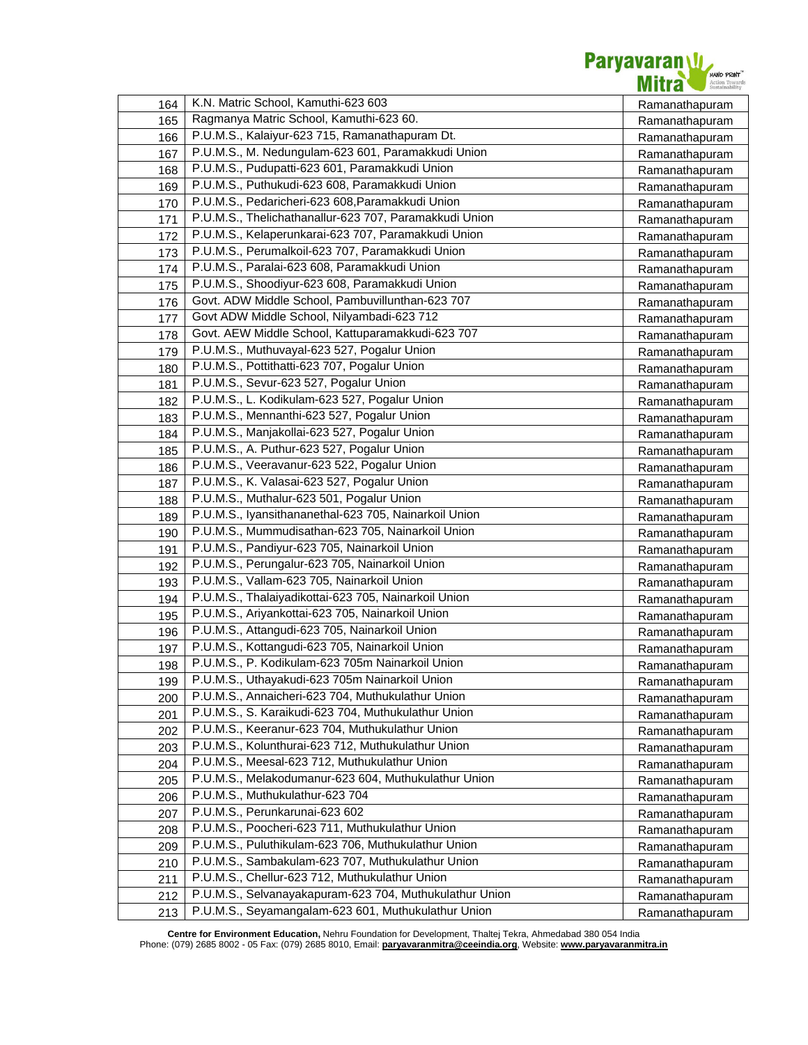| 164 | K.N. Matric School, Kamuthi-623 603 | Ramanathapuram |
|---|---|---|
| 165 | Ragmanya Matric School, Kamuthi-623 60. | Ramanathapuram |
| 166 | P.U.M.S., Kalaiyur-623 715, Ramanathapuram Dt. | Ramanathapuram |
| 167 | P.U.M.S., M. Nedungulam-623 601, Paramakkudi Union | Ramanathapuram |
| 168 | P.U.M.S., Pudupatti-623 601, Paramakkudi Union | Ramanathapuram |
| 169 | P.U.M.S., Puthukudi-623 608, Paramakkudi Union | Ramanathapuram |
| 170 | P.U.M.S., Pedaricheri-623 608,Paramakkudi Union | Ramanathapuram |
| 171 | P.U.M.S., Thelichathanallur-623 707, Paramakkudi Union | Ramanathapuram |
| 172 | P.U.M.S., Kelaperunkarai-623 707, Paramakkudi Union | Ramanathapuram |
| 173 | P.U.M.S., Perumalkoil-623 707, Paramakkudi Union | Ramanathapuram |
| 174 | P.U.M.S., Paralai-623 608, Paramakkudi Union | Ramanathapuram |
| 175 | P.U.M.S., Shoodiyur-623 608, Paramakkudi Union | Ramanathapuram |
| 176 | Govt. ADW Middle School, Pambuvillunthan-623 707 | Ramanathapuram |
| 177 | Govt ADW Middle School, Nilyambadi-623 712 | Ramanathapuram |
| 178 | Govt. AEW Middle School, Kattuparamakkudi-623 707 | Ramanathapuram |
| 179 | P.U.M.S., Muthuvayal-623 527, Pogalur Union | Ramanathapuram |
| 180 | P.U.M.S., Pottithatti-623 707, Pogalur Union | Ramanathapuram |
| 181 | P.U.M.S., Sevur-623 527, Pogalur Union | Ramanathapuram |
| 182 | P.U.M.S., L. Kodikulam-623 527, Pogalur Union | Ramanathapuram |
| 183 | P.U.M.S., Mennanthi-623 527, Pogalur Union | Ramanathapuram |
| 184 | P.U.M.S., Manjakollai-623 527, Pogalur Union | Ramanathapuram |
| 185 | P.U.M.S., A. Puthur-623 527, Pogalur Union | Ramanathapuram |
| 186 | P.U.M.S., Veeravanur-623 522, Pogalur Union | Ramanathapuram |
| 187 | P.U.M.S., K. Valasai-623 527, Pogalur Union | Ramanathapuram |
| 188 | P.U.M.S., Muthalur-623 501, Pogalur Union | Ramanathapuram |
| 189 | P.U.M.S., Iyansithananethal-623 705, Nainarkoil Union | Ramanathapuram |
| 190 | P.U.M.S., Mummudisathan-623 705, Nainarkoil Union | Ramanathapuram |
| 191 | P.U.M.S., Pandiyur-623 705, Nainarkoil Union | Ramanathapuram |
| 192 | P.U.M.S., Perungalur-623 705, Nainarkoil Union | Ramanathapuram |
| 193 | P.U.M.S., Vallam-623 705, Nainarkoil Union | Ramanathapuram |
| 194 | P.U.M.S., Thalaiyadikottai-623 705, Nainarkoil Union | Ramanathapuram |
| 195 | P.U.M.S., Ariyankottai-623 705, Nainarkoil Union | Ramanathapuram |
| 196 | P.U.M.S., Attangudi-623 705, Nainarkoil Union | Ramanathapuram |
| 197 | P.U.M.S., Kottangudi-623 705, Nainarkoil Union | Ramanathapuram |
| 198 | P.U.M.S., P. Kodikulam-623 705m Nainarkoil Union | Ramanathapuram |
| 199 | P.U.M.S., Uthayakudi-623 705m Nainarkoil Union | Ramanathapuram |
| 200 | P.U.M.S., Annaicheri-623 704, Muthukulathur Union | Ramanathapuram |
| 201 | P.U.M.S., S. Karaikudi-623 704, Muthukulathur Union | Ramanathapuram |
| 202 | P.U.M.S., Keeranur-623 704, Muthukulathur Union | Ramanathapuram |
| 203 | P.U.M.S., Kolunthurai-623 712, Muthukulathur Union | Ramanathapuram |
| 204 | P.U.M.S., Meesal-623 712, Muthukulathur Union | Ramanathapuram |
| 205 | P.U.M.S., Melakodumanur-623 604, Muthukulathur Union | Ramanathapuram |
| 206 | P.U.M.S., Muthukulathur-623 704 | Ramanathapuram |
| 207 | P.U.M.S., Perunkarunai-623 602 | Ramanathapuram |
| 208 | P.U.M.S., Poocheri-623 711, Muthukulathur Union | Ramanathapuram |
| 209 | P.U.M.S., Puluthikulam-623 706, Muthukulathur Union | Ramanathapuram |
| 210 | P.U.M.S., Sambakulam-623 707, Muthukulathur Union | Ramanathapuram |
| 211 | P.U.M.S., Chellur-623 712, Muthukulathur Union | Ramanathapuram |
| 212 | P.U.M.S., Selvanayakapuram-623 704, Muthukulathur Union | Ramanathapuram |
| 213 | P.U.M.S., Seyamangalam-623 601, Muthukulathur Union | Ramanathapuram |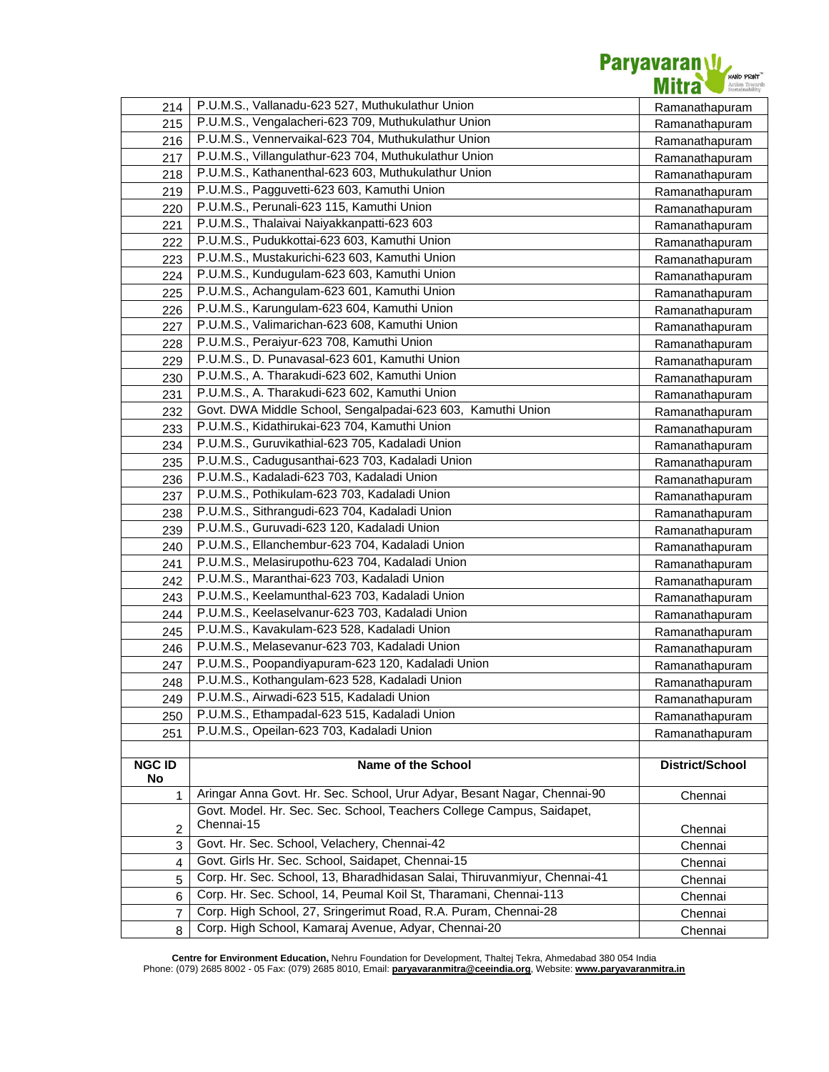| | | |
|---|---|---|
| 214 | P.U.M.S., Vallanadu-623 527, Muthukulathur Union | Ramanathapuram |
| 215 | P.U.M.S., Vengalacheri-623 709, Muthukulathur Union | Ramanathapuram |
| 216 | P.U.M.S., Vennervaikal-623 704, Muthukulathur Union | Ramanathapuram |
| 217 | P.U.M.S., Villangulathur-623 704, Muthukulathur Union | Ramanathapuram |
| 218 | P.U.M.S., Kathanenthal-623 603, Muthukulathur Union | Ramanathapuram |
| 219 | P.U.M.S., Pagguvetti-623 603, Kamuthi Union | Ramanathapuram |
| 220 | P.U.M.S., Perunali-623 115, Kamuthi Union | Ramanathapuram |
| 221 | P.U.M.S., Thalaivai Naiyakkanpatti-623 603 | Ramanathapuram |
| 222 | P.U.M.S., Pudukkottai-623 603, Kamuthi Union | Ramanathapuram |
| 223 | P.U.M.S., Mustakurichi-623 603, Kamuthi Union | Ramanathapuram |
| 224 | P.U.M.S., Kundugulam-623 603, Kamuthi Union | Ramanathapuram |
| 225 | P.U.M.S., Achangulam-623 601, Kamuthi Union | Ramanathapuram |
| 226 | P.U.M.S., Karungulam-623 604, Kamuthi Union | Ramanathapuram |
| 227 | P.U.M.S., Valimarichan-623 608, Kamuthi Union | Ramanathapuram |
| 228 | P.U.M.S., Peraiyur-623 708, Kamuthi Union | Ramanathapuram |
| 229 | P.U.M.S., D. Punavasal-623 601, Kamuthi Union | Ramanathapuram |
| 230 | P.U.M.S., A. Tharakudi-623 602, Kamuthi Union | Ramanathapuram |
| 231 | P.U.M.S., A. Tharakudi-623 602, Kamuthi Union | Ramanathapuram |
| 232 | Govt. DWA Middle School, Sengalpadai-623 603, Kamuthi Union | Ramanathapuram |
| 233 | P.U.M.S., Kidathirukai-623 704, Kamuthi Union | Ramanathapuram |
| 234 | P.U.M.S., Guruvikathial-623 705, Kadaladi Union | Ramanathapuram |
| 235 | P.U.M.S., Cadugusanthai-623 703, Kadaladi Union | Ramanathapuram |
| 236 | P.U.M.S., Kadaladi-623 703, Kadaladi Union | Ramanathapuram |
| 237 | P.U.M.S., Pothikulam-623 703, Kadaladi Union | Ramanathapuram |
| 238 | P.U.M.S., Sithrangudi-623 704, Kadaladi Union | Ramanathapuram |
| 239 | P.U.M.S., Guruvadi-623 120, Kadaladi Union | Ramanathapuram |
| 240 | P.U.M.S., Ellanchembur-623 704, Kadaladi Union | Ramanathapuram |
| 241 | P.U.M.S., Melasirupothu-623 704, Kadaladi Union | Ramanathapuram |
| 242 | P.U.M.S., Maranthai-623 703, Kadaladi Union | Ramanathapuram |
| 243 | P.U.M.S., Keelamunthal-623 703, Kadaladi Union | Ramanathapuram |
| 244 | P.U.M.S., Keelaselvanur-623 703, Kadaladi Union | Ramanathapuram |
| 245 | P.U.M.S., Kavakulam-623 528, Kadaladi Union | Ramanathapuram |
| 246 | P.U.M.S., Melasevanur-623 703, Kadaladi Union | Ramanathapuram |
| 247 | P.U.M.S., Poopandiyapuram-623 120, Kadaladi Union | Ramanathapuram |
| 248 | P.U.M.S., Kothangulam-623 528, Kadaladi Union | Ramanathapuram |
| 249 | P.U.M.S., Airwadi-623 515, Kadaladi Union | Ramanathapuram |
| 250 | P.U.M.S., Ethampadal-623 515, Kadaladi Union | Ramanathapuram |
| 251 | P.U.M.S., Opeilan-623 703, Kadaladi Union | Ramanathapuram |

| NGC ID No | Name of the School | District/School |
|---|---|---|
| 1 | Aringar Anna Govt. Hr. Sec. School, Urur Adyar, Besant Nagar, Chennai-90 | Chennai |
| 2 | Govt. Model. Hr. Sec. Sec. School, Teachers College Campus, Saidapet, Chennai-15 | Chennai |
| 3 | Govt. Hr. Sec. School, Velachery, Chennai-42 | Chennai |
| 4 | Govt. Girls Hr. Sec. School, Saidapet, Chennai-15 | Chennai |
| 5 | Corp. Hr. Sec. School, 13, Bharadhidasan Salai, Thiruvanmiyur, Chennai-41 | Chennai |
| 6 | Corp. Hr. Sec. School, 14, Peumal Koil St, Tharamani, Chennai-113 | Chennai |
| 7 | Corp. High School, 27, Sringerimut Road, R.A. Puram, Chennai-28 | Chennai |
| 8 | Corp. High School, Kamaraj Avenue, Adyar, Chennai-20 | Chennai |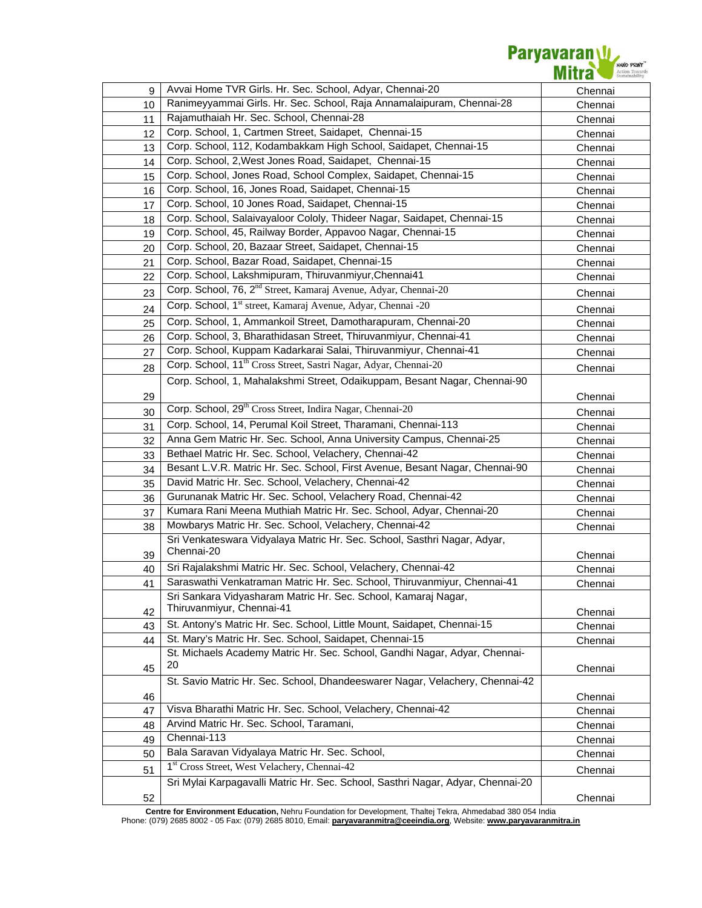| 9 | Avvai Home TVR Girls. Hr. Sec. School, Adyar, Chennai-20 | Chennai |
|---|---|---|
| 10 | Ranimeyyammai Girls. Hr. Sec. School, Raja Annamalaipuram, Chennai-28 | Chennai |
| 11 | Rajamuthaiah Hr. Sec. School, Chennai-28 | Chennai |
| 12 | Corp. School, 1, Cartmen Street, Saidapet, Chennai-15 | Chennai |
| 13 | Corp. School, 112, Kodambakkam High School, Saidapet, Chennai-15 | Chennai |
| 14 | Corp. School, 2,West Jones Road, Saidapet, Chennai-15 | Chennai |
| 15 | Corp. School, Jones Road, School Complex, Saidapet, Chennai-15 | Chennai |
| 16 | Corp. School, 16, Jones Road, Saidapet, Chennai-15 | Chennai |
| 17 | Corp. School, 10 Jones Road, Saidapet, Chennai-15 | Chennai |
| 18 | Corp. School, Salaivayaloor Cololy, Thideer Nagar, Saidapet, Chennai-15 | Chennai |
| 19 | Corp. School, 45, Railway Border, Appavoo Nagar, Chennai-15 | Chennai |
| 20 | Corp. School, 20, Bazaar Street, Saidapet, Chennai-15 | Chennai |
| 21 | Corp. School, Bazar Road, Saidapet, Chennai-15 | Chennai |
| 22 | Corp. School, Lakshmipuram, Thiruvanmiyur,Chennai41 | Chennai |
| 23 | Corp. School, 76, 2nd Street, Kamaraj Avenue, Adyar, Chennai-20 | Chennai |
| 24 | Corp. School, 1st street, Kamaraj Avenue, Adyar, Chennai -20 | Chennai |
| 25 | Corp. School, 1, Ammankoil Street, Damotharapuram, Chennai-20 | Chennai |
| 26 | Corp. School, 3, Bharathidasan Street, Thiruvanmiyur, Chennai-41 | Chennai |
| 27 | Corp. School, Kuppam Kadarkarai Salai, Thiruvanmiyur, Chennai-41 | Chennai |
| 28 | Corp. School, 11th Cross Street, Sastri Nagar, Adyar, Chennai-20 | Chennai |
| 29 | Corp. School, 1, Mahalakshmi Street, Odaikuppam, Besant Nagar, Chennai-90 | Chennai |
| 30 | Corp. School, 29th Cross Street, Indira Nagar, Chennai-20 | Chennai |
| 31 | Corp. School, 14, Perumal Koil Street, Tharamani, Chennai-113 | Chennai |
| 32 | Anna Gem Matric Hr. Sec. School, Anna University Campus, Chennai-25 | Chennai |
| 33 | Bethael Matric Hr. Sec. School, Velachery, Chennai-42 | Chennai |
| 34 | Besant L.V.R. Matric Hr. Sec. School, First Avenue, Besant Nagar, Chennai-90 | Chennai |
| 35 | David Matric Hr. Sec. School, Velachery, Chennai-42 | Chennai |
| 36 | Gurunanak Matric Hr. Sec. School, Velachery Road, Chennai-42 | Chennai |
| 37 | Kumara Rani Meena Muthiah Matric Hr. Sec. School, Adyar, Chennai-20 | Chennai |
| 38 | Mowbarys Matric Hr. Sec. School, Velachery, Chennai-42 | Chennai |
| 39 | Sri Venkateswara Vidyalaya Matric Hr. Sec. School, Sasthri Nagar, Adyar, Chennai-20 | Chennai |
| 40 | Sri Rajalakshmi Matric Hr. Sec. School, Velachery, Chennai-42 | Chennai |
| 41 | Saraswathi Venkatraman Matric Hr. Sec. School, Thiruvanmiyur, Chennai-41 | Chennai |
| 42 | Sri Sankara Vidyasharam Matric Hr. Sec. School, Kamaraj Nagar, Thiruvanmiyur, Chennai-41 | Chennai |
| 43 | St. Antony's Matric Hr. Sec. School, Little Mount, Saidapet, Chennai-15 | Chennai |
| 44 | St. Mary's Matric Hr. Sec. School, Saidapet, Chennai-15 | Chennai |
| 45 | St. Michaels Academy Matric Hr. Sec. School, Gandhi Nagar, Adyar, Chennai-20 | Chennai |
| 46 | St. Savio Matric Hr. Sec. School, Dhandeeswarer Nagar, Velachery, Chennai-42 | Chennai |
| 47 | Visva Bharathi Matric Hr. Sec. School, Velachery, Chennai-42 | Chennai |
| 48 | Arvind Matric Hr. Sec. School, Taramani, | Chennai |
| 49 | Chennai-113 | Chennai |
| 50 | Bala Saravan Vidyalaya Matric Hr. Sec. School, | Chennai |
| 51 | 1st Cross Street, West Velachery, Chennai-42 | Chennai |
| 52 | Sri Mylai Karpagavalli Matric Hr. Sec. School, Sasthri Nagar, Adyar, Chennai-20 | Chennai |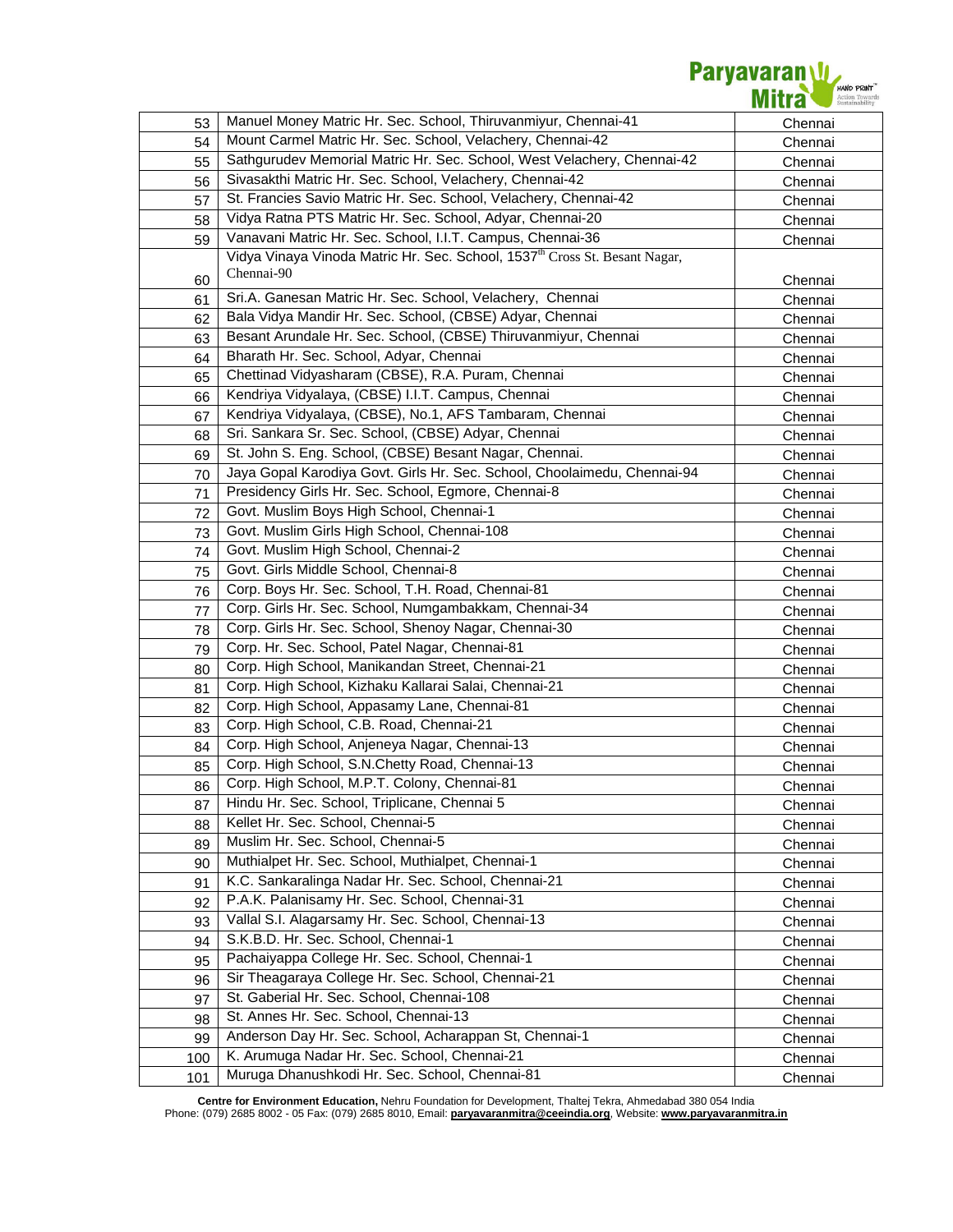| | | |
|---|---|---|
| 53 | Manuel Money Matric Hr. Sec. School, Thiruvanmiyur, Chennai-41 | Chennai |
| 54 | Mount Carmel Matric Hr. Sec. School, Velachery, Chennai-42 | Chennai |
| 55 | Sathgurudev Memorial Matric Hr. Sec. School, West Velachery, Chennai-42 | Chennai |
| 56 | Sivasakthi Matric Hr. Sec. School, Velachery, Chennai-42 | Chennai |
| 57 | St. Francies Savio Matric Hr. Sec. School, Velachery, Chennai-42 | Chennai |
| 58 | Vidya Ratna PTS Matric Hr. Sec. School, Adyar, Chennai-20 | Chennai |
| 59 | Vanavani Matric Hr. Sec. School, I.I.T. Campus, Chennai-36 | Chennai |
| 60 | Vidya Vinaya Vinoda Matric Hr. Sec. School, 1537th Cross St. Besant Nagar, Chennai-90 | Chennai |
| 61 | Sri.A. Ganesan Matric Hr. Sec. School, Velachery, Chennai | Chennai |
| 62 | Bala Vidya Mandir Hr. Sec. School, (CBSE) Adyar, Chennai | Chennai |
| 63 | Besant Arundale Hr. Sec. School, (CBSE) Thiruvanmiyur, Chennai | Chennai |
| 64 | Bharath Hr. Sec. School, Adyar, Chennai | Chennai |
| 65 | Chettinad Vidyasharam (CBSE), R.A. Puram, Chennai | Chennai |
| 66 | Kendriya Vidyalaya, (CBSE) I.I.T. Campus, Chennai | Chennai |
| 67 | Kendriya Vidyalaya, (CBSE), No.1, AFS Tambaram, Chennai | Chennai |
| 68 | Sri. Sankara Sr. Sec. School, (CBSE) Adyar, Chennai | Chennai |
| 69 | St. John S. Eng. School, (CBSE) Besant Nagar, Chennai. | Chennai |
| 70 | Jaya Gopal Karodiya Govt. Girls Hr. Sec. School, Choolaimedu, Chennai-94 | Chennai |
| 71 | Presidency Girls Hr. Sec. School, Egmore, Chennai-8 | Chennai |
| 72 | Govt. Muslim Boys High School, Chennai-1 | Chennai |
| 73 | Govt. Muslim Girls High School, Chennai-108 | Chennai |
| 74 | Govt. Muslim High School, Chennai-2 | Chennai |
| 75 | Govt. Girls Middle School, Chennai-8 | Chennai |
| 76 | Corp. Boys Hr. Sec. School, T.H. Road, Chennai-81 | Chennai |
| 77 | Corp. Girls Hr. Sec. School, Numgambakkam, Chennai-34 | Chennai |
| 78 | Corp. Girls Hr. Sec. School, Shenoy Nagar, Chennai-30 | Chennai |
| 79 | Corp. Hr. Sec. School, Patel Nagar, Chennai-81 | Chennai |
| 80 | Corp. High School, Manikandan Street, Chennai-21 | Chennai |
| 81 | Corp. High School, Kizhaku Kallarai Salai, Chennai-21 | Chennai |
| 82 | Corp. High School, Appasamy Lane, Chennai-81 | Chennai |
| 83 | Corp. High School, C.B. Road, Chennai-21 | Chennai |
| 84 | Corp. High School, Anjeneya Nagar, Chennai-13 | Chennai |
| 85 | Corp. High School, S.N.Chetty Road, Chennai-13 | Chennai |
| 86 | Corp. High School, M.P.T. Colony, Chennai-81 | Chennai |
| 87 | Hindu Hr. Sec. School, Triplicane, Chennai 5 | Chennai |
| 88 | Kellet Hr. Sec. School, Chennai-5 | Chennai |
| 89 | Muslim Hr. Sec. School, Chennai-5 | Chennai |
| 90 | Muthialpet Hr. Sec. School, Muthialpet, Chennai-1 | Chennai |
| 91 | K.C. Sankaralinga Nadar Hr. Sec. School, Chennai-21 | Chennai |
| 92 | P.A.K. Palanisamy Hr. Sec. School, Chennai-31 | Chennai |
| 93 | Vallal S.I. Alagarsamy Hr. Sec. School, Chennai-13 | Chennai |
| 94 | S.K.B.D. Hr. Sec. School, Chennai-1 | Chennai |
| 95 | Pachaiyappa College Hr. Sec. School, Chennai-1 | Chennai |
| 96 | Sir Theagaraya College Hr. Sec. School, Chennai-21 | Chennai |
| 97 | St. Gaberial Hr. Sec. School, Chennai-108 | Chennai |
| 98 | St. Annes Hr. Sec. School, Chennai-13 | Chennai |
| 99 | Anderson Day Hr. Sec. School, Acharappan St, Chennai-1 | Chennai |
| 100 | K. Arumuga Nadar Hr. Sec. School, Chennai-21 | Chennai |
| 101 | Muruga Dhanushkodi Hr. Sec. School, Chennai-81 | Chennai |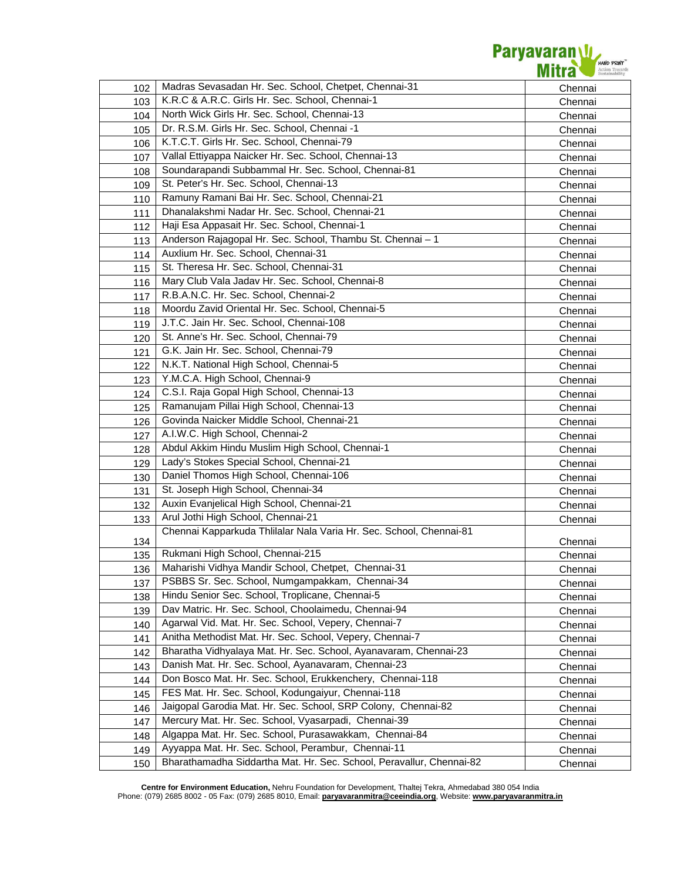| | | |
|---|---|---|
| 102 | Madras Sevasadan Hr. Sec. School, Chetpet, Chennai-31 | Chennai |
| 103 | K.R.C & A.R.C. Girls Hr. Sec. School, Chennai-1 | Chennai |
| 104 | North Wick Girls Hr. Sec. School, Chennai-13 | Chennai |
| 105 | Dr. R.S.M. Girls Hr. Sec. School, Chennai -1 | Chennai |
| 106 | K.T.C.T. Girls Hr. Sec. School, Chennai-79 | Chennai |
| 107 | Vallal Ettiyappa Naicker Hr. Sec. School, Chennai-13 | Chennai |
| 108 | Soundarapandi Subbammal Hr. Sec. School, Chennai-81 | Chennai |
| 109 | St. Peter's Hr. Sec. School, Chennai-13 | Chennai |
| 110 | Ramuny Ramani Bai Hr. Sec. School, Chennai-21 | Chennai |
| 111 | Dhanalakshmi Nadar Hr. Sec. School, Chennai-21 | Chennai |
| 112 | Haji Esa Appasait Hr. Sec. School, Chennai-1 | Chennai |
| 113 | Anderson Rajagopal Hr. Sec. School, Thambu St. Chennai – 1 | Chennai |
| 114 | Auxlium Hr. Sec. School, Chennai-31 | Chennai |
| 115 | St. Theresa Hr. Sec. School, Chennai-31 | Chennai |
| 116 | Mary Club Vala Jadav Hr. Sec. School, Chennai-8 | Chennai |
| 117 | R.B.A.N.C. Hr. Sec. School, Chennai-2 | Chennai |
| 118 | Moordu Zavid Oriental Hr. Sec. School, Chennai-5 | Chennai |
| 119 | J.T.C. Jain Hr. Sec. School, Chennai-108 | Chennai |
| 120 | St. Anne's Hr. Sec. School, Chennai-79 | Chennai |
| 121 | G.K. Jain Hr. Sec. School, Chennai-79 | Chennai |
| 122 | N.K.T. National High School, Chennai-5 | Chennai |
| 123 | Y.M.C.A. High School, Chennai-9 | Chennai |
| 124 | C.S.I. Raja Gopal High School, Chennai-13 | Chennai |
| 125 | Ramanujam Pillai High School, Chennai-13 | Chennai |
| 126 | Govinda Naicker Middle School, Chennai-21 | Chennai |
| 127 | A.I.W.C. High School, Chennai-2 | Chennai |
| 128 | Abdul Akkim Hindu Muslim High School, Chennai-1 | Chennai |
| 129 | Lady's Stokes Special School, Chennai-21 | Chennai |
| 130 | Daniel Thomos High School, Chennai-106 | Chennai |
| 131 | St. Joseph High School, Chennai-34 | Chennai |
| 132 | Auxin Evanjelical High School, Chennai-21 | Chennai |
| 133 | Arul Jothi High School, Chennai-21 | Chennai |
| 134 | Chennai Kapparkuda Thlilalar Nala Varia Hr. Sec. School, Chennai-81 | Chennai |
| 135 | Rukmani High School, Chennai-215 | Chennai |
| 136 | Maharishi Vidhya Mandir School, Chetpet, Chennai-31 | Chennai |
| 137 | PSBBS Sr. Sec. School, Numgampakkam, Chennai-34 | Chennai |
| 138 | Hindu Senior Sec. School, Troplicane, Chennai-5 | Chennai |
| 139 | Dav Matric. Hr. Sec. School, Choolaimedu, Chennai-94 | Chennai |
| 140 | Agarwal Vid. Mat. Hr. Sec. School, Vepery, Chennai-7 | Chennai |
| 141 | Anitha Methodist Mat. Hr. Sec. School, Vepery, Chennai-7 | Chennai |
| 142 | Bharatha Vidhyalaya Mat. Hr. Sec. School, Ayanavaram, Chennai-23 | Chennai |
| 143 | Danish Mat. Hr. Sec. School, Ayanavaram, Chennai-23 | Chennai |
| 144 | Don Bosco Mat. Hr. Sec. School, Erukkenchery, Chennai-118 | Chennai |
| 145 | FES Mat. Hr. Sec. School, Kodungaiyur, Chennai-118 | Chennai |
| 146 | Jaigopal Garodia Mat. Hr. Sec. School, SRP Colony, Chennai-82 | Chennai |
| 147 | Mercury Mat. Hr. Sec. School, Vyasarpadi, Chennai-39 | Chennai |
| 148 | Algappa Mat. Hr. Sec. School, Purasawakkam, Chennai-84 | Chennai |
| 149 | Ayyappa Mat. Hr. Sec. School, Perambur, Chennai-11 | Chennai |
| 150 | Bharathamadha Siddartha Mat. Hr. Sec. School, Peravallur, Chennai-82 | Chennai |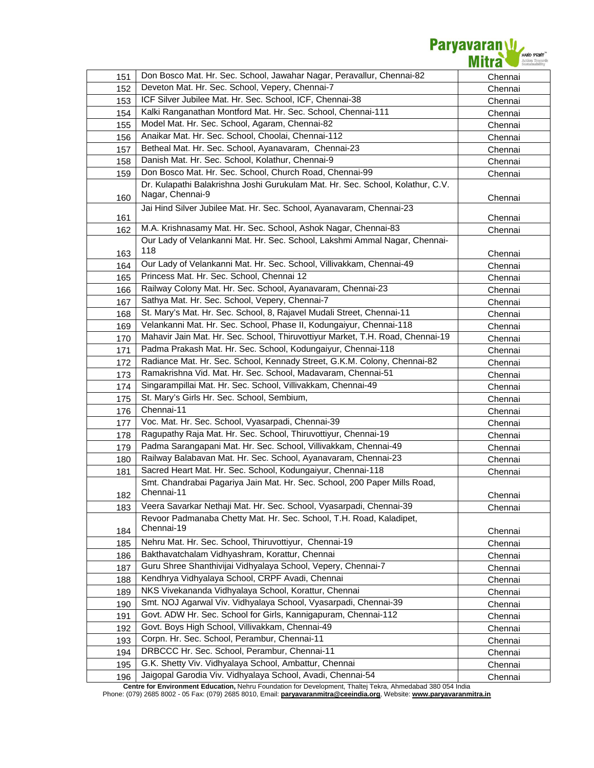| | | |
|---|---|---|
| 151 | Don Bosco Mat. Hr. Sec. School, Jawahar Nagar, Peravallur, Chennai-82 | Chennai |
| 152 | Deveton Mat. Hr. Sec. School, Vepery, Chennai-7 | Chennai |
| 153 | ICF Silver Jubilee Mat. Hr. Sec. School, ICF, Chennai-38 | Chennai |
| 154 | Kalki Ranganathan Montford Mat. Hr. Sec. School, Chennai-111 | Chennai |
| 155 | Model Mat. Hr. Sec. School, Agaram, Chennai-82 | Chennai |
| 156 | Anaikar Mat. Hr. Sec. School, Choolai, Chennai-112 | Chennai |
| 157 | Betheal Mat. Hr. Sec. School, Ayanavaram, Chennai-23 | Chennai |
| 158 | Danish Mat. Hr. Sec. School, Kolathur, Chennai-9 | Chennai |
| 159 | Don Bosco Mat. Hr. Sec. School, Church Road, Chennai-99 | Chennai |
| 160 | Dr. Kulapathi Balakrishna Joshi Gurukulam Mat. Hr. Sec. School, Kolathur, C.V. Nagar, Chennai-9 | Chennai |
| 161 | Jai Hind Silver Jubilee Mat. Hr. Sec. School, Ayanavaram, Chennai-23 | Chennai |
| 162 | M.A. Krishnasamy Mat. Hr. Sec. School, Ashok Nagar, Chennai-83 | Chennai |
| 163 | Our Lady of Velankanni Mat. Hr. Sec. School, Lakshmi Ammal Nagar, Chennai-118 | Chennai |
| 164 | Our Lady of Velankanni Mat. Hr. Sec. School, Villivakkam, Chennai-49 | Chennai |
| 165 | Princess Mat. Hr. Sec. School, Chennai 12 | Chennai |
| 166 | Railway Colony Mat. Hr. Sec. School, Ayanavaram, Chennai-23 | Chennai |
| 167 | Sathya Mat. Hr. Sec. School, Vepery, Chennai-7 | Chennai |
| 168 | St. Mary's Mat. Hr. Sec. School, 8, Rajavel Mudali Street, Chennai-11 | Chennai |
| 169 | Velankanni Mat. Hr. Sec. School, Phase II, Kodungaiyur, Chennai-118 | Chennai |
| 170 | Mahavir Jain Mat. Hr. Sec. School, Thiruvottiyur Market, T.H. Road, Chennai-19 | Chennai |
| 171 | Padma Prakash Mat. Hr. Sec. School, Kodungaiyur, Chennai-118 | Chennai |
| 172 | Radiance Mat. Hr. Sec. School, Kennady Street, G.K.M. Colony, Chennai-82 | Chennai |
| 173 | Ramakrishna Vid. Mat. Hr. Sec. School, Madavaram, Chennai-51 | Chennai |
| 174 | Singarampillai Mat. Hr. Sec. School, Villivakkam, Chennai-49 | Chennai |
| 175 | St. Mary's Girls Hr. Sec. School, Sembium, | Chennai |
| 176 | Chennai-11 | Chennai |
| 177 | Voc. Mat. Hr. Sec. School, Vyasarpadi, Chennai-39 | Chennai |
| 178 | Ragupathy Raja Mat. Hr. Sec. School, Thiruvottiyur, Chennai-19 | Chennai |
| 179 | Padma Sarangapani Mat. Hr. Sec. School, Villivakkam, Chennai-49 | Chennai |
| 180 | Railway Balabavan Mat. Hr. Sec. School, Ayanavaram, Chennai-23 | Chennai |
| 181 | Sacred Heart Mat. Hr. Sec. School, Kodungaiyur, Chennai-118 | Chennai |
| 182 | Smt. Chandrabai Pagariya Jain Mat. Hr. Sec. School, 200 Paper Mills Road, Chennai-11 | Chennai |
| 183 | Veera Savarkar Nethaji Mat. Hr. Sec. School, Vyasarpadi, Chennai-39 | Chennai |
| 184 | Revoor Padmanaba Chetty Mat. Hr. Sec. School, T.H. Road, Kaladipet, Chennai-19 | Chennai |
| 185 | Nehru Mat. Hr. Sec. School, Thiruvottiyur, Chennai-19 | Chennai |
| 186 | Bakthavatchalam Vidhyashram, Korattur, Chennai | Chennai |
| 187 | Guru Shree Shanthivijai Vidhyalaya School, Vepery, Chennai-7 | Chennai |
| 188 | Kendhrya Vidhyalaya School, CRPF Avadi, Chennai | Chennai |
| 189 | NKS Vivekananda Vidhyalaya School, Korattur, Chennai | Chennai |
| 190 | Smt. NOJ Agarwal Viv. Vidhyalaya School, Vyasarpadi, Chennai-39 | Chennai |
| 191 | Govt. ADW Hr. Sec. School for Girls, Kannigapuram, Chennai-112 | Chennai |
| 192 | Govt. Boys High School, Villivakkam, Chennai-49 | Chennai |
| 193 | Corpn. Hr. Sec. School, Perambur, Chennai-11 | Chennai |
| 194 | DRBCCC Hr. Sec. School, Perambur, Chennai-11 | Chennai |
| 195 | G.K. Shetty Viv. Vidhyalaya School, Ambattur, Chennai | Chennai |
| 196 | Jaigopal Garodia Viv. Vidhyalaya School, Avadi, Chennai-54 | Chennai |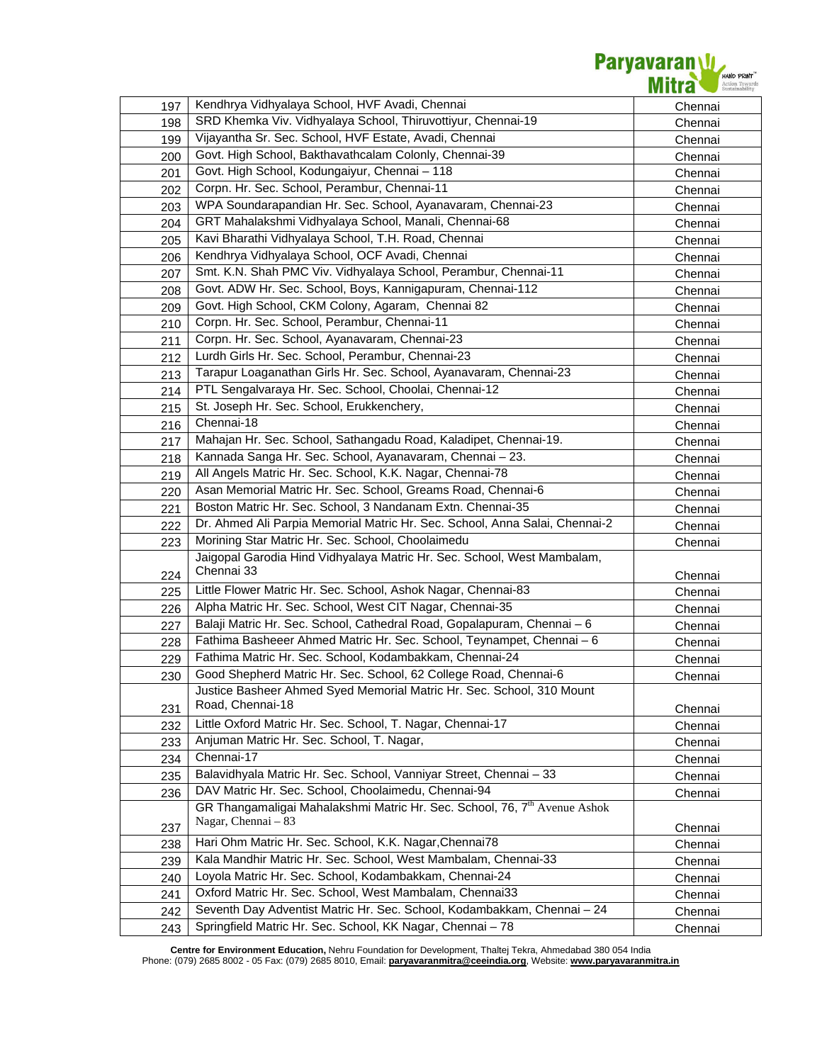| 197 | Kendhrya Vidhyalaya School, HVF Avadi, Chennai | Chennai |
|---|---|---|
| 198 | SRD Khemka Viv. Vidhyalaya School, Thiruvottiyur, Chennai-19 | Chennai |
| 199 | Vijayantha Sr. Sec. School, HVF Estate, Avadi, Chennai | Chennai |
| 200 | Govt. High School, Bakthavathcalam Colonly, Chennai-39 | Chennai |
| 201 | Govt. High School, Kodungaiyur, Chennai – 118 | Chennai |
| 202 | Corpn. Hr. Sec. School, Perambur, Chennai-11 | Chennai |
| 203 | WPA Soundarapandian Hr. Sec. School, Ayanavaram, Chennai-23 | Chennai |
| 204 | GRT Mahalakshmi Vidhyalaya School, Manali, Chennai-68 | Chennai |
| 205 | Kavi Bharathi Vidhyalaya School, T.H. Road, Chennai | Chennai |
| 206 | Kendhrya Vidhyalaya School, OCF Avadi, Chennai | Chennai |
| 207 | Smt. K.N. Shah PMC Viv. Vidhyalaya School, Perambur, Chennai-11 | Chennai |
| 208 | Govt. ADW Hr. Sec. School, Boys, Kannigapuram, Chennai-112 | Chennai |
| 209 | Govt. High School, CKM Colony, Agaram, Chennai 82 | Chennai |
| 210 | Corpn. Hr. Sec. School, Perambur, Chennai-11 | Chennai |
| 211 | Corpn. Hr. Sec. School, Ayanavaram, Chennai-23 | Chennai |
| 212 | Lurdh Girls Hr. Sec. School, Perambur, Chennai-23 | Chennai |
| 213 | Tarapur Loaganathan Girls Hr. Sec. School, Ayanavaram, Chennai-23 | Chennai |
| 214 | PTL Sengalvaraya Hr. Sec. School, Choolai, Chennai-12 | Chennai |
| 215 | St. Joseph Hr. Sec. School, Erukkenchery, | Chennai |
| 216 | Chennai-18 | Chennai |
| 217 | Mahajan Hr. Sec. School, Sathangadu Road, Kaladipet, Chennai-19. | Chennai |
| 218 | Kannada Sanga Hr. Sec. School, Ayanavaram, Chennai – 23. | Chennai |
| 219 | All Angels Matric Hr. Sec. School, K.K. Nagar, Chennai-78 | Chennai |
| 220 | Asan Memorial Matric Hr. Sec. School, Greams Road, Chennai-6 | Chennai |
| 221 | Boston Matric Hr. Sec. School, 3 Nandanam Extn. Chennai-35 | Chennai |
| 222 | Dr. Ahmed Ali Parpia Memorial Matric Hr. Sec. School, Anna Salai, Chennai-2 | Chennai |
| 223 | Morining Star Matric Hr. Sec. School, Choolaimedu | Chennai |
| 224 | Jaigopal Garodia Hind Vidhyalaya Matric Hr. Sec. School, West Mambalam, Chennai 33 | Chennai |
| 225 | Little Flower Matric Hr. Sec. School, Ashok Nagar, Chennai-83 | Chennai |
| 226 | Alpha Matric Hr. Sec. School, West CIT Nagar, Chennai-35 | Chennai |
| 227 | Balaji Matric Hr. Sec. School, Cathedral Road, Gopalapuram, Chennai – 6 | Chennai |
| 228 | Fathima Basheeer Ahmed Matric Hr. Sec. School, Teynampet, Chennai – 6 | Chennai |
| 229 | Fathima Matric Hr. Sec. School, Kodambakkam, Chennai-24 | Chennai |
| 230 | Good Shepherd Matric Hr. Sec. School, 62 College Road, Chennai-6 | Chennai |
| 231 | Justice Basheer Ahmed Syed Memorial Matric Hr. Sec. School, 310 Mount Road, Chennai-18 | Chennai |
| 232 | Little Oxford Matric Hr. Sec. School, T. Nagar, Chennai-17 | Chennai |
| 233 | Anjuman Matric Hr. Sec. School, T. Nagar, | Chennai |
| 234 | Chennai-17 | Chennai |
| 235 | Balavidhyala Matric Hr. Sec. School, Vanniyar Street, Chennai – 33 | Chennai |
| 236 | DAV Matric Hr. Sec. School, Choolaimedu, Chennai-94 | Chennai |
| 237 | GR Thangamaligai Mahalakshmi Matric Hr. Sec. School, 76, 7th Avenue Ashok Nagar, Chennai – 83 | Chennai |
| 238 | Hari Ohm Matric Hr. Sec. School, K.K. Nagar,Chennai78 | Chennai |
| 239 | Kala Mandhir Matric Hr. Sec. School, West Mambalam, Chennai-33 | Chennai |
| 240 | Loyola Matric Hr. Sec. School, Kodambakkam, Chennai-24 | Chennai |
| 241 | Oxford Matric Hr. Sec. School, West Mambalam, Chennai33 | Chennai |
| 242 | Seventh Day Adventist Matric Hr. Sec. School, Kodambakkam, Chennai – 24 | Chennai |
| 243 | Springfield Matric Hr. Sec. School, KK Nagar, Chennai – 78 | Chennai |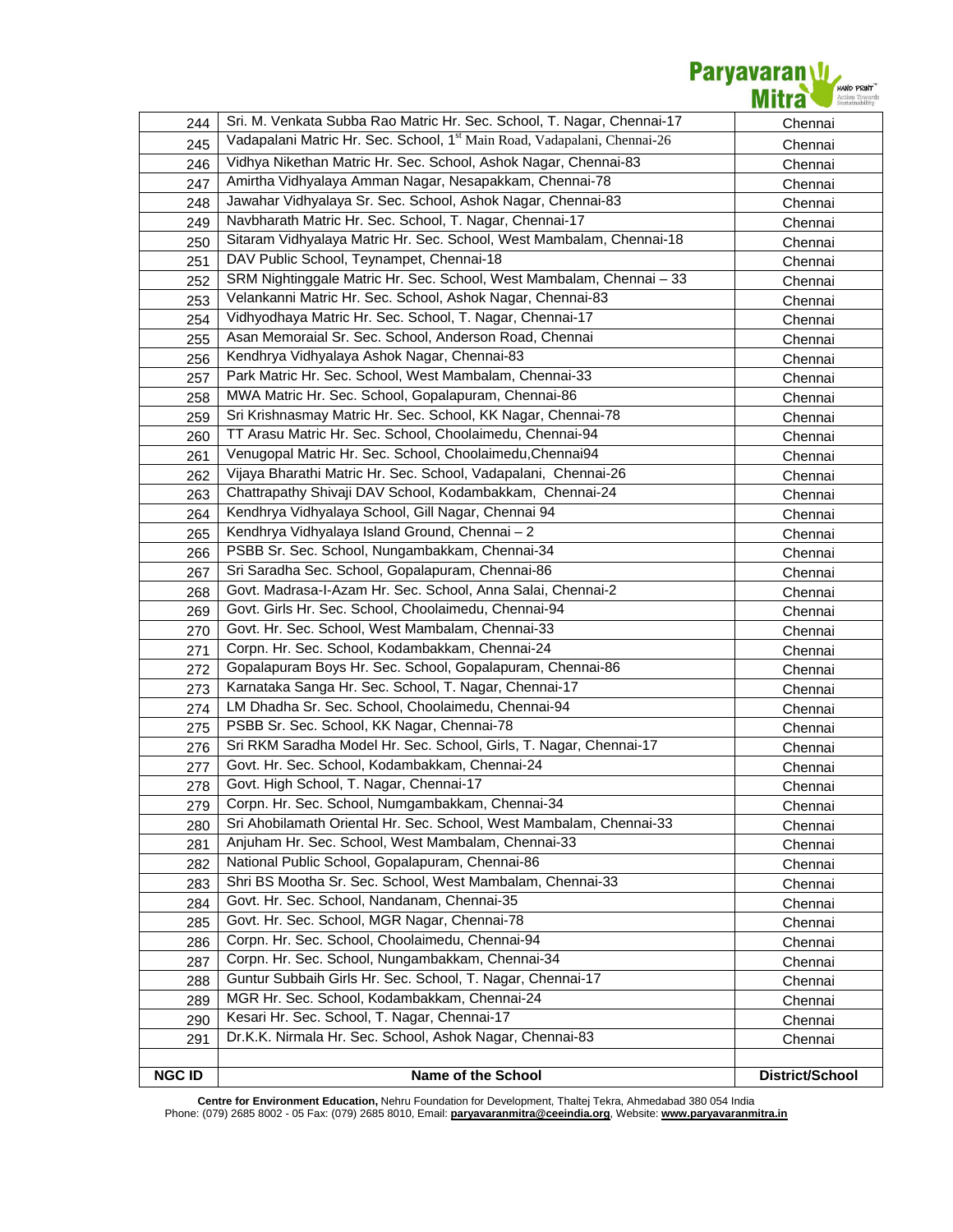| NGC ID | Name of the School | District/School |
|---|---|---|
| 244 | Sri. M. Venkata Subba Rao Matric Hr. Sec. School, T. Nagar, Chennai-17 | Chennai |
| 245 | Vadapalani Matric Hr. Sec. School, 1st Main Road, Vadapalani, Chennai-26 | Chennai |
| 246 | Vidhya Nikethan Matric Hr. Sec. School, Ashok Nagar, Chennai-83 | Chennai |
| 247 | Amirtha Vidhyalaya Amman Nagar, Nesapakkam, Chennai-78 | Chennai |
| 248 | Jawahar Vidhyalaya Sr. Sec. School, Ashok Nagar, Chennai-83 | Chennai |
| 249 | Navbharath Matric Hr. Sec. School, T. Nagar, Chennai-17 | Chennai |
| 250 | Sitaram Vidhyalaya Matric Hr. Sec. School, West Mambalam, Chennai-18 | Chennai |
| 251 | DAV Public School, Teynampet, Chennai-18 | Chennai |
| 252 | SRM Nightinggale Matric Hr. Sec. School, West Mambalam, Chennai – 33 | Chennai |
| 253 | Velankanni Matric Hr. Sec. School, Ashok Nagar, Chennai-83 | Chennai |
| 254 | Vidhyodhaya Matric Hr. Sec. School, T. Nagar, Chennai-17 | Chennai |
| 255 | Asan Memoraial Sr. Sec. School, Anderson Road, Chennai | Chennai |
| 256 | Kendhrya Vidhyalaya Ashok Nagar, Chennai-83 | Chennai |
| 257 | Park Matric Hr. Sec. School, West Mambalam, Chennai-33 | Chennai |
| 258 | MWA Matric Hr. Sec. School, Gopalapuram, Chennai-86 | Chennai |
| 259 | Sri Krishnasmay Matric Hr. Sec. School, KK Nagar, Chennai-78 | Chennai |
| 260 | TT Arasu Matric Hr. Sec. School, Choolaimedu, Chennai-94 | Chennai |
| 261 | Venugopal Matric Hr. Sec. School, Choolaimedu,Chennai94 | Chennai |
| 262 | Vijaya Bharathi Matric Hr. Sec. School, Vadapalani, Chennai-26 | Chennai |
| 263 | Chattrapathy Shivaji DAV School, Kodambakkam, Chennai-24 | Chennai |
| 264 | Kendhrya Vidhyalaya School, Gill Nagar, Chennai 94 | Chennai |
| 265 | Kendhrya Vidhyalaya Island Ground, Chennai – 2 | Chennai |
| 266 | PSBB Sr. Sec. School, Nungambakkam, Chennai-34 | Chennai |
| 267 | Sri Saradha Sec. School, Gopalapuram, Chennai-86 | Chennai |
| 268 | Govt. Madrasa-I-Azam Hr. Sec. School, Anna Salai, Chennai-2 | Chennai |
| 269 | Govt. Girls Hr. Sec. School, Choolaimedu, Chennai-94 | Chennai |
| 270 | Govt. Hr. Sec. School, West Mambalam, Chennai-33 | Chennai |
| 271 | Corpn. Hr. Sec. School, Kodambakkam, Chennai-24 | Chennai |
| 272 | Gopalapuram Boys Hr. Sec. School, Gopalapuram, Chennai-86 | Chennai |
| 273 | Karnataka Sanga Hr. Sec. School, T. Nagar, Chennai-17 | Chennai |
| 274 | LM Dhadha Sr. Sec. School, Choolaimedu, Chennai-94 | Chennai |
| 275 | PSBB Sr. Sec. School, KK Nagar, Chennai-78 | Chennai |
| 276 | Sri RKM Saradha Model Hr. Sec. School, Girls, T. Nagar, Chennai-17 | Chennai |
| 277 | Govt. Hr. Sec. School, Kodambakkam, Chennai-24 | Chennai |
| 278 | Govt. High School, T. Nagar, Chennai-17 | Chennai |
| 279 | Corpn. Hr. Sec. School, Numgambakkam, Chennai-34 | Chennai |
| 280 | Sri Ahobilamath Oriental Hr. Sec. School, West Mambalam, Chennai-33 | Chennai |
| 281 | Anjuham Hr. Sec. School, West Mambalam, Chennai-33 | Chennai |
| 282 | National Public School, Gopalapuram, Chennai-86 | Chennai |
| 283 | Shri BS Mootha Sr. Sec. School, West Mambalam, Chennai-33 | Chennai |
| 284 | Govt. Hr. Sec. School, Nandanam, Chennai-35 | Chennai |
| 285 | Govt. Hr. Sec. School, MGR Nagar, Chennai-78 | Chennai |
| 286 | Corpn. Hr. Sec. School, Choolaimedu, Chennai-94 | Chennai |
| 287 | Corpn. Hr. Sec. School, Nungambakkam, Chennai-34 | Chennai |
| 288 | Guntur Subbaih Girls Hr. Sec. School, T. Nagar, Chennai-17 | Chennai |
| 289 | MGR Hr. Sec. School, Kodambakkam, Chennai-24 | Chennai |
| 290 | Kesari Hr. Sec. School, T. Nagar, Chennai-17 | Chennai |
| 291 | Dr.K.K. Nirmala Hr. Sec. School, Ashok Nagar, Chennai-83 | Chennai |

**Centre for Environment Education,** Nehru Foundation for Development, Thaltej Tekra, Ahmedabad 380 054 India
Phone: (079) 2685 8002 - 05 Fax: (079) 2685 8010, Email: **paryavaranmitra@ceeindia.org**, Website: **www.paryavaranmitra.in**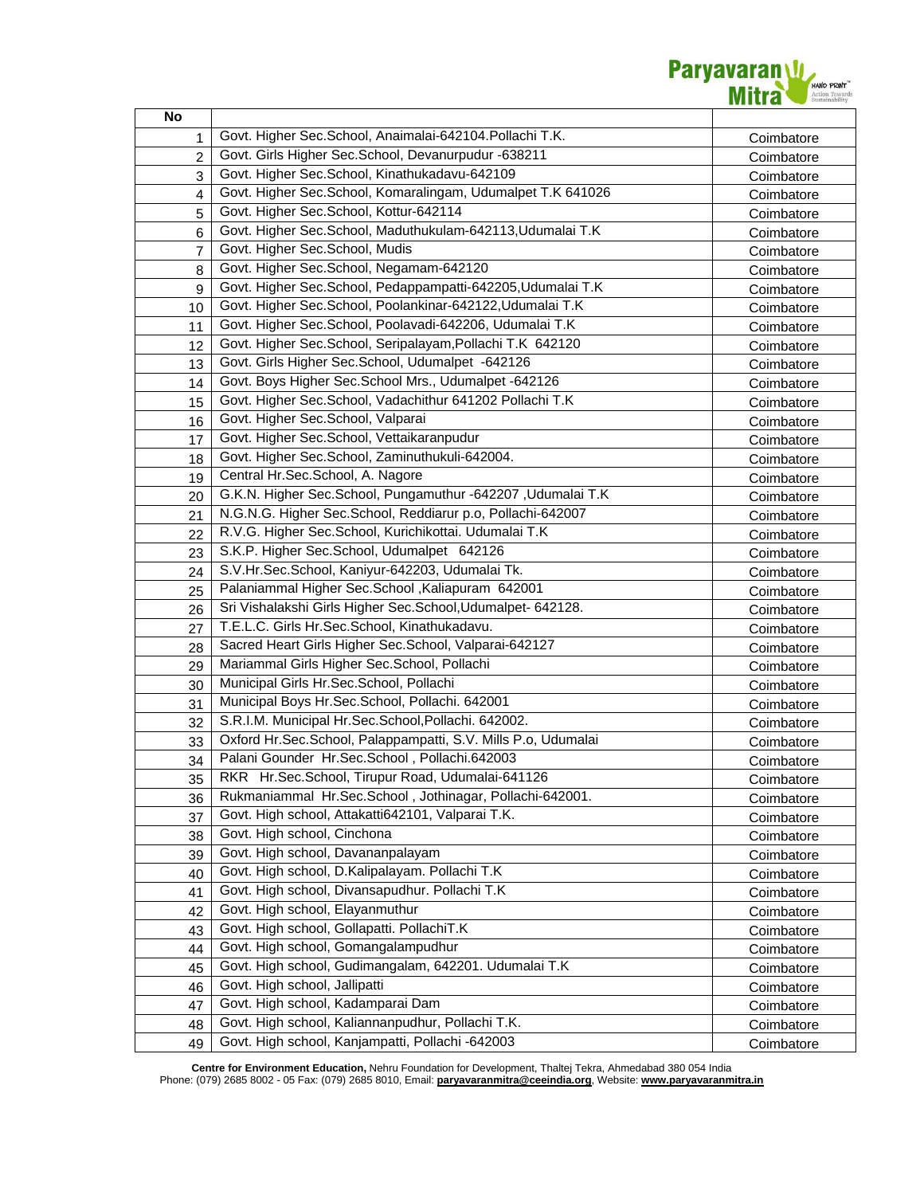| No | | |
|---|---|---|
| 1 | Govt. Higher Sec.School, Anaimalai-642104.Pollachi T.K. | Coimbatore |
| 2 | Govt. Girls Higher Sec.School, Devanurpudur -638211 | Coimbatore |
| 3 | Govt. Higher Sec.School, Kinathukadavu-642109 | Coimbatore |
| 4 | Govt. Higher Sec.School, Komaralingam, Udumalpet T.K 641026 | Coimbatore |
| 5 | Govt. Higher Sec.School, Kottur-642114 | Coimbatore |
| 6 | Govt. Higher Sec.School, Maduthukulam-642113,Udumalai T.K | Coimbatore |
| 7 | Govt. Higher Sec.School, Mudis | Coimbatore |
| 8 | Govt. Higher Sec.School, Negamam-642120 | Coimbatore |
| 9 | Govt. Higher Sec.School, Pedappampatti-642205,Udumalai T.K | Coimbatore |
| 10 | Govt. Higher Sec.School, Poolankinar-642122,Udumalai T.K | Coimbatore |
| 11 | Govt. Higher Sec.School, Poolavadi-642206, Udumalai T.K | Coimbatore |
| 12 | Govt. Higher Sec.School, Seripalayam,Pollachi T.K 642120 | Coimbatore |
| 13 | Govt. Girls Higher Sec.School, Udumalpet -642126 | Coimbatore |
| 14 | Govt. Boys Higher Sec.School Mrs., Udumalpet -642126 | Coimbatore |
| 15 | Govt. Higher Sec.School, Vadachithur 641202 Pollachi T.K | Coimbatore |
| 16 | Govt. Higher Sec.School, Valparai | Coimbatore |
| 17 | Govt. Higher Sec.School, Vettaikaranpudur | Coimbatore |
| 18 | Govt. Higher Sec.School, Zaminuthukuli-642004. | Coimbatore |
| 19 | Central Hr.Sec.School, A. Nagore | Coimbatore |
| 20 | G.K.N. Higher Sec.School, Pungamuthur -642207 ,Udumalai T.K | Coimbatore |
| 21 | N.G.N.G. Higher Sec.School, Reddiarur p.o, Pollachi-642007 | Coimbatore |
| 22 | R.V.G. Higher Sec.School, Kurichikottai. Udumalai T.K | Coimbatore |
| 23 | S.K.P. Higher Sec.School, Udumalpet 642126 | Coimbatore |
| 24 | S.V.Hr.Sec.School, Kaniyur-642203, Udumalai Tk. | Coimbatore |
| 25 | Palaniammal Higher Sec.School ,Kaliapuram 642001 | Coimbatore |
| 26 | Sri Vishalakshi Girls Higher Sec.School,Udumalpet- 642128. | Coimbatore |
| 27 | T.E.L.C. Girls Hr.Sec.School, Kinathukadavu. | Coimbatore |
| 28 | Sacred Heart Girls Higher Sec.School, Valparai-642127 | Coimbatore |
| 29 | Mariammal Girls Higher Sec.School, Pollachi | Coimbatore |
| 30 | Municipal Girls Hr.Sec.School, Pollachi | Coimbatore |
| 31 | Municipal Boys Hr.Sec.School, Pollachi. 642001 | Coimbatore |
| 32 | S.R.I.M. Municipal Hr.Sec.School,Pollachi. 642002. | Coimbatore |
| 33 | Oxford Hr.Sec.School, Palappampatti, S.V. Mills P.o, Udumalai | Coimbatore |
| 34 | Palani Gounder Hr.Sec.School , Pollachi.642003 | Coimbatore |
| 35 | RKR Hr.Sec.School, Tirupur Road, Udumalai-641126 | Coimbatore |
| 36 | Rukmaniammal Hr.Sec.School , Jothinagar, Pollachi-642001. | Coimbatore |
| 37 | Govt. High school, Attakatti642101, Valparai T.K. | Coimbatore |
| 38 | Govt. High school, Cinchona | Coimbatore |
| 39 | Govt. High school, Davananpalayam | Coimbatore |
| 40 | Govt. High school, D.Kalipalayam. Pollachi T.K | Coimbatore |
| 41 | Govt. High school, Divansapudhur. Pollachi T.K | Coimbatore |
| 42 | Govt. High school, Elayanmuthur | Coimbatore |
| 43 | Govt. High school, Gollapatti. PollachiT.K | Coimbatore |
| 44 | Govt. High school, Gomangalampudhur | Coimbatore |
| 45 | Govt. High school, Gudimangalam, 642201. Udumalai T.K | Coimbatore |
| 46 | Govt. High school, Jallipatti | Coimbatore |
| 47 | Govt. High school, Kadamparai Dam | Coimbatore |
| 48 | Govt. High school, Kaliannanpudhur, Pollachi T.K. | Coimbatore |
| 49 | Govt. High school, Kanjampatti, Pollachi -642003 | Coimbatore |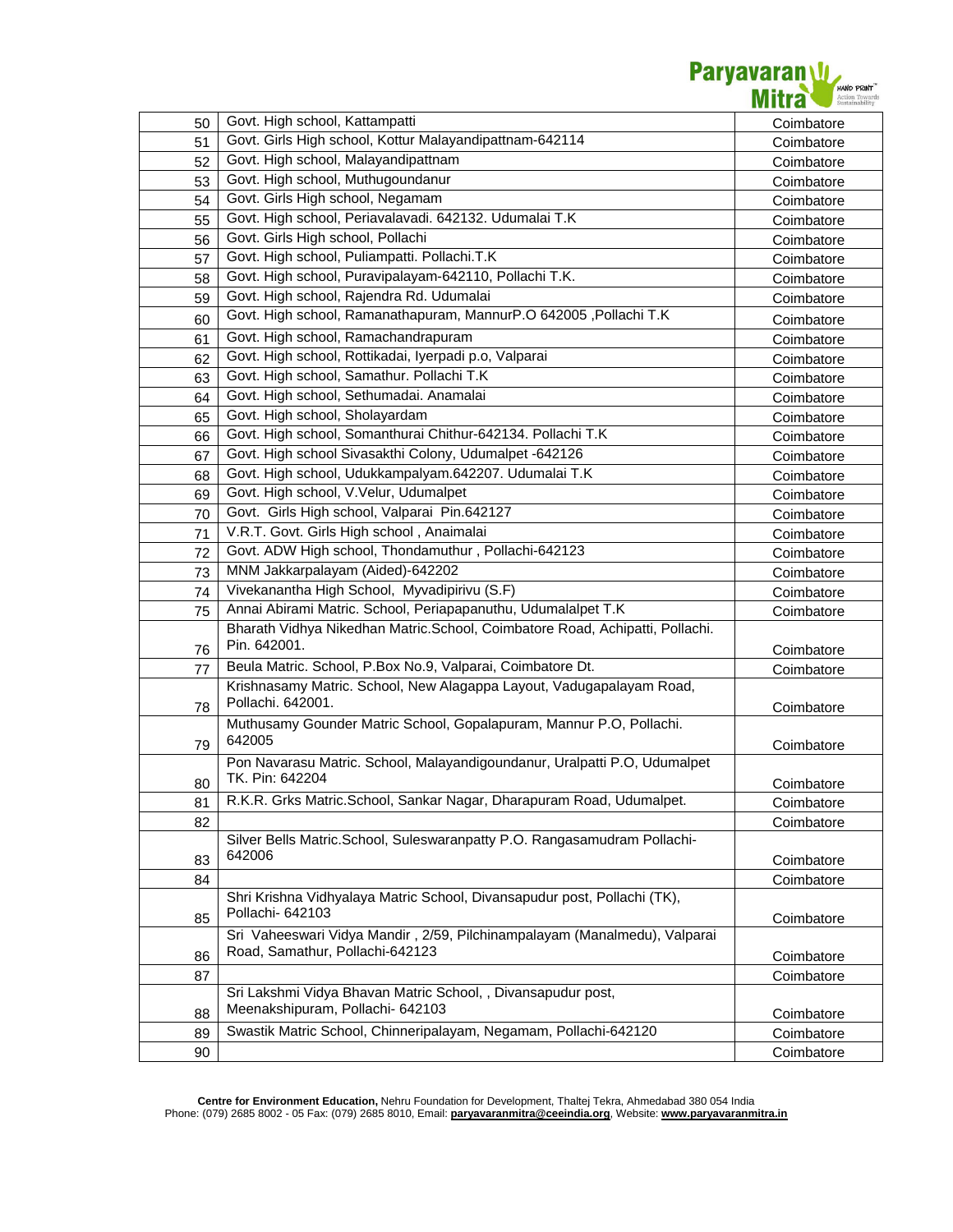| | | |
|---|---|---|
| 50 | Govt. High school, Kattampatti | Coimbatore |
| 51 | Govt. Girls High school, Kottur Malayandipattnam-642114 | Coimbatore |
| 52 | Govt. High school, Malayandipattnam | Coimbatore |
| 53 | Govt. High school, Muthugoundanur | Coimbatore |
| 54 | Govt. Girls High school, Negamam | Coimbatore |
| 55 | Govt. High school, Periavalavadi. 642132. Udumalai T.K | Coimbatore |
| 56 | Govt. Girls High school, Pollachi | Coimbatore |
| 57 | Govt. High school, Puliampatti. Pollachi.T.K | Coimbatore |
| 58 | Govt. High school, Puravipalayam-642110, Pollachi T.K. | Coimbatore |
| 59 | Govt. High school, Rajendra Rd. Udumalai | Coimbatore |
| 60 | Govt. High school, Ramanathapuram, MannurP.O 642005 ,Pollachi T.K | Coimbatore |
| 61 | Govt. High school, Ramachandrapuram | Coimbatore |
| 62 | Govt. High school, Rottikadai, Iyerpadi p.o, Valparai | Coimbatore |
| 63 | Govt. High school, Samathur. Pollachi T.K | Coimbatore |
| 64 | Govt. High school, Sethumadai. Anamalai | Coimbatore |
| 65 | Govt. High school, Sholayardam | Coimbatore |
| 66 | Govt. High school, Somanthurai Chithur-642134. Pollachi T.K | Coimbatore |
| 67 | Govt. High school Sivasakthi Colony, Udumalpet -642126 | Coimbatore |
| 68 | Govt. High school, Udukkampalyam.642207. Udumalai T.K | Coimbatore |
| 69 | Govt. High school, V.Velur, Udumalpet | Coimbatore |
| 70 | Govt. Girls High school, Valparai Pin.642127 | Coimbatore |
| 71 | V.R.T. Govt. Girls High school , Anaimalai | Coimbatore |
| 72 | Govt. ADW High school, Thondamuthur , Pollachi-642123 | Coimbatore |
| 73 | MNM Jakkarpalayam (Aided)-642202 | Coimbatore |
| 74 | Vivekanantha High School, Myvadipirivu (S.F) | Coimbatore |
| 75 | Annai Abirami Matric. School, Periapapanuthu, Udumalalpet T.K | Coimbatore |
| 76 | Bharath Vidhya Nikedhan Matric.School, Coimbatore Road, Achipatti, Pollachi. Pin. 642001. | Coimbatore |
| 77 | Beula Matric. School, P.Box No.9, Valparai, Coimbatore Dt. | Coimbatore |
| 78 | Krishnasamy Matric. School, New Alagappa Layout, Vadugapalayam Road, Pollachi. 642001. | Coimbatore |
| 79 | Muthusamy Gounder Matric School, Gopalapuram, Mannur P.O, Pollachi. 642005 | Coimbatore |
| 80 | Pon Navarasu Matric. School, Malayandigoundanur, Uralpatti P.O, Udumalpet TK. Pin: 642204 | Coimbatore |
| 81 | R.K.R. Grks Matric.School, Sankar Nagar, Dharapuram Road, Udumalpet. | Coimbatore |
| 82 | | Coimbatore |
| 83 | Silver Bells Matric.School, Suleswaranpatty P.O. Rangasamudram Pollachi-642006 | Coimbatore |
| 84 | | Coimbatore |
| 85 | Shri Krishna Vidhyalaya Matric School, Divansapudur post, Pollachi (TK), Pollachi- 642103 | Coimbatore |
| 86 | Sri Vaheeswari Vidya Mandir , 2/59, Pilchinampalayam (Manalmedu), Valparai Road, Samathur, Pollachi-642123 | Coimbatore |
| 87 | | Coimbatore |
| 88 | Sri Lakshmi Vidya Bhavan Matric School, , Divansapudur post, Meenakshipuram, Pollachi- 642103 | Coimbatore |
| 89 | Swastik Matric School, Chinneripalayam, Negamam, Pollachi-642120 | Coimbatore |
| 90 | | Coimbatore |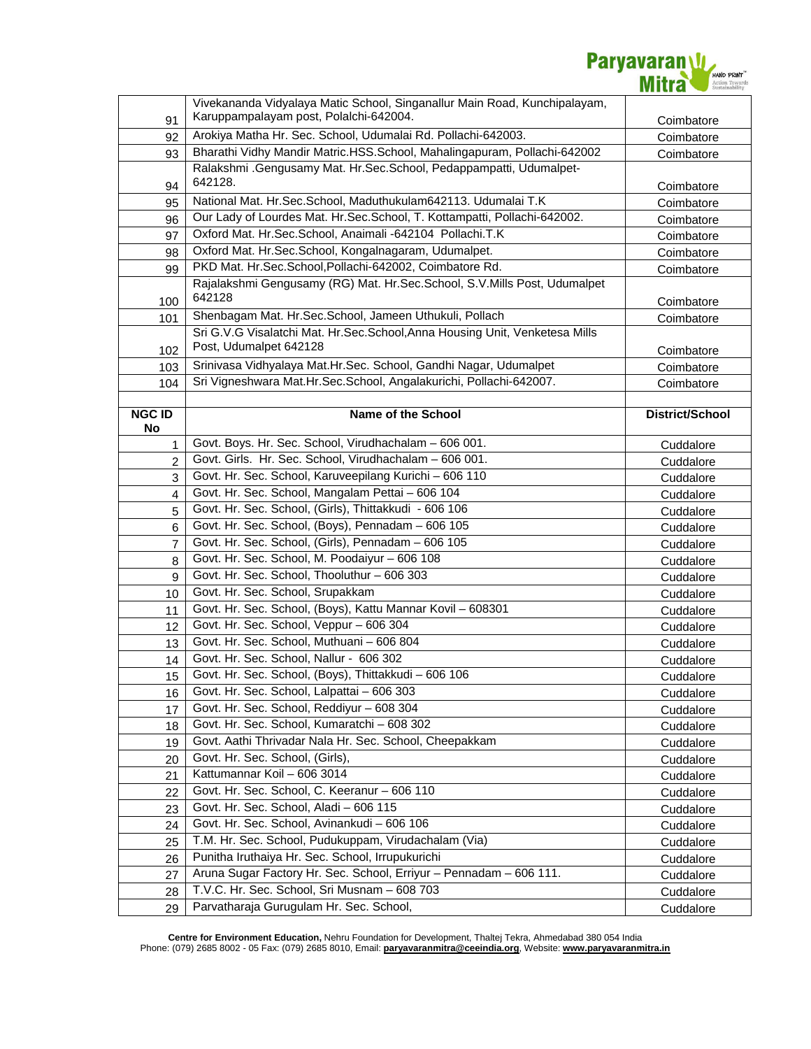| | | |
|---|---|---|
| 91 | Vivekananda Vidyalaya Matic School, Singanallur Main Road, Kunchipalayam, Karuppampalayam post, Polalchi-642004. | Coimbatore |
| 92 | Arokiya Matha Hr. Sec. School, Udumalai Rd. Pollachi-642003. | Coimbatore |
| 93 | Bharathi Vidhy Mandir Matric.HSS.School, Mahalingapuram, Pollachi-642002 | Coimbatore |
| 94 | Ralakshmi .Gengusamy Mat. Hr.Sec.School, Pedappampatti, Udumalpet-642128. | Coimbatore |
| 95 | National Mat. Hr.Sec.School, Maduthukulam642113. Udumalai T.K | Coimbatore |
| 96 | Our Lady of Lourdes Mat. Hr.Sec.School, T. Kottampatti, Pollachi-642002. | Coimbatore |
| 97 | Oxford Mat. Hr.Sec.School, Anaimali -642104 Pollachi.T.K | Coimbatore |
| 98 | Oxford Mat. Hr.Sec.School, Kongalnagaram, Udumalpet. | Coimbatore |
| 99 | PKD Mat. Hr.Sec.School,Pollachi-642002, Coimbatore Rd. | Coimbatore |
| 100 | Rajalakshmi Gengusamy (RG) Mat. Hr.Sec.School, S.V.Mills Post, Udumalpet 642128 | Coimbatore |
| 101 | Shenbagam Mat. Hr.Sec.School, Jameen Uthukuli, Pollach | Coimbatore |
| 102 | Sri G.V.G Visalatchi Mat. Hr.Sec.School,Anna Housing Unit, Venketesa Mills Post, Udumalpet 642128 | Coimbatore |
| 103 | Srinivasa Vidhyalaya Mat.Hr.Sec. School, Gandhi Nagar, Udumalpet | Coimbatore |
| 104 | Sri Vigneshwara Mat.Hr.Sec.School, Angalakurichi, Pollachi-642007. | Coimbatore |

| NGC ID No | Name of the School | District/School |
|---|---|---|
| 1 | Govt. Boys. Hr. Sec. School, Virudhachalam – 606 001. | Cuddalore |
| 2 | Govt. Girls. Hr. Sec. School, Virudhachalam – 606 001. | Cuddalore |
| 3 | Govt. Hr. Sec. School, Karuveepilang Kurichi – 606 110 | Cuddalore |
| 4 | Govt. Hr. Sec. School, Mangalam Pettai – 606 104 | Cuddalore |
| 5 | Govt. Hr. Sec. School, (Girls), Thittakkudi - 606 106 | Cuddalore |
| 6 | Govt. Hr. Sec. School, (Boys), Pennadam – 606 105 | Cuddalore |
| 7 | Govt. Hr. Sec. School, (Girls), Pennadam – 606 105 | Cuddalore |
| 8 | Govt. Hr. Sec. School, M. Poodaiyur – 606 108 | Cuddalore |
| 9 | Govt. Hr. Sec. School, Thooluthur – 606 303 | Cuddalore |
| 10 | Govt. Hr. Sec. School, Srupakkam | Cuddalore |
| 11 | Govt. Hr. Sec. School, (Boys), Kattu Mannar Kovil – 608301 | Cuddalore |
| 12 | Govt. Hr. Sec. School, Veppur – 606 304 | Cuddalore |
| 13 | Govt. Hr. Sec. School, Muthuani – 606 804 | Cuddalore |
| 14 | Govt. Hr. Sec. School, Nallur - 606 302 | Cuddalore |
| 15 | Govt. Hr. Sec. School, (Boys), Thittakkudi – 606 106 | Cuddalore |
| 16 | Govt. Hr. Sec. School, Lalpattai – 606 303 | Cuddalore |
| 17 | Govt. Hr. Sec. School, Reddiyur – 608 304 | Cuddalore |
| 18 | Govt. Hr. Sec. School, Kumaratchi – 608 302 | Cuddalore |
| 19 | Govt. Aathi Thrivadar Nala Hr. Sec. School, Cheepakkam | Cuddalore |
| 20 | Govt. Hr. Sec. School, (Girls), | Cuddalore |
| 21 | Kattumannar Koil – 606 3014 | Cuddalore |
| 22 | Govt. Hr. Sec. School, C. Keeranur – 606 110 | Cuddalore |
| 23 | Govt. Hr. Sec. School, Aladi – 606 115 | Cuddalore |
| 24 | Govt. Hr. Sec. School, Avinankudi – 606 106 | Cuddalore |
| 25 | T.M. Hr. Sec. School, Pudukuppam, Virudachalam (Via) | Cuddalore |
| 26 | Punitha Iruthaiya Hr. Sec. School, Irrupukurichi | Cuddalore |
| 27 | Aruna Sugar Factory Hr. Sec. School, Erriyur – Pennadam – 606 111. | Cuddalore |
| 28 | T.V.C. Hr. Sec. School, Sri Musnam – 608 703 | Cuddalore |
| 29 | Parvatharaja Gurugulam Hr. Sec. School, | Cuddalore |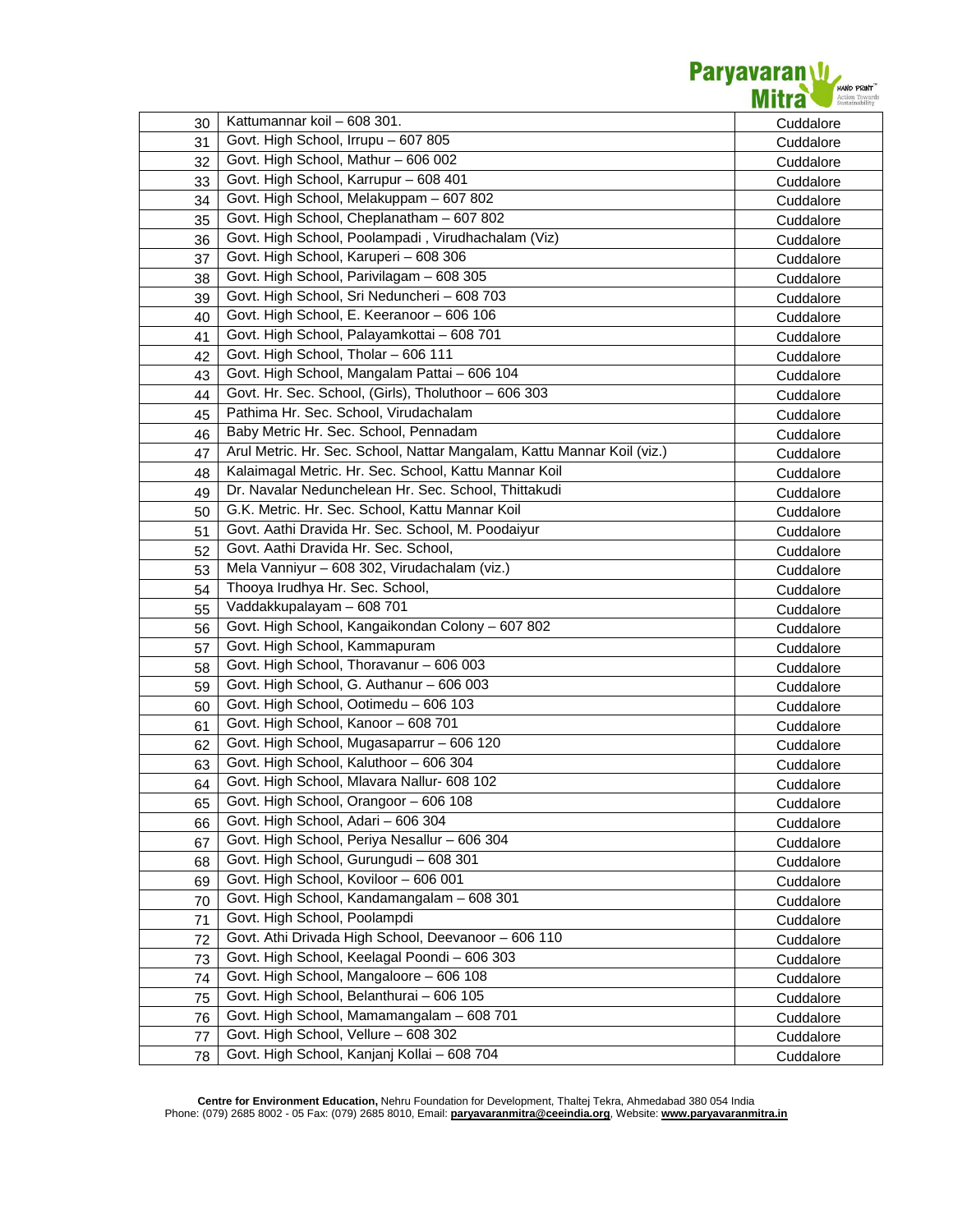| | | |
|---|---|---|
| 30 | Kattumannar koil – 608 301. | Cuddalore |
| 31 | Govt. High School, Irrupu – 607 805 | Cuddalore |
| 32 | Govt. High School, Mathur – 606 002 | Cuddalore |
| 33 | Govt. High School, Karrupur – 608 401 | Cuddalore |
| 34 | Govt. High School, Melakuppam – 607 802 | Cuddalore |
| 35 | Govt. High School, Cheplanatham – 607 802 | Cuddalore |
| 36 | Govt. High School, Poolampadi , Virudhachalam (Viz) | Cuddalore |
| 37 | Govt. High School, Karuperi – 608 306 | Cuddalore |
| 38 | Govt. High School, Parivilagam – 608 305 | Cuddalore |
| 39 | Govt. High School, Sri Neduncheri – 608 703 | Cuddalore |
| 40 | Govt. High School, E. Keeranoor – 606 106 | Cuddalore |
| 41 | Govt. High School, Palayamkottai – 608 701 | Cuddalore |
| 42 | Govt. High School, Tholar – 606 111 | Cuddalore |
| 43 | Govt. High School, Mangalam Pattai – 606 104 | Cuddalore |
| 44 | Govt. Hr. Sec. School, (Girls), Tholuthoor – 606 303 | Cuddalore |
| 45 | Pathima Hr. Sec. School, Virudachalam | Cuddalore |
| 46 | Baby Metric Hr. Sec. School, Pennadam | Cuddalore |
| 47 | Arul Metric. Hr. Sec. School, Nattar Mangalam, Kattu Mannar Koil (viz.) | Cuddalore |
| 48 | Kalaimagal Metric. Hr. Sec. School, Kattu Mannar Koil | Cuddalore |
| 49 | Dr. Navalar Nedunchelean Hr. Sec. School, Thittakudi | Cuddalore |
| 50 | G.K. Metric. Hr. Sec. School, Kattu Mannar Koil | Cuddalore |
| 51 | Govt. Aathi Dravida Hr. Sec. School, M. Poodaiyur | Cuddalore |
| 52 | Govt. Aathi Dravida Hr. Sec. School, | Cuddalore |
| 53 | Mela Vanniyur – 608 302, Virudachalam (viz.) | Cuddalore |
| 54 | Thooya Irudhya Hr. Sec. School, | Cuddalore |
| 55 | Vaddakkupalayam – 608 701 | Cuddalore |
| 56 | Govt. High School, Kangaikondan Colony – 607 802 | Cuddalore |
| 57 | Govt. High School, Kammapuram | Cuddalore |
| 58 | Govt. High School, Thoravanur – 606 003 | Cuddalore |
| 59 | Govt. High School, G. Authanur – 606 003 | Cuddalore |
| 60 | Govt. High School, Ootimedu – 606 103 | Cuddalore |
| 61 | Govt. High School, Kanoor – 608 701 | Cuddalore |
| 62 | Govt. High School, Mugasaparrur – 606 120 | Cuddalore |
| 63 | Govt. High School, Kaluthoor – 606 304 | Cuddalore |
| 64 | Govt. High School, Mlavara Nallur- 608 102 | Cuddalore |
| 65 | Govt. High School, Orangoor – 606 108 | Cuddalore |
| 66 | Govt. High School, Adari – 606 304 | Cuddalore |
| 67 | Govt. High School, Periya Nesallur – 606 304 | Cuddalore |
| 68 | Govt. High School, Gurungudi – 608 301 | Cuddalore |
| 69 | Govt. High School, Koviloor – 606 001 | Cuddalore |
| 70 | Govt. High School, Kandamangalam – 608 301 | Cuddalore |
| 71 | Govt. High School, Poolampdi | Cuddalore |
| 72 | Govt. Athi Drivada High School, Deevanoor – 606 110 | Cuddalore |
| 73 | Govt. High School, Keelagal Poondi – 606 303 | Cuddalore |
| 74 | Govt. High School, Mangaloore – 606 108 | Cuddalore |
| 75 | Govt. High School, Belanthurai – 606 105 | Cuddalore |
| 76 | Govt. High School, Mamamangalam – 608 701 | Cuddalore |
| 77 | Govt. High School, Vellure – 608 302 | Cuddalore |
| 78 | Govt. High School, Kanjanj Kollai – 608 704 | Cuddalore |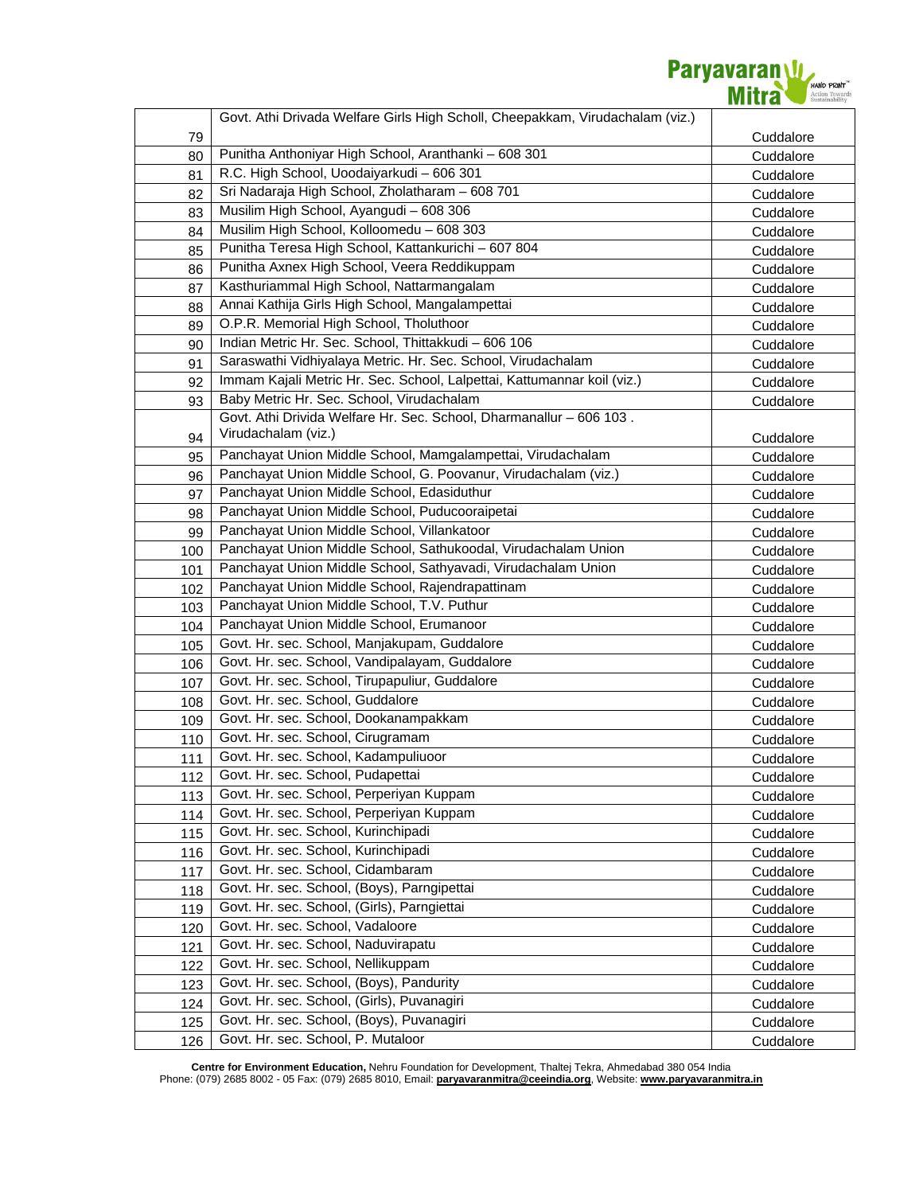| 79 | Govt. Athi Drivada Welfare Girls High Scholl, Cheepakkam, Virudachalam (viz.) | Cuddalore |
|---|---|---|
| 80 | Punitha Anthoniyar High School, Aranthanki – 608 301 | Cuddalore |
| 81 | R.C. High School, Uoodaiyarkudi – 606 301 | Cuddalore |
| 82 | Sri Nadaraja High School, Zholatharam – 608 701 | Cuddalore |
| 83 | Musilim High School, Ayangudi – 608 306 | Cuddalore |
| 84 | Musilim High School, Kolloomedu – 608 303 | Cuddalore |
| 85 | Punitha Teresa High School, Kattankurichi – 607 804 | Cuddalore |
| 86 | Punitha Axnex High School, Veera Reddikuppam | Cuddalore |
| 87 | Kasthuriammal High School, Nattarmangalam | Cuddalore |
| 88 | Annai Kathija Girls High School, Mangalampettai | Cuddalore |
| 89 | O.P.R. Memorial High School, Tholuthoor | Cuddalore |
| 90 | Indian Metric Hr. Sec. School, Thittakkudi – 606 106 | Cuddalore |
| 91 | Saraswathi Vidhiyalaya Metric. Hr. Sec. School, Virudachalam | Cuddalore |
| 92 | Immam Kajali Metric Hr. Sec. School, Lalpettai, Kattumannar koil (viz.) | Cuddalore |
| 93 | Baby Metric Hr. Sec. School, Virudachalam | Cuddalore |
| 94 | Govt. Athi Drivida Welfare Hr. Sec. School, Dharmanallur – 606 103 . Virudachalam (viz.) | Cuddalore |
| 95 | Panchayat Union Middle School, Mamgalampettai, Virudachalam | Cuddalore |
| 96 | Panchayat Union Middle School, G. Poovanur, Virudachalam (viz.) | Cuddalore |
| 97 | Panchayat Union Middle School, Edasiduthur | Cuddalore |
| 98 | Panchayat Union Middle School, Puducooraipetai | Cuddalore |
| 99 | Panchayat Union Middle School, Villankatoor | Cuddalore |
| 100 | Panchayat Union Middle School, Sathukoodal, Virudachalam Union | Cuddalore |
| 101 | Panchayat Union Middle School, Sathyavadi, Virudachalam Union | Cuddalore |
| 102 | Panchayat Union Middle School, Rajendrapattinam | Cuddalore |
| 103 | Panchayat Union Middle School, T.V. Puthur | Cuddalore |
| 104 | Panchayat Union Middle School, Erumanoor | Cuddalore |
| 105 | Govt. Hr. sec. School, Manjakupam, Guddalore | Cuddalore |
| 106 | Govt. Hr. sec. School, Vandipalayam, Guddalore | Cuddalore |
| 107 | Govt. Hr. sec. School, Tirupapuliur, Guddalore | Cuddalore |
| 108 | Govt. Hr. sec. School, Guddalore | Cuddalore |
| 109 | Govt. Hr. sec. School, Dookanampakkam | Cuddalore |
| 110 | Govt. Hr. sec. School, Cirugramam | Cuddalore |
| 111 | Govt. Hr. sec. School, Kadampuliuoor | Cuddalore |
| 112 | Govt. Hr. sec. School, Pudapettai | Cuddalore |
| 113 | Govt. Hr. sec. School, Perperiyan Kuppam | Cuddalore |
| 114 | Govt. Hr. sec. School, Perperiyan Kuppam | Cuddalore |
| 115 | Govt. Hr. sec. School, Kurinchipadi | Cuddalore |
| 116 | Govt. Hr. sec. School, Kurinchipadi | Cuddalore |
| 117 | Govt. Hr. sec. School, Cidambaram | Cuddalore |
| 118 | Govt. Hr. sec. School, (Boys), Parngipettai | Cuddalore |
| 119 | Govt. Hr. sec. School, (Girls), Parngiettai | Cuddalore |
| 120 | Govt. Hr. sec. School, Vadaloore | Cuddalore |
| 121 | Govt. Hr. sec. School, Naduvirapatu | Cuddalore |
| 122 | Govt. Hr. sec. School, Nellikuppam | Cuddalore |
| 123 | Govt. Hr. sec. School, (Boys), Pandurity | Cuddalore |
| 124 | Govt. Hr. sec. School, (Girls), Puvanagiri | Cuddalore |
| 125 | Govt. Hr. sec. School, (Boys), Puvanagiri | Cuddalore |
| 126 | Govt. Hr. sec. School, P. Mutaloor | Cuddalore |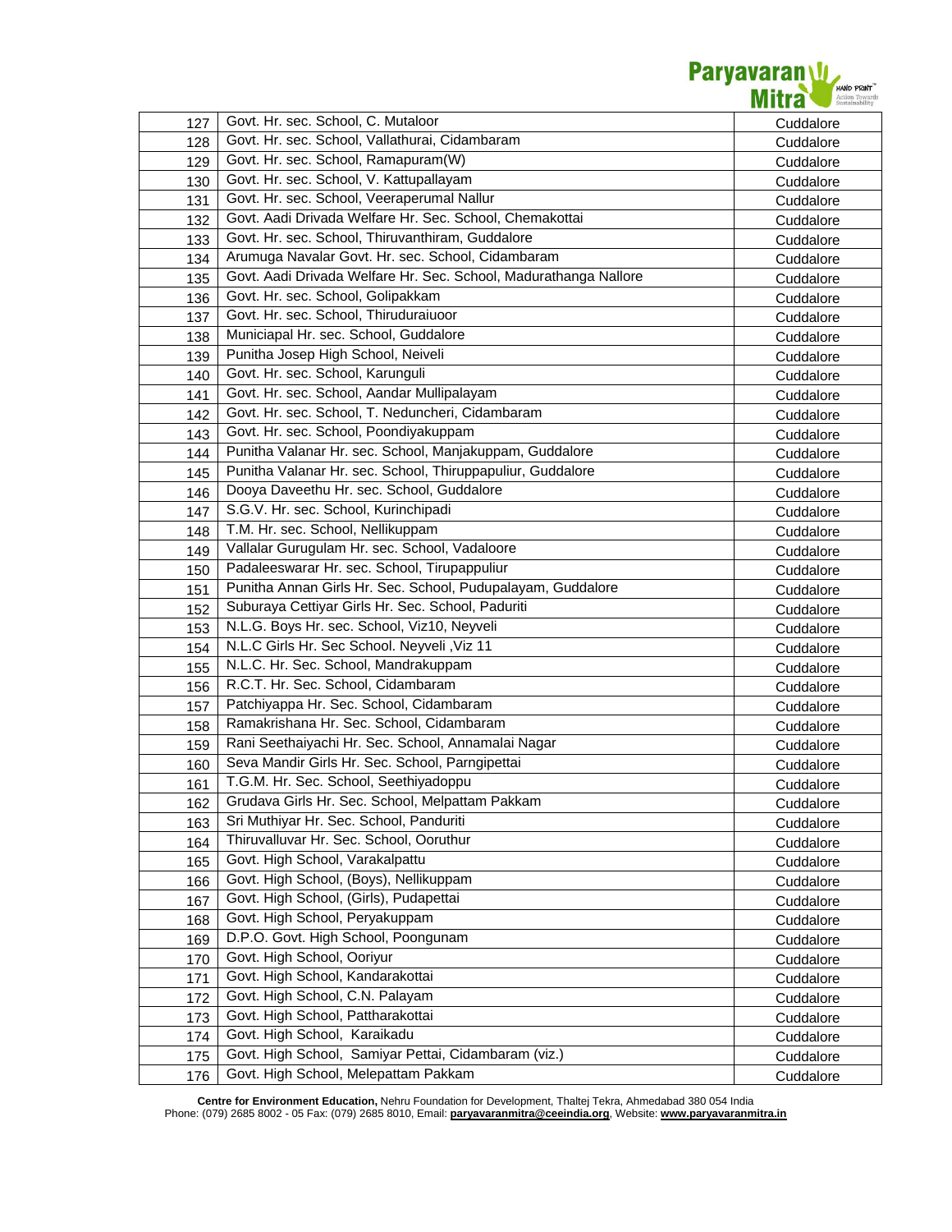| | | |
|---|---|---|
| 127 | Govt. Hr. sec. School, C. Mutaloor | Cuddalore |
| 128 | Govt. Hr. sec. School, Vallathurai, Cidambaram | Cuddalore |
| 129 | Govt. Hr. sec. School, Ramapuram(W) | Cuddalore |
| 130 | Govt. Hr. sec. School, V. Kattupallayam | Cuddalore |
| 131 | Govt. Hr. sec. School, Veeraperumal Nallur | Cuddalore |
| 132 | Govt. Aadi Drivada Welfare Hr. Sec. School, Chemakottai | Cuddalore |
| 133 | Govt. Hr. sec. School, Thiruvanthiram, Guddalore | Cuddalore |
| 134 | Arumuga Navalar Govt. Hr. sec. School, Cidambaram | Cuddalore |
| 135 | Govt. Aadi Drivada Welfare Hr. Sec. School, Madurathanga Nallore | Cuddalore |
| 136 | Govt. Hr. sec. School, Golipakkam | Cuddalore |
| 137 | Govt. Hr. sec. School, Thiruduraiuoor | Cuddalore |
| 138 | Municiapal Hr. sec. School, Guddalore | Cuddalore |
| 139 | Punitha Josep High School, Neiveli | Cuddalore |
| 140 | Govt. Hr. sec. School, Karunguli | Cuddalore |
| 141 | Govt. Hr. sec. School, Aandar Mullipalayam | Cuddalore |
| 142 | Govt. Hr. sec. School, T. Neduncheri, Cidambaram | Cuddalore |
| 143 | Govt. Hr. sec. School, Poondiyakuppam | Cuddalore |
| 144 | Punitha Valanar Hr. sec. School, Manjakuppam, Guddalore | Cuddalore |
| 145 | Punitha Valanar Hr. sec. School, Thiruppapuliur, Guddalore | Cuddalore |
| 146 | Dooya Daveethu Hr. sec. School, Guddalore | Cuddalore |
| 147 | S.G.V. Hr. sec. School, Kurinchipadi | Cuddalore |
| 148 | T.M. Hr. sec. School, Nellikuppam | Cuddalore |
| 149 | Vallalar Gurugulam Hr. sec. School, Vadaloore | Cuddalore |
| 150 | Padaleeswarar Hr. sec. School, Tirupappuliur | Cuddalore |
| 151 | Punitha Annan Girls Hr. Sec. School, Pudupalayam, Guddalore | Cuddalore |
| 152 | Suburaya Cettiyar Girls Hr. Sec. School, Paduriti | Cuddalore |
| 153 | N.L.G. Boys Hr. sec. School, Viz10, Neyveli | Cuddalore |
| 154 | N.L.C Girls Hr. Sec School. Neyveli ,Viz 11 | Cuddalore |
| 155 | N.L.C. Hr. Sec. School, Mandrakuppam | Cuddalore |
| 156 | R.C.T. Hr. Sec. School, Cidambaram | Cuddalore |
| 157 | Patchiyappa Hr. Sec. School, Cidambaram | Cuddalore |
| 158 | Ramakrishana Hr. Sec. School, Cidambaram | Cuddalore |
| 159 | Rani Seethaiyachi Hr. Sec. School, Annamalai Nagar | Cuddalore |
| 160 | Seva Mandir Girls Hr. Sec. School, Parngipettai | Cuddalore |
| 161 | T.G.M. Hr. Sec. School, Seethiyadoppu | Cuddalore |
| 162 | Grudava Girls Hr. Sec. School, Melpattam Pakkam | Cuddalore |
| 163 | Sri Muthiyar Hr. Sec. School, Panduriti | Cuddalore |
| 164 | Thiruvalluvar Hr. Sec. School, Ooruthur | Cuddalore |
| 165 | Govt. High School, Varakalpattu | Cuddalore |
| 166 | Govt. High School, (Boys), Nellikuppam | Cuddalore |
| 167 | Govt. High School, (Girls), Pudapettai | Cuddalore |
| 168 | Govt. High School, Peryakuppam | Cuddalore |
| 169 | D.P.O. Govt. High School, Poongunam | Cuddalore |
| 170 | Govt. High School, Ooriyur | Cuddalore |
| 171 | Govt. High School, Kandarakottai | Cuddalore |
| 172 | Govt. High School, C.N. Palayam | Cuddalore |
| 173 | Govt. High School, Pattharakottai | Cuddalore |
| 174 | Govt. High School, Karaikadu | Cuddalore |
| 175 | Govt. High School, Samiyar Pettai, Cidambaram (viz.) | Cuddalore |
| 176 | Govt. High School, Melepattam Pakkam | Cuddalore |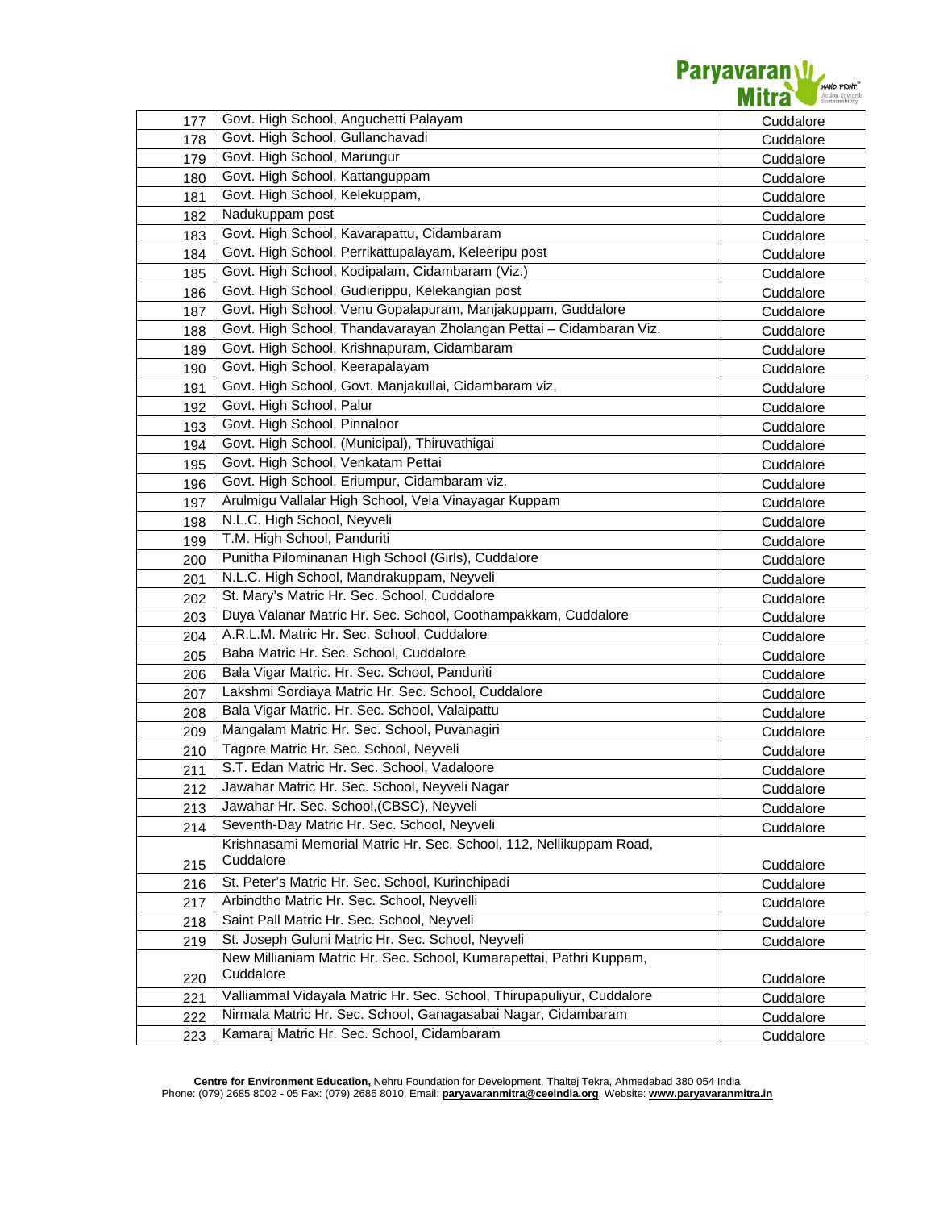| | | |
|---|---|---|
| 177 | Govt. High School, Anguchetti Palayam | Cuddalore |
| 178 | Govt. High School, Gullanchavadi | Cuddalore |
| 179 | Govt. High School, Marungur | Cuddalore |
| 180 | Govt. High School, Kattanguppam | Cuddalore |
| 181 | Govt. High School, Kelekuppam, | Cuddalore |
| 182 | Nadukuppam post | Cuddalore |
| 183 | Govt. High School, Kavarapattu, Cidambaram | Cuddalore |
| 184 | Govt. High School, Perrikattupalayam, Keleeripu post | Cuddalore |
| 185 | Govt. High School, Kodipalam, Cidambaram (Viz.) | Cuddalore |
| 186 | Govt. High School, Gudierippu, Kelekangian post | Cuddalore |
| 187 | Govt. High School, Venu Gopalapuram, Manjakuppam, Guddalore | Cuddalore |
| 188 | Govt. High School, Thandavarayan Zholangan Pettai – Cidambaran Viz. | Cuddalore |
| 189 | Govt. High School, Krishnapuram, Cidambaram | Cuddalore |
| 190 | Govt. High School, Keerapalayam | Cuddalore |
| 191 | Govt. High School, Govt. Manjakullai, Cidambaram viz, | Cuddalore |
| 192 | Govt. High School, Palur | Cuddalore |
| 193 | Govt. High School, Pinnaloor | Cuddalore |
| 194 | Govt. High School, (Municipal), Thiruvathigai | Cuddalore |
| 195 | Govt. High School, Venkatam Pettai | Cuddalore |
| 196 | Govt. High School, Eriumpur, Cidambaram viz. | Cuddalore |
| 197 | Arulmigu Vallalar High School, Vela Vinayagar Kuppam | Cuddalore |
| 198 | N.L.C. High School, Neyveli | Cuddalore |
| 199 | T.M. High School, Panduriti | Cuddalore |
| 200 | Punitha Pilominanan High School (Girls), Cuddalore | Cuddalore |
| 201 | N.L.C. High School, Mandrakuppam, Neyveli | Cuddalore |
| 202 | St. Mary's Matric Hr. Sec. School, Cuddalore | Cuddalore |
| 203 | Duya Valanar Matric Hr. Sec. School, Coothampakkam, Cuddalore | Cuddalore |
| 204 | A.R.L.M. Matric Hr. Sec. School, Cuddalore | Cuddalore |
| 205 | Baba Matric Hr. Sec. School, Cuddalore | Cuddalore |
| 206 | Bala Vigar Matric. Hr. Sec. School, Panduriti | Cuddalore |
| 207 | Lakshmi Sordiaya Matric Hr. Sec. School, Cuddalore | Cuddalore |
| 208 | Bala Vigar Matric. Hr. Sec. School, Valaipattu | Cuddalore |
| 209 | Mangalam Matric Hr. Sec. School, Puvanagiri | Cuddalore |
| 210 | Tagore Matric Hr. Sec. School, Neyveli | Cuddalore |
| 211 | S.T. Edan Matric Hr. Sec. School, Vadaloore | Cuddalore |
| 212 | Jawahar Matric Hr. Sec. School, Neyveli Nagar | Cuddalore |
| 213 | Jawahar Hr. Sec. School,(CBSC), Neyveli | Cuddalore |
| 214 | Seventh-Day Matric Hr. Sec. School, Neyveli | Cuddalore |
| 215 | Krishnasami Memorial Matric Hr. Sec. School, 112, Nellikuppam Road, Cuddalore | Cuddalore |
| 216 | St. Peter's Matric Hr. Sec. School, Kurinchipadi | Cuddalore |
| 217 | Arbindtho Matric Hr. Sec. School, Neyvelli | Cuddalore |
| 218 | Saint Pall Matric Hr. Sec. School, Neyveli | Cuddalore |
| 219 | St. Joseph Guluni Matric Hr. Sec. School, Neyveli | Cuddalore |
| 220 | New Millianiam Matric Hr. Sec. School, Kumarapettai, Pathri Kuppam, Cuddalore | Cuddalore |
| 221 | Valliammal Vidayala Matric Hr. Sec. School, Thirupapuliyur, Cuddalore | Cuddalore |
| 222 | Nirmala Matric Hr. Sec. School, Ganagasabai Nagar, Cidambaram | Cuddalore |
| 223 | Kamaraj Matric Hr. Sec. School, Cidambaram | Cuddalore |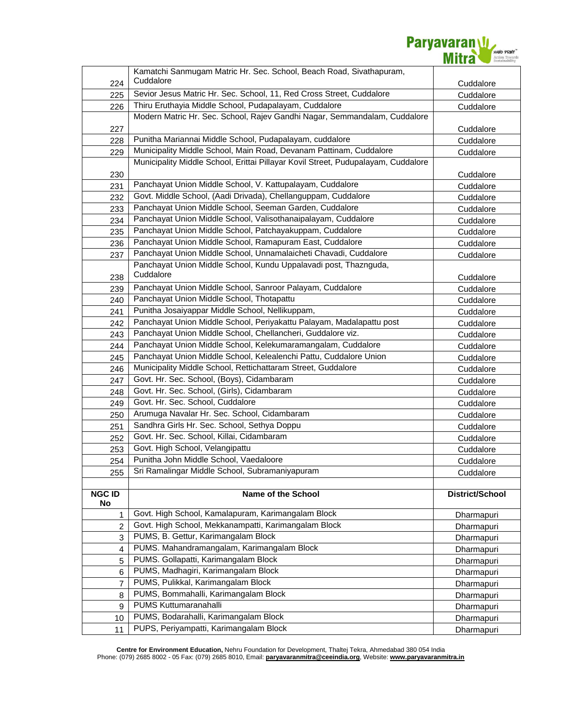| | | |
|---|---|---|
| 224 | Kamatchi Sanmugam Matric Hr. Sec. School, Beach Road, Sivathapuram, Cuddalore | Cuddalore |
| 225 | Sevior Jesus Matric Hr. Sec. School, 11, Red Cross Street, Cuddalore | Cuddalore |
| 226 | Thiru Eruthayia Middle School, Pudapalayam, Cuddalore | Cuddalore |
| 227 | Modern Matric Hr. Sec. School, Rajev Gandhi Nagar, Semmandalam, Cuddalore | Cuddalore |
| 228 | Punitha Mariannai Middle School, Pudapalayam, cuddalore | Cuddalore |
| 229 | Municipality Middle School, Main Road, Devanam Pattinam, Cuddalore | Cuddalore |
| 230 | Municipality Middle School, Erittai Pillayar Kovil Street, Pudupalayam, Cuddalore | Cuddalore |
| 231 | Panchayat Union Middle School, V. Kattupalayam, Cuddalore | Cuddalore |
| 232 | Govt. Middle School, (Aadi Drivada), Chellanguppam, Cuddalore | Cuddalore |
| 233 | Panchayat Union Middle School, Seeman Garden, Cuddalore | Cuddalore |
| 234 | Panchayat Union Middle School, Valisothanaipalayam, Cuddalore | Cuddalore |
| 235 | Panchayat Union Middle School, Patchayakuppam, Cuddalore | Cuddalore |
| 236 | Panchayat Union Middle School, Ramapuram East, Cuddalore | Cuddalore |
| 237 | Panchayat Union Middle School, Unnamalaicheti Chavadi, Cuddalore | Cuddalore |
| 238 | Panchayat Union Middle School, Kundu Uppalavadi post, Thaznguda, Cuddalore | Cuddalore |
| 239 | Panchayat Union Middle School, Sanroor Palayam, Cuddalore | Cuddalore |
| 240 | Panchayat Union Middle School, Thotapattu | Cuddalore |
| 241 | Punitha Josaiyappar Middle School, Nellikuppam, | Cuddalore |
| 242 | Panchayat Union Middle School, Periyakattu Palayam, Madalapattu post | Cuddalore |
| 243 | Panchayat Union Middle School, Chellancheri, Guddalore viz. | Cuddalore |
| 244 | Panchayat Union Middle School, Kelekumaramangalam, Cuddalore | Cuddalore |
| 245 | Panchayat Union Middle School, Kelealenchi Pattu, Cuddalore Union | Cuddalore |
| 246 | Municipality Middle School, Rettichattaram Street, Guddalore | Cuddalore |
| 247 | Govt. Hr. Sec. School, (Boys), Cidambaram | Cuddalore |
| 248 | Govt. Hr. Sec. School, (Girls), Cidambaram | Cuddalore |
| 249 | Govt. Hr. Sec. School, Cuddalore | Cuddalore |
| 250 | Arumuga Navalar Hr. Sec. School, Cidambaram | Cuddalore |
| 251 | Sandhra Girls Hr. Sec. School, Sethya Doppu | Cuddalore |
| 252 | Govt. Hr. Sec. School, Killai, Cidambaram | Cuddalore |
| 253 | Govt. High School, Velangipattu | Cuddalore |
| 254 | Punitha John Middle School, Vaedaloore | Cuddalore |
| 255 | Sri Ramalingar Middle School, Subramaniyapuram | Cuddalore |

| NGC ID No | Name of the School | District/School |
|---|---|---|
| 1 | Govt. High School, Kamalapuram, Karimangalam Block | Dharmapuri |
| 2 | Govt. High School, Mekkanampatti, Karimangalam Block | Dharmapuri |
| 3 | PUMS, B. Gettur, Karimangalam Block | Dharmapuri |
| 4 | PUMS. Mahandramangalam, Karimangalam Block | Dharmapuri |
| 5 | PUMS. Gollapatti, Karimangalam Block | Dharmapuri |
| 6 | PUMS, Madhagiri, Karimangalam Block | Dharmapuri |
| 7 | PUMS, Pulikkal, Karimangalam Block | Dharmapuri |
| 8 | PUMS, Bommahalli, Karimangalam Block | Dharmapuri |
| 9 | PUMS Kuttumaranahalli | Dharmapuri |
| 10 | PUMS, Bodarahalli, Karimangalam Block | Dharmapuri |
| 11 | PUPS, Periyampatti, Karimangalam Block | Dharmapuri |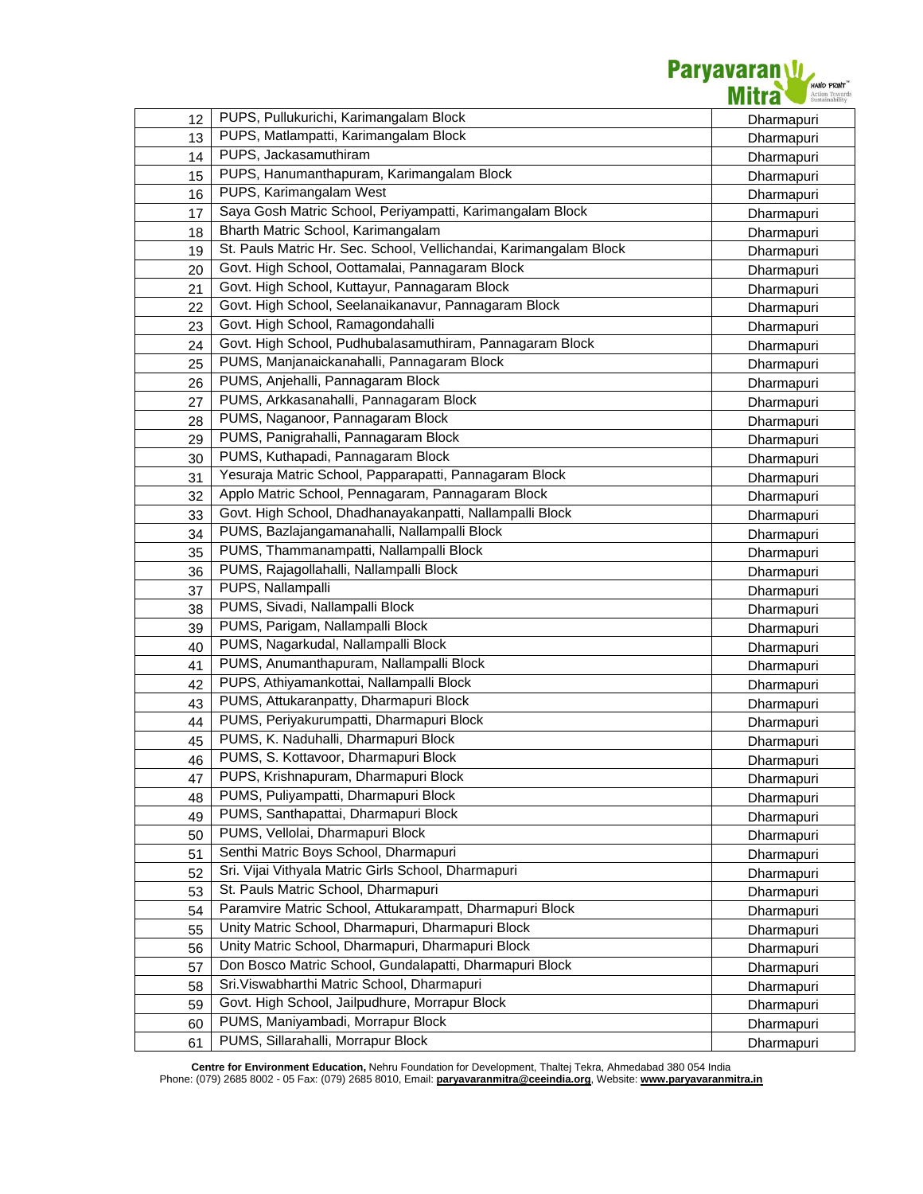| | | |
|---|---|---|
| 12 | PUPS, Pullukurichi, Karimangalam Block | Dharmapuri |
| 13 | PUPS, Matlampatti, Karimangalam Block | Dharmapuri |
| 14 | PUPS, Jackasamuthiram | Dharmapuri |
| 15 | PUPS, Hanumanthapuram, Karimangalam Block | Dharmapuri |
| 16 | PUPS, Karimangalam West | Dharmapuri |
| 17 | Saya Gosh Matric School, Periyampatti, Karimangalam Block | Dharmapuri |
| 18 | Bharth Matric School, Karimangalam | Dharmapuri |
| 19 | St. Pauls Matric Hr. Sec. School, Vellichandai, Karimangalam Block | Dharmapuri |
| 20 | Govt. High School, Oottamalai, Pannagaram Block | Dharmapuri |
| 21 | Govt. High School, Kuttayur, Pannagaram Block | Dharmapuri |
| 22 | Govt. High School, Seelanaikanavur, Pannagaram Block | Dharmapuri |
| 23 | Govt. High School, Ramagondahalli | Dharmapuri |
| 24 | Govt. High School, Pudhubalasamuthiram, Pannagaram Block | Dharmapuri |
| 25 | PUMS, Manjanaickanahalli, Pannagaram Block | Dharmapuri |
| 26 | PUMS, Anjehalli, Pannagaram Block | Dharmapuri |
| 27 | PUMS, Arkkasanahalli, Pannagaram Block | Dharmapuri |
| 28 | PUMS, Naganoor, Pannagaram Block | Dharmapuri |
| 29 | PUMS, Panigrahalli, Pannagaram Block | Dharmapuri |
| 30 | PUMS, Kuthapadi, Pannagaram Block | Dharmapuri |
| 31 | Yesuraja Matric School, Papparapatti, Pannagaram Block | Dharmapuri |
| 32 | Applo Matric School, Pennagaram, Pannagaram Block | Dharmapuri |
| 33 | Govt. High School, Dhadhanayakanpatti, Nallampalli Block | Dharmapuri |
| 34 | PUMS, Bazlajangamanahalli, Nallampalli Block | Dharmapuri |
| 35 | PUMS, Thammanampatti, Nallampalli Block | Dharmapuri |
| 36 | PUMS, Rajagollahalli, Nallampalli Block | Dharmapuri |
| 37 | PUPS, Nallampalli | Dharmapuri |
| 38 | PUMS, Sivadi, Nallampalli Block | Dharmapuri |
| 39 | PUMS, Parigam, Nallampalli Block | Dharmapuri |
| 40 | PUMS, Nagarkudal, Nallampalli Block | Dharmapuri |
| 41 | PUMS, Anumanthapuram, Nallampalli Block | Dharmapuri |
| 42 | PUPS, Athiyamankottai, Nallampalli Block | Dharmapuri |
| 43 | PUMS, Attukaranpatty, Dharmapuri Block | Dharmapuri |
| 44 | PUMS, Periyakurumpatti, Dharmapuri Block | Dharmapuri |
| 45 | PUMS, K. Naduhalli, Dharmapuri Block | Dharmapuri |
| 46 | PUMS, S. Kottavoor, Dharmapuri Block | Dharmapuri |
| 47 | PUPS, Krishnapuram, Dharmapuri Block | Dharmapuri |
| 48 | PUMS, Puliyampatti, Dharmapuri Block | Dharmapuri |
| 49 | PUMS, Santhapattai, Dharmapuri Block | Dharmapuri |
| 50 | PUMS, Vellolai, Dharmapuri Block | Dharmapuri |
| 51 | Senthi Matric Boys School, Dharmapuri | Dharmapuri |
| 52 | Sri. Vijai Vithyala Matric Girls School, Dharmapuri | Dharmapuri |
| 53 | St. Pauls Matric School, Dharmapuri | Dharmapuri |
| 54 | Paramvire Matric School, Attukarampatt, Dharmapuri Block | Dharmapuri |
| 55 | Unity Matric School, Dharmapuri, Dharmapuri Block | Dharmapuri |
| 56 | Unity Matric School, Dharmapuri, Dharmapuri Block | Dharmapuri |
| 57 | Don Bosco Matric School, Gundalapatti, Dharmapuri Block | Dharmapuri |
| 58 | Sri.Viswabharthi Matric School, Dharmapuri | Dharmapuri |
| 59 | Govt. High School, Jailpudhure, Morrapur Block | Dharmapuri |
| 60 | PUMS, Maniyambadi, Morrapur Block | Dharmapuri |
| 61 | PUMS, Sillarahalli, Morrapur Block | Dharmapuri |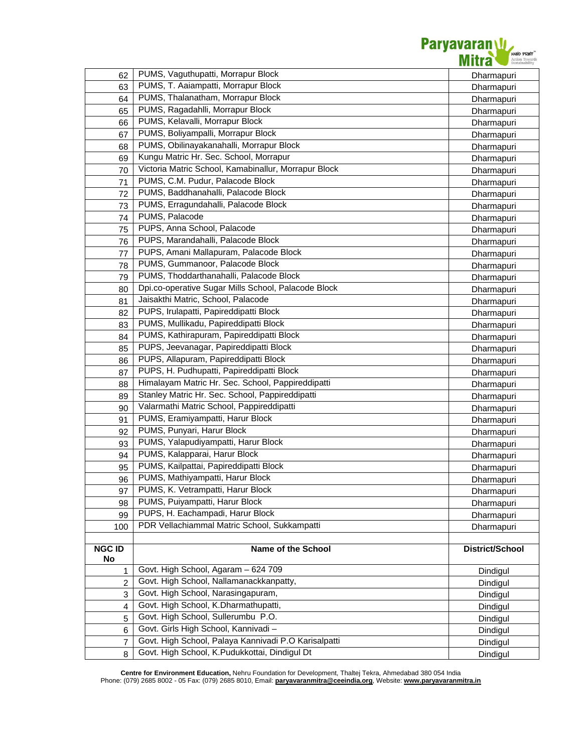| | | |
|---|---|---|
| 62 | PUMS, Vaguthupatti, Morrapur Block | Dharmapuri |
| 63 | PUMS, T. Aaiampatti, Morrapur Block | Dharmapuri |
| 64 | PUMS, Thalanatham, Morrapur Block | Dharmapuri |
| 65 | PUMS, Ragadahlli, Morrapur Block | Dharmapuri |
| 66 | PUMS, Kelavalli, Morrapur Block | Dharmapuri |
| 67 | PUMS, Boliyampalli, Morrapur Block | Dharmapuri |
| 68 | PUMS, Obilinayakanahalli, Morrapur Block | Dharmapuri |
| 69 | Kungu Matric Hr. Sec. School, Morrapur | Dharmapuri |
| 70 | Victoria Matric School, Kamabinallur, Morrapur Block | Dharmapuri |
| 71 | PUMS, C.M. Pudur, Palacode Block | Dharmapuri |
| 72 | PUMS, Baddhanahalli, Palacode Block | Dharmapuri |
| 73 | PUMS, Erragundahalli, Palacode Block | Dharmapuri |
| 74 | PUMS, Palacode | Dharmapuri |
| 75 | PUPS, Anna School, Palacode | Dharmapuri |
| 76 | PUPS, Marandahalli, Palacode Block | Dharmapuri |
| 77 | PUPS, Amani Mallapuram, Palacode Block | Dharmapuri |
| 78 | PUMS, Gummanoor, Palacode Block | Dharmapuri |
| 79 | PUMS, Thoddarthanahalli, Palacode Block | Dharmapuri |
| 80 | Dpi.co-operative Sugar Mills School, Palacode Block | Dharmapuri |
| 81 | Jaisakthi Matric, School, Palacode | Dharmapuri |
| 82 | PUPS, Irulapatti, Papireddipatti Block | Dharmapuri |
| 83 | PUMS, Mullikadu, Papireddipatti Block | Dharmapuri |
| 84 | PUMS, Kathirapuram, Papireddipatti Block | Dharmapuri |
| 85 | PUPS, Jeevanagar, Papireddipatti Block | Dharmapuri |
| 86 | PUPS, Allapuram, Papireddipatti Block | Dharmapuri |
| 87 | PUPS, H. Pudhupatti, Papireddipatti Block | Dharmapuri |
| 88 | Himalayam Matric Hr. Sec. School, Pappireddipatti | Dharmapuri |
| 89 | Stanley Matric Hr. Sec. School, Pappireddipatti | Dharmapuri |
| 90 | Valarmathi Matric School, Pappireddipatti | Dharmapuri |
| 91 | PUMS, Eramiyampatti, Harur Block | Dharmapuri |
| 92 | PUMS, Punyari, Harur Block | Dharmapuri |
| 93 | PUMS, Yalapudiyampatti, Harur Block | Dharmapuri |
| 94 | PUMS, Kalapparai, Harur Block | Dharmapuri |
| 95 | PUMS, Kailpattai, Papireddipatti Block | Dharmapuri |
| 96 | PUMS, Mathiyampatti, Harur Block | Dharmapuri |
| 97 | PUMS, K. Vetrampatti, Harur Block | Dharmapuri |
| 98 | PUMS, Puiyampatti, Harur Block | Dharmapuri |
| 99 | PUPS, H. Eachampadi, Harur Block | Dharmapuri |
| 100 | PDR Vellachiammal Matric School, Sukkampatti | Dharmapuri |

| NGC ID No | Name of the School | District/School |
|---|---|---|
| 1 | Govt. High School, Agaram – 624 709 | Dindigul |
| 2 | Govt. High School, Nallamanackkanpatty, | Dindigul |
| 3 | Govt. High School, Narasingapuram, | Dindigul |
| 4 | Govt. High School, K.Dharmathupatti, | Dindigul |
| 5 | Govt. High School, Sullerumbu P.O. | Dindigul |
| 6 | Govt. Girls High School, Kannivadi – | Dindigul |
| 7 | Govt. High School, Palaya Kannivadi P.O Karisalpatti | Dindigul |
| 8 | Govt. High School, K.Pudukkottai, Dindigul Dt | Dindigul |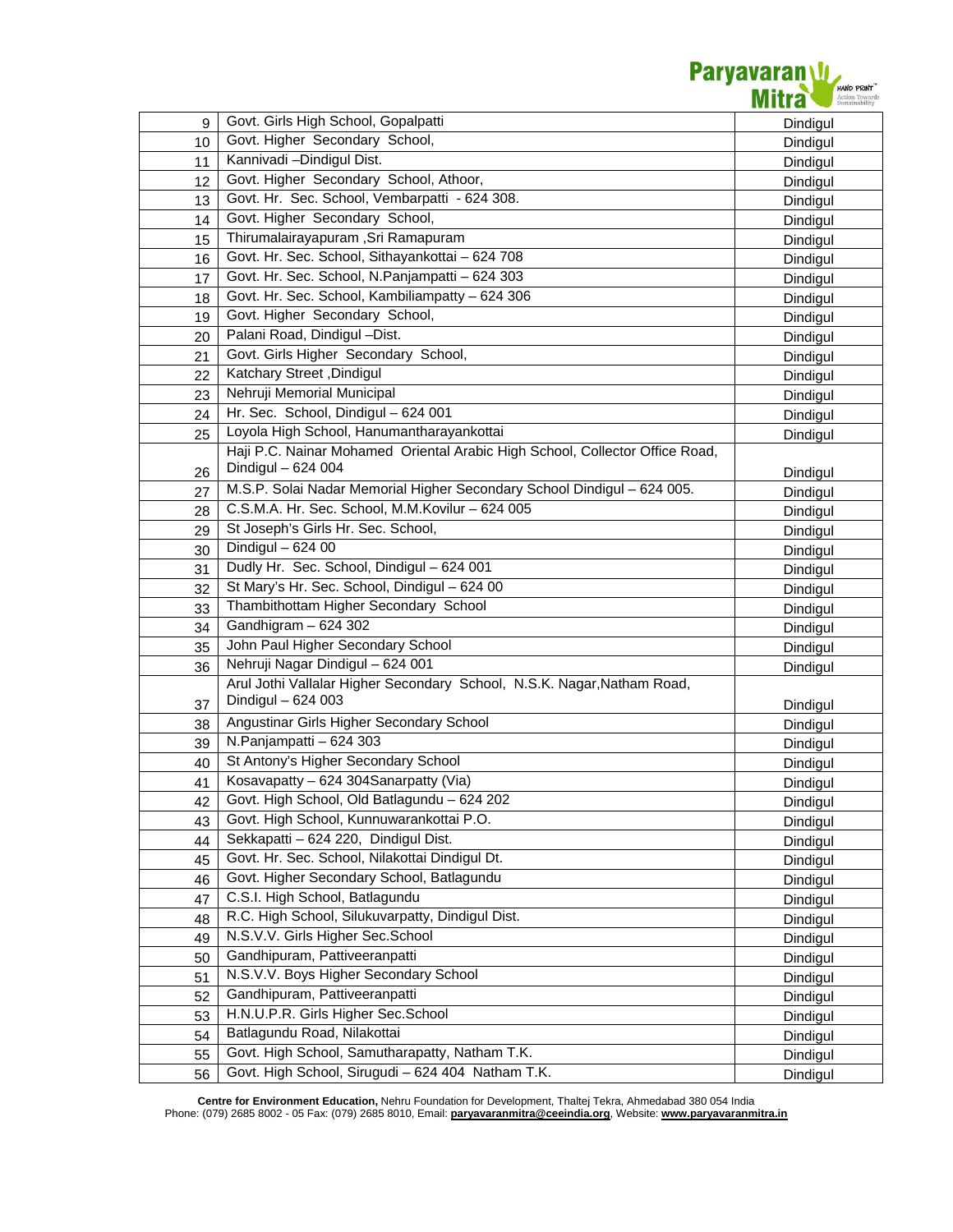| | | |
|---|---|---|
| 9 | Govt. Girls High School, Gopalpatti | Dindigul |
| 10 | Govt. Higher Secondary School, | Dindigul |
| 11 | Kannivadi –Dindigul Dist. | Dindigul |
| 12 | Govt. Higher Secondary School, Athoor, | Dindigul |
| 13 | Govt. Hr. Sec. School, Vembarpatti - 624 308. | Dindigul |
| 14 | Govt. Higher Secondary School, | Dindigul |
| 15 | Thirumalairayapuram ,Sri Ramapuram | Dindigul |
| 16 | Govt. Hr. Sec. School, Sithayankottai – 624 708 | Dindigul |
| 17 | Govt. Hr. Sec. School, N.Panjampatti – 624 303 | Dindigul |
| 18 | Govt. Hr. Sec. School, Kambiliampatty – 624 306 | Dindigul |
| 19 | Govt. Higher Secondary School, | Dindigul |
| 20 | Palani Road, Dindigul –Dist. | Dindigul |
| 21 | Govt. Girls Higher Secondary School, | Dindigul |
| 22 | Katchary Street ,Dindigul | Dindigul |
| 23 | Nehruji Memorial Municipal | Dindigul |
| 24 | Hr. Sec. School, Dindigul – 624 001 | Dindigul |
| 25 | Loyola High School, Hanumantharayankottai | Dindigul |
| 26 | Haji P.C. Nainar Mohamed Oriental Arabic High School, Collector Office Road, Dindigul – 624 004 | Dindigul |
| 27 | M.S.P. Solai Nadar Memorial Higher Secondary School Dindigul – 624 005. | Dindigul |
| 28 | C.S.M.A. Hr. Sec. School, M.M.Kovilur – 624 005 | Dindigul |
| 29 | St Joseph's Girls Hr. Sec. School, | Dindigul |
| 30 | Dindigul – 624 00 | Dindigul |
| 31 | Dudly Hr. Sec. School, Dindigul – 624 001 | Dindigul |
| 32 | St Mary's Hr. Sec. School, Dindigul – 624 00 | Dindigul |
| 33 | Thambithottam Higher Secondary School | Dindigul |
| 34 | Gandhigram – 624 302 | Dindigul |
| 35 | John Paul Higher Secondary School | Dindigul |
| 36 | Nehruji Nagar Dindigul – 624 001 | Dindigul |
| 37 | Arul Jothi Vallalar Higher Secondary School, N.S.K. Nagar,Natham Road, Dindigul – 624 003 | Dindigul |
| 38 | Angustinar Girls Higher Secondary School | Dindigul |
| 39 | N.Panjampatti – 624 303 | Dindigul |
| 40 | St Antony's Higher Secondary School | Dindigul |
| 41 | Kosavapatty – 624 304Sanarpatty (Via) | Dindigul |
| 42 | Govt. High School, Old Batlagundu – 624 202 | Dindigul |
| 43 | Govt. High School, Kunnuwarankottai P.O. | Dindigul |
| 44 | Sekkapatti – 624 220, Dindigul Dist. | Dindigul |
| 45 | Govt. Hr. Sec. School, Nilakottai Dindigul Dt. | Dindigul |
| 46 | Govt. Higher Secondary School, Batlagundu | Dindigul |
| 47 | C.S.I. High School, Batlagundu | Dindigul |
| 48 | R.C. High School, Silukuvarpatty, Dindigul Dist. | Dindigul |
| 49 | N.S.V.V. Girls Higher Sec.School | Dindigul |
| 50 | Gandhipuram, Pattiveeranpatti | Dindigul |
| 51 | N.S.V.V. Boys Higher Secondary School | Dindigul |
| 52 | Gandhipuram, Pattiveeranpatti | Dindigul |
| 53 | H.N.U.P.R. Girls Higher Sec.School | Dindigul |
| 54 | Batlagundu Road, Nilakottai | Dindigul |
| 55 | Govt. High School, Samutharapatty, Natham T.K. | Dindigul |
| 56 | Govt. High School, Sirugudi – 624 404 Natham T.K. | Dindigul |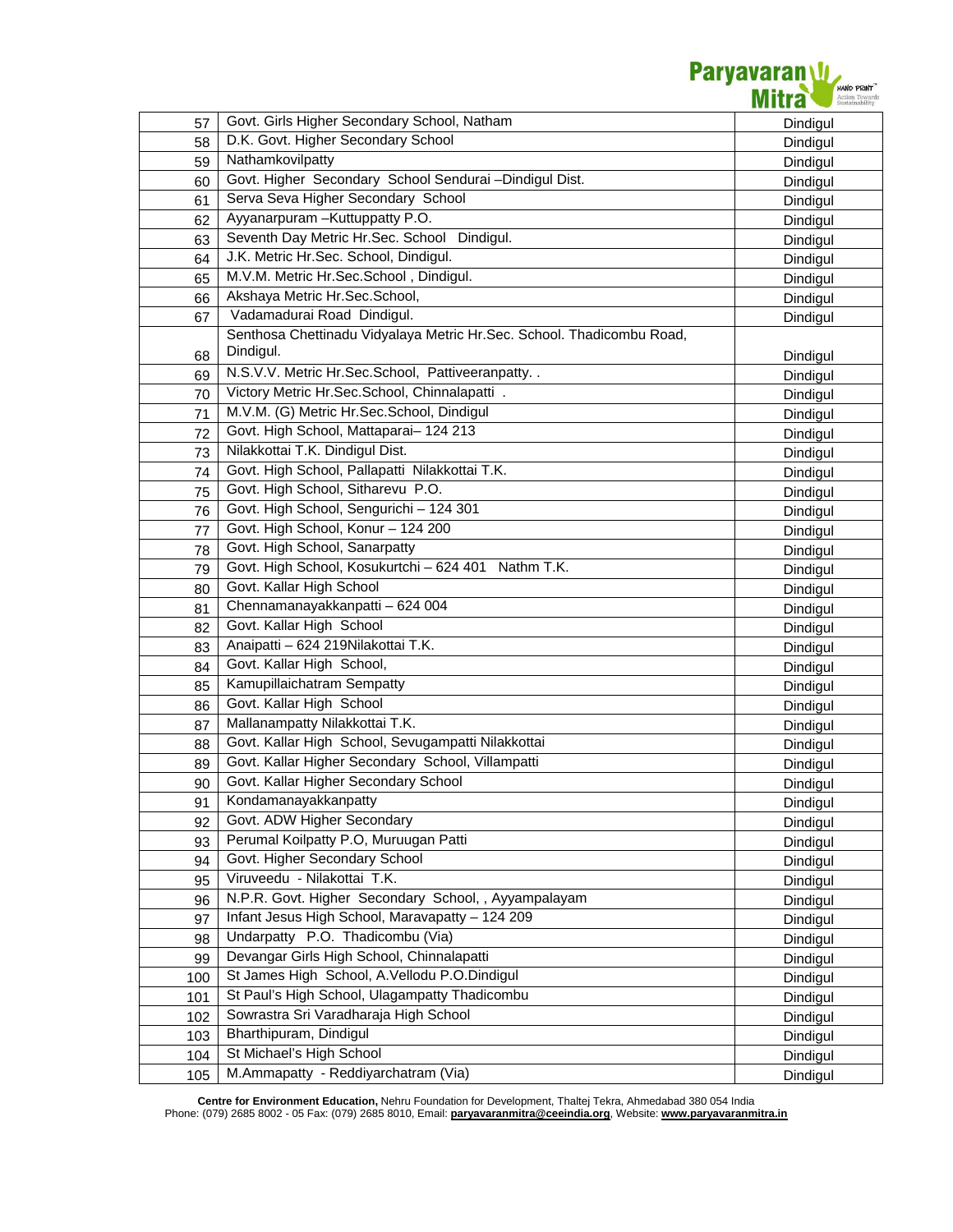| | | |
|---|---|---|
| 57 | Govt. Girls Higher Secondary School, Natham | Dindigul |
| 58 | D.K. Govt. Higher Secondary School | Dindigul |
| 59 | Nathamkovilpatty | Dindigul |
| 60 | Govt. Higher Secondary School Sendurai –Dindigul Dist. | Dindigul |
| 61 | Serva Seva Higher Secondary School | Dindigul |
| 62 | Ayyanarpuram –Kuttuppatty P.O. | Dindigul |
| 63 | Seventh Day Metric Hr.Sec. School Dindigul. | Dindigul |
| 64 | J.K. Metric Hr.Sec. School, Dindigul. | Dindigul |
| 65 | M.V.M. Metric Hr.Sec.School , Dindigul. | Dindigul |
| 66 | Akshaya Metric Hr.Sec.School, | Dindigul |
| 67 | Vadamadurai Road Dindigul. | Dindigul |
| 68 | Senthosa Chettinadu Vidyalaya Metric Hr.Sec. School. Thadicombu Road, Dindigul. | Dindigul |
| 69 | N.S.V.V. Metric Hr.Sec.School, Pattiveeranpatty. . | Dindigul |
| 70 | Victory Metric Hr.Sec.School, Chinnalapatti . | Dindigul |
| 71 | M.V.M. (G) Metric Hr.Sec.School, Dindigul | Dindigul |
| 72 | Govt. High School, Mattaparai– 124 213 | Dindigul |
| 73 | Nilakkottai T.K. Dindigul Dist. | Dindigul |
| 74 | Govt. High School, Pallapatti Nilakkottai T.K. | Dindigul |
| 75 | Govt. High School, Sitharevu P.O. | Dindigul |
| 76 | Govt. High School, Sengurichi – 124 301 | Dindigul |
| 77 | Govt. High School, Konur – 124 200 | Dindigul |
| 78 | Govt. High School, Sanarpatty | Dindigul |
| 79 | Govt. High School, Kosukurtchi – 624 401 Nathm T.K. | Dindigul |
| 80 | Govt. Kallar High School | Dindigul |
| 81 | Chennamanayakkanpatti – 624 004 | Dindigul |
| 82 | Govt. Kallar High School | Dindigul |
| 83 | Anaipatti – 624 219Nilakottai T.K. | Dindigul |
| 84 | Govt. Kallar High School, | Dindigul |
| 85 | Kamupillaichatram Sempatty | Dindigul |
| 86 | Govt. Kallar High School | Dindigul |
| 87 | Mallanampatty Nilakkottai T.K. | Dindigul |
| 88 | Govt. Kallar High School, Sevugampatti Nilakkottai | Dindigul |
| 89 | Govt. Kallar Higher Secondary School, Villampatti | Dindigul |
| 90 | Govt. Kallar Higher Secondary School | Dindigul |
| 91 | Kondamanayakkanpatty | Dindigul |
| 92 | Govt. ADW Higher Secondary | Dindigul |
| 93 | Perumal Koilpatty P.O, Muruugan Patti | Dindigul |
| 94 | Govt. Higher Secondary School | Dindigul |
| 95 | Viruveedu - Nilakottai T.K. | Dindigul |
| 96 | N.P.R. Govt. Higher Secondary School, , Ayyampalayam | Dindigul |
| 97 | Infant Jesus High School, Maravapatty – 124 209 | Dindigul |
| 98 | Undarpatty P.O. Thadicombu (Via) | Dindigul |
| 99 | Devangar Girls High School, Chinnalapatti | Dindigul |
| 100 | St James High School, A.Vellodu P.O.Dindigul | Dindigul |
| 101 | St Paul's High School, Ulagampatty Thadicombu | Dindigul |
| 102 | Sowrastra Sri Varadharaja High School | Dindigul |
| 103 | Bharthipuram, Dindigul | Dindigul |
| 104 | St Michael's High School | Dindigul |
| 105 | M.Ammapatty - Reddiyarchatram (Via) | Dindigul |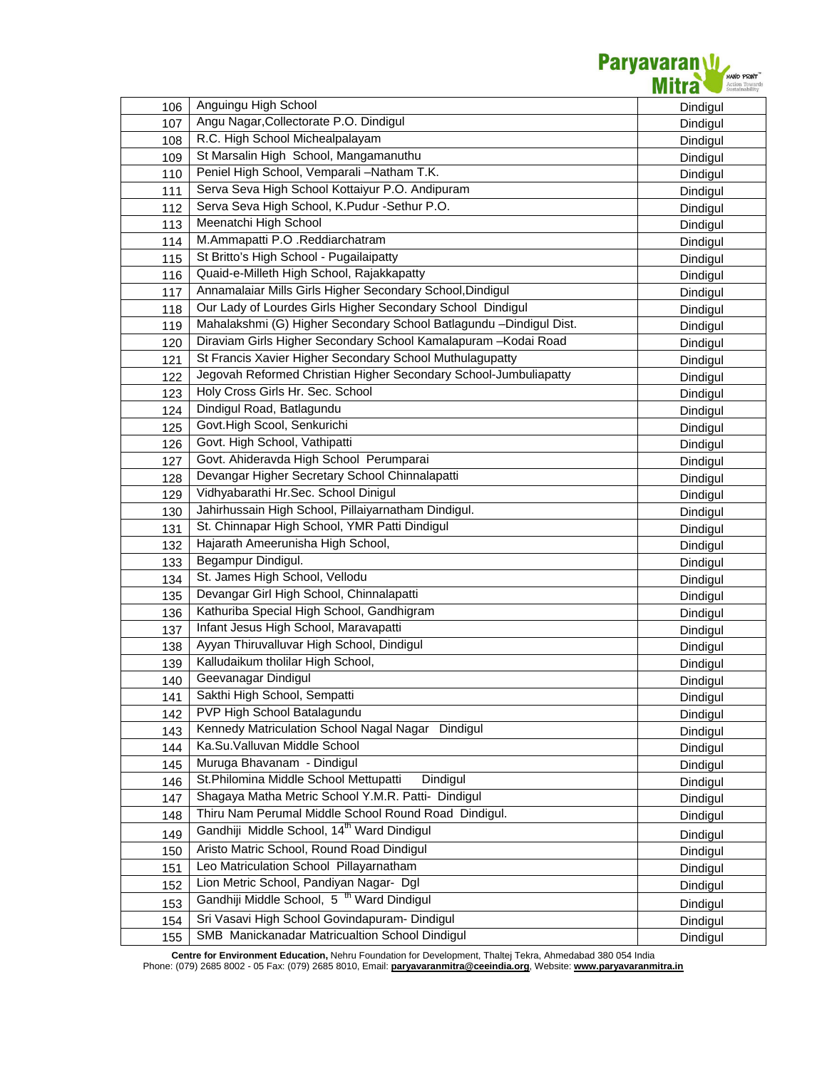| | | |
|---|---|---|
| 106 | Anguingu High School | Dindigul |
| 107 | Angu Nagar,Collectorate P.O. Dindigul | Dindigul |
| 108 | R.C. High School Michealpalayam | Dindigul |
| 109 | St Marsalin High School, Mangamanuthu | Dindigul |
| 110 | Peniel High School, Vemparali –Natham T.K. | Dindigul |
| 111 | Serva Seva High School Kottaiyur P.O. Andipuram | Dindigul |
| 112 | Serva Seva High School, K.Pudur -Sethur P.O. | Dindigul |
| 113 | Meenatchi High School | Dindigul |
| 114 | M.Ammapatti P.O .Reddiarchatram | Dindigul |
| 115 | St Britto's High School - Pugailaipatty | Dindigul |
| 116 | Quaid-e-Milleth High School, Rajakkapatty | Dindigul |
| 117 | Annamalaiar Mills Girls Higher Secondary School,Dindigul | Dindigul |
| 118 | Our Lady of Lourdes Girls Higher Secondary School Dindigul | Dindigul |
| 119 | Mahalakshmi (G) Higher Secondary School Batlagundu –Dindigul Dist. | Dindigul |
| 120 | Diraviam Girls Higher Secondary School Kamalapuram –Kodai Road | Dindigul |
| 121 | St Francis Xavier Higher Secondary School Muthulagupatty | Dindigul |
| 122 | Jegovah Reformed Christian Higher Secondary School-Jumbuliapatty | Dindigul |
| 123 | Holy Cross Girls Hr. Sec. School | Dindigul |
| 124 | Dindigul Road, Batlagundu | Dindigul |
| 125 | Govt.High Scool, Senkurichi | Dindigul |
| 126 | Govt. High School, Vathipatti | Dindigul |
| 127 | Govt. Ahideravda High School Perumparai | Dindigul |
| 128 | Devangar Higher Secretary School Chinnalapatti | Dindigul |
| 129 | Vidhyabarathi Hr.Sec. School Dinigul | Dindigul |
| 130 | Jahirhussain High School, Pillaiyarnatham Dindigul. | Dindigul |
| 131 | St. Chinnapar High School, YMR Patti Dindigul | Dindigul |
| 132 | Hajarath Ameerunisha High School, | Dindigul |
| 133 | Begampur Dindigul. | Dindigul |
| 134 | St. James High School, Vellodu | Dindigul |
| 135 | Devangar Girl High School, Chinnalapatti | Dindigul |
| 136 | Kathuriba Special High School, Gandhigram | Dindigul |
| 137 | Infant Jesus High School, Maravapatti | Dindigul |
| 138 | Ayyan Thiruvalluvar High School, Dindigul | Dindigul |
| 139 | Kalludaikum tholilar High School, | Dindigul |
| 140 | Geevanagar Dindigul | Dindigul |
| 141 | Sakthi High School, Sempatti | Dindigul |
| 142 | PVP High School Batalagundu | Dindigul |
| 143 | Kennedy Matriculation School Nagal Nagar Dindigul | Dindigul |
| 144 | Ka.Su.Valluvan Middle School | Dindigul |
| 145 | Muruga Bhavanam - Dindigul | Dindigul |
| 146 | St.Philomina Middle School Mettupatti Dindigul | Dindigul |
| 147 | Shagaya Matha Metric School Y.M.R. Patti- Dindigul | Dindigul |
| 148 | Thiru Nam Perumal Middle School Round Road Dindigul. | Dindigul |
| 149 | Gandhiji Middle School, 14th Ward Dindigul | Dindigul |
| 150 | Aristo Matric School, Round Road Dindigul | Dindigul |
| 151 | Leo Matriculation School Pillayarnatham | Dindigul |
| 152 | Lion Metric School, Pandiyan Nagar- Dgl | Dindigul |
| 153 | Gandhiji Middle School, 5 th Ward Dindigul | Dindigul |
| 154 | Sri Vasavi High School Govindapuram- Dindigul | Dindigul |
| 155 | SMB Manickanadar Matricualtion School Dindigul | Dindigul |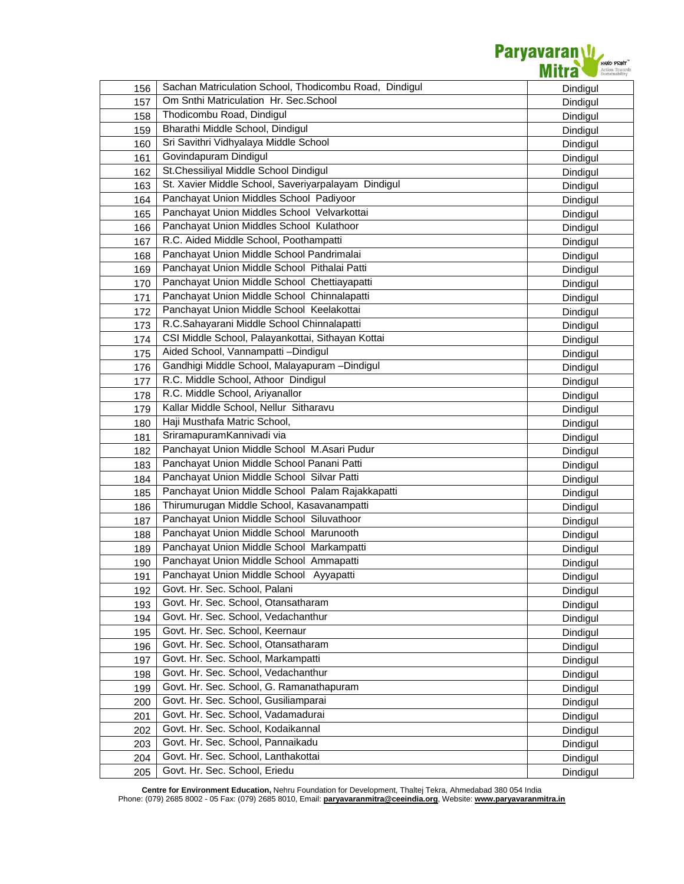| | | |
|---|---|---|
| 156 | Sachan Matriculation School, Thodicombu Road, Dindigul | Dindigul |
| 157 | Om Snthi Matriculation Hr. Sec.School | Dindigul |
| 158 | Thodicombu Road, Dindigul | Dindigul |
| 159 | Bharathi Middle School, Dindigul | Dindigul |
| 160 | Sri Savithri Vidhyalaya Middle School | Dindigul |
| 161 | Govindapuram Dindigul | Dindigul |
| 162 | St.Chessiliyal Middle School Dindigul | Dindigul |
| 163 | St. Xavier Middle School, Saveriyarpalayam Dindigul | Dindigul |
| 164 | Panchayat Union Middles School Padiyoor | Dindigul |
| 165 | Panchayat Union Middles School Velvarkottai | Dindigul |
| 166 | Panchayat Union Middles School Kulathoor | Dindigul |
| 167 | R.C. Aided Middle School, Poothampatti | Dindigul |
| 168 | Panchayat Union Middle School Pandrimalai | Dindigul |
| 169 | Panchayat Union Middle School Pithalai Patti | Dindigul |
| 170 | Panchayat Union Middle School Chettiayapatti | Dindigul |
| 171 | Panchayat Union Middle School Chinnalapatti | Dindigul |
| 172 | Panchayat Union Middle School Keelakottai | Dindigul |
| 173 | R.C.Sahayarani Middle School Chinnalapatti | Dindigul |
| 174 | CSI Middle School, Palayankottai, Sithayan Kottai | Dindigul |
| 175 | Aided School, Vannampatti –Dindigul | Dindigul |
| 176 | Gandhigi Middle School, Malayapuram –Dindigul | Dindigul |
| 177 | R.C. Middle School, Athoor Dindigul | Dindigul |
| 178 | R.C. Middle School, Ariyanallor | Dindigul |
| 179 | Kallar Middle School, Nellur Sitharavu | Dindigul |
| 180 | Haji Musthafa Matric School, | Dindigul |
| 181 | SriramapuramKannivadi via | Dindigul |
| 182 | Panchayat Union Middle School M.Asari Pudur | Dindigul |
| 183 | Panchayat Union Middle School Panani Patti | Dindigul |
| 184 | Panchayat Union Middle School Silvar Patti | Dindigul |
| 185 | Panchayat Union Middle School Palam Rajakkapatti | Dindigul |
| 186 | Thirumurugan Middle School, Kasavanampatti | Dindigul |
| 187 | Panchayat Union Middle School Siluvathoor | Dindigul |
| 188 | Panchayat Union Middle School Marunooth | Dindigul |
| 189 | Panchayat Union Middle School Markampatti | Dindigul |
| 190 | Panchayat Union Middle School Ammapatti | Dindigul |
| 191 | Panchayat Union Middle School Ayyapatti | Dindigul |
| 192 | Govt. Hr. Sec. School, Palani | Dindigul |
| 193 | Govt. Hr. Sec. School, Otansatharam | Dindigul |
| 194 | Govt. Hr. Sec. School, Vedachanthur | Dindigul |
| 195 | Govt. Hr. Sec. School, Keernaur | Dindigul |
| 196 | Govt. Hr. Sec. School, Otansatharam | Dindigul |
| 197 | Govt. Hr. Sec. School, Markampatti | Dindigul |
| 198 | Govt. Hr. Sec. School, Vedachanthur | Dindigul |
| 199 | Govt. Hr. Sec. School, G. Ramanathapuram | Dindigul |
| 200 | Govt. Hr. Sec. School, Gusiliamparai | Dindigul |
| 201 | Govt. Hr. Sec. School, Vadamadurai | Dindigul |
| 202 | Govt. Hr. Sec. School, Kodaikannal | Dindigul |
| 203 | Govt. Hr. Sec. School, Pannaikadu | Dindigul |
| 204 | Govt. Hr. Sec. School, Lanthakottai | Dindigul |
| 205 | Govt. Hr. Sec. School, Eriedu | Dindigul |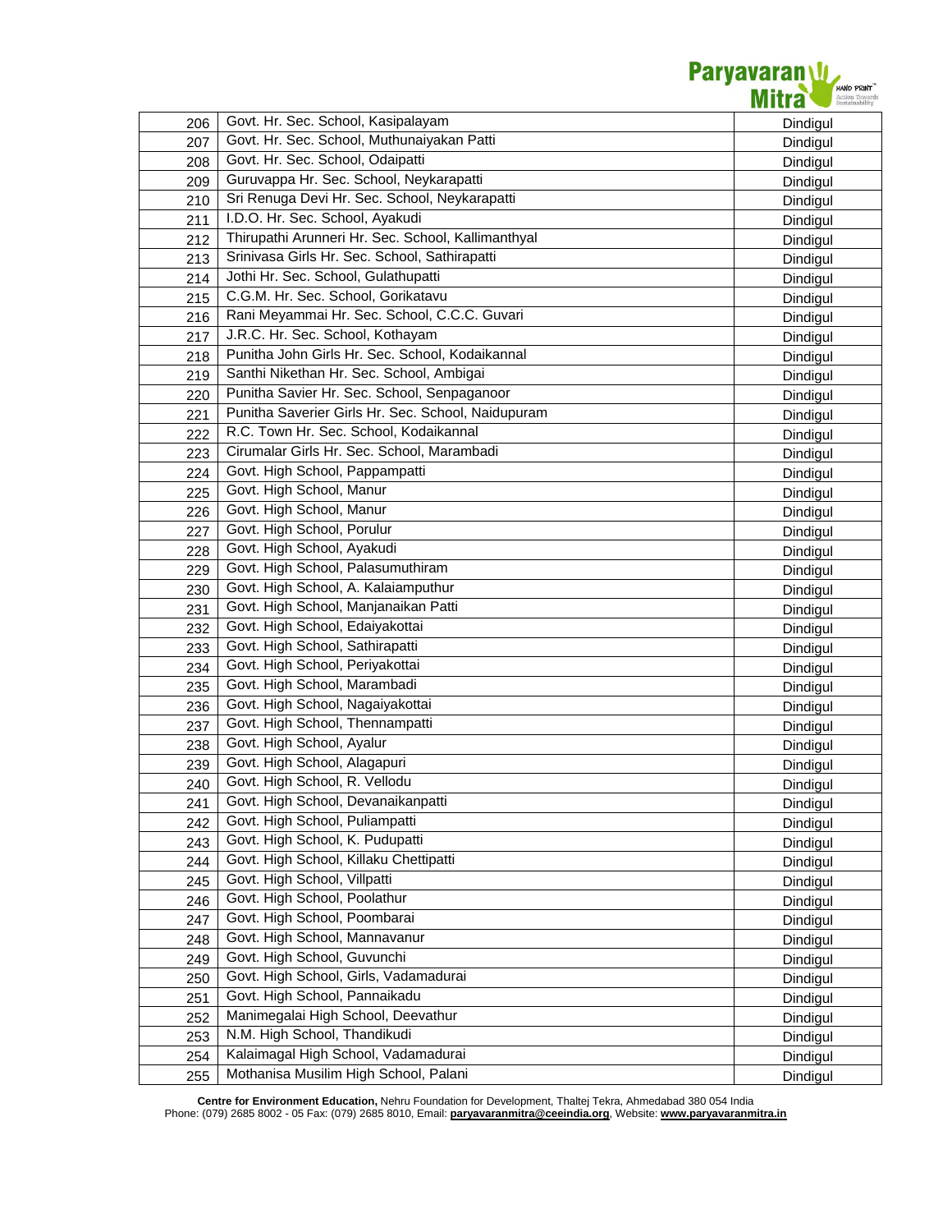| | | |
|---|---|---|
| 206 | Govt. Hr. Sec. School, Kasipalayam | Dindigul |
| 207 | Govt. Hr. Sec. School, Muthunaiyakan Patti | Dindigul |
| 208 | Govt. Hr. Sec. School, Odaipatti | Dindigul |
| 209 | Guruvappa Hr. Sec. School, Neykarapatti | Dindigul |
| 210 | Sri Renuga Devi Hr. Sec. School, Neykarapatti | Dindigul |
| 211 | I.D.O. Hr. Sec. School, Ayakudi | Dindigul |
| 212 | Thirupathi Arunneri Hr. Sec. School, Kallimanthyal | Dindigul |
| 213 | Srinivasa Girls Hr. Sec. School, Sathirapatti | Dindigul |
| 214 | Jothi Hr. Sec. School, Gulathupatti | Dindigul |
| 215 | C.G.M. Hr. Sec. School, Gorikatavu | Dindigul |
| 216 | Rani Meyammai Hr. Sec. School, C.C.C. Guvari | Dindigul |
| 217 | J.R.C. Hr. Sec. School, Kothayam | Dindigul |
| 218 | Punitha John Girls Hr. Sec. School, Kodaikannal | Dindigul |
| 219 | Santhi Nikethan Hr. Sec. School, Ambigai | Dindigul |
| 220 | Punitha Savier Hr. Sec. School, Senpaganoor | Dindigul |
| 221 | Punitha Saverier Girls Hr. Sec. School, Naidupuram | Dindigul |
| 222 | R.C. Town Hr. Sec. School, Kodaikannal | Dindigul |
| 223 | Cirumalar Girls Hr. Sec. School, Marambadi | Dindigul |
| 224 | Govt. High School, Pappampatti | Dindigul |
| 225 | Govt. High School, Manur | Dindigul |
| 226 | Govt. High School, Manur | Dindigul |
| 227 | Govt. High School, Porulur | Dindigul |
| 228 | Govt. High School, Ayakudi | Dindigul |
| 229 | Govt. High School, Palasumuthiram | Dindigul |
| 230 | Govt. High School, A. Kalaiamputhur | Dindigul |
| 231 | Govt. High School, Manjanaikan Patti | Dindigul |
| 232 | Govt. High School, Edaiyakottai | Dindigul |
| 233 | Govt. High School, Sathirapatti | Dindigul |
| 234 | Govt. High School, Periyakottai | Dindigul |
| 235 | Govt. High School, Marambadi | Dindigul |
| 236 | Govt. High School, Nagaiyakottai | Dindigul |
| 237 | Govt. High School, Thennampatti | Dindigul |
| 238 | Govt. High School, Ayalur | Dindigul |
| 239 | Govt. High School, Alagapuri | Dindigul |
| 240 | Govt. High School, R. Vellodu | Dindigul |
| 241 | Govt. High School, Devanaikanpatti | Dindigul |
| 242 | Govt. High School, Puliampatti | Dindigul |
| 243 | Govt. High School, K. Pudupatti | Dindigul |
| 244 | Govt. High School, Killaku Chettipatti | Dindigul |
| 245 | Govt. High School, Villpatti | Dindigul |
| 246 | Govt. High School, Poolathur | Dindigul |
| 247 | Govt. High School, Poombarai | Dindigul |
| 248 | Govt. High School, Mannavanur | Dindigul |
| 249 | Govt. High School, Guvunchi | Dindigul |
| 250 | Govt. High School, Girls, Vadamadurai | Dindigul |
| 251 | Govt. High School, Pannaikadu | Dindigul |
| 252 | Manimegalai High School, Deevathur | Dindigul |
| 253 | N.M. High School, Thandikudi | Dindigul |
| 254 | Kalaimagal High School, Vadamadurai | Dindigul |
| 255 | Mothanisa Musilim High School, Palani | Dindigul |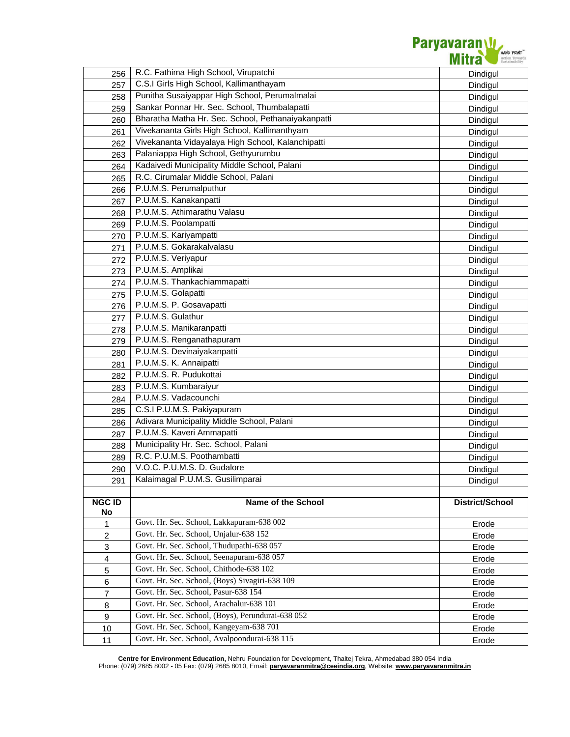| | | |
|---|---|---|
| 256 | R.C. Fathima High School, Virupatchi | Dindigul |
| 257 | C.S.I Girls High School, Kallimanthayam | Dindigul |
| 258 | Punitha Susaiyappar High School, Perumalmalai | Dindigul |
| 259 | Sankar Ponnar Hr. Sec. School, Thumbalapatti | Dindigul |
| 260 | Bharatha Matha Hr. Sec. School, Pethanaiyakanpatti | Dindigul |
| 261 | Vivekananta Girls High School, Kallimanthyam | Dindigul |
| 262 | Vivekananta Vidayalaya High School, Kalanchipatti | Dindigul |
| 263 | Palaniappa High School, Gethyurumbu | Dindigul |
| 264 | Kadaivedi Municipality Middle School, Palani | Dindigul |
| 265 | R.C. Cirumalar Middle School, Palani | Dindigul |
| 266 | P.U.M.S. Perumalputhur | Dindigul |
| 267 | P.U.M.S. Kanakanpatti | Dindigul |
| 268 | P.U.M.S. Athimarathu Valasu | Dindigul |
| 269 | P.U.M.S. Poolampatti | Dindigul |
| 270 | P.U.M.S. Kariyampatti | Dindigul |
| 271 | P.U.M.S. Gokarakalvalasu | Dindigul |
| 272 | P.U.M.S. Veriyapur | Dindigul |
| 273 | P.U.M.S. Amplikai | Dindigul |
| 274 | P.U.M.S. Thankachiammapatti | Dindigul |
| 275 | P.U.M.S. Golapatti | Dindigul |
| 276 | P.U.M.S. P. Gosavapatti | Dindigul |
| 277 | P.U.M.S. Gulathur | Dindigul |
| 278 | P.U.M.S. Manikaranpatti | Dindigul |
| 279 | P.U.M.S. Renganathapuram | Dindigul |
| 280 | P.U.M.S. Devinaiyakanpatti | Dindigul |
| 281 | P.U.M.S. K. Annaipatti | Dindigul |
| 282 | P.U.M.S. R. Pudukottai | Dindigul |
| 283 | P.U.M.S. Kumbaraiyur | Dindigul |
| 284 | P.U.M.S. Vadacounchi | Dindigul |
| 285 | C.S.I P.U.M.S. Pakiyapuram | Dindigul |
| 286 | Adivara Municipality Middle School, Palani | Dindigul |
| 287 | P.U.M.S. Kaveri Ammapatti | Dindigul |
| 288 | Municipality Hr. Sec. School, Palani | Dindigul |
| 289 | R.C. P.U.M.S. Poothambatti | Dindigul |
| 290 | V.O.C. P.U.M.S. D. Gudalore | Dindigul |
| 291 | Kalaimagal P.U.M.S. Gusilimparai | Dindigul |

| NGC ID No | Name of the School | District/School |
|---|---|---|
| 1 | Govt. Hr. Sec. School, Lakkapuram-638 002 | Erode |
| 2 | Govt. Hr. Sec. School, Unjalur-638 152 | Erode |
| 3 | Govt. Hr. Sec. School, Thudupathi-638 057 | Erode |
| 4 | Govt. Hr. Sec. School, Seenapuram-638 057 | Erode |
| 5 | Govt. Hr. Sec. School, Chithode-638 102 | Erode |
| 6 | Govt. Hr. Sec. School, (Boys) Sivagiri-638 109 | Erode |
| 7 | Govt. Hr. Sec. School, Pasur-638 154 | Erode |
| 8 | Govt. Hr. Sec. School, Arachalur-638 101 | Erode |
| 9 | Govt. Hr. Sec. School, (Boys), Perundurai-638 052 | Erode |
| 10 | Govt. Hr. Sec. School, Kangeyam-638 701 | Erode |
| 11 | Govt. Hr. Sec. School, Avalpoondurai-638 115 | Erode |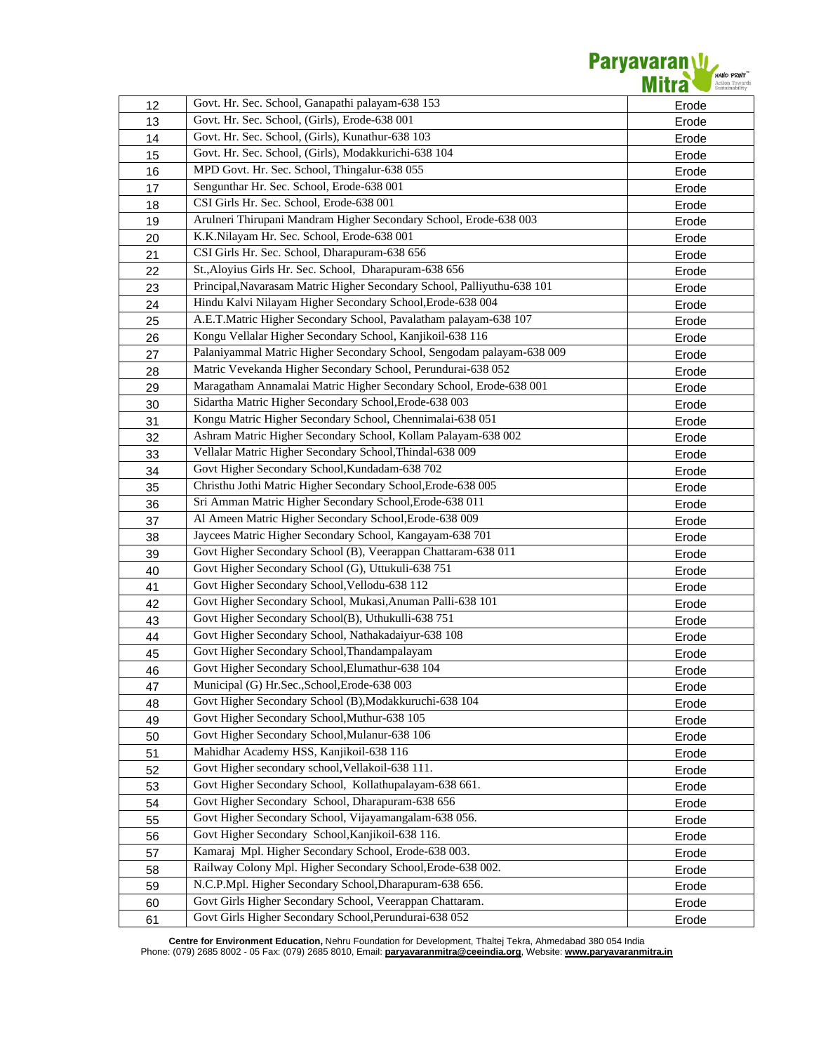| | | |
|---|---|---|
| 12 | Govt. Hr. Sec. School, Ganapathi palayam-638 153 | Erode |
| 13 | Govt. Hr. Sec. School, (Girls), Erode-638 001 | Erode |
| 14 | Govt. Hr. Sec. School, (Girls), Kunathur-638 103 | Erode |
| 15 | Govt. Hr. Sec. School, (Girls), Modakkurichi-638 104 | Erode |
| 16 | MPD Govt. Hr. Sec. School, Thingalur-638 055 | Erode |
| 17 | Sengunthar Hr. Sec. School, Erode-638 001 | Erode |
| 18 | CSI Girls Hr. Sec. School, Erode-638 001 | Erode |
| 19 | Arulneri Thirupani Mandram Higher Secondary School, Erode-638 003 | Erode |
| 20 | K.K.Nilayam Hr. Sec. School, Erode-638 001 | Erode |
| 21 | CSI Girls Hr. Sec. School, Dharapuram-638 656 | Erode |
| 22 | St.,Aloyius Girls Hr. Sec. School, Dharapuram-638 656 | Erode |
| 23 | Principal,Navarasam Matric Higher Secondary School, Palliyuthu-638 101 | Erode |
| 24 | Hindu Kalvi Nilayam Higher Secondary School,Erode-638 004 | Erode |
| 25 | A.E.T.Matric Higher Secondary School, Pavalatham palayam-638 107 | Erode |
| 26 | Kongu Vellalar Higher Secondary School, Kanjikoil-638 116 | Erode |
| 27 | Palaniyammal Matric Higher Secondary School, Sengodam palayam-638 009 | Erode |
| 28 | Matric Vevekanda Higher Secondary School, Perundurai-638 052 | Erode |
| 29 | Maragatham Annamalai Matric Higher Secondary School, Erode-638 001 | Erode |
| 30 | Sidartha Matric Higher Secondary School,Erode-638 003 | Erode |
| 31 | Kongu Matric Higher Secondary School, Chennimalai-638 051 | Erode |
| 32 | Ashram Matric Higher Secondary School, Kollam Palayam-638 002 | Erode |
| 33 | Vellalar Matric Higher Secondary School,Thindal-638 009 | Erode |
| 34 | Govt Higher Secondary School,Kundadam-638 702 | Erode |
| 35 | Christhu Jothi Matric Higher Secondary School,Erode-638 005 | Erode |
| 36 | Sri Amman Matric Higher Secondary School,Erode-638 011 | Erode |
| 37 | Al Ameen Matric Higher Secondary School,Erode-638 009 | Erode |
| 38 | Jaycees Matric Higher Secondary School, Kangayam-638 701 | Erode |
| 39 | Govt Higher Secondary School (B), Veerappan Chattaram-638 011 | Erode |
| 40 | Govt Higher Secondary School (G), Uttukuli-638 751 | Erode |
| 41 | Govt Higher Secondary School,Vellodu-638 112 | Erode |
| 42 | Govt Higher Secondary School, Mukasi,Anuman Palli-638 101 | Erode |
| 43 | Govt Higher Secondary School(B), Uthukulli-638 751 | Erode |
| 44 | Govt Higher Secondary School, Nathakadaiyur-638 108 | Erode |
| 45 | Govt Higher Secondary School,Thandampalayam | Erode |
| 46 | Govt Higher Secondary School,Elumathur-638 104 | Erode |
| 47 | Municipal (G) Hr.Sec.,School,Erode-638 003 | Erode |
| 48 | Govt Higher Secondary School (B),Modakkuruchi-638 104 | Erode |
| 49 | Govt Higher Secondary School,Muthur-638 105 | Erode |
| 50 | Govt Higher Secondary School,Mulanur-638 106 | Erode |
| 51 | Mahidhar Academy HSS, Kanjikoil-638 116 | Erode |
| 52 | Govt Higher secondary school,Vellakoil-638 111. | Erode |
| 53 | Govt Higher Secondary School, Kollathupalayam-638 661. | Erode |
| 54 | Govt Higher Secondary School, Dharapuram-638 656 | Erode |
| 55 | Govt Higher Secondary School, Vijayamangalam-638 056. | Erode |
| 56 | Govt Higher Secondary School,Kanjikoil-638 116. | Erode |
| 57 | Kamaraj Mpl. Higher Secondary School, Erode-638 003. | Erode |
| 58 | Railway Colony Mpl. Higher Secondary School,Erode-638 002. | Erode |
| 59 | N.C.P.Mpl. Higher Secondary School,Dharapuram-638 656. | Erode |
| 60 | Govt Girls Higher Secondary School, Veerappan Chattaram. | Erode |
| 61 | Govt Girls Higher Secondary School,Perundurai-638 052 | Erode |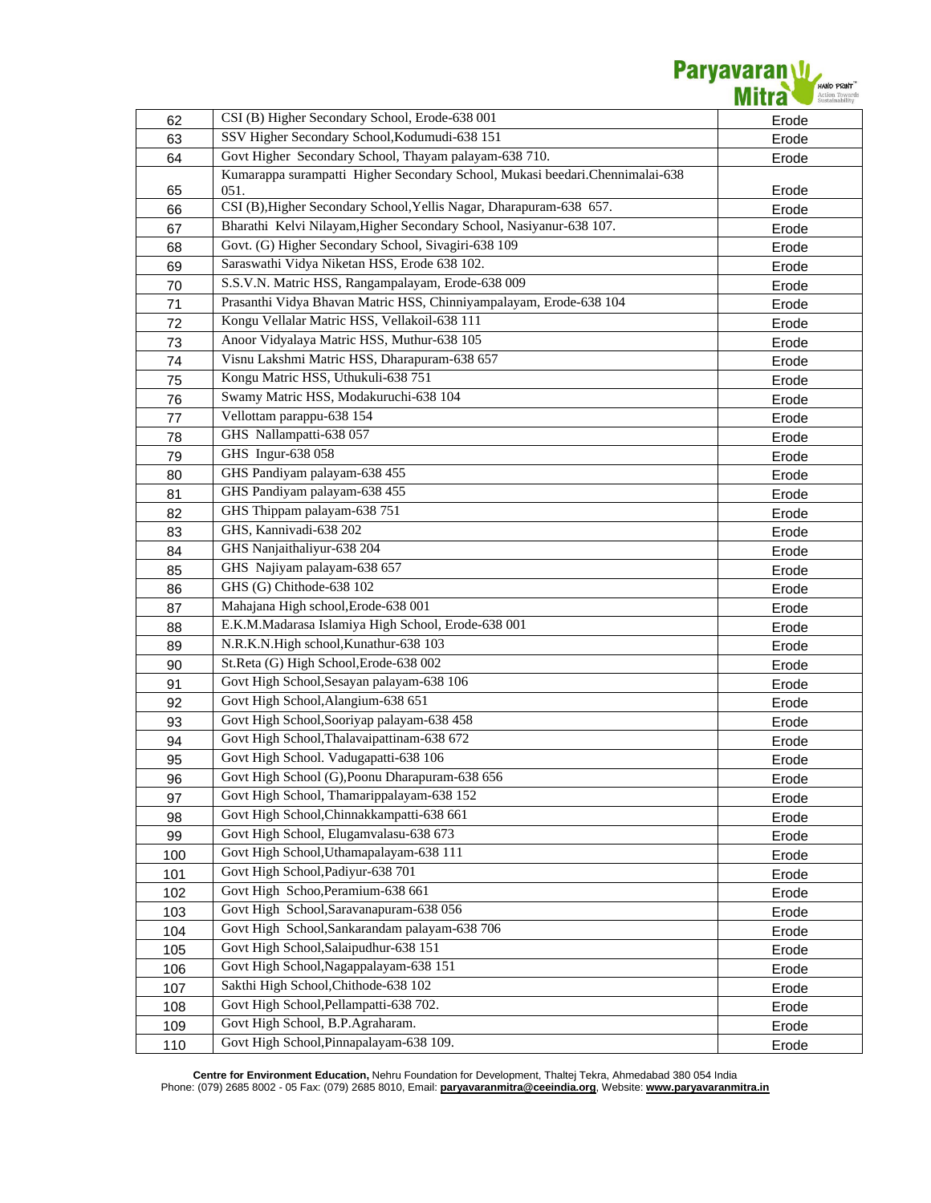| 62 | CSI (B) Higher Secondary School, Erode-638 001 | Erode |
|---|---|---|
| 63 | SSV Higher Secondary School,Kodumudi-638 151 | Erode |
| 64 | Govt Higher Secondary School, Thayam palayam-638 710. | Erode |
| 65 | Kumarappa surampatti Higher Secondary School, Mukasi beedari.Chennimalai-638 051. | Erode |
| 66 | CSI (B),Higher Secondary School,Yellis Nagar, Dharapuram-638 657. | Erode |
| 67 | Bharathi Kelvi Nilayam,Higher Secondary School, Nasiyanur-638 107. | Erode |
| 68 | Govt. (G) Higher Secondary School, Sivagiri-638 109 | Erode |
| 69 | Saraswathi Vidya Niketan HSS, Erode 638 102. | Erode |
| 70 | S.S.V.N. Matric HSS, Rangampalayam, Erode-638 009 | Erode |
| 71 | Prasanthi Vidya Bhavan Matric HSS, Chinniyampalayam, Erode-638 104 | Erode |
| 72 | Kongu Vellalar Matric HSS, Vellakoil-638 111 | Erode |
| 73 | Anoor Vidyalaya Matric HSS, Muthur-638 105 | Erode |
| 74 | Visnu Lakshmi Matric HSS, Dharapuram-638 657 | Erode |
| 75 | Kongu Matric HSS, Uthukuli-638 751 | Erode |
| 76 | Swamy Matric HSS, Modakuruchi-638 104 | Erode |
| 77 | Vellottam parappu-638 154 | Erode |
| 78 | GHS Nallampatti-638 057 | Erode |
| 79 | GHS Ingur-638 058 | Erode |
| 80 | GHS Pandiyam palayam-638 455 | Erode |
| 81 | GHS Pandiyam palayam-638 455 | Erode |
| 82 | GHS Thippam palayam-638 751 | Erode |
| 83 | GHS, Kannivadi-638 202 | Erode |
| 84 | GHS Nanjaithaliyur-638 204 | Erode |
| 85 | GHS Najiyam palayam-638 657 | Erode |
| 86 | GHS (G) Chithode-638 102 | Erode |
| 87 | Mahajana High school,Erode-638 001 | Erode |
| 88 | E.K.M.Madarasa Islamiya High School, Erode-638 001 | Erode |
| 89 | N.R.K.N.High school,Kunathur-638 103 | Erode |
| 90 | St.Reta (G) High School,Erode-638 002 | Erode |
| 91 | Govt High School,Sesayan palayam-638 106 | Erode |
| 92 | Govt High School,Alangium-638 651 | Erode |
| 93 | Govt High School,Sooriyap palayam-638 458 | Erode |
| 94 | Govt High School,Thalavaipattinam-638 672 | Erode |
| 95 | Govt High School. Vadugapatti-638 106 | Erode |
| 96 | Govt High School (G),Poonu Dharapuram-638 656 | Erode |
| 97 | Govt High School, Thamarippalayam-638 152 | Erode |
| 98 | Govt High School,Chinnakkampatti-638 661 | Erode |
| 99 | Govt High School, Elugamvalasu-638 673 | Erode |
| 100 | Govt High School,Uthamapalayam-638 111 | Erode |
| 101 | Govt High School,Padiyur-638 701 | Erode |
| 102 | Govt High Schoo,Peramium-638 661 | Erode |
| 103 | Govt High School,Saravanapuram-638 056 | Erode |
| 104 | Govt High School,Sankarandam palayam-638 706 | Erode |
| 105 | Govt High School,Salaipudhur-638 151 | Erode |
| 106 | Govt High School,Nagappalayam-638 151 | Erode |
| 107 | Sakthi High School,Chithode-638 102 | Erode |
| 108 | Govt High School,Pellampatti-638 702. | Erode |
| 109 | Govt High School, B.P.Agraharam. | Erode |
| 110 | Govt High School,Pinnapalayam-638 109. | Erode |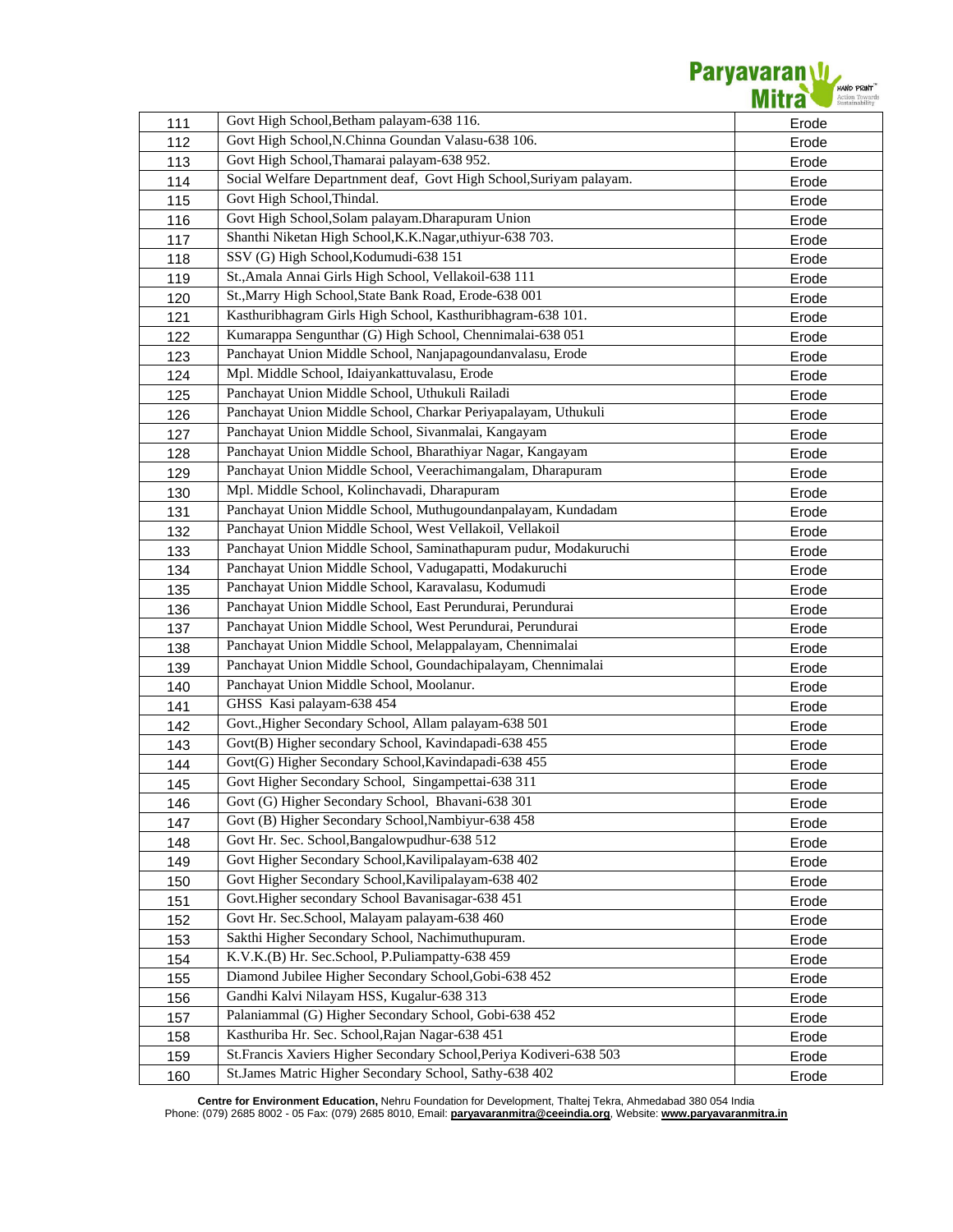| | | |
|---|---|---|
| 111 | Govt High School,Betham palayam-638 116. | Erode |
| 112 | Govt High School,N.Chinna Goundan Valasu-638 106. | Erode |
| 113 | Govt High School,Thamarai palayam-638 952. | Erode |
| 114 | Social Welfare Departnment deaf, Govt High School,Suriyam palayam. | Erode |
| 115 | Govt High School,Thindal. | Erode |
| 116 | Govt High School,Solam palayam.Dharapuram Union | Erode |
| 117 | Shanthi Niketan High School,K.K.Nagar,uthiyur-638 703. | Erode |
| 118 | SSV (G) High School,Kodumudi-638 151 | Erode |
| 119 | St.,Amala Annai Girls High School, Vellakoil-638 111 | Erode |
| 120 | St.,Marry High School,State Bank Road, Erode-638 001 | Erode |
| 121 | Kasthuribhagram Girls High School, Kasthuribhagram-638 101. | Erode |
| 122 | Kumarappa Sengunthar (G) High School, Chennimalai-638 051 | Erode |
| 123 | Panchayat Union Middle School, Nanjapagoundanvalasu, Erode | Erode |
| 124 | Mpl. Middle School, Idaiyankattuvalasu, Erode | Erode |
| 125 | Panchayat Union Middle School, Uthukuli Railadi | Erode |
| 126 | Panchayat Union Middle School, Charkar Periyapalayam, Uthukuli | Erode |
| 127 | Panchayat Union Middle School, Sivanmalai, Kangayam | Erode |
| 128 | Panchayat Union Middle School, Bharathiyar Nagar, Kangayam | Erode |
| 129 | Panchayat Union Middle School, Veerachimangalam, Dharapuram | Erode |
| 130 | Mpl. Middle School, Kolinchavadi, Dharapuram | Erode |
| 131 | Panchayat Union Middle School, Muthugoundanpalayam, Kundadam | Erode |
| 132 | Panchayat Union Middle School, West Vellakoil, Vellakoil | Erode |
| 133 | Panchayat Union Middle School, Saminathapuram pudur, Modakuruchi | Erode |
| 134 | Panchayat Union Middle School, Vadugapatti, Modakuruchi | Erode |
| 135 | Panchayat Union Middle School, Karavalasu, Kodumudi | Erode |
| 136 | Panchayat Union Middle School, East Perundurai, Perundurai | Erode |
| 137 | Panchayat Union Middle School, West Perundurai, Perundurai | Erode |
| 138 | Panchayat Union Middle School, Melappalayam, Chennimalai | Erode |
| 139 | Panchayat Union Middle School, Goundachipalayam, Chennimalai | Erode |
| 140 | Panchayat Union Middle School, Moolanur. | Erode |
| 141 | GHSS Kasi palayam-638 454 | Erode |
| 142 | Govt.,Higher Secondary School, Allam palayam-638 501 | Erode |
| 143 | Govt(B) Higher secondary School, Kavindapadi-638 455 | Erode |
| 144 | Govt(G) Higher Secondary School,Kavindapadi-638 455 | Erode |
| 145 | Govt Higher Secondary School, Singampettai-638 311 | Erode |
| 146 | Govt (G) Higher Secondary School, Bhavani-638 301 | Erode |
| 147 | Govt (B) Higher Secondary School,Nambiyur-638 458 | Erode |
| 148 | Govt Hr. Sec. School,Bangalowpudhur-638 512 | Erode |
| 149 | Govt Higher Secondary School,Kavilipalayam-638 402 | Erode |
| 150 | Govt Higher Secondary School,Kavilipalayam-638 402 | Erode |
| 151 | Govt.Higher secondary School Bavanisagar-638 451 | Erode |
| 152 | Govt Hr. Sec.School, Malayam palayam-638 460 | Erode |
| 153 | Sakthi Higher Secondary School, Nachimuthupuram. | Erode |
| 154 | K.V.K.(B) Hr. Sec.School, P.Puliampatty-638 459 | Erode |
| 155 | Diamond Jubilee Higher Secondary School,Gobi-638 452 | Erode |
| 156 | Gandhi Kalvi Nilayam HSS, Kugalur-638 313 | Erode |
| 157 | Palaniammal (G) Higher Secondary School, Gobi-638 452 | Erode |
| 158 | Kasthuriba Hr. Sec. School,Rajan Nagar-638 451 | Erode |
| 159 | St.Francis Xaviers Higher Secondary School,Periya Kodiveri-638 503 | Erode |
| 160 | St.James Matric Higher Secondary School, Sathy-638 402 | Erode |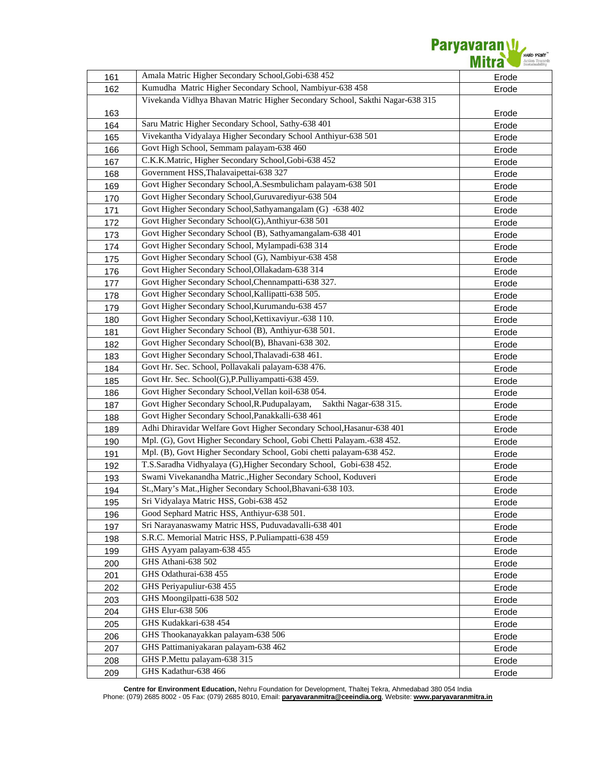| 161 | Amala Matric Higher Secondary School,Gobi-638 452 | Erode |
|---|---|---|
| 162 | Kumudha Matric Higher Secondary School, Nambiyur-638 458 | Erode |
| 163 | Vivekanda Vidhya Bhavan Matric Higher Secondary School, Sakthi Nagar-638 315 | Erode |
| 164 | Saru Matric Higher Secondary School, Sathy-638 401 | Erode |
| 165 | Vivekantha Vidyalaya Higher Secondary School Anthiyur-638 501 | Erode |
| 166 | Govt High School, Semmam palayam-638 460 | Erode |
| 167 | C.K.K.Matric, Higher Secondary School,Gobi-638 452 | Erode |
| 168 | Government HSS,Thalavaipettai-638 327 | Erode |
| 169 | Govt Higher Secondary School,A.Sesmbulicham palayam-638 501 | Erode |
| 170 | Govt Higher Secondary School,Guruvarediyur-638 504 | Erode |
| 171 | Govt Higher Secondary School,Sathyamangalam (G) -638 402 | Erode |
| 172 | Govt Higher Secondary School(G),Anthiyur-638 501 | Erode |
| 173 | Govt Higher Secondary School (B), Sathyamangalam-638 401 | Erode |
| 174 | Govt Higher Secondary School, Mylampadi-638 314 | Erode |
| 175 | Govt Higher Secondary School (G), Nambiyur-638 458 | Erode |
| 176 | Govt Higher Secondary School,Ollakadam-638 314 | Erode |
| 177 | Govt Higher Secondary School,Chennampatti-638 327. | Erode |
| 178 | Govt Higher Secondary School,Kallipatti-638 505. | Erode |
| 179 | Govt Higher Secondary School,Kurumandu-638 457 | Erode |
| 180 | Govt Higher Secondary School,Kettixaviyur.-638 110. | Erode |
| 181 | Govt Higher Secondary School (B), Anthiyur-638 501. | Erode |
| 182 | Govt Higher Secondary School(B), Bhavani-638 302. | Erode |
| 183 | Govt Higher Secondary School,Thalavadi-638 461. | Erode |
| 184 | Govt Hr. Sec. School, Pollavakali palayam-638 476. | Erode |
| 185 | Govt Hr. Sec. School(G),P.Pulliyampatti-638 459. | Erode |
| 186 | Govt Higher Secondary School,Vellan koil-638 054. | Erode |
| 187 | Govt Higher Secondary School,R.Pudupalayam, Sakthi Nagar-638 315. | Erode |
| 188 | Govt Higher Secondary School,Panakkalli-638 461 | Erode |
| 189 | Adhi Dhiravidar Welfare Govt Higher Secondary School,Hasanur-638 401 | Erode |
| 190 | Mpl. (G), Govt Higher Secondary School, Gobi Chetti Palayam.-638 452. | Erode |
| 191 | Mpl. (B), Govt Higher Secondary School, Gobi chetti palayam-638 452. | Erode |
| 192 | T.S.Saradha Vidhyalaya (G),Higher Secondary School, Gobi-638 452. | Erode |
| 193 | Swami Vivekanandha Matric.,Higher Secondary School, Koduveri | Erode |
| 194 | St.,Mary's Mat.,Higher Secondary School,Bhavani-638 103. | Erode |
| 195 | Sri Vidyalaya Matric HSS, Gobi-638 452 | Erode |
| 196 | Good Sephard Matric HSS, Anthiyur-638 501. | Erode |
| 197 | Sri Narayanaswamy Matric HSS, Puduvadavalli-638 401 | Erode |
| 198 | S.R.C. Memorial Matric HSS, P.Puliampatti-638 459 | Erode |
| 199 | GHS Ayyam palayam-638 455 | Erode |
| 200 | GHS Athani-638 502 | Erode |
| 201 | GHS Odathurai-638 455 | Erode |
| 202 | GHS Periyapuliur-638 455 | Erode |
| 203 | GHS Moongilpatti-638 502 | Erode |
| 204 | GHS Elur-638 506 | Erode |
| 205 | GHS Kudakkari-638 454 | Erode |
| 206 | GHS Thookanayakkan palayam-638 506 | Erode |
| 207 | GHS Pattimaniyakaran palayam-638 462 | Erode |
| 208 | GHS P.Mettu palayam-638 315 | Erode |
| 209 | GHS Kadathur-638 466 | Erode |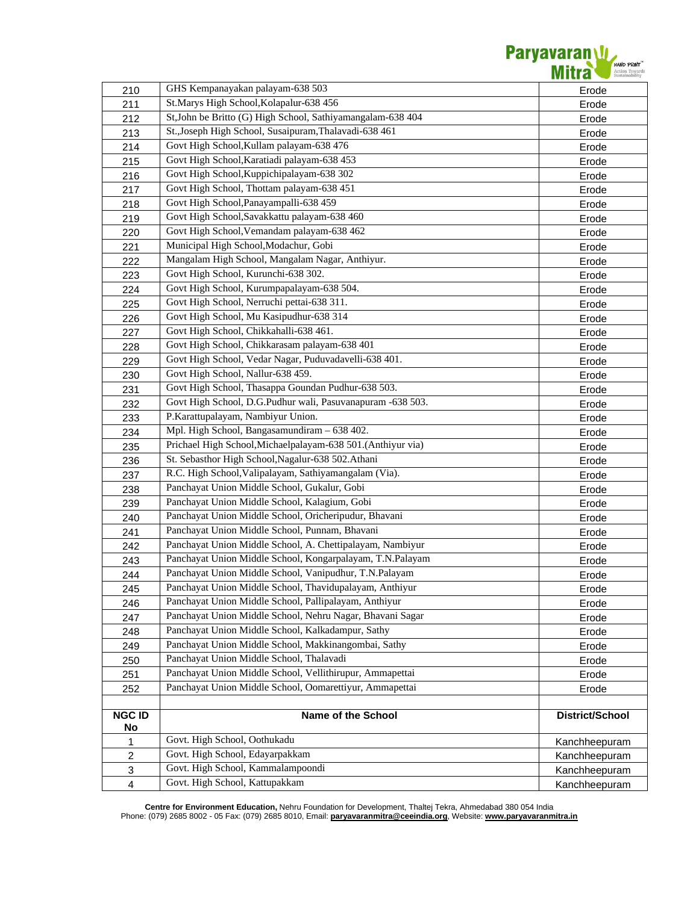| | | |
|---|---|---|
| 210 | GHS Kempanayakan palayam-638 503 | Erode |
| 211 | St.Marys High School,Kolapalur-638 456 | Erode |
| 212 | St,John be Britto (G) High School, Sathiyamangalam-638 404 | Erode |
| 213 | St.,Joseph High School, Susaipuram,Thalavadi-638 461 | Erode |
| 214 | Govt High School,Kullam palayam-638 476 | Erode |
| 215 | Govt High School,Karatiadi palayam-638 453 | Erode |
| 216 | Govt High School,Kuppichipalayam-638 302 | Erode |
| 217 | Govt High School, Thottam palayam-638 451 | Erode |
| 218 | Govt High School,Panayampalli-638 459 | Erode |
| 219 | Govt High School,Savakkattu palayam-638 460 | Erode |
| 220 | Govt High School,Vemandam palayam-638 462 | Erode |
| 221 | Municipal High School,Modachur, Gobi | Erode |
| 222 | Mangalam High School, Mangalam Nagar, Anthiyur. | Erode |
| 223 | Govt High School, Kurunchi-638 302. | Erode |
| 224 | Govt High School, Kurumpapalayam-638 504. | Erode |
| 225 | Govt High School, Nerruchi pettai-638 311. | Erode |
| 226 | Govt High School, Mu Kasipudhur-638 314 | Erode |
| 227 | Govt High School, Chikkahalli-638 461. | Erode |
| 228 | Govt High School, Chikkarasam palayam-638 401 | Erode |
| 229 | Govt High School, Vedar Nagar, Puduvadavelli-638 401. | Erode |
| 230 | Govt High School, Nallur-638 459. | Erode |
| 231 | Govt High School, Thasappa Goundan Pudhur-638 503. | Erode |
| 232 | Govt High School, D.G.Pudhur wali, Pasuvanapuram -638 503. | Erode |
| 233 | P.Karattupalayam, Nambiyur Union. | Erode |
| 234 | Mpl. High School, Bangasamundiram – 638 402. | Erode |
| 235 | Prichael High School,Michaelpalayam-638 501.(Anthiyur via) | Erode |
| 236 | St. Sebasthor High School,Nagalur-638 502.Athani | Erode |
| 237 | R.C. High School,Valipalayam, Sathiyamangalam (Via). | Erode |
| 238 | Panchayat Union Middle School, Gukalur, Gobi | Erode |
| 239 | Panchayat Union Middle School, Kalagium, Gobi | Erode |
| 240 | Panchayat Union Middle School, Oricheripudur, Bhavani | Erode |
| 241 | Panchayat Union Middle School, Punnam, Bhavani | Erode |
| 242 | Panchayat Union Middle School, A. Chettipalayam, Nambiyur | Erode |
| 243 | Panchayat Union Middle School, Kongarpalayam, T.N.Palayam | Erode |
| 244 | Panchayat Union Middle School, Vanipudhur, T.N.Palayam | Erode |
| 245 | Panchayat Union Middle School, Thavidupalayam, Anthiyur | Erode |
| 246 | Panchayat Union Middle School, Pallipalayam, Anthiyur | Erode |
| 247 | Panchayat Union Middle School, Nehru Nagar, Bhavani Sagar | Erode |
| 248 | Panchayat Union Middle School, Kalkadampur, Sathy | Erode |
| 249 | Panchayat Union Middle School, Makkinangombai, Sathy | Erode |
| 250 | Panchayat Union Middle School, Thalavadi | Erode |
| 251 | Panchayat Union Middle School, Vellithirupur, Ammapettai | Erode |
| 252 | Panchayat Union Middle School, Oomarettiyur, Ammapettai | Erode |

| NGC ID No | Name of the School | District/School |
|---|---|---|
| 1 | Govt. High School, Oothukadu | Kanchheepuram |
| 2 | Govt. High School, Edayarpakkam | Kanchheepuram |
| 3 | Govt. High School, Kammalampoondi | Kanchheepuram |
| 4 | Govt. High School, Kattupakkam | Kanchheepuram |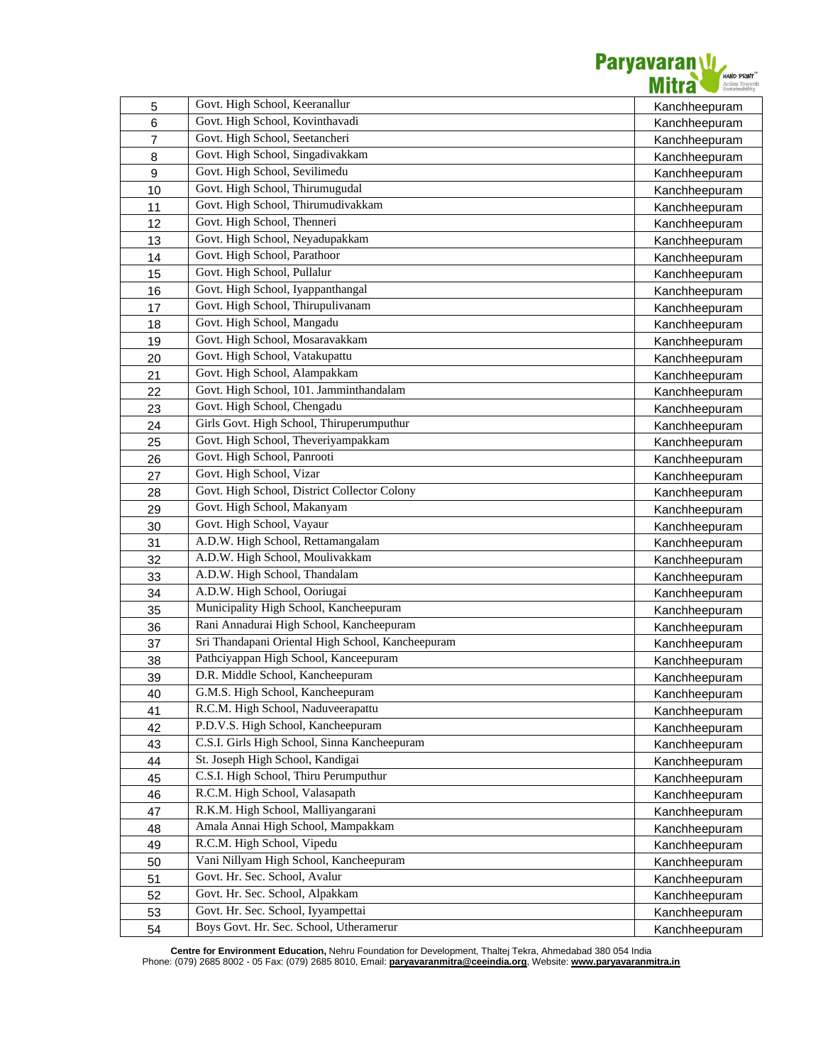| 5 | Govt. High School, Keeranallur | Kanchheepuram |
|---|---|---|
| 6 | Govt. High School, Kovinthavadi | Kanchheepuram |
| 7 | Govt. High School, Seetancheri | Kanchheepuram |
| 8 | Govt. High School, Singadivakkam | Kanchheepuram |
| 9 | Govt. High School, Sevilimedu | Kanchheepuram |
| 10 | Govt. High School, Thirumugudal | Kanchheepuram |
| 11 | Govt. High School, Thirumudivakkam | Kanchheepuram |
| 12 | Govt. High School, Thenneri | Kanchheepuram |
| 13 | Govt. High School, Neyadupakkam | Kanchheepuram |
| 14 | Govt. High School, Parathoor | Kanchheepuram |
| 15 | Govt. High School, Pullalur | Kanchheepuram |
| 16 | Govt. High School, Iyappanthangal | Kanchheepuram |
| 17 | Govt. High School, Thirupulivanam | Kanchheepuram |
| 18 | Govt. High School, Mangadu | Kanchheepuram |
| 19 | Govt. High School, Mosaravakkam | Kanchheepuram |
| 20 | Govt. High School, Vatakupattu | Kanchheepuram |
| 21 | Govt. High School, Alampakkam | Kanchheepuram |
| 22 | Govt. High School, 101. Jamminthandalam | Kanchheepuram |
| 23 | Govt. High School, Chengadu | Kanchheepuram |
| 24 | Girls Govt. High School, Thiruperumputhur | Kanchheepuram |
| 25 | Govt. High School, Theveriyampakkam | Kanchheepuram |
| 26 | Govt. High School, Panrooti | Kanchheepuram |
| 27 | Govt. High School, Vizar | Kanchheepuram |
| 28 | Govt. High School, District Collector Colony | Kanchheepuram |
| 29 | Govt. High School, Makanyam | Kanchheepuram |
| 30 | Govt. High School, Vayaur | Kanchheepuram |
| 31 | A.D.W. High School, Rettamangalam | Kanchheepuram |
| 32 | A.D.W. High School, Moulivakkam | Kanchheepuram |
| 33 | A.D.W. High School, Thandalam | Kanchheepuram |
| 34 | A.D.W. High School, Ooriugai | Kanchheepuram |
| 35 | Municipality High School, Kancheepuram | Kanchheepuram |
| 36 | Rani Annadurai High School, Kancheepuram | Kanchheepuram |
| 37 | Sri Thandapani Oriental High School, Kancheepuram | Kanchheepuram |
| 38 | Pathciyappan High School, Kanceepuram | Kanchheepuram |
| 39 | D.R. Middle School, Kancheepuram | Kanchheepuram |
| 40 | G.M.S. High School, Kancheepuram | Kanchheepuram |
| 41 | R.C.M. High School, Naduveerapattu | Kanchheepuram |
| 42 | P.D.V.S. High School, Kancheepuram | Kanchheepuram |
| 43 | C.S.I. Girls High School, Sinna Kancheepuram | Kanchheepuram |
| 44 | St. Joseph High School, Kandigai | Kanchheepuram |
| 45 | C.S.I. High School, Thiru Perumputhur | Kanchheepuram |
| 46 | R.C.M. High School, Valasapath | Kanchheepuram |
| 47 | R.K.M. High School, Malliyangarani | Kanchheepuram |
| 48 | Amala Annai High School, Mampakkam | Kanchheepuram |
| 49 | R.C.M. High School, Vipedu | Kanchheepuram |
| 50 | Vani Nillyam High School, Kancheepuram | Kanchheepuram |
| 51 | Govt. Hr. Sec. School, Avalur | Kanchheepuram |
| 52 | Govt. Hr. Sec. School, Alpakkam | Kanchheepuram |
| 53 | Govt. Hr. Sec. School, Iyyampettai | Kanchheepuram |
| 54 | Boys Govt. Hr. Sec. School, Utheramerur | Kanchheepuram |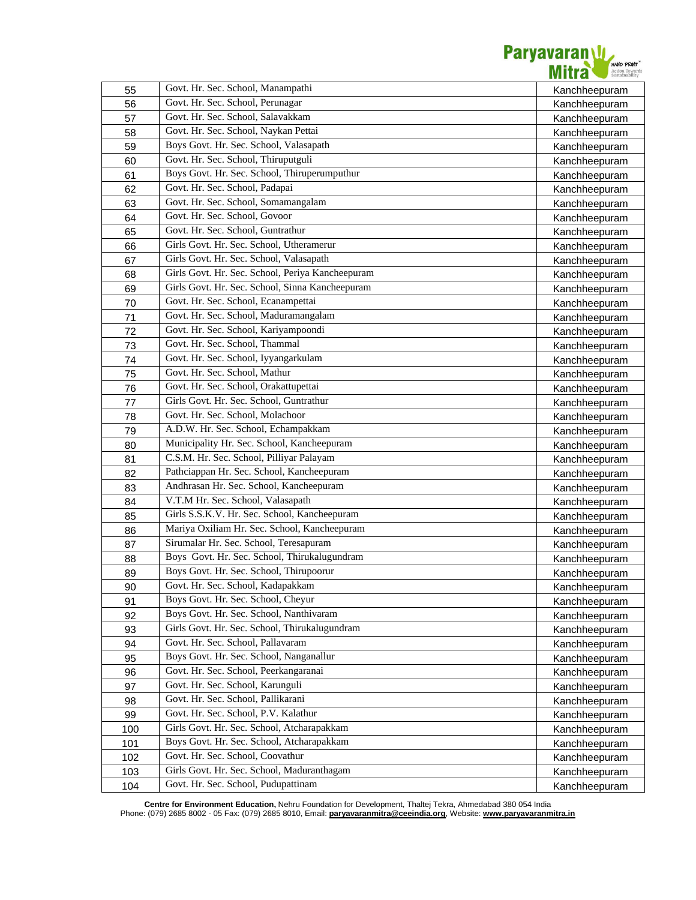| 55 | Govt. Hr. Sec. School, Manampathi | Kanchheepuram |
|---|---|---|
| 56 | Govt. Hr. Sec. School, Perunagar | Kanchheepuram |
| 57 | Govt. Hr. Sec. School, Salavakkam | Kanchheepuram |
| 58 | Govt. Hr. Sec. School, Naykan Pettai | Kanchheepuram |
| 59 | Boys Govt. Hr. Sec. School, Valasapath | Kanchheepuram |
| 60 | Govt. Hr. Sec. School, Thiruputguli | Kanchheepuram |
| 61 | Boys Govt. Hr. Sec. School, Thiruperumputhur | Kanchheepuram |
| 62 | Govt. Hr. Sec. School, Padapai | Kanchheepuram |
| 63 | Govt. Hr. Sec. School, Somamangalam | Kanchheepuram |
| 64 | Govt. Hr. Sec. School, Govoor | Kanchheepuram |
| 65 | Govt. Hr. Sec. School, Guntrathur | Kanchheepuram |
| 66 | Girls Govt. Hr. Sec. School, Utheramerur | Kanchheepuram |
| 67 | Girls Govt. Hr. Sec. School, Valasapath | Kanchheepuram |
| 68 | Girls Govt. Hr. Sec. School, Periya Kancheepuram | Kanchheepuram |
| 69 | Girls Govt. Hr. Sec. School, Sinna Kancheepuram | Kanchheepuram |
| 70 | Govt. Hr. Sec. School, Ecanampettai | Kanchheepuram |
| 71 | Govt. Hr. Sec. School, Maduramangalam | Kanchheepuram |
| 72 | Govt. Hr. Sec. School, Kariyampoondi | Kanchheepuram |
| 73 | Govt. Hr. Sec. School, Thammal | Kanchheepuram |
| 74 | Govt. Hr. Sec. School, Iyyangarkulam | Kanchheepuram |
| 75 | Govt. Hr. Sec. School, Mathur | Kanchheepuram |
| 76 | Govt. Hr. Sec. School, Orakattupettai | Kanchheepuram |
| 77 | Girls Govt. Hr. Sec. School, Guntrathur | Kanchheepuram |
| 78 | Govt. Hr. Sec. School, Molachoor | Kanchheepuram |
| 79 | A.D.W. Hr. Sec. School, Echampakkam | Kanchheepuram |
| 80 | Municipality Hr. Sec. School, Kancheepuram | Kanchheepuram |
| 81 | C.S.M. Hr. Sec. School, Pilliyar Palayam | Kanchheepuram |
| 82 | Pathciappan Hr. Sec. School, Kancheepuram | Kanchheepuram |
| 83 | Andhrasan Hr. Sec. School, Kancheepuram | Kanchheepuram |
| 84 | V.T.M Hr. Sec. School, Valasapath | Kanchheepuram |
| 85 | Girls S.S.K.V. Hr. Sec. School, Kancheepuram | Kanchheepuram |
| 86 | Mariya Oxiliam Hr. Sec. School, Kancheepuram | Kanchheepuram |
| 87 | Sirumalar Hr. Sec. School, Teresapuram | Kanchheepuram |
| 88 | Boys Govt. Hr. Sec. School, Thirukalugundram | Kanchheepuram |
| 89 | Boys Govt. Hr. Sec. School, Thirupoorur | Kanchheepuram |
| 90 | Govt. Hr. Sec. School, Kadapakkam | Kanchheepuram |
| 91 | Boys Govt. Hr. Sec. School, Cheyur | Kanchheepuram |
| 92 | Boys Govt. Hr. Sec. School, Nanthivaram | Kanchheepuram |
| 93 | Girls Govt. Hr. Sec. School, Thirukalugundram | Kanchheepuram |
| 94 | Govt. Hr. Sec. School, Pallavaram | Kanchheepuram |
| 95 | Boys Govt. Hr. Sec. School, Nanganallur | Kanchheepuram |
| 96 | Govt. Hr. Sec. School, Peerkangaranai | Kanchheepuram |
| 97 | Govt. Hr. Sec. School, Karunguli | Kanchheepuram |
| 98 | Govt. Hr. Sec. School, Pallikarani | Kanchheepuram |
| 99 | Govt. Hr. Sec. School, P.V. Kalathur | Kanchheepuram |
| 100 | Girls Govt. Hr. Sec. School, Atcharapakkam | Kanchheepuram |
| 101 | Boys Govt. Hr. Sec. School, Atcharapakkam | Kanchheepuram |
| 102 | Govt. Hr. Sec. School, Coovathur | Kanchheepuram |
| 103 | Girls Govt. Hr. Sec. School, Maduranthagam | Kanchheepuram |
| 104 | Govt. Hr. Sec. School, Pudupattinam | Kanchheepuram |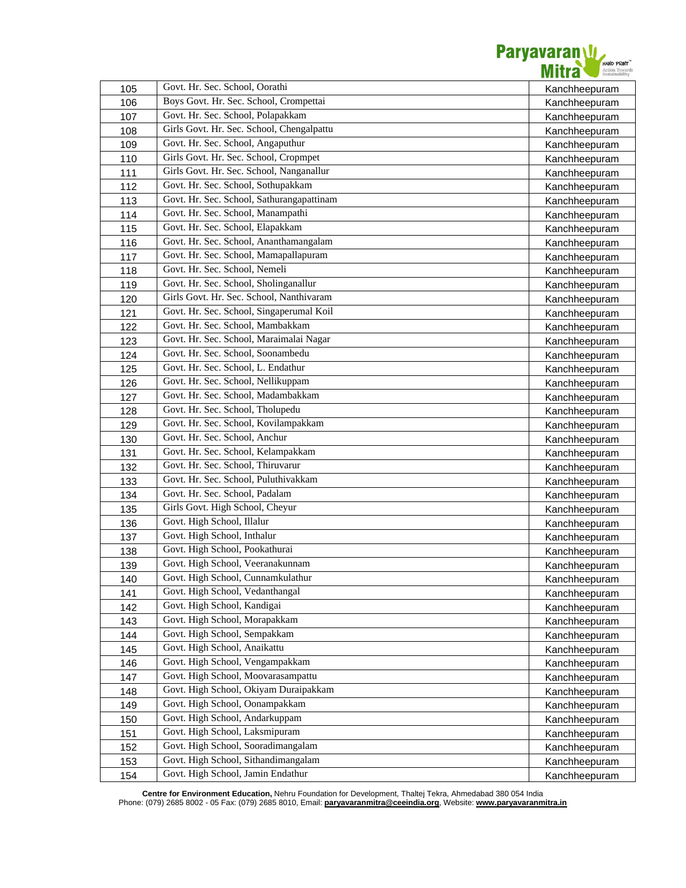| 105 | Govt. Hr. Sec. School, Oorathi | Kanchheepuram |
|---|---|---|
| 106 | Boys Govt. Hr. Sec. School, Crompettai | Kanchheepuram |
| 107 | Govt. Hr. Sec. School, Polapakkam | Kanchheepuram |
| 108 | Girls Govt. Hr. Sec. School, Chengalpattu | Kanchheepuram |
| 109 | Govt. Hr. Sec. School, Angaputhur | Kanchheepuram |
| 110 | Girls Govt. Hr. Sec. School, Cropmpet | Kanchheepuram |
| 111 | Girls Govt. Hr. Sec. School, Nanganallur | Kanchheepuram |
| 112 | Govt. Hr. Sec. School, Sothupakkam | Kanchheepuram |
| 113 | Govt. Hr. Sec. School, Sathurangapattinam | Kanchheepuram |
| 114 | Govt. Hr. Sec. School, Manampathi | Kanchheepuram |
| 115 | Govt. Hr. Sec. School, Elapakkam | Kanchheepuram |
| 116 | Govt. Hr. Sec. School, Ananthamangalam | Kanchheepuram |
| 117 | Govt. Hr. Sec. School, Mamapallapuram | Kanchheepuram |
| 118 | Govt. Hr. Sec. School, Nemeli | Kanchheepuram |
| 119 | Govt. Hr. Sec. School, Sholinganallur | Kanchheepuram |
| 120 | Girls Govt. Hr. Sec. School, Nanthivaram | Kanchheepuram |
| 121 | Govt. Hr. Sec. School, Singaperumal Koil | Kanchheepuram |
| 122 | Govt. Hr. Sec. School, Mambakkam | Kanchheepuram |
| 123 | Govt. Hr. Sec. School, Maraimalai Nagar | Kanchheepuram |
| 124 | Govt. Hr. Sec. School, Soonambedu | Kanchheepuram |
| 125 | Govt. Hr. Sec. School, L. Endathur | Kanchheepuram |
| 126 | Govt. Hr. Sec. School, Nellikuppam | Kanchheepuram |
| 127 | Govt. Hr. Sec. School, Madambakkam | Kanchheepuram |
| 128 | Govt. Hr. Sec. School, Tholupedu | Kanchheepuram |
| 129 | Govt. Hr. Sec. School, Kovilampakkam | Kanchheepuram |
| 130 | Govt. Hr. Sec. School, Anchur | Kanchheepuram |
| 131 | Govt. Hr. Sec. School, Kelampakkam | Kanchheepuram |
| 132 | Govt. Hr. Sec. School, Thiruvarur | Kanchheepuram |
| 133 | Govt. Hr. Sec. School, Puluthivakkam | Kanchheepuram |
| 134 | Govt. Hr. Sec. School, Padalam | Kanchheepuram |
| 135 | Girls Govt. High School, Cheyur | Kanchheepuram |
| 136 | Govt. High School, Illalur | Kanchheepuram |
| 137 | Govt. High School, Inthalur | Kanchheepuram |
| 138 | Govt. High School, Pookathurai | Kanchheepuram |
| 139 | Govt. High School, Veeranakunnam | Kanchheepuram |
| 140 | Govt. High School, Cunnamkulathur | Kanchheepuram |
| 141 | Govt. High School, Vedanthangal | Kanchheepuram |
| 142 | Govt. High School, Kandigai | Kanchheepuram |
| 143 | Govt. High School, Morapakkam | Kanchheepuram |
| 144 | Govt. High School, Sempakkam | Kanchheepuram |
| 145 | Govt. High School, Anaikattu | Kanchheepuram |
| 146 | Govt. High School, Vengampakkam | Kanchheepuram |
| 147 | Govt. High School, Moovarasampattu | Kanchheepuram |
| 148 | Govt. High School, Okiyam Duraipakkam | Kanchheepuram |
| 149 | Govt. High School, Oonampakkam | Kanchheepuram |
| 150 | Govt. High School, Andarkuppam | Kanchheepuram |
| 151 | Govt. High School, Laksmipuram | Kanchheepuram |
| 152 | Govt. High School, Sooradimangalam | Kanchheepuram |
| 153 | Govt. High School, Sithandimangalam | Kanchheepuram |
| 154 | Govt. High School, Jamin Endathur | Kanchheepuram |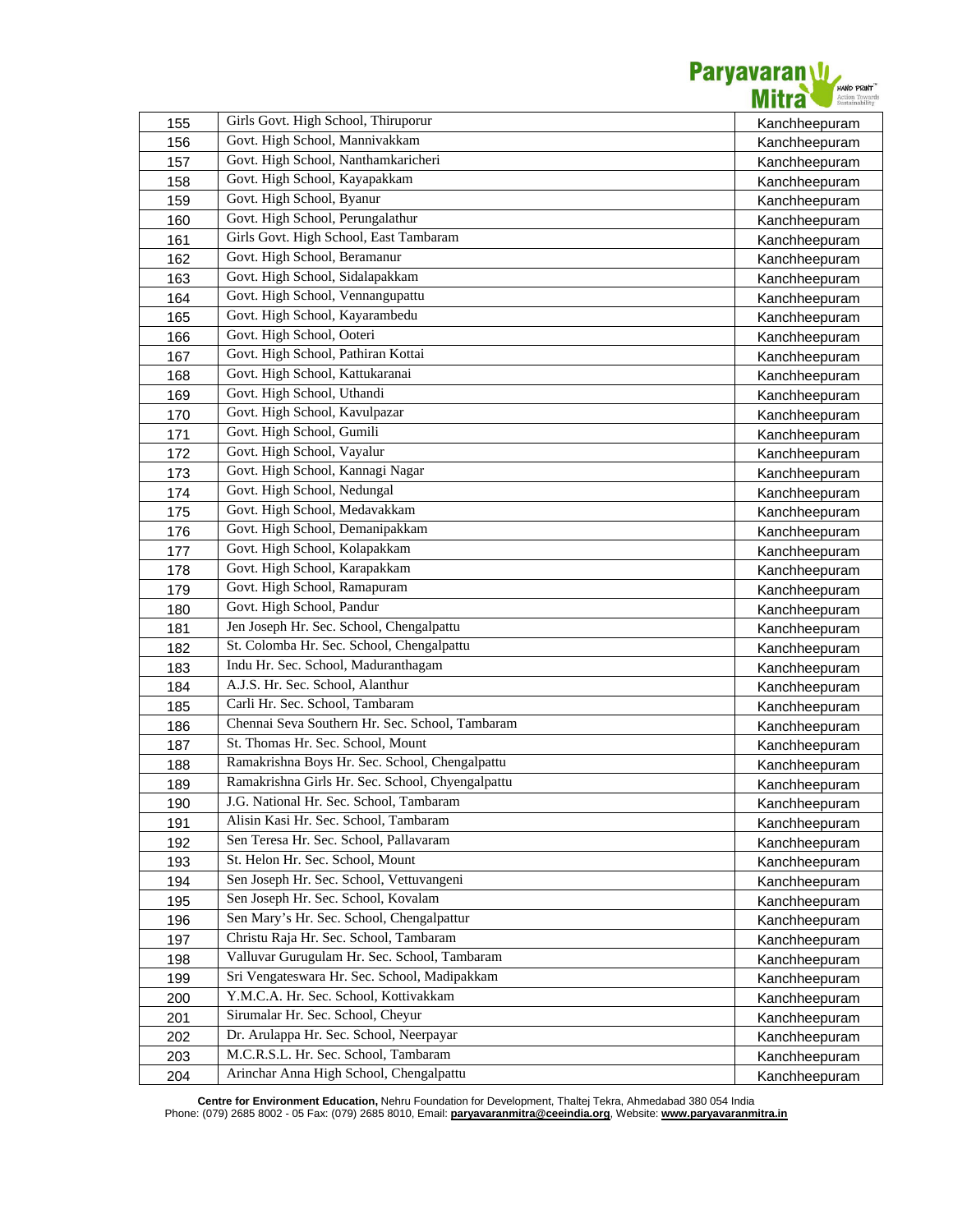| | | |
|---|---|---|
| 155 | Girls Govt. High School, Thiruporur | Kanchheepuram |
| 156 | Govt. High School, Mannivakkam | Kanchheepuram |
| 157 | Govt. High School, Nanthamkaricheri | Kanchheepuram |
| 158 | Govt. High School, Kayapakkam | Kanchheepuram |
| 159 | Govt. High School, Byanur | Kanchheepuram |
| 160 | Govt. High School, Perungalathur | Kanchheepuram |
| 161 | Girls Govt. High School, East Tambaram | Kanchheepuram |
| 162 | Govt. High School, Beramanur | Kanchheepuram |
| 163 | Govt. High School, Sidalapakkam | Kanchheepuram |
| 164 | Govt. High School, Vennangupattu | Kanchheepuram |
| 165 | Govt. High School, Kayarambedu | Kanchheepuram |
| 166 | Govt. High School, Ooteri | Kanchheepuram |
| 167 | Govt. High School, Pathiran Kottai | Kanchheepuram |
| 168 | Govt. High School, Kattukaranai | Kanchheepuram |
| 169 | Govt. High School, Uthandi | Kanchheepuram |
| 170 | Govt. High School, Kavulpazar | Kanchheepuram |
| 171 | Govt. High School, Gumili | Kanchheepuram |
| 172 | Govt. High School, Vayalur | Kanchheepuram |
| 173 | Govt. High School, Kannagi Nagar | Kanchheepuram |
| 174 | Govt. High School, Nedungal | Kanchheepuram |
| 175 | Govt. High School, Medavakkam | Kanchheepuram |
| 176 | Govt. High School, Demanipakkam | Kanchheepuram |
| 177 | Govt. High School, Kolapakkam | Kanchheepuram |
| 178 | Govt. High School, Karapakkam | Kanchheepuram |
| 179 | Govt. High School, Ramapuram | Kanchheepuram |
| 180 | Govt. High School, Pandur | Kanchheepuram |
| 181 | Jen Joseph Hr. Sec. School, Chengalpattu | Kanchheepuram |
| 182 | St. Colomba Hr. Sec. School, Chengalpattu | Kanchheepuram |
| 183 | Indu Hr. Sec. School, Maduranthagam | Kanchheepuram |
| 184 | A.J.S. Hr. Sec. School, Alanthur | Kanchheepuram |
| 185 | Carli Hr. Sec. School, Tambaram | Kanchheepuram |
| 186 | Chennai Seva Southern Hr. Sec. School, Tambaram | Kanchheepuram |
| 187 | St. Thomas Hr. Sec. School, Mount | Kanchheepuram |
| 188 | Ramakrishna Boys Hr. Sec. School, Chengalpattu | Kanchheepuram |
| 189 | Ramakrishna Girls Hr. Sec. School, Chyengalpattu | Kanchheepuram |
| 190 | J.G. National Hr. Sec. School, Tambaram | Kanchheepuram |
| 191 | Alisin Kasi Hr. Sec. School, Tambaram | Kanchheepuram |
| 192 | Sen Teresa Hr. Sec. School, Pallavaram | Kanchheepuram |
| 193 | St. Helon Hr. Sec. School, Mount | Kanchheepuram |
| 194 | Sen Joseph Hr. Sec. School, Vettuvangeni | Kanchheepuram |
| 195 | Sen Joseph Hr. Sec. School, Kovalam | Kanchheepuram |
| 196 | Sen Mary's Hr. Sec. School, Chengalpattur | Kanchheepuram |
| 197 | Christu Raja Hr. Sec. School, Tambaram | Kanchheepuram |
| 198 | Valluvar Gurugulam Hr. Sec. School, Tambaram | Kanchheepuram |
| 199 | Sri Vengateswara Hr. Sec. School, Madipakkam | Kanchheepuram |
| 200 | Y.M.C.A. Hr. Sec. School, Kottivakkam | Kanchheepuram |
| 201 | Sirumalar Hr. Sec. School, Cheyur | Kanchheepuram |
| 202 | Dr. Arulappa Hr. Sec. School, Neerpayar | Kanchheepuram |
| 203 | M.C.R.S.L. Hr. Sec. School, Tambaram | Kanchheepuram |
| 204 | Arinchar Anna High School, Chengalpattu | Kanchheepuram |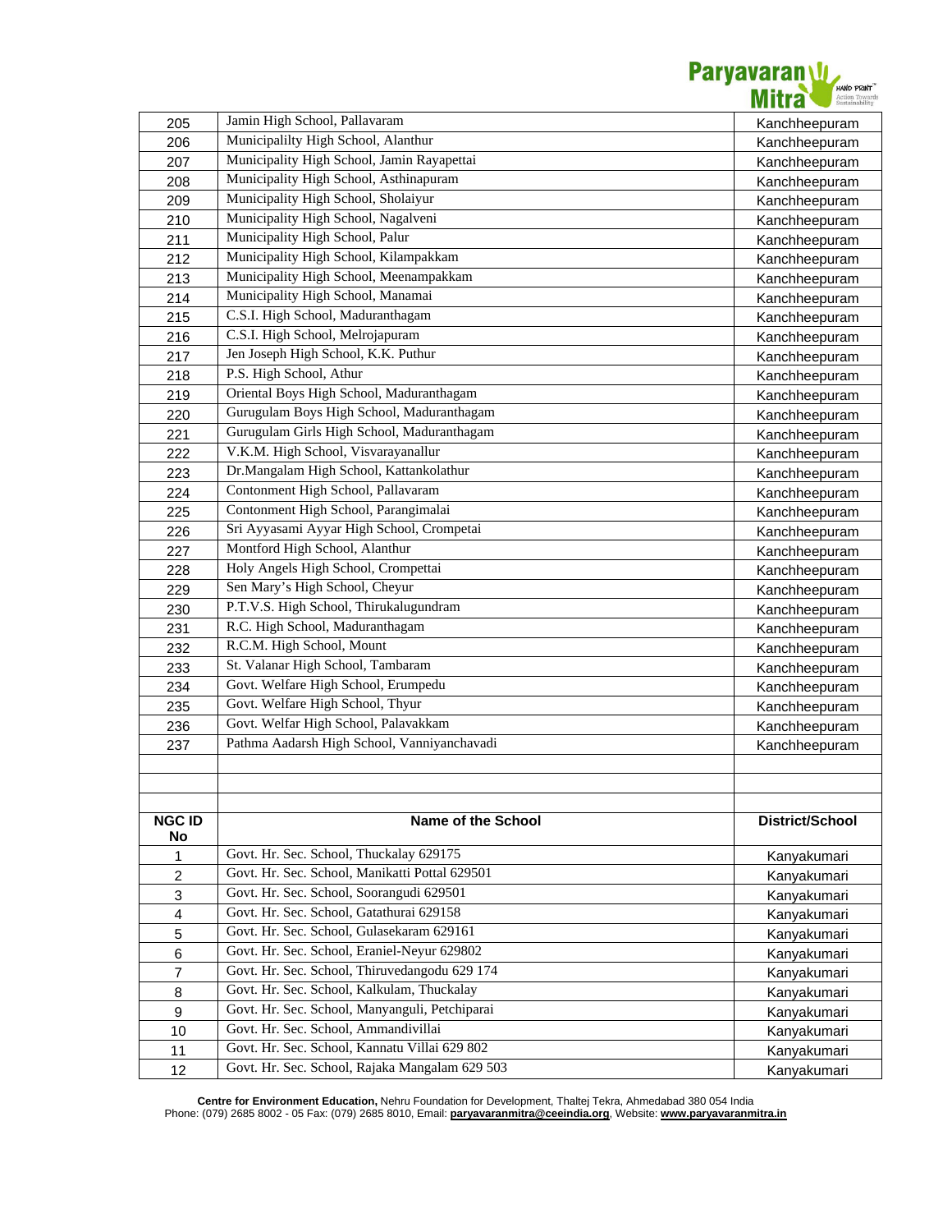| | | |
|---|---|---|
| 205 | Jamin High School, Pallavaram | Kanchheepuram |
| 206 | Municipalilty High School, Alanthur | Kanchheepuram |
| 207 | Municipality High School, Jamin Rayapettai | Kanchheepuram |
| 208 | Municipality High School, Asthinapuram | Kanchheepuram |
| 209 | Municipality High School, Sholaiyur | Kanchheepuram |
| 210 | Municipality High School, Nagalveni | Kanchheepuram |
| 211 | Municipality High School, Palur | Kanchheepuram |
| 212 | Municipality High School, Kilampakkam | Kanchheepuram |
| 213 | Municipality High School, Meenampakkam | Kanchheepuram |
| 214 | Municipality High School, Manamai | Kanchheepuram |
| 215 | C.S.I. High School, Maduranthagam | Kanchheepuram |
| 216 | C.S.I. High School, Melrojapuram | Kanchheepuram |
| 217 | Jen Joseph High School, K.K. Puthur | Kanchheepuram |
| 218 | P.S. High School, Athur | Kanchheepuram |
| 219 | Oriental Boys High School, Maduranthagam | Kanchheepuram |
| 220 | Gurugulam Boys High School, Maduranthagam | Kanchheepuram |
| 221 | Gurugulam Girls High School, Maduranthagam | Kanchheepuram |
| 222 | V.K.M. High School, Visvarayanallur | Kanchheepuram |
| 223 | Dr.Mangalam High School, Kattankolathur | Kanchheepuram |
| 224 | Contonment High School, Pallavaram | Kanchheepuram |
| 225 | Contonment High School, Parangimalai | Kanchheepuram |
| 226 | Sri Ayyasami Ayyar High School, Crompetai | Kanchheepuram |
| 227 | Montford High School, Alanthur | Kanchheepuram |
| 228 | Holy Angels High School, Crompettai | Kanchheepuram |
| 229 | Sen Mary's High School, Cheyur | Kanchheepuram |
| 230 | P.T.V.S. High School, Thirukalugundram | Kanchheepuram |
| 231 | R.C. High School, Maduranthagam | Kanchheepuram |
| 232 | R.C.M. High School, Mount | Kanchheepuram |
| 233 | St. Valanar High School, Tambaram | Kanchheepuram |
| 234 | Govt. Welfare High School, Erumpedu | Kanchheepuram |
| 235 | Govt. Welfare High School, Thyur | Kanchheepuram |
| 236 | Govt. Welfar High School, Palavakkam | Kanchheepuram |
| 237 | Pathma Aadarsh High School, Vanniyanchavadi | Kanchheepuram |

| NGC ID No | Name of the School | District/School |
|---|---|---|
| 1 | Govt. Hr. Sec. School, Thuckalay 629175 | Kanyakumari |
| 2 | Govt. Hr. Sec. School, Manikatti Pottal 629501 | Kanyakumari |
| 3 | Govt. Hr. Sec. School, Soorangudi 629501 | Kanyakumari |
| 4 | Govt. Hr. Sec. School, Gatathurai 629158 | Kanyakumari |
| 5 | Govt. Hr. Sec. School, Gulasekaram 629161 | Kanyakumari |
| 6 | Govt. Hr. Sec. School, Eraniel-Neyur 629802 | Kanyakumari |
| 7 | Govt. Hr. Sec. School, Thiruvedangodu 629 174 | Kanyakumari |
| 8 | Govt. Hr. Sec. School, Kalkulam, Thuckalay | Kanyakumari |
| 9 | Govt. Hr. Sec. School, Manyanguli, Petchiparai | Kanyakumari |
| 10 | Govt. Hr. Sec. School, Ammandivillai | Kanyakumari |
| 11 | Govt. Hr. Sec. School, Kannatu Villai 629 802 | Kanyakumari |
| 12 | Govt. Hr. Sec. School, Rajaka Mangalam 629 503 | Kanyakumari |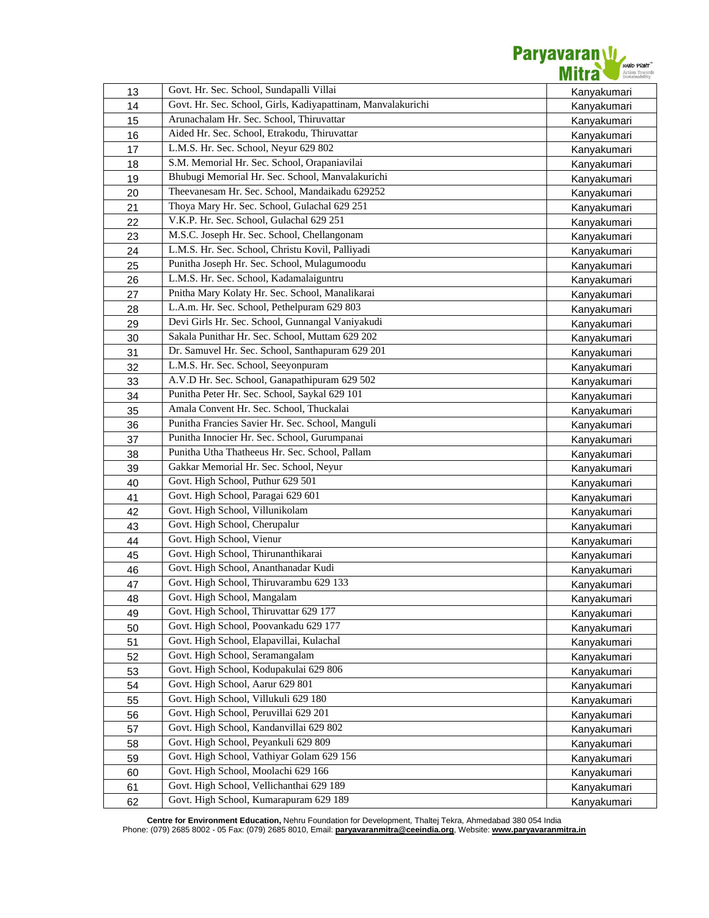| | | |
|---|---|---|
| 13 | Govt. Hr. Sec. School, Sundapalli Villai | Kanyakumari |
| 14 | Govt. Hr. Sec. School, Girls, Kadiyapattinam, Manvalakurichi | Kanyakumari |
| 15 | Arunachalam Hr. Sec. School, Thiruvattar | Kanyakumari |
| 16 | Aided Hr. Sec. School, Etrakodu, Thiruvattar | Kanyakumari |
| 17 | L.M.S. Hr. Sec. School, Neyur 629 802 | Kanyakumari |
| 18 | S.M. Memorial Hr. Sec. School, Orapaniavilai | Kanyakumari |
| 19 | Bhubugi Memorial Hr. Sec. School, Manvalakurichi | Kanyakumari |
| 20 | Theevanesam Hr. Sec. School, Mandaikadu 629252 | Kanyakumari |
| 21 | Thoya Mary Hr. Sec. School, Gulachal 629 251 | Kanyakumari |
| 22 | V.K.P. Hr. Sec. School, Gulachal 629 251 | Kanyakumari |
| 23 | M.S.C. Joseph Hr. Sec. School, Chellangonam | Kanyakumari |
| 24 | L.M.S. Hr. Sec. School, Christu Kovil, Palliyadi | Kanyakumari |
| 25 | Punitha Joseph Hr. Sec. School, Mulagumoodu | Kanyakumari |
| 26 | L.M.S. Hr. Sec. School, Kadamalaiguntru | Kanyakumari |
| 27 | Pnitha Mary Kolaty Hr. Sec. School, Manalikarai | Kanyakumari |
| 28 | L.A.m. Hr. Sec. School, Pethelpuram 629 803 | Kanyakumari |
| 29 | Devi Girls Hr. Sec. School, Gunnangal Vaniyakudi | Kanyakumari |
| 30 | Sakala Punithar Hr. Sec. School, Muttam 629 202 | Kanyakumari |
| 31 | Dr. Samuvel Hr. Sec. School, Santhapuram 629 201 | Kanyakumari |
| 32 | L.M.S. Hr. Sec. School, Seeyonpuram | Kanyakumari |
| 33 | A.V.D Hr. Sec. School, Ganapathipuram 629 502 | Kanyakumari |
| 34 | Punitha Peter Hr. Sec. School, Saykal 629 101 | Kanyakumari |
| 35 | Amala Convent Hr. Sec. School, Thuckalai | Kanyakumari |
| 36 | Punitha Francies Savier Hr. Sec. School, Manguli | Kanyakumari |
| 37 | Punitha Innocier Hr. Sec. School, Gurumpanai | Kanyakumari |
| 38 | Punitha Utha Thatheeus Hr. Sec. School, Pallam | Kanyakumari |
| 39 | Gakkar Memorial Hr. Sec. School, Neyur | Kanyakumari |
| 40 | Govt. High School, Puthur 629 501 | Kanyakumari |
| 41 | Govt. High School, Paragai 629 601 | Kanyakumari |
| 42 | Govt. High School, Villunikolam | Kanyakumari |
| 43 | Govt. High School, Cherupalur | Kanyakumari |
| 44 | Govt. High School, Vienur | Kanyakumari |
| 45 | Govt. High School, Thirunanthikarai | Kanyakumari |
| 46 | Govt. High School, Ananthanadar Kudi | Kanyakumari |
| 47 | Govt. High School, Thiruvarambu 629 133 | Kanyakumari |
| 48 | Govt. High School, Mangalam | Kanyakumari |
| 49 | Govt. High School, Thiruvattar 629 177 | Kanyakumari |
| 50 | Govt. High School, Poovankadu 629 177 | Kanyakumari |
| 51 | Govt. High School, Elapavillai, Kulachal | Kanyakumari |
| 52 | Govt. High School, Seramangalam | Kanyakumari |
| 53 | Govt. High School, Kodupakulai 629 806 | Kanyakumari |
| 54 | Govt. High School, Aarur 629 801 | Kanyakumari |
| 55 | Govt. High School, Villukuli 629 180 | Kanyakumari |
| 56 | Govt. High School, Peruvillai 629 201 | Kanyakumari |
| 57 | Govt. High School, Kandanvillai 629 802 | Kanyakumari |
| 58 | Govt. High School, Peyankuli 629 809 | Kanyakumari |
| 59 | Govt. High School, Vathiyar Golam 629 156 | Kanyakumari |
| 60 | Govt. High School, Moolachi 629 166 | Kanyakumari |
| 61 | Govt. High School, Vellichanthai 629 189 | Kanyakumari |
| 62 | Govt. High School, Kumarapuram 629 189 | Kanyakumari |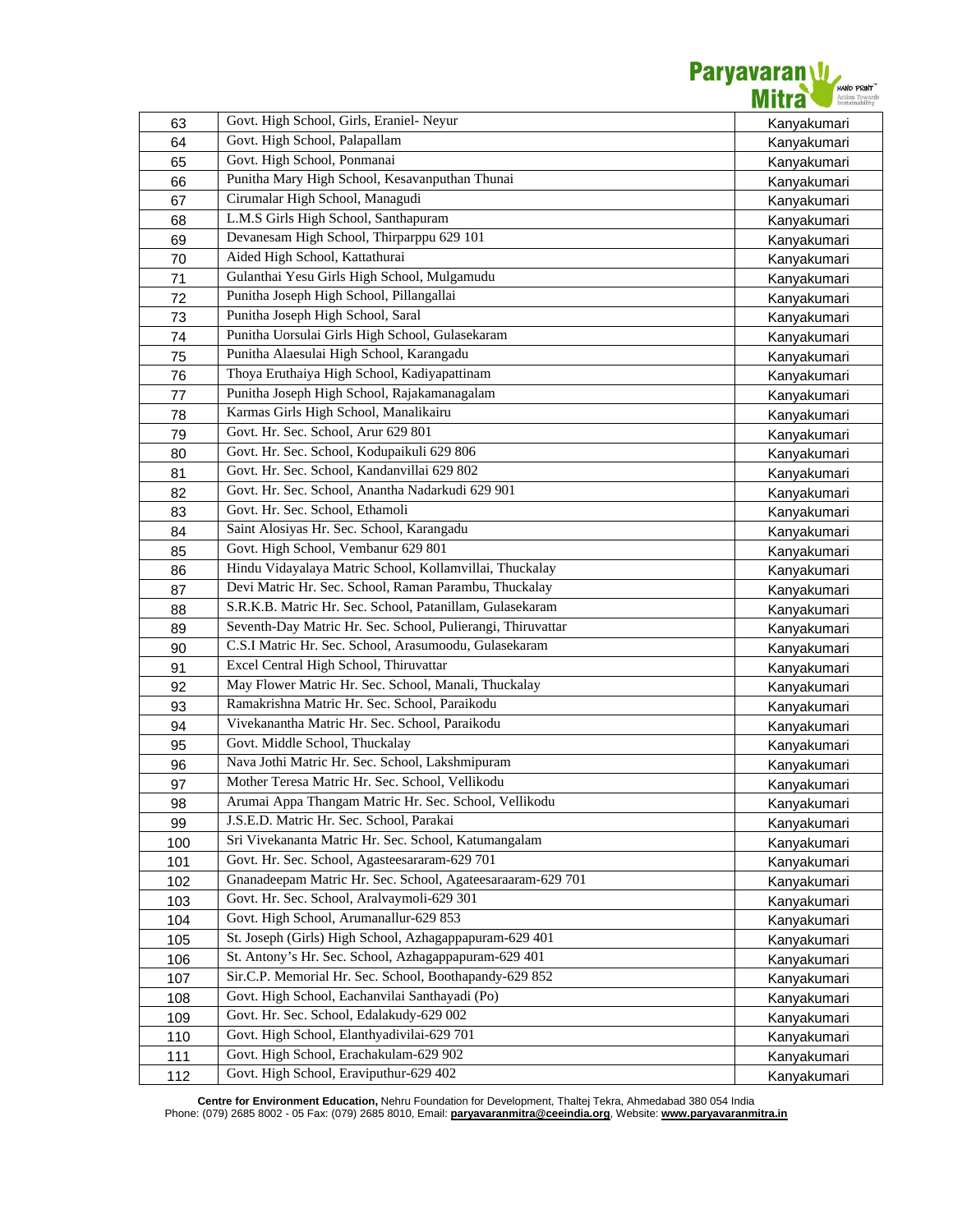| | | |
|---|---|---|
| 63 | Govt. High School, Girls, Eraniel- Neyur | Kanyakumari |
| 64 | Govt. High School, Palapallam | Kanyakumari |
| 65 | Govt. High School, Ponmanai | Kanyakumari |
| 66 | Punitha Mary High School, Kesavanputhan Thunai | Kanyakumari |
| 67 | Cirumalar High School, Managudi | Kanyakumari |
| 68 | L.M.S Girls High School, Santhapuram | Kanyakumari |
| 69 | Devanesam High School, Thirparppu 629 101 | Kanyakumari |
| 70 | Aided High School, Kattathurai | Kanyakumari |
| 71 | Gulanthai Yesu Girls High School, Mulgamudu | Kanyakumari |
| 72 | Punitha Joseph High School, Pillangallai | Kanyakumari |
| 73 | Punitha Joseph High School, Saral | Kanyakumari |
| 74 | Punitha Uorsulai Girls High School, Gulasekaram | Kanyakumari |
| 75 | Punitha Alaesulai High School, Karangadu | Kanyakumari |
| 76 | Thoya Eruthaiya High School, Kadiyapattinam | Kanyakumari |
| 77 | Punitha Joseph High School, Rajakamanagalam | Kanyakumari |
| 78 | Karmas Girls High School, Manalikairu | Kanyakumari |
| 79 | Govt. Hr. Sec. School, Arur 629 801 | Kanyakumari |
| 80 | Govt. Hr. Sec. School, Kodupaikuli 629 806 | Kanyakumari |
| 81 | Govt. Hr. Sec. School, Kandanvillai 629 802 | Kanyakumari |
| 82 | Govt. Hr. Sec. School, Anantha Nadarkudi 629 901 | Kanyakumari |
| 83 | Govt. Hr. Sec. School, Ethamoli | Kanyakumari |
| 84 | Saint Alosiyas Hr. Sec. School, Karangadu | Kanyakumari |
| 85 | Govt. High School, Vembanur 629 801 | Kanyakumari |
| 86 | Hindu Vidayalaya Matric School, Kollamvillai, Thuckalay | Kanyakumari |
| 87 | Devi Matric Hr. Sec. School, Raman Parambu, Thuckalay | Kanyakumari |
| 88 | S.R.K.B. Matric Hr. Sec. School, Patanillam, Gulasekaram | Kanyakumari |
| 89 | Seventh-Day Matric Hr. Sec. School, Pulierangi, Thiruvattar | Kanyakumari |
| 90 | C.S.I Matric Hr. Sec. School, Arasumoodu, Gulasekaram | Kanyakumari |
| 91 | Excel Central High School, Thiruvattar | Kanyakumari |
| 92 | May Flower Matric Hr. Sec. School, Manali, Thuckalay | Kanyakumari |
| 93 | Ramakrishna Matric Hr. Sec. School, Paraikodu | Kanyakumari |
| 94 | Vivekanantha Matric Hr. Sec. School, Paraikodu | Kanyakumari |
| 95 | Govt. Middle School, Thuckalay | Kanyakumari |
| 96 | Nava Jothi Matric Hr. Sec. School, Lakshmipuram | Kanyakumari |
| 97 | Mother Teresa Matric Hr. Sec. School, Vellikodu | Kanyakumari |
| 98 | Arumai Appa Thangam Matric Hr. Sec. School, Vellikodu | Kanyakumari |
| 99 | J.S.E.D. Matric Hr. Sec. School, Parakai | Kanyakumari |
| 100 | Sri Vivekananta Matric Hr. Sec. School, Katumangalam | Kanyakumari |
| 101 | Govt. Hr. Sec. School, Agasteesararam-629 701 | Kanyakumari |
| 102 | Gnanadeepam Matric Hr. Sec. School, Agateesaraaram-629 701 | Kanyakumari |
| 103 | Govt. Hr. Sec. School, Aralvaymoli-629 301 | Kanyakumari |
| 104 | Govt. High School, Arumanallur-629 853 | Kanyakumari |
| 105 | St. Joseph (Girls) High School, Azhagappapuram-629 401 | Kanyakumari |
| 106 | St. Antony's Hr. Sec. School, Azhagappapuram-629 401 | Kanyakumari |
| 107 | Sir.C.P. Memorial Hr. Sec. School, Boothapandy-629 852 | Kanyakumari |
| 108 | Govt. High School, Eachanvilai Santhayadi (Po) | Kanyakumari |
| 109 | Govt. Hr. Sec. School, Edalakudy-629 002 | Kanyakumari |
| 110 | Govt. High School, Elanthyadivilai-629 701 | Kanyakumari |
| 111 | Govt. High School, Erachakulam-629 902 | Kanyakumari |
| 112 | Govt. High School, Eraviputhur-629 402 | Kanyakumari |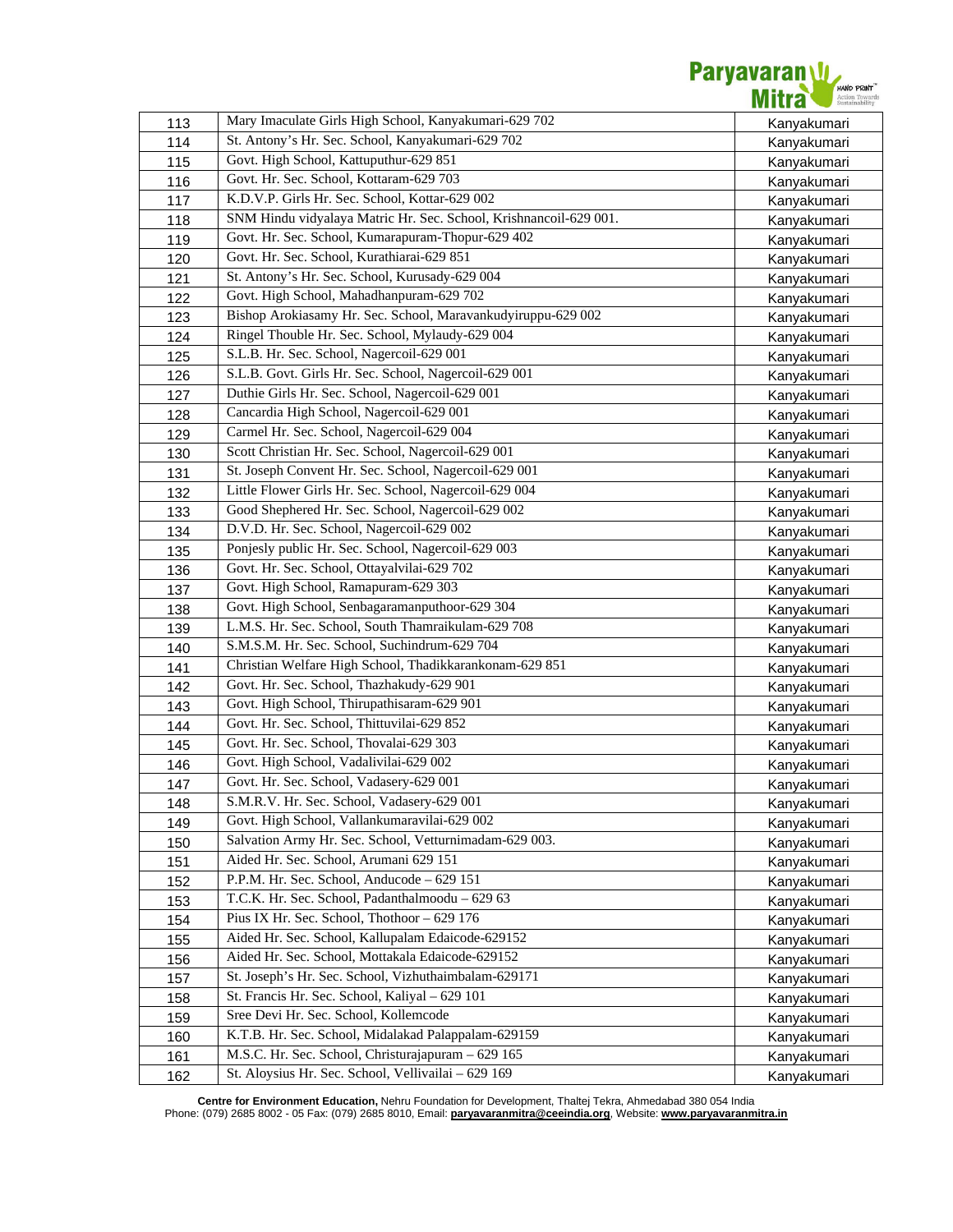| | | |
|---|---|---|
| 113 | Mary Imaculate Girls High School, Kanyakumari-629 702 | Kanyakumari |
| 114 | St. Antony's Hr. Sec. School, Kanyakumari-629 702 | Kanyakumari |
| 115 | Govt. High School, Kattuputhur-629 851 | Kanyakumari |
| 116 | Govt. Hr. Sec. School, Kottaram-629 703 | Kanyakumari |
| 117 | K.D.V.P. Girls Hr. Sec. School, Kottar-629 002 | Kanyakumari |
| 118 | SNM Hindu vidyalaya Matric Hr. Sec. School, Krishnancoil-629 001. | Kanyakumari |
| 119 | Govt. Hr. Sec. School, Kumarapuram-Thopur-629 402 | Kanyakumari |
| 120 | Govt. Hr. Sec. School, Kurathiarai-629 851 | Kanyakumari |
| 121 | St. Antony's Hr. Sec. School, Kurusady-629 004 | Kanyakumari |
| 122 | Govt. High School, Mahadhanpuram-629 702 | Kanyakumari |
| 123 | Bishop Arokiasamy Hr. Sec. School, Maravankudyiruppu-629 002 | Kanyakumari |
| 124 | Ringel Thouble Hr. Sec. School, Mylaudy-629 004 | Kanyakumari |
| 125 | S.L.B. Hr. Sec. School, Nagercoil-629 001 | Kanyakumari |
| 126 | S.L.B. Govt. Girls Hr. Sec. School, Nagercoil-629 001 | Kanyakumari |
| 127 | Duthie Girls Hr. Sec. School, Nagercoil-629 001 | Kanyakumari |
| 128 | Cancardia High School, Nagercoil-629 001 | Kanyakumari |
| 129 | Carmel Hr. Sec. School, Nagercoil-629 004 | Kanyakumari |
| 130 | Scott Christian Hr. Sec. School, Nagercoil-629 001 | Kanyakumari |
| 131 | St. Joseph Convent Hr. Sec. School, Nagercoil-629 001 | Kanyakumari |
| 132 | Little Flower Girls Hr. Sec. School, Nagercoil-629 004 | Kanyakumari |
| 133 | Good Shepered Hr. Sec. School, Nagercoil-629 002 | Kanyakumari |
| 134 | D.V.D. Hr. Sec. School, Nagercoil-629 002 | Kanyakumari |
| 135 | Ponjesly public Hr. Sec. School, Nagercoil-629 003 | Kanyakumari |
| 136 | Govt. Hr. Sec. School, Ottayalvilai-629 702 | Kanyakumari |
| 137 | Govt. High School, Ramapuram-629 303 | Kanyakumari |
| 138 | Govt. High School, Senbagaramanputhoor-629 304 | Kanyakumari |
| 139 | L.M.S. Hr. Sec. School, South Thamraikulam-629 708 | Kanyakumari |
| 140 | S.M.S.M. Hr. Sec. School, Suchindrum-629 704 | Kanyakumari |
| 141 | Christian Welfare High School, Thadikkarankonam-629 851 | Kanyakumari |
| 142 | Govt. Hr. Sec. School, Thazhakudy-629 901 | Kanyakumari |
| 143 | Govt. High School, Thirupathisaram-629 901 | Kanyakumari |
| 144 | Govt. Hr. Sec. School, Thittuvilai-629 852 | Kanyakumari |
| 145 | Govt. Hr. Sec. School, Thovalai-629 303 | Kanyakumari |
| 146 | Govt. High School, Vadalivilai-629 002 | Kanyakumari |
| 147 | Govt. Hr. Sec. School, Vadasery-629 001 | Kanyakumari |
| 148 | S.M.R.V. Hr. Sec. School, Vadasery-629 001 | Kanyakumari |
| 149 | Govt. High School, Vallankumaravilai-629 002 | Kanyakumari |
| 150 | Salvation Army Hr. Sec. School, Vetturnimadam-629 003. | Kanyakumari |
| 151 | Aided Hr. Sec. School, Arumani 629 151 | Kanyakumari |
| 152 | P.P.M. Hr. Sec. School, Anducode – 629 151 | Kanyakumari |
| 153 | T.C.K. Hr. Sec. School, Padanthalmoodu – 629 63 | Kanyakumari |
| 154 | Pius IX Hr. Sec. School, Thothoor – 629 176 | Kanyakumari |
| 155 | Aided Hr. Sec. School, Kallupalam Edaicode-629152 | Kanyakumari |
| 156 | Aided Hr. Sec. School, Mottakala Edaicode-629152 | Kanyakumari |
| 157 | St. Joseph's Hr. Sec. School, Vizhuthaimbalam-629171 | Kanyakumari |
| 158 | St. Francis Hr. Sec. School, Kaliyal – 629 101 | Kanyakumari |
| 159 | Sree Devi Hr. Sec. School, Kollemcode | Kanyakumari |
| 160 | K.T.B. Hr. Sec. School, Midalakad Palappalam-629159 | Kanyakumari |
| 161 | M.S.C. Hr. Sec. School, Christurajapuram – 629 165 | Kanyakumari |
| 162 | St. Aloysius Hr. Sec. School, Vellivailai – 629 169 | Kanyakumari |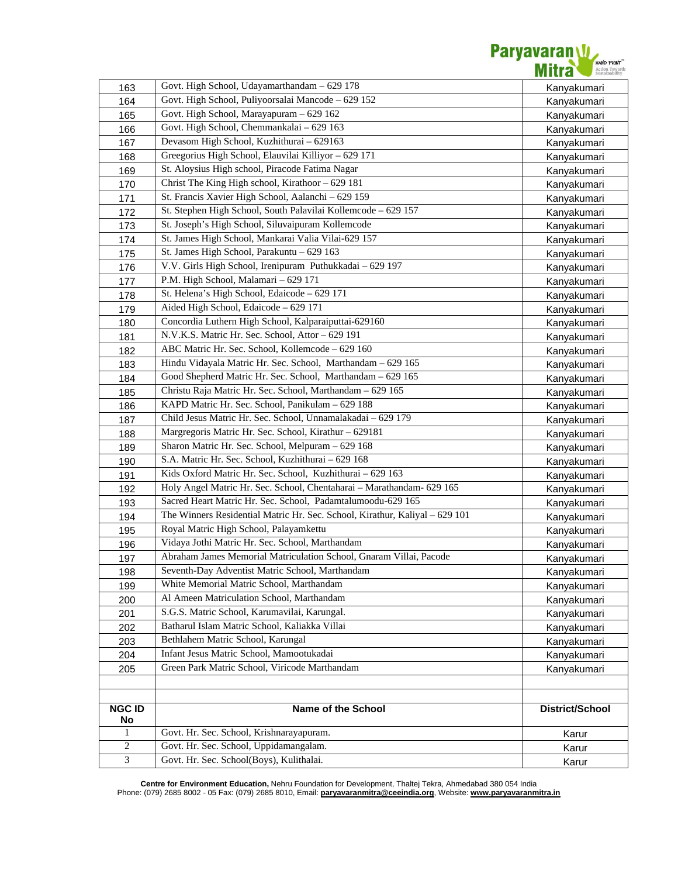| | | |
|---|---|---|
| 163 | Govt. High School, Udayamarthandam – 629 178 | Kanyakumari |
| 164 | Govt. High School, Puliyoorsalai Mancode – 629 152 | Kanyakumari |
| 165 | Govt. High School, Marayapuram – 629 162 | Kanyakumari |
| 166 | Govt. High School, Chemmankalai – 629 163 | Kanyakumari |
| 167 | Devasom High School, Kuzhithurai – 629163 | Kanyakumari |
| 168 | Greegorius High School, Elauvilai Killiyor – 629 171 | Kanyakumari |
| 169 | St. Aloysius High school, Piracode Fatima Nagar | Kanyakumari |
| 170 | Christ The King High school, Kirathoor – 629 181 | Kanyakumari |
| 171 | St. Francis Xavier High School, Aalanchi – 629 159 | Kanyakumari |
| 172 | St. Stephen High School, South Palavilai Kollemcode – 629 157 | Kanyakumari |
| 173 | St. Joseph's High School, Siluvaipuram Kollemcode | Kanyakumari |
| 174 | St. James High School, Mankarai Valia Vilai-629 157 | Kanyakumari |
| 175 | St. James High School, Parakuntu – 629 163 | Kanyakumari |
| 176 | V.V. Girls High School, Irenipuram Puthukkadai – 629 197 | Kanyakumari |
| 177 | P.M. High School, Malamari – 629 171 | Kanyakumari |
| 178 | St. Helena's High School, Edaicode – 629 171 | Kanyakumari |
| 179 | Aided High School, Edaicode – 629 171 | Kanyakumari |
| 180 | Concordia Luthern High School, Kalparaiputtai-629160 | Kanyakumari |
| 181 | N.V.K.S. Matric Hr. Sec. School, Attor – 629 191 | Kanyakumari |
| 182 | ABC Matric Hr. Sec. School, Kollemcode – 629 160 | Kanyakumari |
| 183 | Hindu Vidayala Matric Hr. Sec. School, Marthandam – 629 165 | Kanyakumari |
| 184 | Good Shepherd Matric Hr. Sec. School, Marthandam – 629 165 | Kanyakumari |
| 185 | Christu Raja Matric Hr. Sec. School, Marthandam – 629 165 | Kanyakumari |
| 186 | KAPD Matric Hr. Sec. School, Panikulam – 629 188 | Kanyakumari |
| 187 | Child Jesus Matric Hr. Sec. School, Unnamalakadai – 629 179 | Kanyakumari |
| 188 | Margregoris Matric Hr. Sec. School, Kirathur – 629181 | Kanyakumari |
| 189 | Sharon Matric Hr. Sec. School, Melpuram – 629 168 | Kanyakumari |
| 190 | S.A. Matric Hr. Sec. School, Kuzhithurai – 629 168 | Kanyakumari |
| 191 | Kids Oxford Matric Hr. Sec. School, Kuzhithurai – 629 163 | Kanyakumari |
| 192 | Holy Angel Matric Hr. Sec. School, Chentaharai – Marathandam- 629 165 | Kanyakumari |
| 193 | Sacred Heart Matric Hr. Sec. School, Padamtalumoodu-629 165 | Kanyakumari |
| 194 | The Winners Residential Matric Hr. Sec. School, Kirathur, Kaliyal – 629 101 | Kanyakumari |
| 195 | Royal Matric High School, Palayamkettu | Kanyakumari |
| 196 | Vidaya Jothi Matric Hr. Sec. School, Marthandam | Kanyakumari |
| 197 | Abraham James Memorial Matriculation School, Gnaram Villai, Pacode | Kanyakumari |
| 198 | Seventh-Day Adventist Matric School, Marthandam | Kanyakumari |
| 199 | White Memorial Matric School, Marthandam | Kanyakumari |
| 200 | Al Ameen Matriculation School, Marthandam | Kanyakumari |
| 201 | S.G.S. Matric School, Karumavilai, Karungal. | Kanyakumari |
| 202 | Batharul Islam Matric School, Kaliakka Villai | Kanyakumari |
| 203 | Bethlahem Matric School, Karungal | Kanyakumari |
| 204 | Infant Jesus Matric School, Mamootukadai | Kanyakumari |
| 205 | Green Park Matric School, Viricode Marthandam | Kanyakumari |
| | | |
| | | |
| **NGC ID No** | **Name of the School** | **District/School** |
| 1 | Govt. Hr. Sec. School, Krishnarayapuram. | Karur |
| 2 | Govt. Hr. Sec. School, Uppidamangalam. | Karur |
| 3 | Govt. Hr. Sec. School(Boys), Kulithalai. | Karur |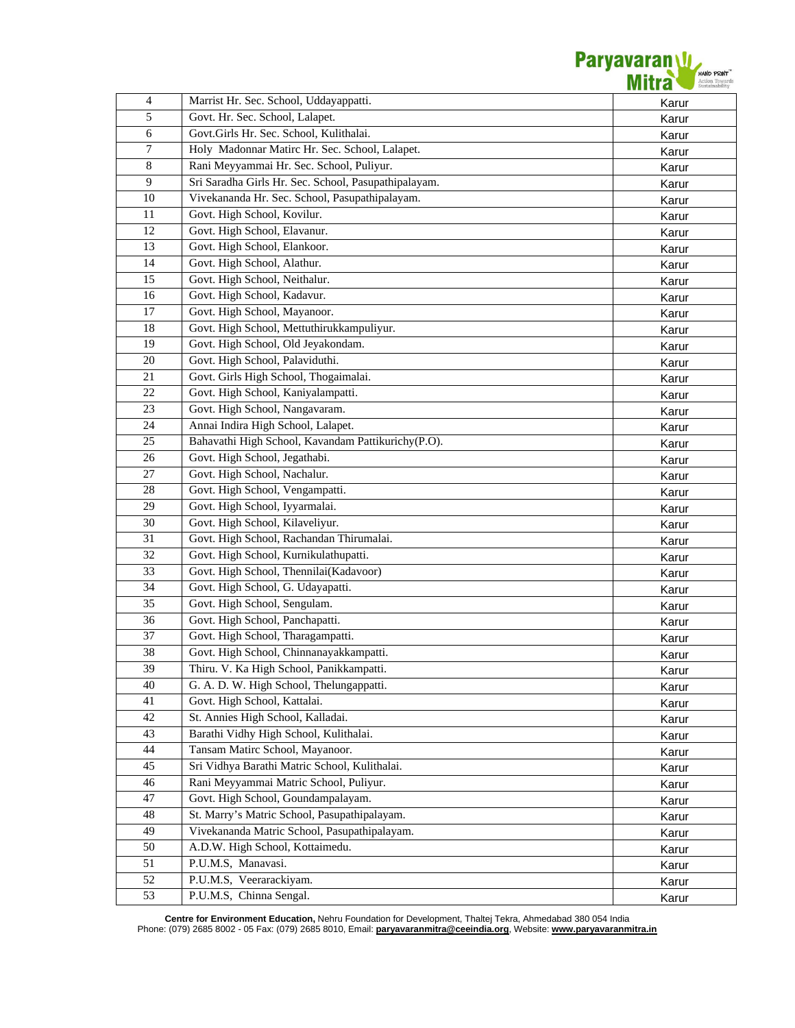| 4 | Marrist Hr. Sec. School, Uddayappatti. | Karur |
|---|---|---|
| 5 | Govt. Hr. Sec. School, Lalapet. | Karur |
| 6 | Govt.Girls Hr. Sec. School, Kulithalai. | Karur |
| 7 | Holy Madonnar Matirc Hr. Sec. School, Lalapet. | Karur |
| 8 | Rani Meyyammai Hr. Sec. School, Puliyur. | Karur |
| 9 | Sri Saradha Girls Hr. Sec. School, Pasupathipalayam. | Karur |
| 10 | Vivekananda Hr. Sec. School, Pasupathipalayam. | Karur |
| 11 | Govt. High School, Kovilur. | Karur |
| 12 | Govt. High School, Elavanur. | Karur |
| 13 | Govt. High School, Elankoor. | Karur |
| 14 | Govt. High School, Alathur. | Karur |
| 15 | Govt. High School, Neithalur. | Karur |
| 16 | Govt. High School, Kadavur. | Karur |
| 17 | Govt. High School, Mayanoor. | Karur |
| 18 | Govt. High School, Mettuthirukkampuliyur. | Karur |
| 19 | Govt. High School, Old Jeyakondam. | Karur |
| 20 | Govt. High School, Palaviduthi. | Karur |
| 21 | Govt. Girls High School, Thogaimalai. | Karur |
| 22 | Govt. High School, Kaniyalampatti. | Karur |
| 23 | Govt. High School, Nangavaram. | Karur |
| 24 | Annai Indira High School, Lalapet. | Karur |
| 25 | Bahavathi High School, Kavandam Pattikurichy(P.O). | Karur |
| 26 | Govt. High School, Jegathabi. | Karur |
| 27 | Govt. High School, Nachalur. | Karur |
| 28 | Govt. High School, Vengampatti. | Karur |
| 29 | Govt. High School, Iyyarmalai. | Karur |
| 30 | Govt. High School, Kilaveliyur. | Karur |
| 31 | Govt. High School, Rachandan Thirumalai. | Karur |
| 32 | Govt. High School, Kurnikulathupatti. | Karur |
| 33 | Govt. High School, Thennilai(Kadavoor) | Karur |
| 34 | Govt. High School, G. Udayapatti. | Karur |
| 35 | Govt. High School, Sengulam. | Karur |
| 36 | Govt. High School, Panchapatti. | Karur |
| 37 | Govt. High School, Tharagampatti. | Karur |
| 38 | Govt. High School, Chinnanayakkampatti. | Karur |
| 39 | Thiru. V. Ka High School, Panikkampatti. | Karur |
| 40 | G. A. D. W. High School, Thelungappatti. | Karur |
| 41 | Govt. High School, Kattalai. | Karur |
| 42 | St. Annies High School, Kalladai. | Karur |
| 43 | Barathi Vidhy High School, Kulithalai. | Karur |
| 44 | Tansam Matirc School, Mayanoor. | Karur |
| 45 | Sri Vidhya Barathi Matric School, Kulithalai. | Karur |
| 46 | Rani Meyyammai Matric School, Puliyur. | Karur |
| 47 | Govt. High School, Goundampalayam. | Karur |
| 48 | St. Marry's Matric School, Pasupathipalayam. | Karur |
| 49 | Vivekananda Matric School, Pasupathipalayam. | Karur |
| 50 | A.D.W. High School, Kottaimedu. | Karur |
| 51 | P.U.M.S, Manavasi. | Karur |
| 52 | P.U.M.S, Veerarackiyam. | Karur |
| 53 | P.U.M.S, Chinna Sengal. | Karur |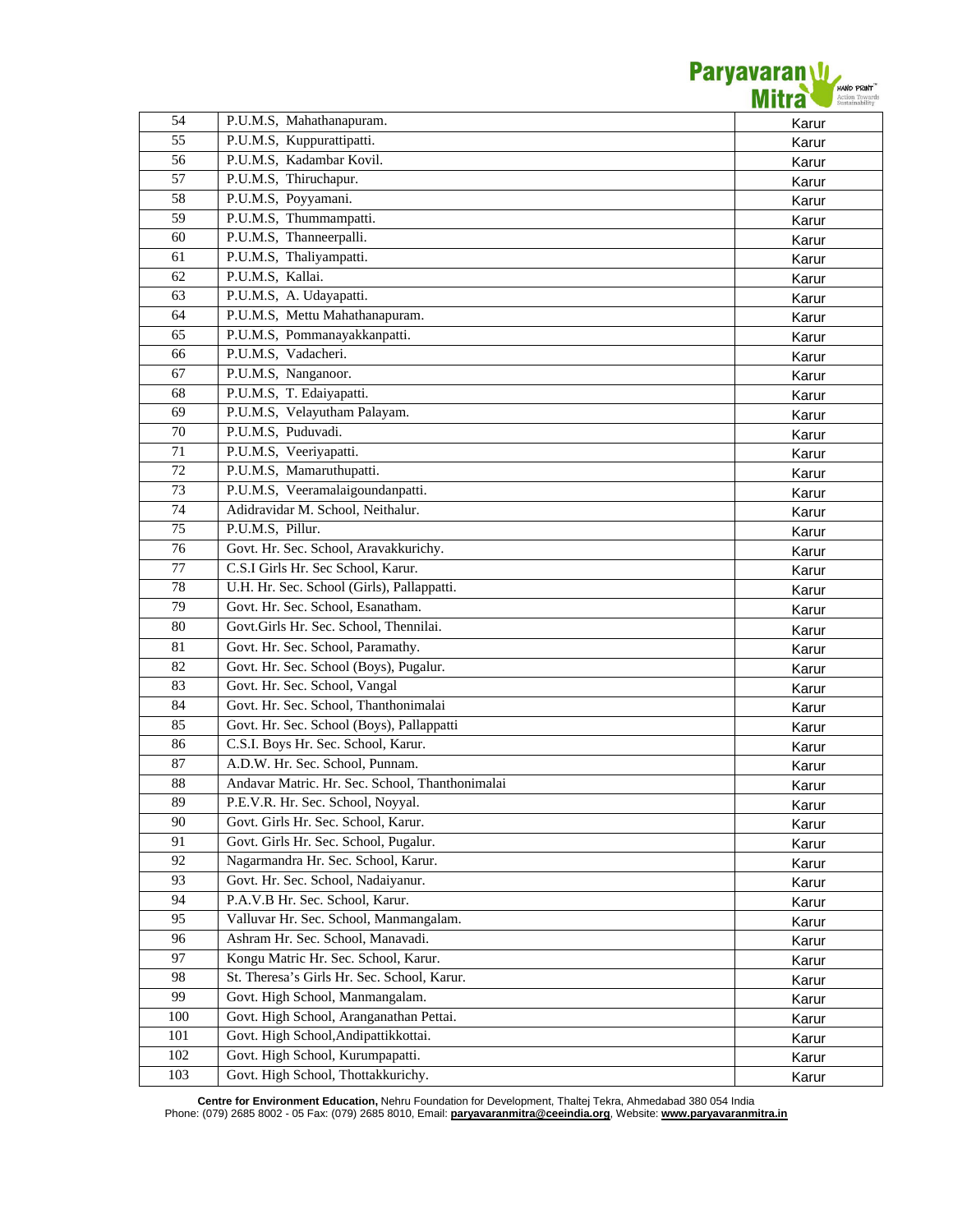| 54 | P.U.M.S, Mahathanapuram. | Karur |
|---|---|---|
| 55 | P.U.M.S, Kuppurattipatti. | Karur |
| 56 | P.U.M.S, Kadambar Kovil. | Karur |
| 57 | P.U.M.S, Thiruchapur. | Karur |
| 58 | P.U.M.S, Poyyamani. | Karur |
| 59 | P.U.M.S, Thummampatti. | Karur |
| 60 | P.U.M.S, Thanneerpalli. | Karur |
| 61 | P.U.M.S, Thaliyampatti. | Karur |
| 62 | P.U.M.S, Kallai. | Karur |
| 63 | P.U.M.S, A. Udayapatti. | Karur |
| 64 | P.U.M.S, Mettu Mahathanapuram. | Karur |
| 65 | P.U.M.S, Pommanayakkanpatti. | Karur |
| 66 | P.U.M.S, Vadacheri. | Karur |
| 67 | P.U.M.S, Nanganoor. | Karur |
| 68 | P.U.M.S, T. Edaiyapatti. | Karur |
| 69 | P.U.M.S, Velayutham Palayam. | Karur |
| 70 | P.U.M.S, Puduvadi. | Karur |
| 71 | P.U.M.S, Veeriyapatti. | Karur |
| 72 | P.U.M.S, Mamaruthupatti. | Karur |
| 73 | P.U.M.S, Veeramalaigoundanpatti. | Karur |
| 74 | Adidravidar M. School, Neithalur. | Karur |
| 75 | P.U.M.S, Pillur. | Karur |
| 76 | Govt. Hr. Sec. School, Aravakkurichy. | Karur |
| 77 | C.S.I Girls Hr. Sec School, Karur. | Karur |
| 78 | U.H. Hr. Sec. School (Girls), Pallappatti. | Karur |
| 79 | Govt. Hr. Sec. School, Esanatham. | Karur |
| 80 | Govt.Girls Hr. Sec. School, Thennilai. | Karur |
| 81 | Govt. Hr. Sec. School, Paramathy. | Karur |
| 82 | Govt. Hr. Sec. School (Boys), Pugalur. | Karur |
| 83 | Govt. Hr. Sec. School, Vangal | Karur |
| 84 | Govt. Hr. Sec. School, Thanthonimalai | Karur |
| 85 | Govt. Hr. Sec. School (Boys), Pallappatti | Karur |
| 86 | C.S.I. Boys Hr. Sec. School, Karur. | Karur |
| 87 | A.D.W. Hr. Sec. School, Punnam. | Karur |
| 88 | Andavar Matric. Hr. Sec. School, Thanthonimalai | Karur |
| 89 | P.E.V.R. Hr. Sec. School, Noyyal. | Karur |
| 90 | Govt. Girls Hr. Sec. School, Karur. | Karur |
| 91 | Govt. Girls Hr. Sec. School, Pugalur. | Karur |
| 92 | Nagarmandra Hr. Sec. School, Karur. | Karur |
| 93 | Govt. Hr. Sec. School, Nadaiyanur. | Karur |
| 94 | P.A.V.B Hr. Sec. School, Karur. | Karur |
| 95 | Valluvar Hr. Sec. School, Manmangalam. | Karur |
| 96 | Ashram Hr. Sec. School, Manavadi. | Karur |
| 97 | Kongu Matric Hr. Sec. School, Karur. | Karur |
| 98 | St. Theresa's Girls Hr. Sec. School, Karur. | Karur |
| 99 | Govt. High School, Manmangalam. | Karur |
| 100 | Govt. High School, Aranganathan Pettai. | Karur |
| 101 | Govt. High School,Andipattikkottai. | Karur |
| 102 | Govt. High School, Kurumpapatti. | Karur |
| 103 | Govt. High School, Thottakkurichy. | Karur |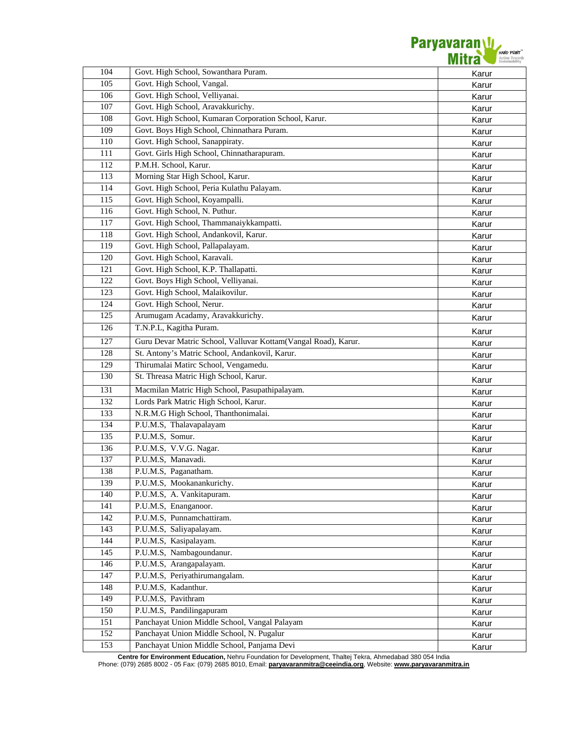| 104 | Govt. High School, Sowanthara Puram. | Karur |
|---|---|---|
| 105 | Govt. High School, Vangal. | Karur |
| 106 | Govt. High School, Velliyanai. | Karur |
| 107 | Govt. High School, Aravakkurichy. | Karur |
| 108 | Govt. High School, Kumaran Corporation School, Karur. | Karur |
| 109 | Govt. Boys High School, Chinnathara Puram. | Karur |
| 110 | Govt. High School, Sanappiraty. | Karur |
| 111 | Govt. Girls High School, Chinnatharapuram. | Karur |
| 112 | P.M.H. School, Karur. | Karur |
| 113 | Morning Star High School, Karur. | Karur |
| 114 | Govt. High School, Peria Kulathu Palayam. | Karur |
| 115 | Govt. High School, Koyampalli. | Karur |
| 116 | Govt. High School, N. Puthur. | Karur |
| 117 | Govt. High School, Thammanaiykkampatti. | Karur |
| 118 | Govt. High School, Andankovil, Karur. | Karur |
| 119 | Govt. High School, Pallapalayam. | Karur |
| 120 | Govt. High School, Karavali. | Karur |
| 121 | Govt. High School, K.P. Thallapatti. | Karur |
| 122 | Govt. Boys High School, Velliyanai. | Karur |
| 123 | Govt. High School, Malaikovilur. | Karur |
| 124 | Govt. High School, Nerur. | Karur |
| 125 | Arumugam Acadamy, Aravakkurichy. | Karur |
| 126 | T.N.P.L, Kagitha Puram. | Karur |
| 127 | Guru Devar Matric School, Valluvar Kottam(Vangal Road), Karur. | Karur |
| 128 | St. Antony's Matric School, Andankovil, Karur. | Karur |
| 129 | Thirumalai Matirc School, Vengamedu. | Karur |
| 130 | St. Threasa Matric High School, Karur. | Karur |
| 131 | Macmilan Matric High School, Pasupathipalayam. | Karur |
| 132 | Lords Park Matric High School, Karur. | Karur |
| 133 | N.R.M.G High School, Thanthonimalai. | Karur |
| 134 | P.U.M.S, Thalavapalayam | Karur |
| 135 | P.U.M.S, Somur. | Karur |
| 136 | P.U.M.S, V.V.G. Nagar. | Karur |
| 137 | P.U.M.S, Manavadi. | Karur |
| 138 | P.U.M.S, Paganatham. | Karur |
| 139 | P.U.M.S, Mookanankurichy. | Karur |
| 140 | P.U.M.S, A. Vankitapuram. | Karur |
| 141 | P.U.M.S, Enanganoor. | Karur |
| 142 | P.U.M.S, Punnamchattiram. | Karur |
| 143 | P.U.M.S, Saliyapalayam. | Karur |
| 144 | P.U.M.S, Kasipalayam. | Karur |
| 145 | P.U.M.S, Nambagoundanur. | Karur |
| 146 | P.U.M.S, Arangapalayam. | Karur |
| 147 | P.U.M.S, Periyathirumangalam. | Karur |
| 148 | P.U.M.S, Kadanthur. | Karur |
| 149 | P.U.M.S, Pavithram | Karur |
| 150 | P.U.M.S, Pandilingapuram | Karur |
| 151 | Panchayat Union Middle School, Vangal Palayam | Karur |
| 152 | Panchayat Union Middle School, N. Pugalur | Karur |
| 153 | Panchayat Union Middle School, Panjama Devi | Karur |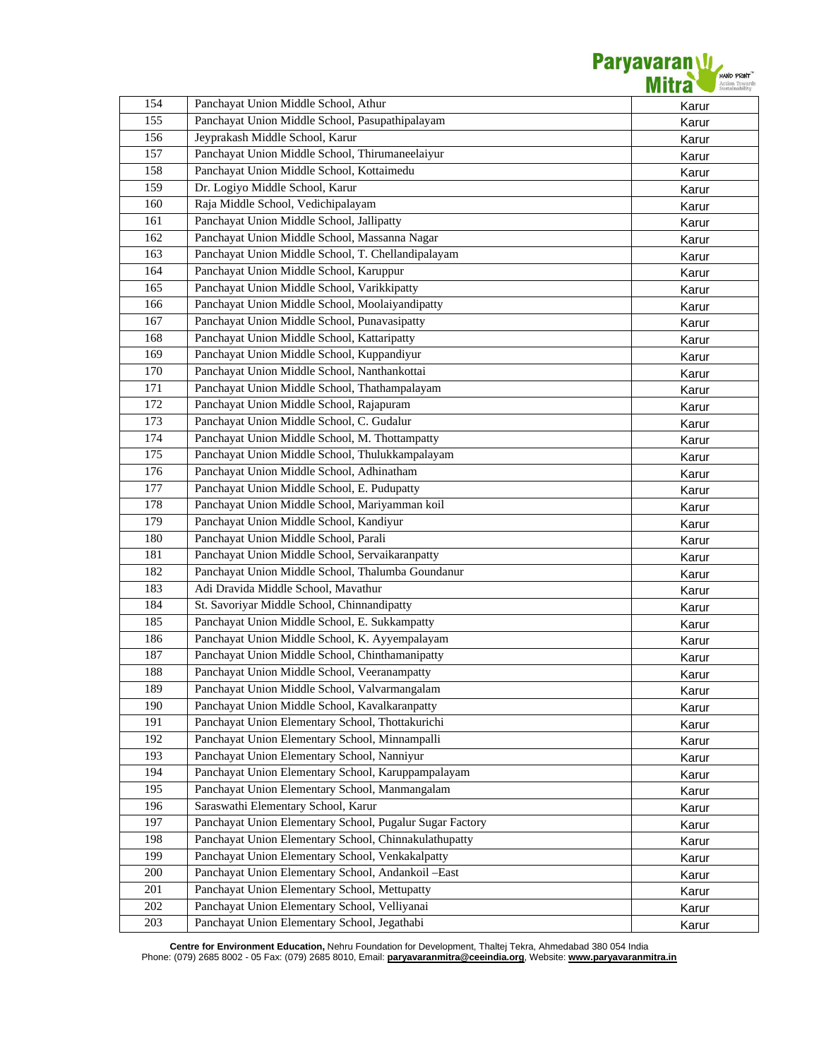| 154 | Panchayat Union Middle School, Athur | Karur |
|---|---|---|
| 155 | Panchayat Union Middle School, Pasupathipalayam | Karur |
| 156 | Jeyprakash Middle School, Karur | Karur |
| 157 | Panchayat Union Middle School, Thirumaneelaiyur | Karur |
| 158 | Panchayat Union Middle School, Kottaimedu | Karur |
| 159 | Dr. Logiyo Middle School, Karur | Karur |
| 160 | Raja Middle School, Vedichipalayam | Karur |
| 161 | Panchayat Union Middle School, Jallipatty | Karur |
| 162 | Panchayat Union Middle School, Massanna Nagar | Karur |
| 163 | Panchayat Union Middle School, T. Chellandipalayam | Karur |
| 164 | Panchayat Union Middle School, Karuppur | Karur |
| 165 | Panchayat Union Middle School, Varikkipatty | Karur |
| 166 | Panchayat Union Middle School, Moolaiyandipatty | Karur |
| 167 | Panchayat Union Middle School, Punavasipatty | Karur |
| 168 | Panchayat Union Middle School, Kattaripatty | Karur |
| 169 | Panchayat Union Middle School, Kuppandiyur | Karur |
| 170 | Panchayat Union Middle School, Nanthankottai | Karur |
| 171 | Panchayat Union Middle School, Thathampalayam | Karur |
| 172 | Panchayat Union Middle School, Rajapuram | Karur |
| 173 | Panchayat Union Middle School, C. Gudalur | Karur |
| 174 | Panchayat Union Middle School, M. Thottampatty | Karur |
| 175 | Panchayat Union Middle School, Thulukkampalayam | Karur |
| 176 | Panchayat Union Middle School, Adhinatham | Karur |
| 177 | Panchayat Union Middle School, E. Pudupatty | Karur |
| 178 | Panchayat Union Middle School, Mariyamman koil | Karur |
| 179 | Panchayat Union Middle School, Kandiyur | Karur |
| 180 | Panchayat Union Middle School, Parali | Karur |
| 181 | Panchayat Union Middle School, Servaikaranpatty | Karur |
| 182 | Panchayat Union Middle School, Thalumba Goundanur | Karur |
| 183 | Adi Dravida Middle School, Mavathur | Karur |
| 184 | St. Savoriyar Middle School, Chinnandipatty | Karur |
| 185 | Panchayat Union Middle School, E. Sukkampatty | Karur |
| 186 | Panchayat Union Middle School, K. Ayyempalayam | Karur |
| 187 | Panchayat Union Middle School, Chinthamanipatty | Karur |
| 188 | Panchayat Union Middle School, Veeranampatty | Karur |
| 189 | Panchayat Union Middle School, Valvarmangalam | Karur |
| 190 | Panchayat Union Middle School, Kavalkaranpatty | Karur |
| 191 | Panchayat Union Elementary School, Thottakurichi | Karur |
| 192 | Panchayat Union Elementary School, Minnampalli | Karur |
| 193 | Panchayat Union Elementary School, Nanniyur | Karur |
| 194 | Panchayat Union Elementary School, Karuppampalayam | Karur |
| 195 | Panchayat Union Elementary School, Manmangalam | Karur |
| 196 | Saraswathi Elementary School, Karur | Karur |
| 197 | Panchayat Union Elementary School, Pugalur Sugar Factory | Karur |
| 198 | Panchayat Union Elementary School, Chinnakulathupatty | Karur |
| 199 | Panchayat Union Elementary School, Venkakalpatty | Karur |
| 200 | Panchayat Union Elementary School, Andankoil –East | Karur |
| 201 | Panchayat Union Elementary School, Mettupatty | Karur |
| 202 | Panchayat Union Elementary School, Velliyanai | Karur |
| 203 | Panchayat Union Elementary School, Jegathabi | Karur |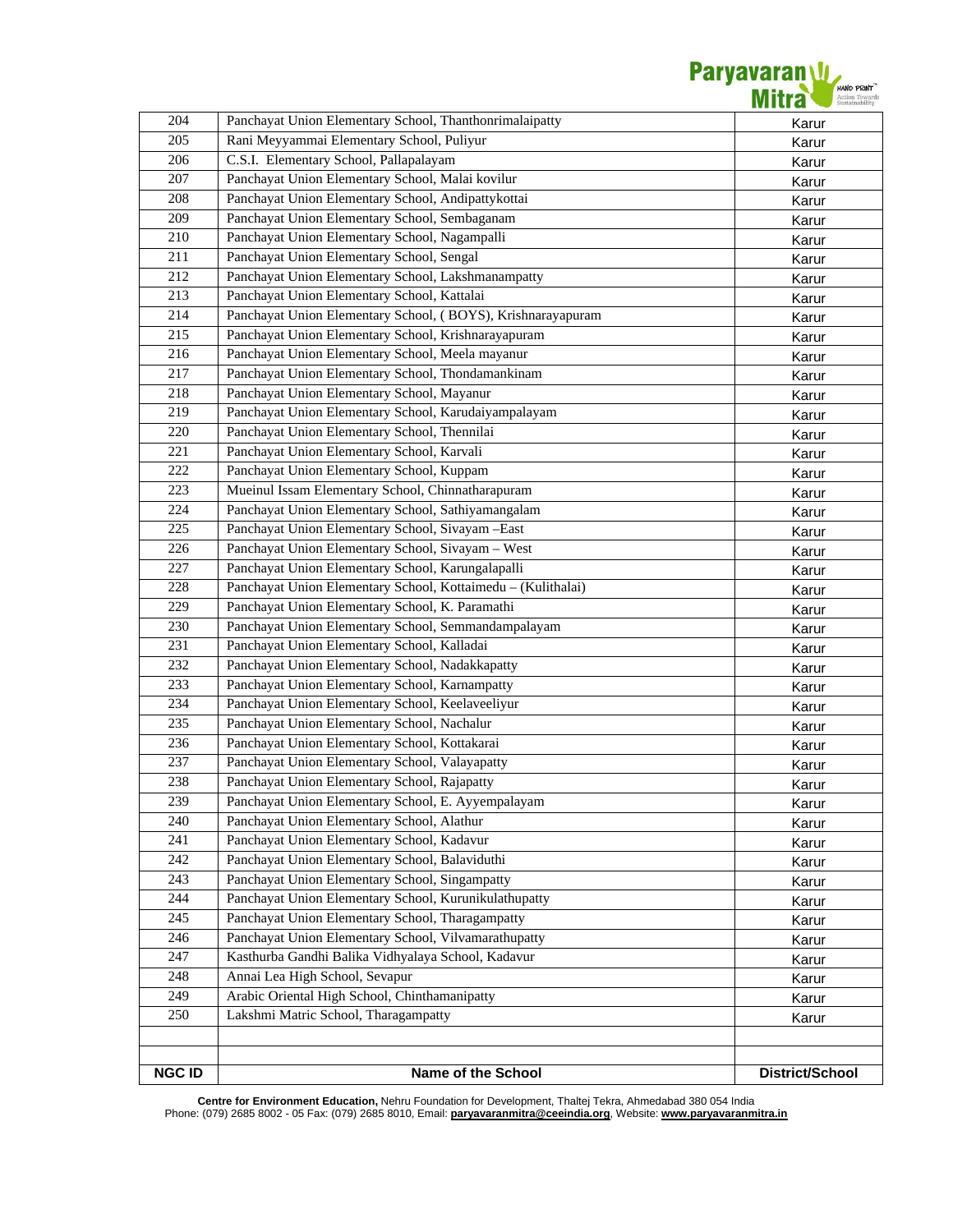| NGC ID | Name of the School | District/School |
|---|---|---|
| 204 | Panchayat Union Elementary School, Thanthonrimalaipatty | Karur |
| 205 | Rani Meyyammai Elementary School, Puliyur | Karur |
| 206 | C.S.I. Elementary School, Pallapalayam | Karur |
| 207 | Panchayat Union Elementary School, Malai kovilur | Karur |
| 208 | Panchayat Union Elementary School, Andipattykottai | Karur |
| 209 | Panchayat Union Elementary School, Sembaganam | Karur |
| 210 | Panchayat Union Elementary School, Nagampalli | Karur |
| 211 | Panchayat Union Elementary School, Sengal | Karur |
| 212 | Panchayat Union Elementary School, Lakshmanampatty | Karur |
| 213 | Panchayat Union Elementary School, Kattalai | Karur |
| 214 | Panchayat Union Elementary School, ( BOYS), Krishnarayapuram | Karur |
| 215 | Panchayat Union Elementary School, Krishnarayapuram | Karur |
| 216 | Panchayat Union Elementary School, Meela mayanur | Karur |
| 217 | Panchayat Union Elementary School, Thondamankinam | Karur |
| 218 | Panchayat Union Elementary School, Mayanur | Karur |
| 219 | Panchayat Union Elementary School, Karudaiyampalayam | Karur |
| 220 | Panchayat Union Elementary School, Thennilai | Karur |
| 221 | Panchayat Union Elementary School, Karvali | Karur |
| 222 | Panchayat Union Elementary School, Kuppam | Karur |
| 223 | Mueinul Issam Elementary School, Chinnatharapuram | Karur |
| 224 | Panchayat Union Elementary School, Sathiyamangalam | Karur |
| 225 | Panchayat Union Elementary School, Sivayam –East | Karur |
| 226 | Panchayat Union Elementary School, Sivayam – West | Karur |
| 227 | Panchayat Union Elementary School, Karungalapalli | Karur |
| 228 | Panchayat Union Elementary School, Kottaimedu – (Kulithalai) | Karur |
| 229 | Panchayat Union Elementary School, K. Paramathi | Karur |
| 230 | Panchayat Union Elementary School, Semmandampalayam | Karur |
| 231 | Panchayat Union Elementary School, Kalladai | Karur |
| 232 | Panchayat Union Elementary School, Nadakkapatty | Karur |
| 233 | Panchayat Union Elementary School, Karnampatty | Karur |
| 234 | Panchayat Union Elementary School, Keelaveeliyur | Karur |
| 235 | Panchayat Union Elementary School, Nachalur | Karur |
| 236 | Panchayat Union Elementary School, Kottakarai | Karur |
| 237 | Panchayat Union Elementary School, Valayapatty | Karur |
| 238 | Panchayat Union Elementary School, Rajapatty | Karur |
| 239 | Panchayat Union Elementary School, E. Ayyempalayam | Karur |
| 240 | Panchayat Union Elementary School, Alathur | Karur |
| 241 | Panchayat Union Elementary School, Kadavur | Karur |
| 242 | Panchayat Union Elementary School, Balaviduthi | Karur |
| 243 | Panchayat Union Elementary School, Singampatty | Karur |
| 244 | Panchayat Union Elementary School, Kurunikulathupatty | Karur |
| 245 | Panchayat Union Elementary School, Tharagampatty | Karur |
| 246 | Panchayat Union Elementary School, Vilvamarathupatty | Karur |
| 247 | Kasthurba Gandhi Balika Vidhyalaya School, Kadavur | Karur |
| 248 | Annai Lea High School, Sevapur | Karur |
| 249 | Arabic Oriental High School, Chinthamanipatty | Karur |
| 250 | Lakshmi Matric School, Tharagampatty | Karur |
| | | |
| | | |

**Centre for Environment Education,** Nehru Foundation for Development, Thaltej Tekra, Ahmedabad 380 054 India
Phone: (079) 2685 8002 - 05 Fax: (079) 2685 8010, Email: **paryavaranmitra@ceeindia.org**, Website: **www.paryavaranmitra.in**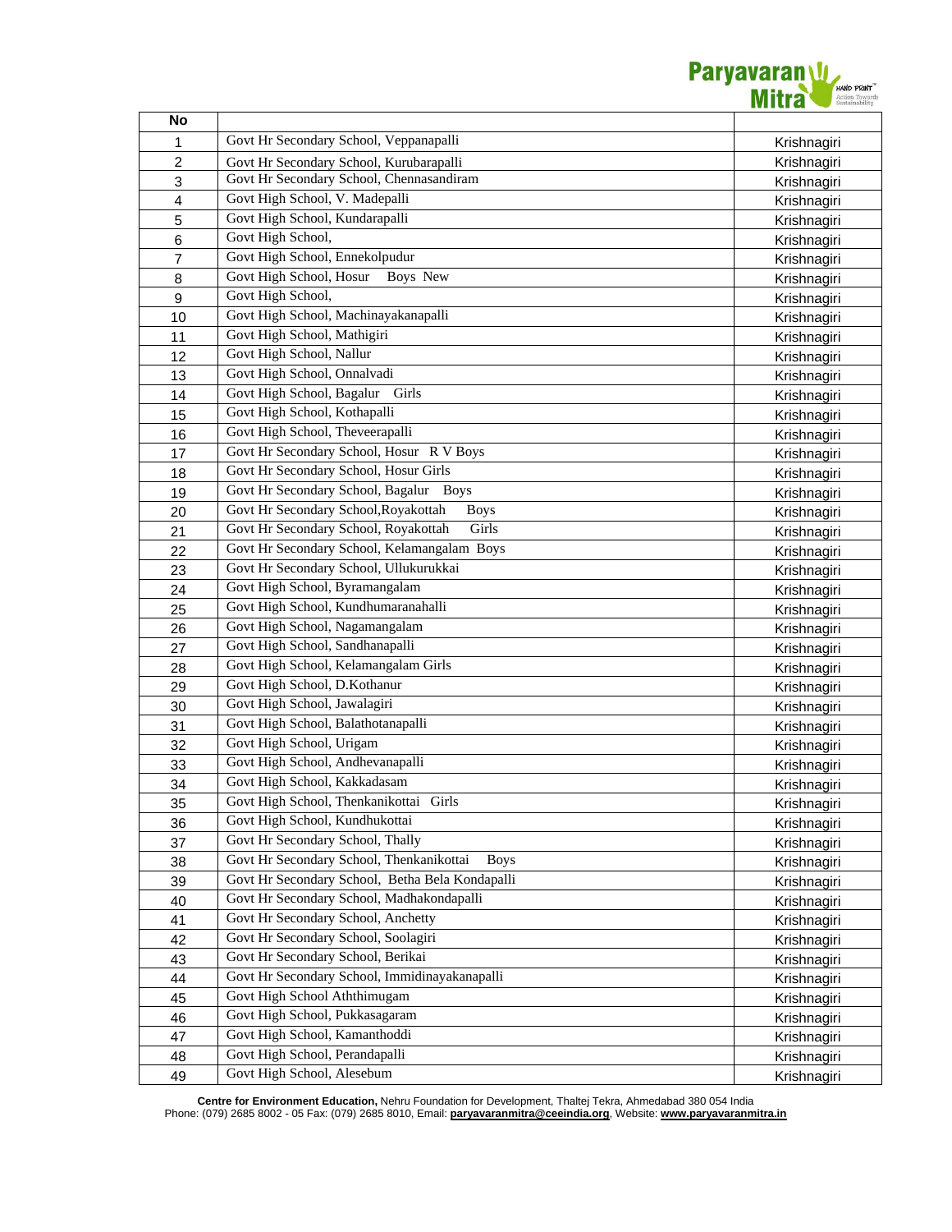| No | | |
|---|---|---|
| 1 | Govt Hr Secondary School, Veppanapalli | Krishnagiri |
| 2 | Govt Hr Secondary School, Kurubarapalli | Krishnagiri |
| 3 | Govt Hr Secondary School, Chennasandiram | Krishnagiri |
| 4 | Govt High School, V. Madepalli | Krishnagiri |
| 5 | Govt High School, Kundarapalli | Krishnagiri |
| 6 | Govt High School, | Krishnagiri |
| 7 | Govt High School, Ennekolpudur | Krishnagiri |
| 8 | Govt High School, Hosur Boys New | Krishnagiri |
| 9 | Govt High School, | Krishnagiri |
| 10 | Govt High School, Machinayakanapalli | Krishnagiri |
| 11 | Govt High School, Mathigiri | Krishnagiri |
| 12 | Govt High School, Nallur | Krishnagiri |
| 13 | Govt High School, Onnalvadi | Krishnagiri |
| 14 | Govt High School, Bagalur Girls | Krishnagiri |
| 15 | Govt High School, Kothapalli | Krishnagiri |
| 16 | Govt High School, Theveerapalli | Krishnagiri |
| 17 | Govt Hr Secondary School, Hosur R V Boys | Krishnagiri |
| 18 | Govt Hr Secondary School, Hosur Girls | Krishnagiri |
| 19 | Govt Hr Secondary School, Bagalur Boys | Krishnagiri |
| 20 | Govt Hr Secondary School,Royakottah Boys | Krishnagiri |
| 21 | Govt Hr Secondary School, Royakottah Girls | Krishnagiri |
| 22 | Govt Hr Secondary School, Kelamangalam Boys | Krishnagiri |
| 23 | Govt Hr Secondary School, Ullukurukkai | Krishnagiri |
| 24 | Govt High School, Byramangalam | Krishnagiri |
| 25 | Govt High School, Kundhumaranahalli | Krishnagiri |
| 26 | Govt High School, Nagamangalam | Krishnagiri |
| 27 | Govt High School, Sandhanapalli | Krishnagiri |
| 28 | Govt High School, Kelamangalam Girls | Krishnagiri |
| 29 | Govt High School, D.Kothanur | Krishnagiri |
| 30 | Govt High School, Jawalagiri | Krishnagiri |
| 31 | Govt High School, Balathotanapalli | Krishnagiri |
| 32 | Govt High School, Urigam | Krishnagiri |
| 33 | Govt High School, Andhevanapalli | Krishnagiri |
| 34 | Govt High School, Kakkadasam | Krishnagiri |
| 35 | Govt High School, Thenkanikottai Girls | Krishnagiri |
| 36 | Govt High School, Kundhukottai | Krishnagiri |
| 37 | Govt Hr Secondary School, Thally | Krishnagiri |
| 38 | Govt Hr Secondary School, Thenkanikottai Boys | Krishnagiri |
| 39 | Govt Hr Secondary School, Betha Bela Kondapalli | Krishnagiri |
| 40 | Govt Hr Secondary School, Madhakondapalli | Krishnagiri |
| 41 | Govt Hr Secondary School, Anchetty | Krishnagiri |
| 42 | Govt Hr Secondary School, Soolagiri | Krishnagiri |
| 43 | Govt Hr Secondary School, Berikai | Krishnagiri |
| 44 | Govt Hr Secondary School, Immidinayakanapalli | Krishnagiri |
| 45 | Govt High School Aththimugam | Krishnagiri |
| 46 | Govt High School, Pukkasagaram | Krishnagiri |
| 47 | Govt High School, Kamanthoddi | Krishnagiri |
| 48 | Govt High School, Perandapalli | Krishnagiri |
| 49 | Govt High School, Alesebum | Krishnagiri |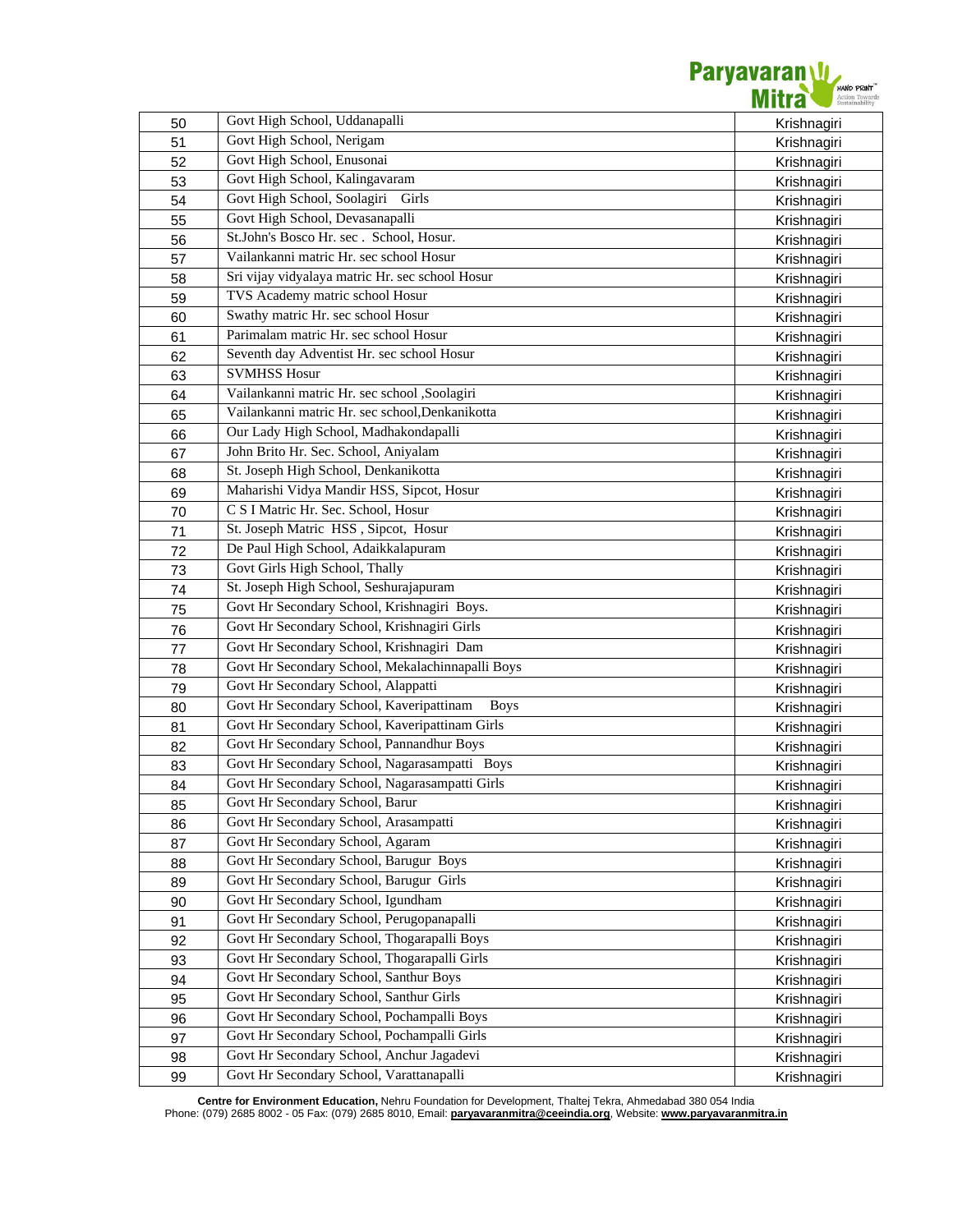| | | |
|---|---|---|
| 50 | Govt High School, Uddanapalli | Krishnagiri |
| 51 | Govt High School, Nerigam | Krishnagiri |
| 52 | Govt High School, Enusonai | Krishnagiri |
| 53 | Govt High School, Kalingavaram | Krishnagiri |
| 54 | Govt High School, Soolagiri Girls | Krishnagiri |
| 55 | Govt High School, Devasanapalli | Krishnagiri |
| 56 | St.John's Bosco Hr. sec . School, Hosur. | Krishnagiri |
| 57 | Vailankanni matric Hr. sec school Hosur | Krishnagiri |
| 58 | Sri vijay vidyalaya matric Hr. sec school Hosur | Krishnagiri |
| 59 | TVS Academy matric school Hosur | Krishnagiri |
| 60 | Swathy matric Hr. sec school Hosur | Krishnagiri |
| 61 | Parimalam matric Hr. sec school Hosur | Krishnagiri |
| 62 | Seventh day Adventist Hr. sec school Hosur | Krishnagiri |
| 63 | SVMHSS Hosur | Krishnagiri |
| 64 | Vailankanni matric Hr. sec school ,Soolagiri | Krishnagiri |
| 65 | Vailankanni matric Hr. sec school,Denkanikotta | Krishnagiri |
| 66 | Our Lady High School, Madhakondapalli | Krishnagiri |
| 67 | John Brito Hr. Sec. School, Aniyalam | Krishnagiri |
| 68 | St. Joseph High School, Denkanikotta | Krishnagiri |
| 69 | Maharishi Vidya Mandir HSS, Sipcot, Hosur | Krishnagiri |
| 70 | C S I Matric Hr. Sec. School, Hosur | Krishnagiri |
| 71 | St. Joseph Matric HSS , Sipcot, Hosur | Krishnagiri |
| 72 | De Paul High School, Adaikkalapuram | Krishnagiri |
| 73 | Govt Girls High School, Thally | Krishnagiri |
| 74 | St. Joseph High School, Seshurajapuram | Krishnagiri |
| 75 | Govt Hr Secondary School, Krishnagiri Boys. | Krishnagiri |
| 76 | Govt Hr Secondary School, Krishnagiri Girls | Krishnagiri |
| 77 | Govt Hr Secondary School, Krishnagiri Dam | Krishnagiri |
| 78 | Govt Hr Secondary School, Mekalachinnapalli Boys | Krishnagiri |
| 79 | Govt Hr Secondary School, Alappatti | Krishnagiri |
| 80 | Govt Hr Secondary School, Kaveripattinam Boys | Krishnagiri |
| 81 | Govt Hr Secondary School, Kaveripattinam Girls | Krishnagiri |
| 82 | Govt Hr Secondary School, Pannandhur Boys | Krishnagiri |
| 83 | Govt Hr Secondary School, Nagarasampatti Boys | Krishnagiri |
| 84 | Govt Hr Secondary School, Nagarasampatti Girls | Krishnagiri |
| 85 | Govt Hr Secondary School, Barur | Krishnagiri |
| 86 | Govt Hr Secondary School, Arasampatti | Krishnagiri |
| 87 | Govt Hr Secondary School, Agaram | Krishnagiri |
| 88 | Govt Hr Secondary School, Barugur Boys | Krishnagiri |
| 89 | Govt Hr Secondary School, Barugur Girls | Krishnagiri |
| 90 | Govt Hr Secondary School, Igundham | Krishnagiri |
| 91 | Govt Hr Secondary School, Perugopanapalli | Krishnagiri |
| 92 | Govt Hr Secondary School, Thogarapalli Boys | Krishnagiri |
| 93 | Govt Hr Secondary School, Thogarapalli Girls | Krishnagiri |
| 94 | Govt Hr Secondary School, Santhur Boys | Krishnagiri |
| 95 | Govt Hr Secondary School, Santhur Girls | Krishnagiri |
| 96 | Govt Hr Secondary School, Pochampalli Boys | Krishnagiri |
| 97 | Govt Hr Secondary School, Pochampalli Girls | Krishnagiri |
| 98 | Govt Hr Secondary School, Anchur Jagadevi | Krishnagiri |
| 99 | Govt Hr Secondary School, Varattanapalli | Krishnagiri |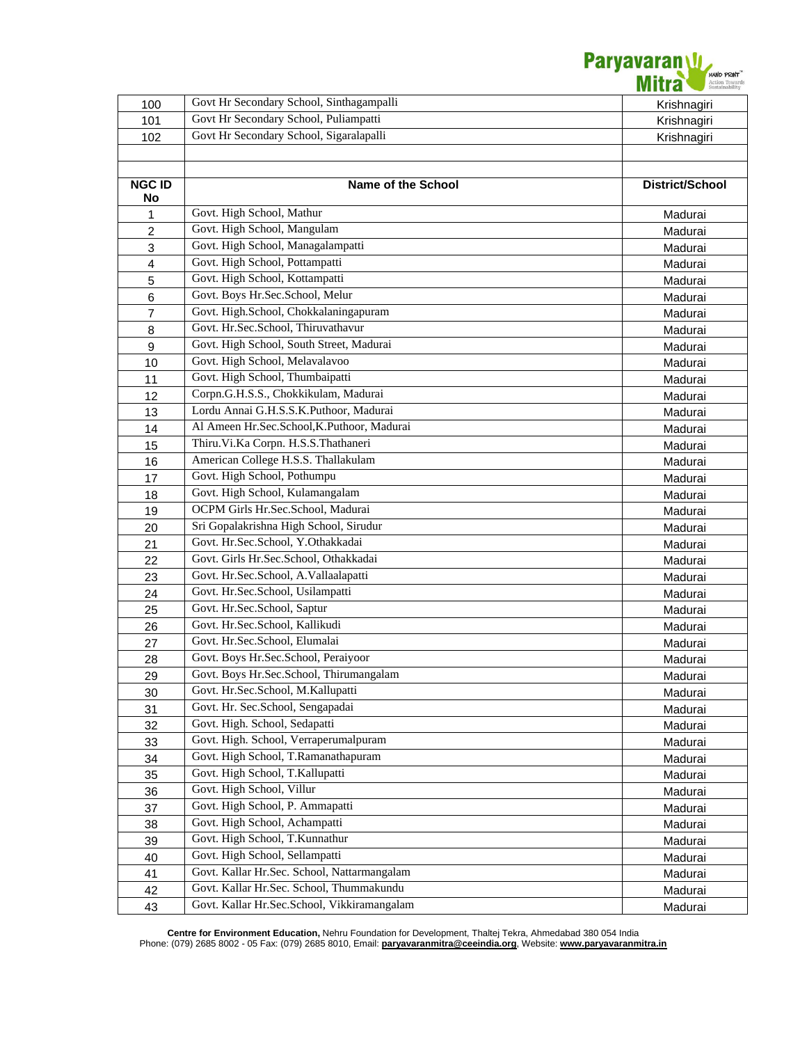| | | |
|---|---|---|
| 100 | Govt Hr Secondary School, Sinthagampalli | Krishnagiri |
| 101 | Govt Hr Secondary School, Puliampatti | Krishnagiri |
| 102 | Govt Hr Secondary School, Sigaralapalli | Krishnagiri |
| | | |
| | | |
| **NGC ID No** | **Name of the School** | **District/School** |
| 1 | Govt. High School, Mathur | Madurai |
| 2 | Govt. High School, Mangulam | Madurai |
| 3 | Govt. High School, Managalampatti | Madurai |
| 4 | Govt. High School, Pottampatti | Madurai |
| 5 | Govt. High School, Kottampatti | Madurai |
| 6 | Govt. Boys Hr.Sec.School, Melur | Madurai |
| 7 | Govt. High.School, Chokkalaningapuram | Madurai |
| 8 | Govt. Hr.Sec.School, Thiruvathavur | Madurai |
| 9 | Govt. High School, South Street, Madurai | Madurai |
| 10 | Govt. High School, Melavalavoo | Madurai |
| 11 | Govt. High School, Thumbaipatti | Madurai |
| 12 | Corpn.G.H.S.S., Chokkikulam, Madurai | Madurai |
| 13 | Lordu Annai G.H.S.S.K.Puthoor, Madurai | Madurai |
| 14 | Al Ameen Hr.Sec.School,K.Puthoor, Madurai | Madurai |
| 15 | Thiru.Vi.Ka Corpn. H.S.S.Thathaneri | Madurai |
| 16 | American College H.S.S. Thallakulam | Madurai |
| 17 | Govt. High School, Pothumpu | Madurai |
| 18 | Govt. High School, Kulamangalam | Madurai |
| 19 | OCPM Girls Hr.Sec.School, Madurai | Madurai |
| 20 | Sri Gopalakrishna High School, Sirudur | Madurai |
| 21 | Govt. Hr.Sec.School, Y.Othakkadai | Madurai |
| 22 | Govt. Girls Hr.Sec.School, Othakkadai | Madurai |
| 23 | Govt. Hr.Sec.School, A.Vallaalapatti | Madurai |
| 24 | Govt. Hr.Sec.School, Usilampatti | Madurai |
| 25 | Govt. Hr.Sec.School, Saptur | Madurai |
| 26 | Govt. Hr.Sec.School, Kallikudi | Madurai |
| 27 | Govt. Hr.Sec.School, Elumalai | Madurai |
| 28 | Govt. Boys Hr.Sec.School, Peraiyoor | Madurai |
| 29 | Govt. Boys Hr.Sec.School, Thirumangalam | Madurai |
| 30 | Govt. Hr.Sec.School, M.Kallupatti | Madurai |
| 31 | Govt. Hr. Sec.School, Sengapadai | Madurai |
| 32 | Govt. High. School, Sedapatti | Madurai |
| 33 | Govt. High. School, Verraperumalpuram | Madurai |
| 34 | Govt. High School, T.Ramanathapuram | Madurai |
| 35 | Govt. High School, T.Kallupatti | Madurai |
| 36 | Govt. High School, Villur | Madurai |
| 37 | Govt. High School, P. Ammapatti | Madurai |
| 38 | Govt. High School, Achampatti | Madurai |
| 39 | Govt. High School, T.Kunnathur | Madurai |
| 40 | Govt. High School, Sellampatti | Madurai |
| 41 | Govt. Kallar Hr.Sec. School, Nattarmangalam | Madurai |
| 42 | Govt. Kallar Hr.Sec. School, Thummakundu | Madurai |
| 43 | Govt. Kallar Hr.Sec.School, Vikkiramangalam | Madurai |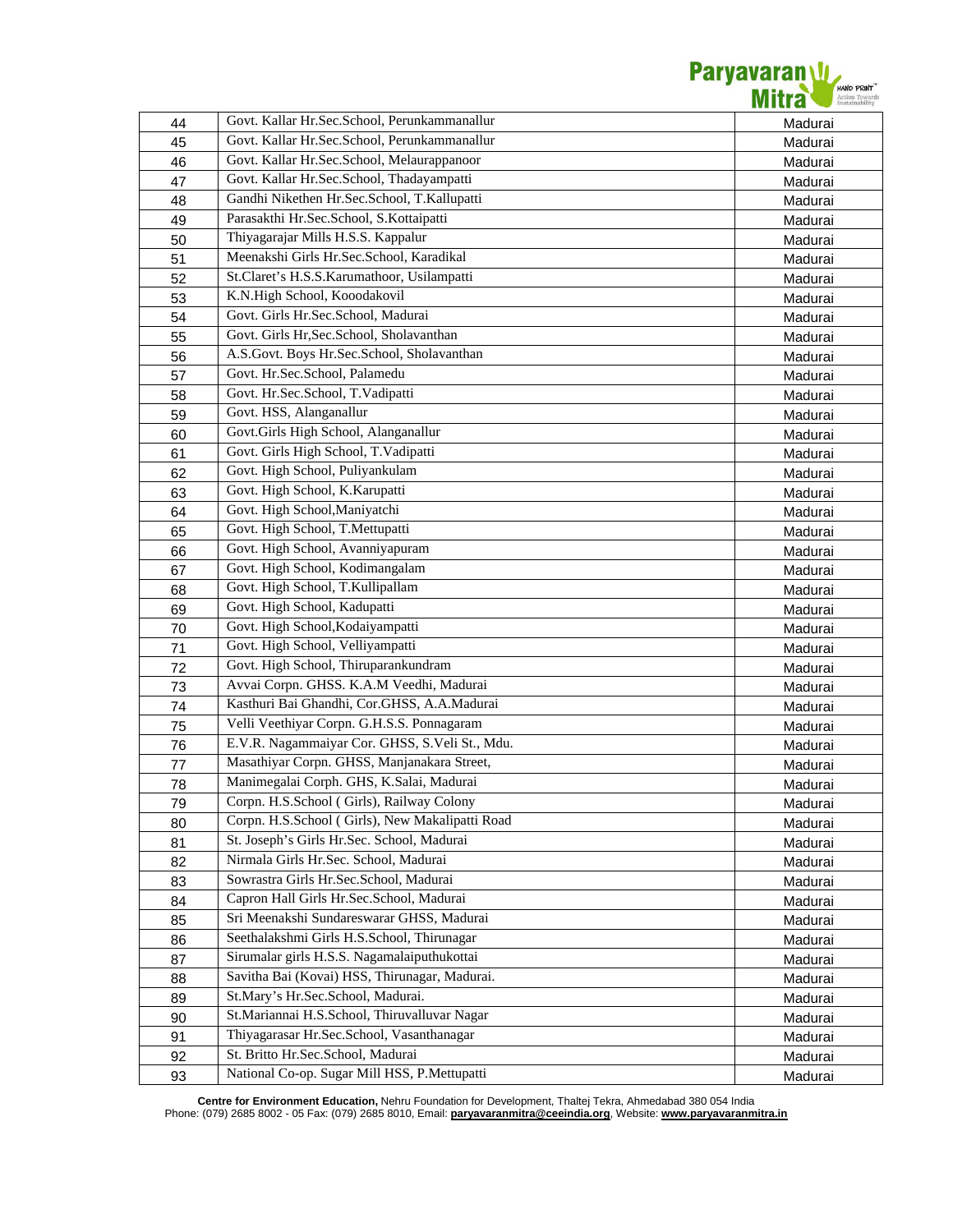| 44 | Govt. Kallar Hr.Sec.School, Perunkammanallur | Madurai |
|---|---|---|
| 45 | Govt. Kallar Hr.Sec.School, Perunkammanallur | Madurai |
| 46 | Govt. Kallar Hr.Sec.School, Melaurappanoor | Madurai |
| 47 | Govt. Kallar Hr.Sec.School, Thadayampatti | Madurai |
| 48 | Gandhi Nikethen Hr.Sec.School, T.Kallupatti | Madurai |
| 49 | Parasakthi Hr.Sec.School, S.Kottaipatti | Madurai |
| 50 | Thiyagarajar Mills H.S.S. Kappalur | Madurai |
| 51 | Meenakshi Girls Hr.Sec.School, Karadikal | Madurai |
| 52 | St.Claret's H.S.S.Karumathoor, Usilampatti | Madurai |
| 53 | K.N.High School, Kooodakovil | Madurai |
| 54 | Govt. Girls Hr.Sec.School, Madurai | Madurai |
| 55 | Govt. Girls Hr,Sec.School, Sholavanthan | Madurai |
| 56 | A.S.Govt. Boys Hr.Sec.School, Sholavanthan | Madurai |
| 57 | Govt. Hr.Sec.School, Palamedu | Madurai |
| 58 | Govt. Hr.Sec.School, T.Vadipatti | Madurai |
| 59 | Govt. HSS, Alanganallur | Madurai |
| 60 | Govt.Girls High School, Alanganallur | Madurai |
| 61 | Govt. Girls High School, T.Vadipatti | Madurai |
| 62 | Govt. High School, Puliyankulam | Madurai |
| 63 | Govt. High School, K.Karupatti | Madurai |
| 64 | Govt. High School,Maniyatchi | Madurai |
| 65 | Govt. High School, T.Mettupatti | Madurai |
| 66 | Govt. High School, Avanniyapuram | Madurai |
| 67 | Govt. High School, Kodimangalam | Madurai |
| 68 | Govt. High School, T.Kullipallam | Madurai |
| 69 | Govt. High School, Kadupatti | Madurai |
| 70 | Govt. High School,Kodaiyampatti | Madurai |
| 71 | Govt. High School, Velliyampatti | Madurai |
| 72 | Govt. High School, Thiruparankundram | Madurai |
| 73 | Avvai Corpn. GHSS. K.A.M Veedhi, Madurai | Madurai |
| 74 | Kasthuri Bai Ghandhi, Cor.GHSS, A.A.Madurai | Madurai |
| 75 | Velli Veethiyar Corpn. G.H.S.S. Ponnagaram | Madurai |
| 76 | E.V.R. Nagammaiyar Cor. GHSS, S.Veli St., Mdu. | Madurai |
| 77 | Masathiyar Corpn. GHSS, Manjanakara Street, | Madurai |
| 78 | Manimegalai Corph. GHS, K.Salai, Madurai | Madurai |
| 79 | Corpn. H.S.School ( Girls), Railway Colony | Madurai |
| 80 | Corpn. H.S.School ( Girls), New Makalipatti Road | Madurai |
| 81 | St. Joseph's Girls Hr.Sec. School, Madurai | Madurai |
| 82 | Nirmala Girls Hr.Sec. School, Madurai | Madurai |
| 83 | Sowrastra Girls Hr.Sec.School, Madurai | Madurai |
| 84 | Capron Hall Girls Hr.Sec.School, Madurai | Madurai |
| 85 | Sri Meenakshi Sundareswarar GHSS, Madurai | Madurai |
| 86 | Seethalakshmi Girls H.S.School, Thirunagar | Madurai |
| 87 | Sirumalar girls H.S.S. Nagamalaiputhukottai | Madurai |
| 88 | Savitha Bai (Kovai) HSS, Thirunagar, Madurai. | Madurai |
| 89 | St.Mary's Hr.Sec.School, Madurai. | Madurai |
| 90 | St.Mariannai H.S.School, Thiruvalluvar Nagar | Madurai |
| 91 | Thiyagarasar Hr.Sec.School, Vasanthanagar | Madurai |
| 92 | St. Britto Hr.Sec.School, Madurai | Madurai |
| 93 | National Co-op. Sugar Mill HSS, P.Mettupatti | Madurai |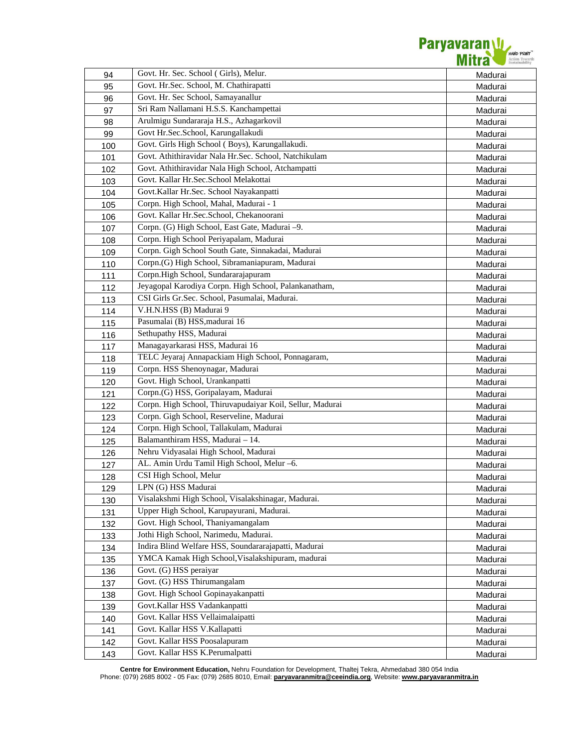| 94 | Govt. Hr. Sec. School ( Girls), Melur. | Madurai |
|---|---|---|
| 95 | Govt. Hr.Sec. School, M. Chathirapatti | Madurai |
| 96 | Govt. Hr. Sec School, Samayanallur | Madurai |
| 97 | Sri Ram Nallamani H.S.S. Kanchampettai | Madurai |
| 98 | Arulmigu Sundararaja H.S., Azhagarkovil | Madurai |
| 99 | Govt Hr.Sec.School, Karungallakudi | Madurai |
| 100 | Govt. Girls High School ( Boys), Karungallakudi. | Madurai |
| 101 | Govt. Athithiravidar Nala Hr.Sec. School, Natchikulam | Madurai |
| 102 | Govt. Athithiravidar Nala High School, Atchampatti | Madurai |
| 103 | Govt. Kallar Hr.Sec.School Melakottai | Madurai |
| 104 | Govt.Kallar Hr.Sec. School Nayakanpatti | Madurai |
| 105 | Corpn. High School, Mahal, Madurai - 1 | Madurai |
| 106 | Govt. Kallar Hr.Sec.School, Chekanoorani | Madurai |
| 107 | Corpn. (G) High School, East Gate, Madurai –9. | Madurai |
| 108 | Corpn. High School Periyapalam, Madurai | Madurai |
| 109 | Corpn. Gigh School South Gate, Sinnakadai, Madurai | Madurai |
| 110 | Corpn.(G) High School, Sibramaniapuram, Madurai | Madurai |
| 111 | Corpn.High School, Sundararajapuram | Madurai |
| 112 | Jeyagopal Karodiya Corpn. High School, Palankanatham, | Madurai |
| 113 | CSI Girls Gr.Sec. School, Pasumalai, Madurai. | Madurai |
| 114 | V.H.N.HSS (B) Madurai 9 | Madurai |
| 115 | Pasumalai (B) HSS,madurai 16 | Madurai |
| 116 | Sethupathy HSS, Madurai | Madurai |
| 117 | Managayarkarasi HSS, Madurai 16 | Madurai |
| 118 | TELC Jeyaraj Annapackiam High School, Ponnagaram, | Madurai |
| 119 | Corpn. HSS Shenoynagar, Madurai | Madurai |
| 120 | Govt. High School, Urankanpatti | Madurai |
| 121 | Corpn.(G) HSS, Goripalayam, Madurai | Madurai |
| 122 | Corpn. High School, Thiruvapudaiyar Koil, Sellur, Madurai | Madurai |
| 123 | Corpn. Gigh School, Reserveline, Madurai | Madurai |
| 124 | Corpn. High School, Tallakulam, Madurai | Madurai |
| 125 | Balamanthiram HSS, Madurai – 14. | Madurai |
| 126 | Nehru Vidyasalai High School, Madurai | Madurai |
| 127 | AL. Amin Urdu Tamil High School, Melur –6. | Madurai |
| 128 | CSI High School, Melur | Madurai |
| 129 | LPN (G) HSS Madurai | Madurai |
| 130 | Visalakshmi High School, Visalakshinagar, Madurai. | Madurai |
| 131 | Upper High School, Karupayurani, Madurai. | Madurai |
| 132 | Govt. High School, Thaniyamangalam | Madurai |
| 133 | Jothi High School, Narimedu, Madurai. | Madurai |
| 134 | Indira Blind Welfare HSS, Soundararajapatti, Madurai | Madurai |
| 135 | YMCA Kamak High School,Visalakshipuram, madurai | Madurai |
| 136 | Govt. (G) HSS peraiyar | Madurai |
| 137 | Govt. (G) HSS Thirumangalam | Madurai |
| 138 | Govt. High School Gopinayakanpatti | Madurai |
| 139 | Govt.Kallar HSS Vadankanpatti | Madurai |
| 140 | Govt. Kallar HSS Vellaimalaipatti | Madurai |
| 141 | Govt. Kallar HSS V.Kallapatti | Madurai |
| 142 | Govt. Kallar HSS Poosalapuram | Madurai |
| 143 | Govt. Kallar HSS K.Perumalpatti | Madurai |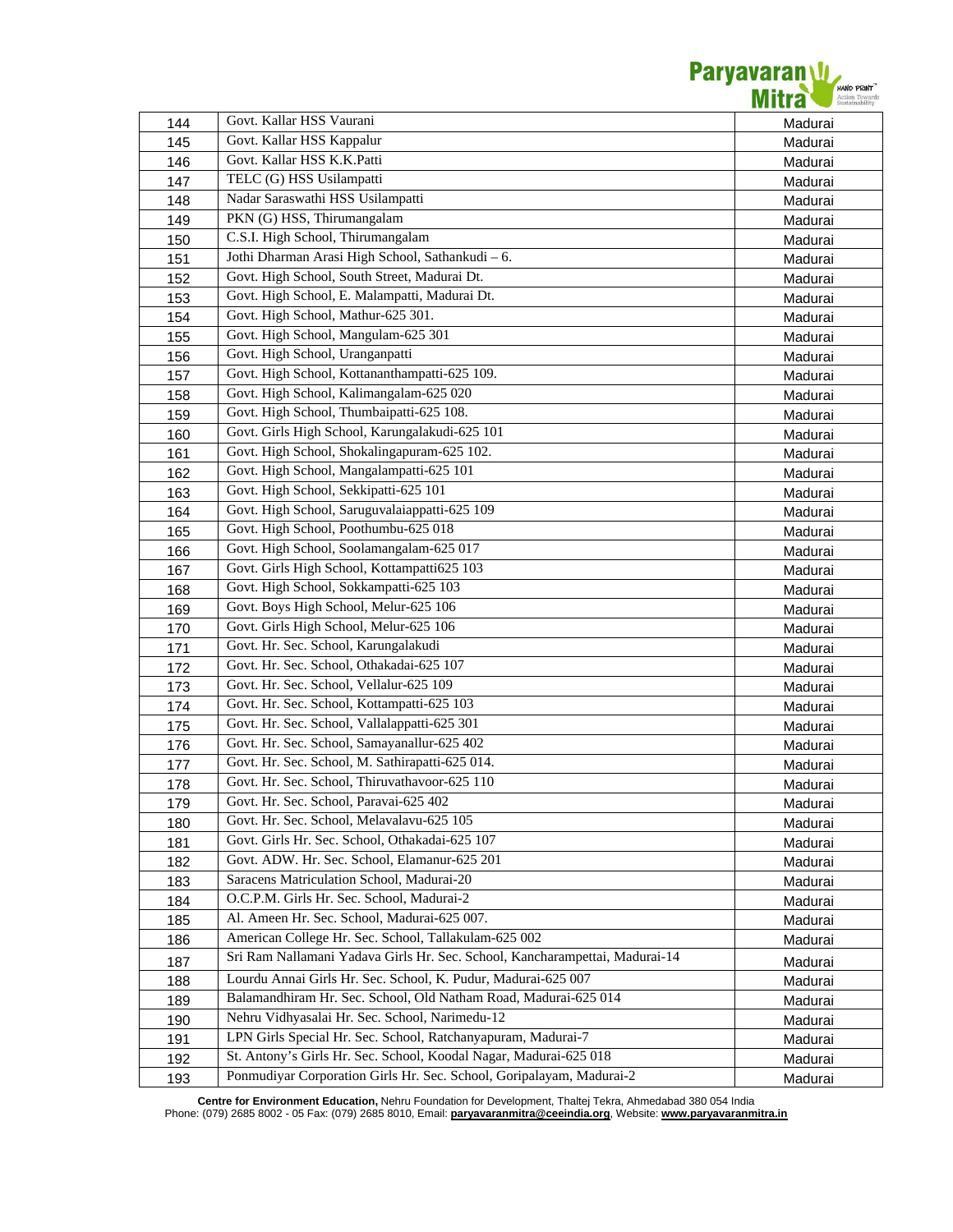| | | |
|---|---|---|
| 144 | Govt. Kallar HSS Vaurani | Madurai |
| 145 | Govt. Kallar HSS Kappalur | Madurai |
| 146 | Govt. Kallar HSS K.K.Patti | Madurai |
| 147 | TELC (G) HSS Usilampatti | Madurai |
| 148 | Nadar Saraswathi HSS Usilampatti | Madurai |
| 149 | PKN (G) HSS, Thirumangalam | Madurai |
| 150 | C.S.I. High School, Thirumangalam | Madurai |
| 151 | Jothi Dharman Arasi High School, Sathankudi – 6. | Madurai |
| 152 | Govt. High School, South Street, Madurai Dt. | Madurai |
| 153 | Govt. High School, E. Malampatti, Madurai Dt. | Madurai |
| 154 | Govt. High School, Mathur-625 301. | Madurai |
| 155 | Govt. High School, Mangulam-625 301 | Madurai |
| 156 | Govt. High School, Uranganpatti | Madurai |
| 157 | Govt. High School, Kottananthampatti-625 109. | Madurai |
| 158 | Govt. High School, Kalimangalam-625 020 | Madurai |
| 159 | Govt. High School, Thumbaipatti-625 108. | Madurai |
| 160 | Govt. Girls High School, Karungalakudi-625 101 | Madurai |
| 161 | Govt. High School, Shokalingapuram-625 102. | Madurai |
| 162 | Govt. High School, Mangalampatti-625 101 | Madurai |
| 163 | Govt. High School, Sekkipatti-625 101 | Madurai |
| 164 | Govt. High School, Saruguvalaiappatti-625 109 | Madurai |
| 165 | Govt. High School, Poothumbu-625 018 | Madurai |
| 166 | Govt. High School, Soolamangalam-625 017 | Madurai |
| 167 | Govt. Girls High School, Kottampatti625 103 | Madurai |
| 168 | Govt. High School, Sokkampatti-625 103 | Madurai |
| 169 | Govt. Boys High School, Melur-625 106 | Madurai |
| 170 | Govt. Girls High School, Melur-625 106 | Madurai |
| 171 | Govt. Hr. Sec. School, Karungalakudi | Madurai |
| 172 | Govt. Hr. Sec. School, Othakadai-625 107 | Madurai |
| 173 | Govt. Hr. Sec. School, Vellalur-625 109 | Madurai |
| 174 | Govt. Hr. Sec. School, Kottampatti-625 103 | Madurai |
| 175 | Govt. Hr. Sec. School, Vallalappatti-625 301 | Madurai |
| 176 | Govt. Hr. Sec. School, Samayanallur-625 402 | Madurai |
| 177 | Govt. Hr. Sec. School, M. Sathirapatti-625 014. | Madurai |
| 178 | Govt. Hr. Sec. School, Thiruvathavoor-625 110 | Madurai |
| 179 | Govt. Hr. Sec. School, Paravai-625 402 | Madurai |
| 180 | Govt. Hr. Sec. School, Melavalavu-625 105 | Madurai |
| 181 | Govt. Girls Hr. Sec. School, Othakadai-625 107 | Madurai |
| 182 | Govt. ADW. Hr. Sec. School, Elamanur-625 201 | Madurai |
| 183 | Saracens Matriculation School, Madurai-20 | Madurai |
| 184 | O.C.P.M. Girls Hr. Sec. School, Madurai-2 | Madurai |
| 185 | Al. Ameen Hr. Sec. School, Madurai-625 007. | Madurai |
| 186 | American College Hr. Sec. School, Tallakulam-625 002 | Madurai |
| 187 | Sri Ram Nallamani Yadava Girls Hr. Sec. School, Kancharampettai, Madurai-14 | Madurai |
| 188 | Lourdu Annai Girls Hr. Sec. School, K. Pudur, Madurai-625 007 | Madurai |
| 189 | Balamandhiram Hr. Sec. School, Old Natham Road, Madurai-625 014 | Madurai |
| 190 | Nehru Vidhyasalai Hr. Sec. School, Narimedu-12 | Madurai |
| 191 | LPN Girls Special Hr. Sec. School, Ratchanyapuram, Madurai-7 | Madurai |
| 192 | St. Antony's Girls Hr. Sec. School, Koodal Nagar, Madurai-625 018 | Madurai |
| 193 | Ponmudiyar Corporation Girls Hr. Sec. School, Goripalayam, Madurai-2 | Madurai |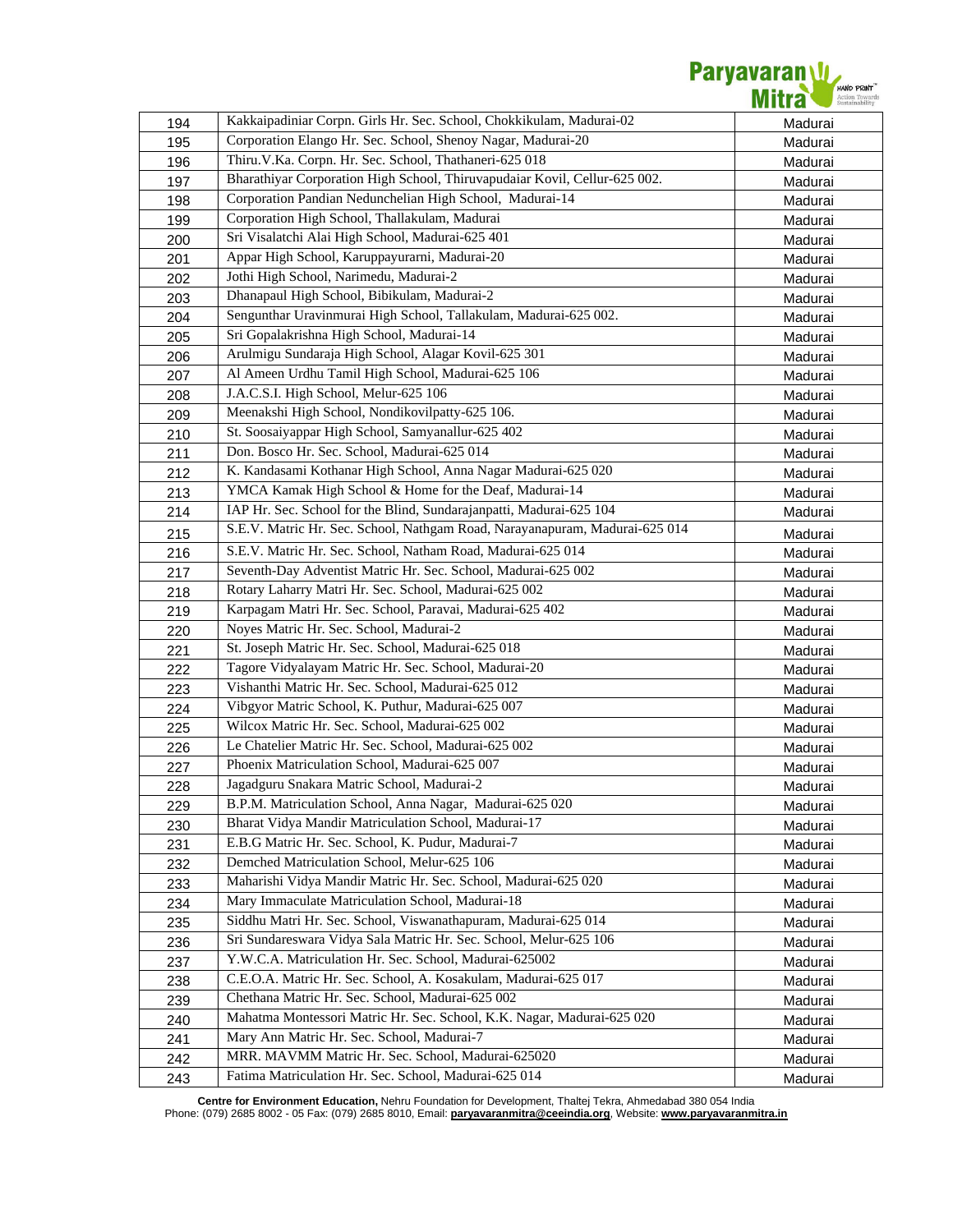| | | |
|---|---|---|
| 194 | Kakkaipadiniar Corpn. Girls Hr. Sec. School, Chokkikulam, Madurai-02 | Madurai |
| 195 | Corporation Elango Hr. Sec. School, Shenoy Nagar, Madurai-20 | Madurai |
| 196 | Thiru.V.Ka. Corpn. Hr. Sec. School, Thathaneri-625 018 | Madurai |
| 197 | Bharathiyar Corporation High School, Thiruvapudaiar Kovil, Cellur-625 002. | Madurai |
| 198 | Corporation Pandian Nedunchelian High School, Madurai-14 | Madurai |
| 199 | Corporation High School, Thallakulam, Madurai | Madurai |
| 200 | Sri Visalatchi Alai High School, Madurai-625 401 | Madurai |
| 201 | Appar High School, Karuppayurarni, Madurai-20 | Madurai |
| 202 | Jothi High School, Narimedu, Madurai-2 | Madurai |
| 203 | Dhanapaul High School, Bibikulam, Madurai-2 | Madurai |
| 204 | Sengunthar Uravinmurai High School, Tallakulam, Madurai-625 002. | Madurai |
| 205 | Sri Gopalakrishna High School, Madurai-14 | Madurai |
| 206 | Arulmigu Sundaraja High School, Alagar Kovil-625 301 | Madurai |
| 207 | Al Ameen Urdhu Tamil High School, Madurai-625 106 | Madurai |
| 208 | J.A.C.S.I. High School, Melur-625 106 | Madurai |
| 209 | Meenakshi High School, Nondikovilpatty-625 106. | Madurai |
| 210 | St. Soosaiyappar High School, Samyanallur-625 402 | Madurai |
| 211 | Don. Bosco Hr. Sec. School, Madurai-625 014 | Madurai |
| 212 | K. Kandasami Kothanar High School, Anna Nagar Madurai-625 020 | Madurai |
| 213 | YMCA Kamak High School & Home for the Deaf, Madurai-14 | Madurai |
| 214 | IAP Hr. Sec. School for the Blind, Sundarajanpatti, Madurai-625 104 | Madurai |
| 215 | S.E.V. Matric Hr. Sec. School, Nathgam Road, Narayanapuram, Madurai-625 014 | Madurai |
| 216 | S.E.V. Matric Hr. Sec. School, Natham Road, Madurai-625 014 | Madurai |
| 217 | Seventh-Day Adventist Matric Hr. Sec. School, Madurai-625 002 | Madurai |
| 218 | Rotary Laharry Matri Hr. Sec. School, Madurai-625 002 | Madurai |
| 219 | Karpagam Matri Hr. Sec. School, Paravai, Madurai-625 402 | Madurai |
| 220 | Noyes Matric Hr. Sec. School, Madurai-2 | Madurai |
| 221 | St. Joseph Matric Hr. Sec. School, Madurai-625 018 | Madurai |
| 222 | Tagore Vidyalayam Matric Hr. Sec. School, Madurai-20 | Madurai |
| 223 | Vishanthi Matric Hr. Sec. School, Madurai-625 012 | Madurai |
| 224 | Vibgyor Matric School, K. Puthur, Madurai-625 007 | Madurai |
| 225 | Wilcox Matric Hr. Sec. School, Madurai-625 002 | Madurai |
| 226 | Le Chatelier Matric Hr. Sec. School, Madurai-625 002 | Madurai |
| 227 | Phoenix Matriculation School, Madurai-625 007 | Madurai |
| 228 | Jagadguru Snakara Matric School, Madurai-2 | Madurai |
| 229 | B.P.M. Matriculation School, Anna Nagar, Madurai-625 020 | Madurai |
| 230 | Bharat Vidya Mandir Matriculation School, Madurai-17 | Madurai |
| 231 | E.B.G Matric Hr. Sec. School, K. Pudur, Madurai-7 | Madurai |
| 232 | Demched Matriculation School, Melur-625 106 | Madurai |
| 233 | Maharishi Vidya Mandir Matric Hr. Sec. School, Madurai-625 020 | Madurai |
| 234 | Mary Immaculate Matriculation School, Madurai-18 | Madurai |
| 235 | Siddhu Matri Hr. Sec. School, Viswanathapuram, Madurai-625 014 | Madurai |
| 236 | Sri Sundareswara Vidya Sala Matric Hr. Sec. School, Melur-625 106 | Madurai |
| 237 | Y.W.C.A. Matriculation Hr. Sec. School, Madurai-625002 | Madurai |
| 238 | C.E.O.A. Matric Hr. Sec. School, A. Kosakulam, Madurai-625 017 | Madurai |
| 239 | Chethana Matric Hr. Sec. School, Madurai-625 002 | Madurai |
| 240 | Mahatma Montessori Matric Hr. Sec. School, K.K. Nagar, Madurai-625 020 | Madurai |
| 241 | Mary Ann Matric Hr. Sec. School, Madurai-7 | Madurai |
| 242 | MRR. MAVMM Matric Hr. Sec. School, Madurai-625020 | Madurai |
| 243 | Fatima Matriculation Hr. Sec. School, Madurai-625 014 | Madurai |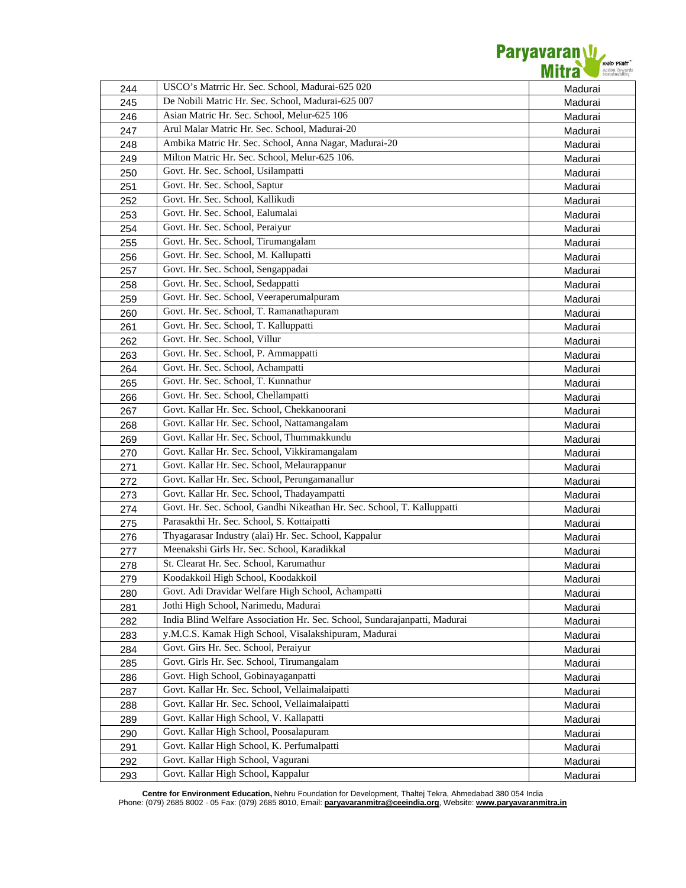| 244 | USCO's Matrric Hr. Sec. School, Madurai-625 020 | Madurai |
|---|---|---|
| 245 | De Nobili Matric Hr. Sec. School, Madurai-625 007 | Madurai |
| 246 | Asian Matric Hr. Sec. School, Melur-625 106 | Madurai |
| 247 | Arul Malar Matric Hr. Sec. School, Madurai-20 | Madurai |
| 248 | Ambika Matric Hr. Sec. School, Anna Nagar, Madurai-20 | Madurai |
| 249 | Milton Matric Hr. Sec. School, Melur-625 106. | Madurai |
| 250 | Govt. Hr. Sec. School, Usilampatti | Madurai |
| 251 | Govt. Hr. Sec. School, Saptur | Madurai |
| 252 | Govt. Hr. Sec. School, Kallikudi | Madurai |
| 253 | Govt. Hr. Sec. School, Ealumalai | Madurai |
| 254 | Govt. Hr. Sec. School, Peraiyur | Madurai |
| 255 | Govt. Hr. Sec. School, Tirumangalam | Madurai |
| 256 | Govt. Hr. Sec. School, M. Kallupatti | Madurai |
| 257 | Govt. Hr. Sec. School, Sengappadai | Madurai |
| 258 | Govt. Hr. Sec. School, Sedappatti | Madurai |
| 259 | Govt. Hr. Sec. School, Veeraperumalpuram | Madurai |
| 260 | Govt. Hr. Sec. School, T. Ramanathapuram | Madurai |
| 261 | Govt. Hr. Sec. School, T. Kalluppatti | Madurai |
| 262 | Govt. Hr. Sec. School, Villur | Madurai |
| 263 | Govt. Hr. Sec. School, P. Ammappatti | Madurai |
| 264 | Govt. Hr. Sec. School, Achampatti | Madurai |
| 265 | Govt. Hr. Sec. School, T. Kunnathur | Madurai |
| 266 | Govt. Hr. Sec. School, Chellampatti | Madurai |
| 267 | Govt. Kallar Hr. Sec. School, Chekkanoorani | Madurai |
| 268 | Govt. Kallar Hr. Sec. School, Nattamangalam | Madurai |
| 269 | Govt. Kallar Hr. Sec. School, Thummakkundu | Madurai |
| 270 | Govt. Kallar Hr. Sec. School, Vikkiramangalam | Madurai |
| 271 | Govt. Kallar Hr. Sec. School, Melaurappanur | Madurai |
| 272 | Govt. Kallar Hr. Sec. School, Perungamanallur | Madurai |
| 273 | Govt. Kallar Hr. Sec. School, Thadayampatti | Madurai |
| 274 | Govt. Hr. Sec. School, Gandhi Nikeathan Hr. Sec. School, T. Kalluppatti | Madurai |
| 275 | Parasakthi Hr. Sec. School, S. Kottaipatti | Madurai |
| 276 | Thyagarasar Industry (alai) Hr. Sec. School, Kappalur | Madurai |
| 277 | Meenakshi Girls Hr. Sec. School, Karadikkal | Madurai |
| 278 | St. Clearat Hr. Sec. School, Karumathur | Madurai |
| 279 | Koodakkoil High School, Koodakkoil | Madurai |
| 280 | Govt. Adi Dravidar Welfare High School, Achampatti | Madurai |
| 281 | Jothi High School, Narimedu, Madurai | Madurai |
| 282 | India Blind Welfare Association Hr. Sec. School, Sundarajanpatti, Madurai | Madurai |
| 283 | y.M.C.S. Kamak High School, Visalakshipuram, Madurai | Madurai |
| 284 | Govt. Girs Hr. Sec. School, Peraiyur | Madurai |
| 285 | Govt. Girls Hr. Sec. School, Tirumangalam | Madurai |
| 286 | Govt. High School, Gobinayaganpatti | Madurai |
| 287 | Govt. Kallar Hr. Sec. School, Vellaimalaipatti | Madurai |
| 288 | Govt. Kallar Hr. Sec. School, Vellaimalaipatti | Madurai |
| 289 | Govt. Kallar High School, V. Kallapatti | Madurai |
| 290 | Govt. Kallar High School, Poosalapuram | Madurai |
| 291 | Govt. Kallar High School, K. Perfumalpatti | Madurai |
| 292 | Govt. Kallar High School, Vagurani | Madurai |
| 293 | Govt. Kallar High School, Kappalur | Madurai |

**Centre for Environment Education,** Nehru Foundation for Development, Thaltej Tekra, Ahmedabad 380 054 India
Phone: (079) 2685 8002 - 05 Fax: (079) 2685 8010, Email: **paryavaranmitra@ceeindia.org**, Website: **www.paryavaranmitra.in**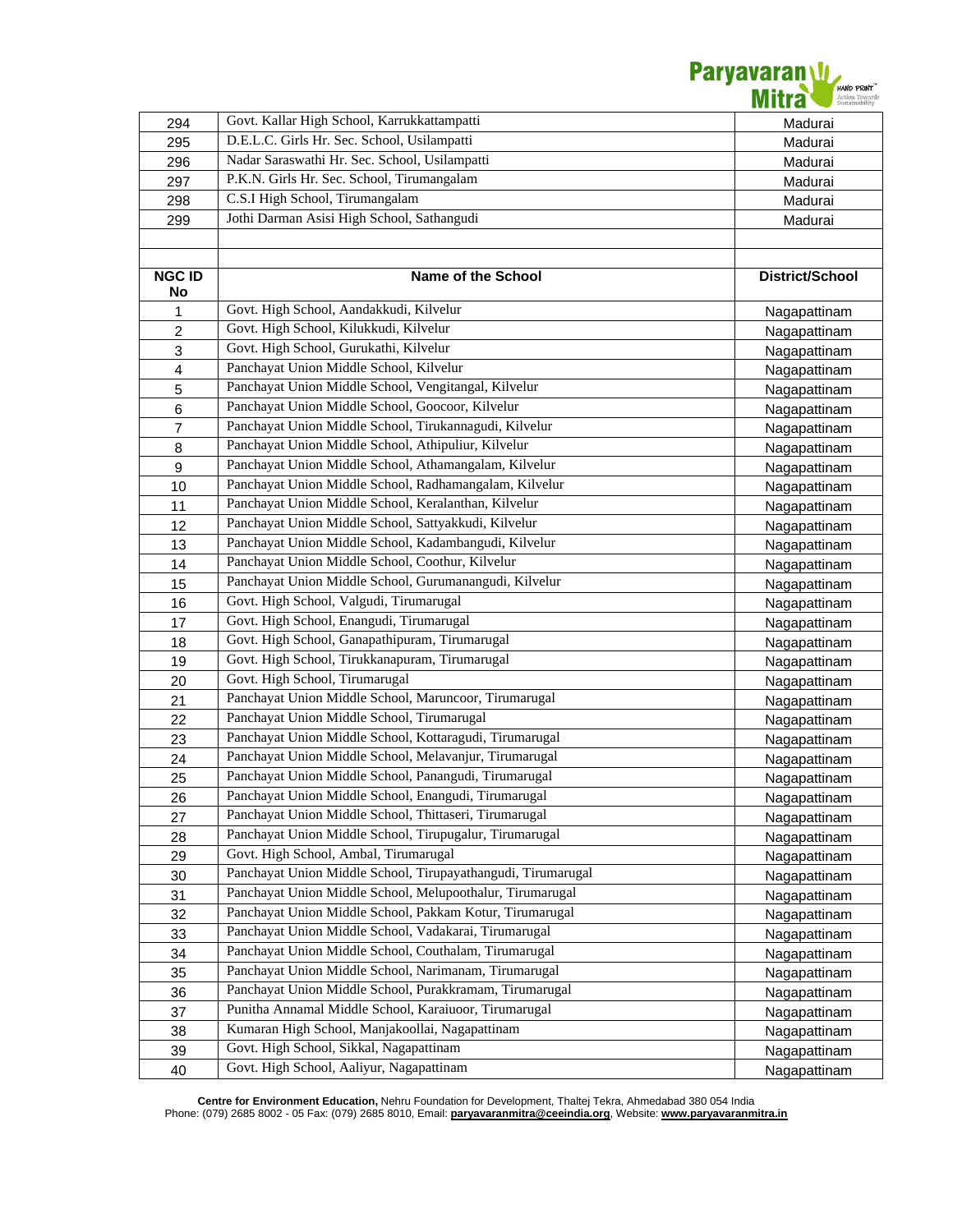| | | |
|---|---|---|
| 294 | Govt. Kallar High School, Karrukkattampatti | Madurai |
| 295 | D.E.L.C. Girls Hr. Sec. School, Usilampatti | Madurai |
| 296 | Nadar Saraswathi Hr. Sec. School, Usilampatti | Madurai |
| 297 | P.K.N. Girls Hr. Sec. School, Tirumangalam | Madurai |
| 298 | C.S.I High School, Tirumangalam | Madurai |
| 299 | Jothi Darman Asisi High School, Sathangudi | Madurai |

| NGC ID No | Name of the School | District/School |
|---|---|---|
| 1 | Govt. High School, Aandakkudi, Kilvelur | Nagapattinam |
| 2 | Govt. High School, Kilukkudi, Kilvelur | Nagapattinam |
| 3 | Govt. High School, Gurukathi, Kilvelur | Nagapattinam |
| 4 | Panchayat Union Middle School, Kilvelur | Nagapattinam |
| 5 | Panchayat Union Middle School, Vengitangal, Kilvelur | Nagapattinam |
| 6 | Panchayat Union Middle School, Goocoor, Kilvelur | Nagapattinam |
| 7 | Panchayat Union Middle School, Tirukannagudi, Kilvelur | Nagapattinam |
| 8 | Panchayat Union Middle School, Athipuliur, Kilvelur | Nagapattinam |
| 9 | Panchayat Union Middle School, Athamangalam, Kilvelur | Nagapattinam |
| 10 | Panchayat Union Middle School, Radhamangalam, Kilvelur | Nagapattinam |
| 11 | Panchayat Union Middle School, Keralanthan, Kilvelur | Nagapattinam |
| 12 | Panchayat Union Middle School, Sattyakkudi, Kilvelur | Nagapattinam |
| 13 | Panchayat Union Middle School, Kadambangudi, Kilvelur | Nagapattinam |
| 14 | Panchayat Union Middle School, Coothur, Kilvelur | Nagapattinam |
| 15 | Panchayat Union Middle School, Gurumanangudi, Kilvelur | Nagapattinam |
| 16 | Govt. High School, Valgudi, Tirumarugal | Nagapattinam |
| 17 | Govt. High School, Enangudi, Tirumarugal | Nagapattinam |
| 18 | Govt. High School, Ganapathipuram, Tirumarugal | Nagapattinam |
| 19 | Govt. High School, Tirukkanapuram, Tirumarugal | Nagapattinam |
| 20 | Govt. High School, Tirumarugal | Nagapattinam |
| 21 | Panchayat Union Middle School, Maruncoor, Tirumarugal | Nagapattinam |
| 22 | Panchayat Union Middle School, Tirumarugal | Nagapattinam |
| 23 | Panchayat Union Middle School, Kottaragudi, Tirumarugal | Nagapattinam |
| 24 | Panchayat Union Middle School, Melavanjur, Tirumarugal | Nagapattinam |
| 25 | Panchayat Union Middle School, Panangudi, Tirumarugal | Nagapattinam |
| 26 | Panchayat Union Middle School, Enangudi, Tirumarugal | Nagapattinam |
| 27 | Panchayat Union Middle School, Thittaseri, Tirumarugal | Nagapattinam |
| 28 | Panchayat Union Middle School, Tirupugalur, Tirumarugal | Nagapattinam |
| 29 | Govt. High School, Ambal, Tirumarugal | Nagapattinam |
| 30 | Panchayat Union Middle School, Tirupayathangudi, Tirumarugal | Nagapattinam |
| 31 | Panchayat Union Middle School, Melupoothalur, Tirumarugal | Nagapattinam |
| 32 | Panchayat Union Middle School, Pakkam Kotur, Tirumarugal | Nagapattinam |
| 33 | Panchayat Union Middle School, Vadakarai, Tirumarugal | Nagapattinam |
| 34 | Panchayat Union Middle School, Couthalam, Tirumarugal | Nagapattinam |
| 35 | Panchayat Union Middle School, Narimanam, Tirumarugal | Nagapattinam |
| 36 | Panchayat Union Middle School, Purakkramam, Tirumarugal | Nagapattinam |
| 37 | Punitha Annamal Middle School, Karaiuoor, Tirumarugal | Nagapattinam |
| 38 | Kumaran High School, Manjakoollai, Nagapattinam | Nagapattinam |
| 39 | Govt. High School, Sikkal, Nagapattinam | Nagapattinam |
| 40 | Govt. High School, Aaliyur, Nagapattinam | Nagapattinam |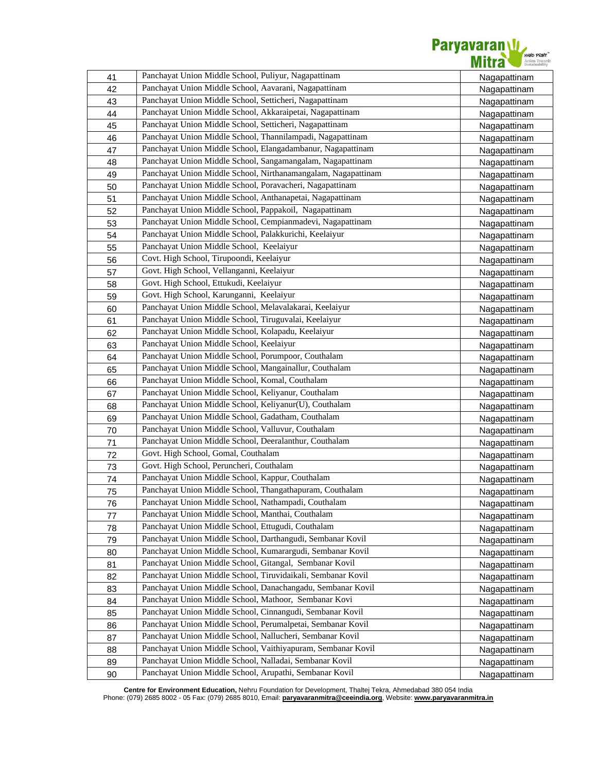| | | |
|---|---|---|
| 41 | Panchayat Union Middle School, Puliyur, Nagapattinam | Nagapattinam |
| 42 | Panchayat Union Middle School, Aavarani, Nagapattinam | Nagapattinam |
| 43 | Panchayat Union Middle School, Setticheri, Nagapattinam | Nagapattinam |
| 44 | Panchayat Union Middle School, Akkaraipetai, Nagapattinam | Nagapattinam |
| 45 | Panchayat Union Middle School, Setticheri, Nagapattinam | Nagapattinam |
| 46 | Panchayat Union Middle School, Thannilampadi, Nagapattinam | Nagapattinam |
| 47 | Panchayat Union Middle School, Elangadambanur, Nagapattinam | Nagapattinam |
| 48 | Panchayat Union Middle School, Sangamangalam, Nagapattinam | Nagapattinam |
| 49 | Panchayat Union Middle School, Nirthanamangalam, Nagapattinam | Nagapattinam |
| 50 | Panchayat Union Middle School, Poravacheri, Nagapattinam | Nagapattinam |
| 51 | Panchayat Union Middle School, Anthanapetai, Nagapattinam | Nagapattinam |
| 52 | Panchayat Union Middle School, Pappakoil, Nagapattinam | Nagapattinam |
| 53 | Panchayat Union Middle School, Cempianmadevi, Nagapattinam | Nagapattinam |
| 54 | Panchayat Union Middle School, Palakkurichi, Keelaiyur | Nagapattinam |
| 55 | Panchayat Union Middle School, Keelaiyur | Nagapattinam |
| 56 | Covt. High School, Tirupoondi, Keelaiyur | Nagapattinam |
| 57 | Govt. High School, Vellanganni, Keelaiyur | Nagapattinam |
| 58 | Govt. High School, Ettukudi, Keelaiyur | Nagapattinam |
| 59 | Govt. High School, Karunganni, Keelaiyur | Nagapattinam |
| 60 | Panchayat Union Middle School, Melavalakarai, Keelaiyur | Nagapattinam |
| 61 | Panchayat Union Middle School, Tiruguvalai, Keelaiyur | Nagapattinam |
| 62 | Panchayat Union Middle School, Kolapadu, Keelaiyur | Nagapattinam |
| 63 | Panchayat Union Middle School, Keelaiyur | Nagapattinam |
| 64 | Panchayat Union Middle School, Porumpoor, Couthalam | Nagapattinam |
| 65 | Panchayat Union Middle School, Mangainallur, Couthalam | Nagapattinam |
| 66 | Panchayat Union Middle School, Komal, Couthalam | Nagapattinam |
| 67 | Panchayat Union Middle School, Keliyanur, Couthalam | Nagapattinam |
| 68 | Panchayat Union Middle School, Keliyanur(U), Couthalam | Nagapattinam |
| 69 | Panchayat Union Middle School, Gadatham, Couthalam | Nagapattinam |
| 70 | Panchayat Union Middle School, Valluvur, Couthalam | Nagapattinam |
| 71 | Panchayat Union Middle School, Deeralanthur, Couthalam | Nagapattinam |
| 72 | Govt. High School, Gomal, Couthalam | Nagapattinam |
| 73 | Govt. High School, Peruncheri, Couthalam | Nagapattinam |
| 74 | Panchayat Union Middle School, Kappur, Couthalam | Nagapattinam |
| 75 | Panchayat Union Middle School, Thangathapuram, Couthalam | Nagapattinam |
| 76 | Panchayat Union Middle School, Nathampadi, Couthalam | Nagapattinam |
| 77 | Panchayat Union Middle School, Manthai, Couthalam | Nagapattinam |
| 78 | Panchayat Union Middle School, Ettugudi, Couthalam | Nagapattinam |
| 79 | Panchayat Union Middle School, Darthangudi, Sembanar Kovil | Nagapattinam |
| 80 | Panchayat Union Middle School, Kumarargudi, Sembanar Kovil | Nagapattinam |
| 81 | Panchayat Union Middle School, Gitangal, Sembanar Kovil | Nagapattinam |
| 82 | Panchayat Union Middle School, Tiruvidaikali, Sembanar Kovil | Nagapattinam |
| 83 | Panchayat Union Middle School, Danachangadu, Sembanar Kovil | Nagapattinam |
| 84 | Panchayat Union Middle School, Mathoor, Sembanar Kovi | Nagapattinam |
| 85 | Panchayat Union Middle School, Cinnangudi, Sembanar Kovil | Nagapattinam |
| 86 | Panchayat Union Middle School, Perumalpetai, Sembanar Kovil | Nagapattinam |
| 87 | Panchayat Union Middle School, Nallucheri, Sembanar Kovil | Nagapattinam |
| 88 | Panchayat Union Middle School, Vaithiyapuram, Sembanar Kovil | Nagapattinam |
| 89 | Panchayat Union Middle School, Nalladai, Sembanar Kovil | Nagapattinam |
| 90 | Panchayat Union Middle School, Arupathi, Sembanar Kovil | Nagapattinam |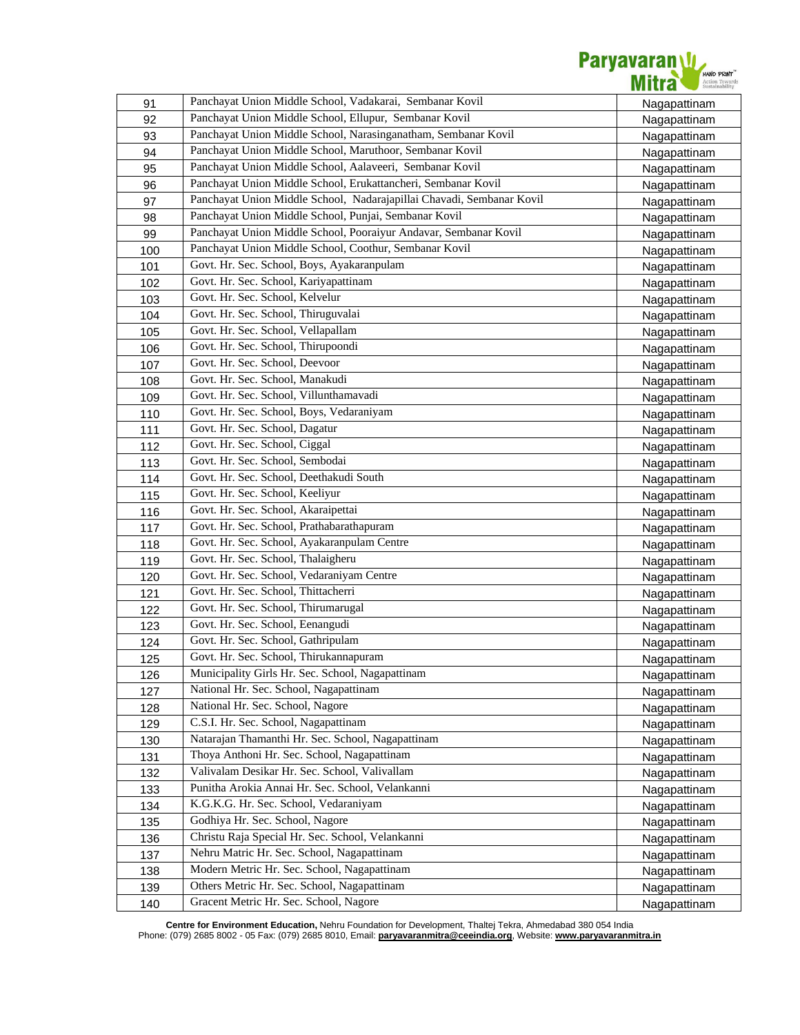| 91 | Panchayat Union Middle School, Vadakarai, Sembanar Kovil | Nagapattinam |
|---|---|---|
| 92 | Panchayat Union Middle School, Ellupur, Sembanar Kovil | Nagapattinam |
| 93 | Panchayat Union Middle School, Narasinganatham, Sembanar Kovil | Nagapattinam |
| 94 | Panchayat Union Middle School, Maruthoor, Sembanar Kovil | Nagapattinam |
| 95 | Panchayat Union Middle School, Aalaveeri, Sembanar Kovil | Nagapattinam |
| 96 | Panchayat Union Middle School, Erukattancheri, Sembanar Kovil | Nagapattinam |
| 97 | Panchayat Union Middle School, Nadarajapillai Chavadi, Sembanar Kovil | Nagapattinam |
| 98 | Panchayat Union Middle School, Punjai, Sembanar Kovil | Nagapattinam |
| 99 | Panchayat Union Middle School, Pooraiyur Andavar, Sembanar Kovil | Nagapattinam |
| 100 | Panchayat Union Middle School, Coothur, Sembanar Kovil | Nagapattinam |
| 101 | Govt. Hr. Sec. School, Boys, Ayakaranpulam | Nagapattinam |
| 102 | Govt. Hr. Sec. School, Kariyapattinam | Nagapattinam |
| 103 | Govt. Hr. Sec. School, Kelvelur | Nagapattinam |
| 104 | Govt. Hr. Sec. School, Thiruguvalai | Nagapattinam |
| 105 | Govt. Hr. Sec. School, Vellapallam | Nagapattinam |
| 106 | Govt. Hr. Sec. School, Thirupoondi | Nagapattinam |
| 107 | Govt. Hr. Sec. School, Deevoor | Nagapattinam |
| 108 | Govt. Hr. Sec. School, Manakudi | Nagapattinam |
| 109 | Govt. Hr. Sec. School, Villunthamavadi | Nagapattinam |
| 110 | Govt. Hr. Sec. School, Boys, Vedaraniyam | Nagapattinam |
| 111 | Govt. Hr. Sec. School, Dagatur | Nagapattinam |
| 112 | Govt. Hr. Sec. School, Ciggal | Nagapattinam |
| 113 | Govt. Hr. Sec. School, Sembodai | Nagapattinam |
| 114 | Govt. Hr. Sec. School, Deethakudi South | Nagapattinam |
| 115 | Govt. Hr. Sec. School, Keeliyur | Nagapattinam |
| 116 | Govt. Hr. Sec. School, Akaraipettai | Nagapattinam |
| 117 | Govt. Hr. Sec. School, Prathabarathapuram | Nagapattinam |
| 118 | Govt. Hr. Sec. School, Ayakaranpulam Centre | Nagapattinam |
| 119 | Govt. Hr. Sec. School, Thalaigheru | Nagapattinam |
| 120 | Govt. Hr. Sec. School, Vedaraniyam Centre | Nagapattinam |
| 121 | Govt. Hr. Sec. School, Thittacherri | Nagapattinam |
| 122 | Govt. Hr. Sec. School, Thirumarugal | Nagapattinam |
| 123 | Govt. Hr. Sec. School, Eenangudi | Nagapattinam |
| 124 | Govt. Hr. Sec. School, Gathripulam | Nagapattinam |
| 125 | Govt. Hr. Sec. School, Thirukannapuram | Nagapattinam |
| 126 | Municipality Girls Hr. Sec. School, Nagapattinam | Nagapattinam |
| 127 | National Hr. Sec. School, Nagapattinam | Nagapattinam |
| 128 | National Hr. Sec. School, Nagore | Nagapattinam |
| 129 | C.S.I. Hr. Sec. School, Nagapattinam | Nagapattinam |
| 130 | Natarajan Thamanthi Hr. Sec. School, Nagapattinam | Nagapattinam |
| 131 | Thoya Anthoni Hr. Sec. School, Nagapattinam | Nagapattinam |
| 132 | Valivalam Desikar Hr. Sec. School, Valivallam | Nagapattinam |
| 133 | Punitha Arokia Annai Hr. Sec. School, Velankanni | Nagapattinam |
| 134 | K.G.K.G. Hr. Sec. School, Vedaraniyam | Nagapattinam |
| 135 | Godhiya Hr. Sec. School, Nagore | Nagapattinam |
| 136 | Christu Raja Special Hr. Sec. School, Velankanni | Nagapattinam |
| 137 | Nehru Matric Hr. Sec. School, Nagapattinam | Nagapattinam |
| 138 | Modern Metric Hr. Sec. School, Nagapattinam | Nagapattinam |
| 139 | Others Metric Hr. Sec. School, Nagapattinam | Nagapattinam |
| 140 | Gracent Metric Hr. Sec. School, Nagore | Nagapattinam |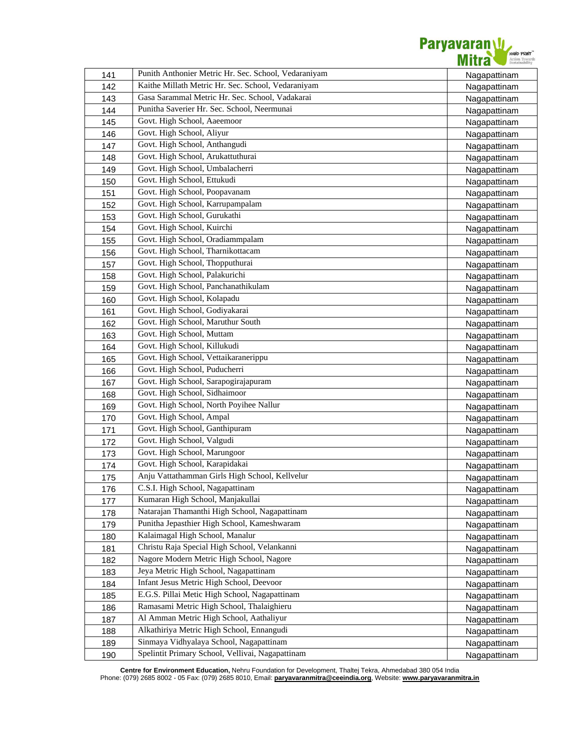| 141 | Punith Anthonier Metric Hr. Sec. School, Vedaraniyam | Nagapattinam |
|---|---|---|
| 142 | Kaithe Millath Metric Hr. Sec. School, Vedaraniyam | Nagapattinam |
| 143 | Gasa Sarammal Metric Hr. Sec. School, Vadakarai | Nagapattinam |
| 144 | Punitha Saverier Hr. Sec. School, Neermunai | Nagapattinam |
| 145 | Govt. High School, Aaeemoor | Nagapattinam |
| 146 | Govt. High School, Aliyur | Nagapattinam |
| 147 | Govt. High School, Anthangudi | Nagapattinam |
| 148 | Govt. High School, Arukattuthurai | Nagapattinam |
| 149 | Govt. High School, Umbalacherri | Nagapattinam |
| 150 | Govt. High School, Ettukudi | Nagapattinam |
| 151 | Govt. High School, Poopavanam | Nagapattinam |
| 152 | Govt. High School, Karrupampalam | Nagapattinam |
| 153 | Govt. High School, Gurukathi | Nagapattinam |
| 154 | Govt. High School, Kuirchi | Nagapattinam |
| 155 | Govt. High School, Oradiammpalam | Nagapattinam |
| 156 | Govt. High School, Tharnikottacam | Nagapattinam |
| 157 | Govt. High School, Thopputhurai | Nagapattinam |
| 158 | Govt. High School, Palakurichi | Nagapattinam |
| 159 | Govt. High School, Panchanathikulam | Nagapattinam |
| 160 | Govt. High School, Kolapadu | Nagapattinam |
| 161 | Govt. High School, Godiyakarai | Nagapattinam |
| 162 | Govt. High School, Maruthur South | Nagapattinam |
| 163 | Govt. High School, Muttam | Nagapattinam |
| 164 | Govt. High School, Killukudi | Nagapattinam |
| 165 | Govt. High School, Vettaikaranerippu | Nagapattinam |
| 166 | Govt. High School, Puducherri | Nagapattinam |
| 167 | Govt. High School, Sarapogirajapuram | Nagapattinam |
| 168 | Govt. High School, Sidhaimoor | Nagapattinam |
| 169 | Govt. High School, North Poyihee Nallur | Nagapattinam |
| 170 | Govt. High School, Ampal | Nagapattinam |
| 171 | Govt. High School, Ganthipuram | Nagapattinam |
| 172 | Govt. High School, Valgudi | Nagapattinam |
| 173 | Govt. High School, Marungoor | Nagapattinam |
| 174 | Govt. High School, Karapidakai | Nagapattinam |
| 175 | Anju Vattathamman Girls High School, Kellvelur | Nagapattinam |
| 176 | C.S.I. High School, Nagapattinam | Nagapattinam |
| 177 | Kumaran High School, Manjakullai | Nagapattinam |
| 178 | Natarajan Thamanthi High School, Nagapattinam | Nagapattinam |
| 179 | Punitha Jepasthier High School, Kameshwaram | Nagapattinam |
| 180 | Kalaimagal High School, Manalur | Nagapattinam |
| 181 | Christu Raja Special High School, Velankanni | Nagapattinam |
| 182 | Nagore Modern Metric High School, Nagore | Nagapattinam |
| 183 | Jeya Metric High School, Nagapattinam | Nagapattinam |
| 184 | Infant Jesus Metric High School, Deevoor | Nagapattinam |
| 185 | E.G.S. Pillai Metic High School, Nagapattinam | Nagapattinam |
| 186 | Ramasami Metric High School, Thalaighieru | Nagapattinam |
| 187 | Al Amman Metric High School, Aathaliyur | Nagapattinam |
| 188 | Alkathiriya Metric High School, Ennangudi | Nagapattinam |
| 189 | Sinmaya Vidhyalaya School, Nagapattinam | Nagapattinam |
| 190 | Spelintit Primary School, Vellivai, Nagapattinam | Nagapattinam |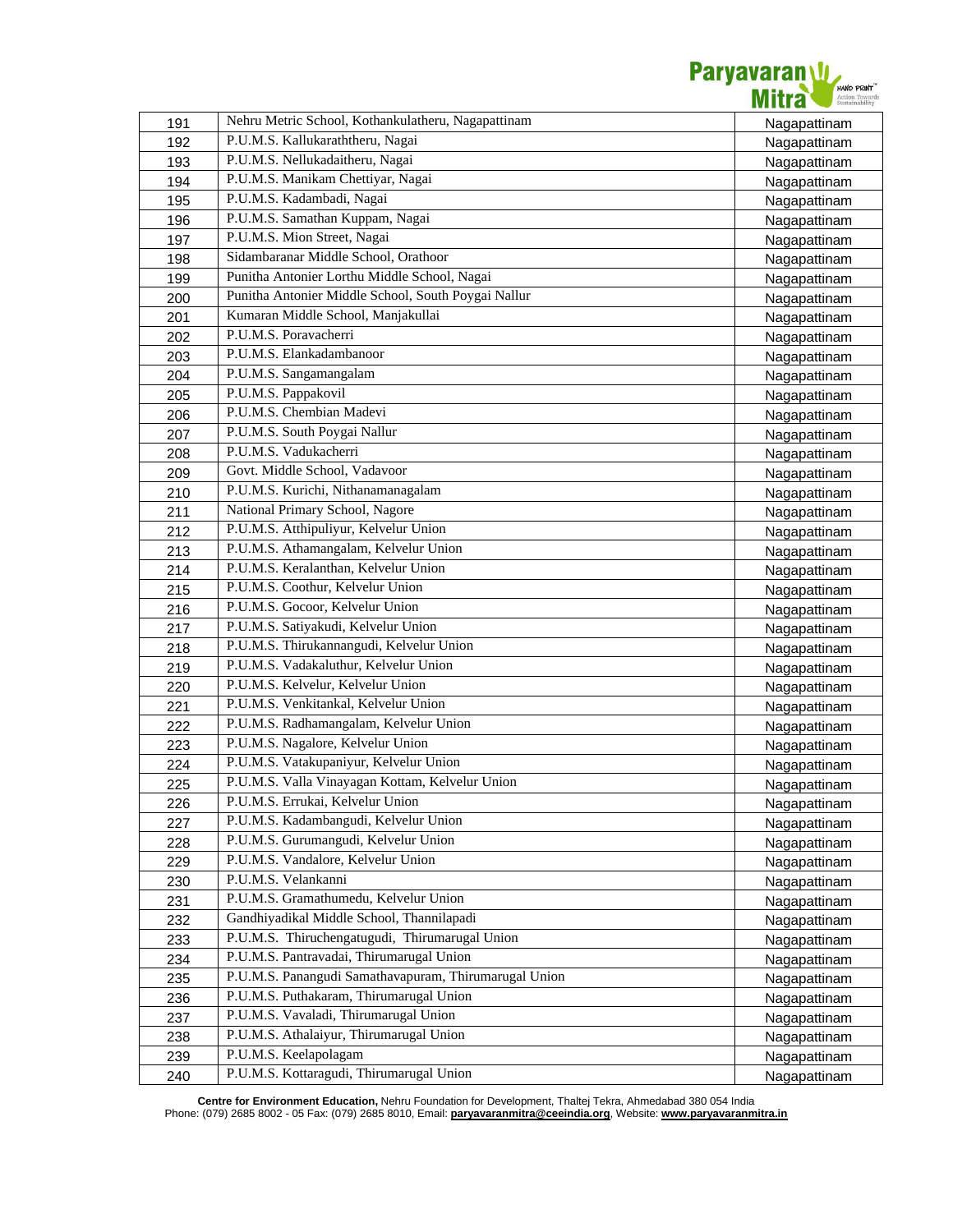| 191 | Nehru Metric School, Kothankulatheru, Nagapattinam | Nagapattinam |
|---|---|---|
| 192 | P.U.M.S. Kallukaraththeru, Nagai | Nagapattinam |
| 193 | P.U.M.S. Nellukadaitheru, Nagai | Nagapattinam |
| 194 | P.U.M.S. Manikam Chettiyar, Nagai | Nagapattinam |
| 195 | P.U.M.S. Kadambadi, Nagai | Nagapattinam |
| 196 | P.U.M.S. Samathan Kuppam, Nagai | Nagapattinam |
| 197 | P.U.M.S. Mion Street, Nagai | Nagapattinam |
| 198 | Sidambaranar Middle School, Orathoor | Nagapattinam |
| 199 | Punitha Antonier Lorthu Middle School, Nagai | Nagapattinam |
| 200 | Punitha Antonier Middle School, South Poygai Nallur | Nagapattinam |
| 201 | Kumaran Middle School, Manjakullai | Nagapattinam |
| 202 | P.U.M.S. Poravacherri | Nagapattinam |
| 203 | P.U.M.S. Elankadambanoor | Nagapattinam |
| 204 | P.U.M.S. Sangamangalam | Nagapattinam |
| 205 | P.U.M.S. Pappakovil | Nagapattinam |
| 206 | P.U.M.S. Chembian Madevi | Nagapattinam |
| 207 | P.U.M.S. South Poygai Nallur | Nagapattinam |
| 208 | P.U.M.S. Vadukacherri | Nagapattinam |
| 209 | Govt. Middle School, Vadavoor | Nagapattinam |
| 210 | P.U.M.S. Kurichi, Nithanamanagalam | Nagapattinam |
| 211 | National Primary School, Nagore | Nagapattinam |
| 212 | P.U.M.S. Atthipuliyur, Kelvelur Union | Nagapattinam |
| 213 | P.U.M.S. Athamangalam, Kelvelur Union | Nagapattinam |
| 214 | P.U.M.S. Keralanthan, Kelvelur Union | Nagapattinam |
| 215 | P.U.M.S. Coothur, Kelvelur Union | Nagapattinam |
| 216 | P.U.M.S. Gocoor, Kelvelur Union | Nagapattinam |
| 217 | P.U.M.S. Satiyakudi, Kelvelur Union | Nagapattinam |
| 218 | P.U.M.S. Thirukannangudi, Kelvelur Union | Nagapattinam |
| 219 | P.U.M.S. Vadakaluthur, Kelvelur Union | Nagapattinam |
| 220 | P.U.M.S. Kelvelur, Kelvelur Union | Nagapattinam |
| 221 | P.U.M.S. Venkitankal, Kelvelur Union | Nagapattinam |
| 222 | P.U.M.S. Radhamangalam, Kelvelur Union | Nagapattinam |
| 223 | P.U.M.S. Nagalore, Kelvelur Union | Nagapattinam |
| 224 | P.U.M.S. Vatakupaniyur, Kelvelur Union | Nagapattinam |
| 225 | P.U.M.S. Valla Vinayagan Kottam, Kelvelur Union | Nagapattinam |
| 226 | P.U.M.S. Errukai, Kelvelur Union | Nagapattinam |
| 227 | P.U.M.S. Kadambangudi, Kelvelur Union | Nagapattinam |
| 228 | P.U.M.S. Gurumangudi, Kelvelur Union | Nagapattinam |
| 229 | P.U.M.S. Vandalore, Kelvelur Union | Nagapattinam |
| 230 | P.U.M.S. Velankanni | Nagapattinam |
| 231 | P.U.M.S. Gramathumedu, Kelvelur Union | Nagapattinam |
| 232 | Gandhiyadikal Middle School, Thannilapadi | Nagapattinam |
| 233 | P.U.M.S. Thiruchengatugudi, Thirumarugal Union | Nagapattinam |
| 234 | P.U.M.S. Pantravadai, Thirumarugal Union | Nagapattinam |
| 235 | P.U.M.S. Panangudi Samathavapuram, Thirumarugal Union | Nagapattinam |
| 236 | P.U.M.S. Puthakaram, Thirumarugal Union | Nagapattinam |
| 237 | P.U.M.S. Vavaladi, Thirumarugal Union | Nagapattinam |
| 238 | P.U.M.S. Athalaiyur, Thirumarugal Union | Nagapattinam |
| 239 | P.U.M.S. Keelapolagam | Nagapattinam |
| 240 | P.U.M.S. Kottaragudi, Thirumarugal Union | Nagapattinam |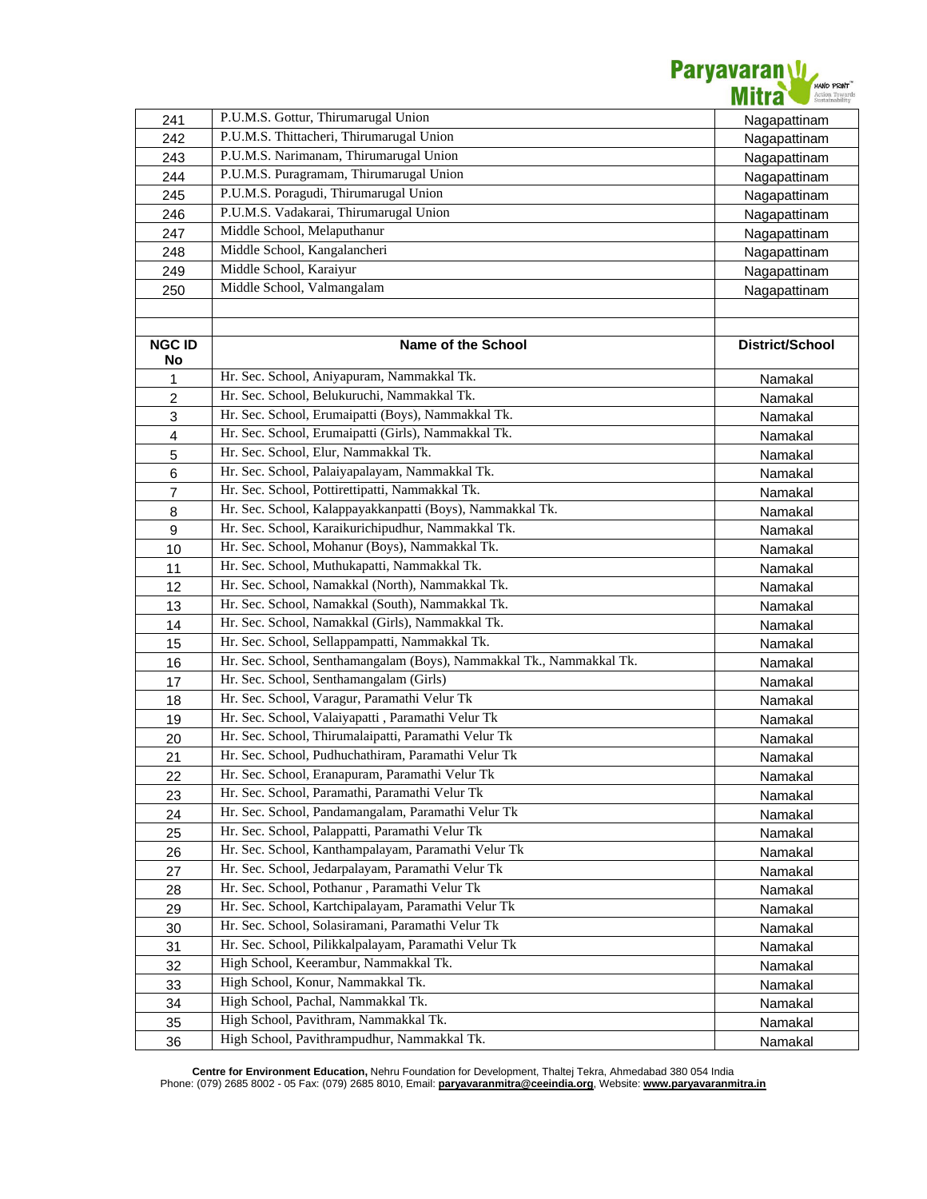| | | |
|---|---|---|
| 241 | P.U.M.S. Gottur, Thirumarugal Union | Nagapattinam |
| 242 | P.U.M.S. Thittacheri, Thirumarugal Union | Nagapattinam |
| 243 | P.U.M.S. Narimanam, Thirumarugal Union | Nagapattinam |
| 244 | P.U.M.S. Puragramam, Thirumarugal Union | Nagapattinam |
| 245 | P.U.M.S. Poragudi, Thirumarugal Union | Nagapattinam |
| 246 | P.U.M.S. Vadakarai, Thirumarugal Union | Nagapattinam |
| 247 | Middle School, Melaputhanur | Nagapattinam |
| 248 | Middle School, Kangalancheri | Nagapattinam |
| 249 | Middle School, Karaiyur | Nagapattinam |
| 250 | Middle School, Valmangalam | Nagapattinam |

| NGC ID No | Name of the School | District/School |
|---|---|---|
| 1 | Hr. Sec. School, Aniyapuram, Nammakkal Tk. | Namakal |
| 2 | Hr. Sec. School, Belukuruchi, Nammakkal Tk. | Namakal |
| 3 | Hr. Sec. School, Erumaipatti (Boys), Nammakkal Tk. | Namakal |
| 4 | Hr. Sec. School, Erumaipatti (Girls), Nammakkal Tk. | Namakal |
| 5 | Hr. Sec. School, Elur, Nammakkal Tk. | Namakal |
| 6 | Hr. Sec. School, Palaiyapalayam, Nammakkal Tk. | Namakal |
| 7 | Hr. Sec. School, Pottirettipatti, Nammakkal Tk. | Namakal |
| 8 | Hr. Sec. School, Kalappayakkanpatti (Boys), Nammakkal Tk. | Namakal |
| 9 | Hr. Sec. School, Karaikurichipudhur, Nammakkal Tk. | Namakal |
| 10 | Hr. Sec. School, Mohanur (Boys), Nammakkal Tk. | Namakal |
| 11 | Hr. Sec. School, Muthukapatti, Nammakkal Tk. | Namakal |
| 12 | Hr. Sec. School, Namakkal (North), Nammakkal Tk. | Namakal |
| 13 | Hr. Sec. School, Namakkal (South), Nammakkal Tk. | Namakal |
| 14 | Hr. Sec. School, Namakkal (Girls), Nammakkal Tk. | Namakal |
| 15 | Hr. Sec. School, Sellappampatti, Nammakkal Tk. | Namakal |
| 16 | Hr. Sec. School, Senthamangalam (Boys), Nammakkal Tk., Nammakkal Tk. | Namakal |
| 17 | Hr. Sec. School, Senthamangalam (Girls) | Namakal |
| 18 | Hr. Sec. School, Varagur, Paramathi Velur Tk | Namakal |
| 19 | Hr. Sec. School, Valaiyapatti , Paramathi Velur Tk | Namakal |
| 20 | Hr. Sec. School, Thirumalaipatti, Paramathi Velur Tk | Namakal |
| 21 | Hr. Sec. School, Pudhuchathiram, Paramathi Velur Tk | Namakal |
| 22 | Hr. Sec. School, Eranapuram, Paramathi Velur Tk | Namakal |
| 23 | Hr. Sec. School, Paramathi, Paramathi Velur Tk | Namakal |
| 24 | Hr. Sec. School, Pandamangalam, Paramathi Velur Tk | Namakal |
| 25 | Hr. Sec. School, Palappatti, Paramathi Velur Tk | Namakal |
| 26 | Hr. Sec. School, Kanthampalayam, Paramathi Velur Tk | Namakal |
| 27 | Hr. Sec. School, Jedarpalayam, Paramathi Velur Tk | Namakal |
| 28 | Hr. Sec. School, Pothanur , Paramathi Velur Tk | Namakal |
| 29 | Hr. Sec. School, Kartchipalayam, Paramathi Velur Tk | Namakal |
| 30 | Hr. Sec. School, Solasiramani, Paramathi Velur Tk | Namakal |
| 31 | Hr. Sec. School, Pilikkalpalayam, Paramathi Velur Tk | Namakal |
| 32 | High School, Keerambur, Nammakkal Tk. | Namakal |
| 33 | High School, Konur, Nammakkal Tk. | Namakal |
| 34 | High School, Pachal, Nammakkal Tk. | Namakal |
| 35 | High School, Pavithram, Nammakkal Tk. | Namakal |
| 36 | High School, Pavithrampudhur, Nammakkal Tk. | Namakal |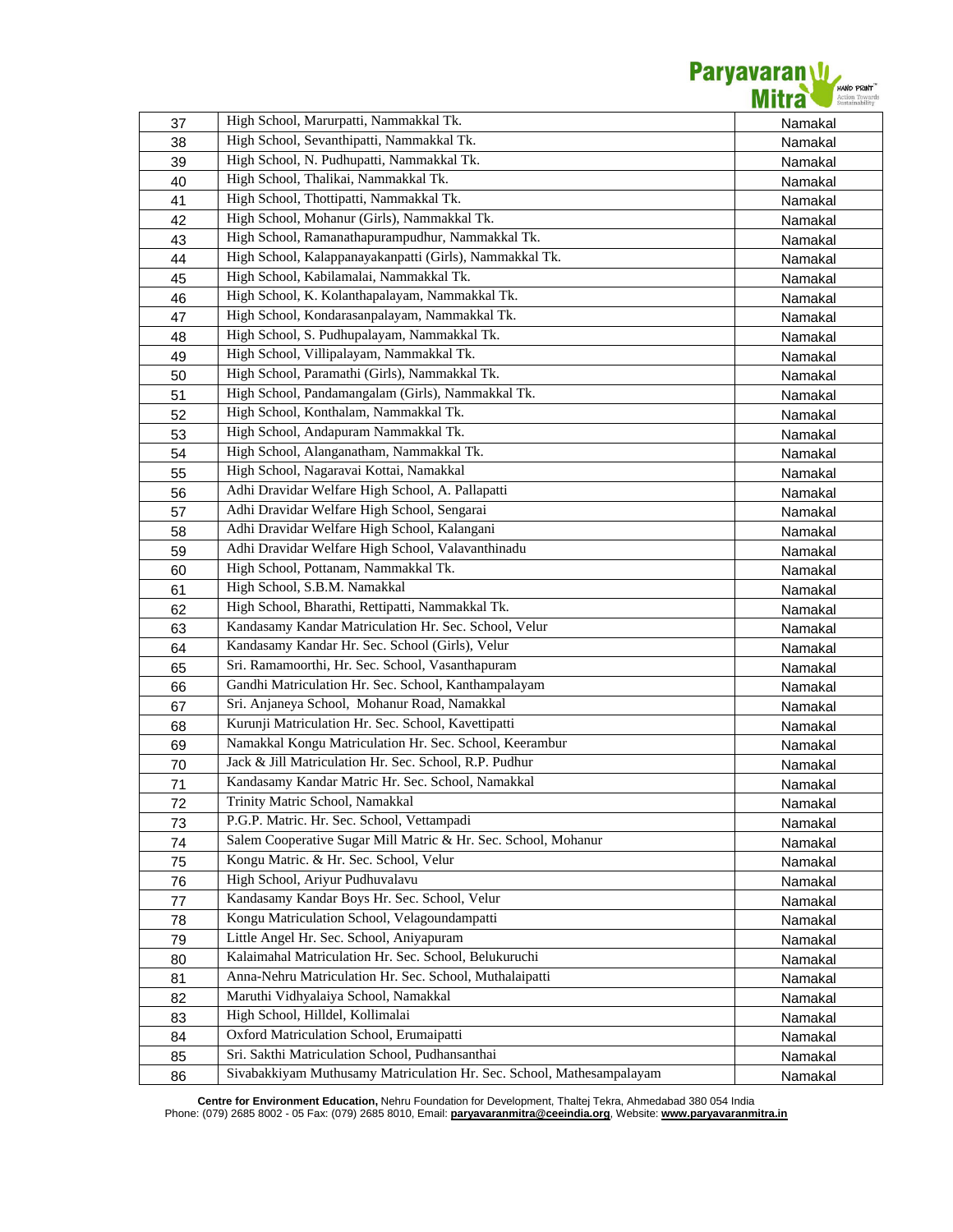| | | |
|---|---|---|
| 37 | High School, Marurpatti, Nammakkal Tk. | Namakal |
| 38 | High School, Sevanthipatti, Nammakkal Tk. | Namakal |
| 39 | High School, N. Pudhupatti, Nammakkal Tk. | Namakal |
| 40 | High School, Thalikai, Nammakkal Tk. | Namakal |
| 41 | High School, Thottipatti, Nammakkal Tk. | Namakal |
| 42 | High School, Mohanur (Girls), Nammakkal Tk. | Namakal |
| 43 | High School, Ramanathapurampudhur, Nammakkal Tk. | Namakal |
| 44 | High School, Kalappanayakanpatti (Girls), Nammakkal Tk. | Namakal |
| 45 | High School, Kabilamalai, Nammakkal Tk. | Namakal |
| 46 | High School, K. Kolanthapalayam, Nammakkal Tk. | Namakal |
| 47 | High School, Kondarasanpalayam, Nammakkal Tk. | Namakal |
| 48 | High School, S. Pudhupalayam, Nammakkal Tk. | Namakal |
| 49 | High School, Villipalayam, Nammakkal Tk. | Namakal |
| 50 | High School, Paramathi (Girls), Nammakkal Tk. | Namakal |
| 51 | High School, Pandamangalam (Girls), Nammakkal Tk. | Namakal |
| 52 | High School, Konthalam, Nammakkal Tk. | Namakal |
| 53 | High School, Andapuram Nammakkal Tk. | Namakal |
| 54 | High School, Alanganatham, Nammakkal Tk. | Namakal |
| 55 | High School, Nagaravai Kottai, Namakkal | Namakal |
| 56 | Adhi Dravidar Welfare High School, A. Pallapatti | Namakal |
| 57 | Adhi Dravidar Welfare High School, Sengarai | Namakal |
| 58 | Adhi Dravidar Welfare High School, Kalangani | Namakal |
| 59 | Adhi Dravidar Welfare High School, Valavanthinadu | Namakal |
| 60 | High School, Pottanam, Nammakkal Tk. | Namakal |
| 61 | High School, S.B.M. Namakkal | Namakal |
| 62 | High School, Bharathi, Rettipatti, Nammakkal Tk. | Namakal |
| 63 | Kandasamy Kandar Matriculation Hr. Sec. School, Velur | Namakal |
| 64 | Kandasamy Kandar Hr. Sec. School (Girls), Velur | Namakal |
| 65 | Sri. Ramamoorthi, Hr. Sec. School, Vasanthapuram | Namakal |
| 66 | Gandhi Matriculation Hr. Sec. School, Kanthampalayam | Namakal |
| 67 | Sri. Anjaneya School, Mohanur Road, Namakkal | Namakal |
| 68 | Kurunji Matriculation Hr. Sec. School, Kavettipatti | Namakal |
| 69 | Namakkal Kongu Matriculation Hr. Sec. School, Keerambur | Namakal |
| 70 | Jack & Jill Matriculation Hr. Sec. School, R.P. Pudhur | Namakal |
| 71 | Kandasamy Kandar Matric Hr. Sec. School, Namakkal | Namakal |
| 72 | Trinity Matric School, Namakkal | Namakal |
| 73 | P.G.P. Matric. Hr. Sec. School, Vettampadi | Namakal |
| 74 | Salem Cooperative Sugar Mill Matric & Hr. Sec. School, Mohanur | Namakal |
| 75 | Kongu Matric. & Hr. Sec. School, Velur | Namakal |
| 76 | High School, Ariyur Pudhuvalavu | Namakal |
| 77 | Kandasamy Kandar Boys Hr. Sec. School, Velur | Namakal |
| 78 | Kongu Matriculation School, Velagoundampatti | Namakal |
| 79 | Little Angel Hr. Sec. School, Aniyapuram | Namakal |
| 80 | Kalaimahal Matriculation Hr. Sec. School, Belukuruchi | Namakal |
| 81 | Anna-Nehru Matriculation Hr. Sec. School, Muthalaipatti | Namakal |
| 82 | Maruthi Vidhyalaiya School, Namakkal | Namakal |
| 83 | High School, Hilldel, Kollimalai | Namakal |
| 84 | Oxford Matriculation School, Erumaipatti | Namakal |
| 85 | Sri. Sakthi Matriculation School, Pudhansanthai | Namakal |
| 86 | Sivabakkiyam Muthusamy Matriculation Hr. Sec. School, Mathesampalayam | Namakal |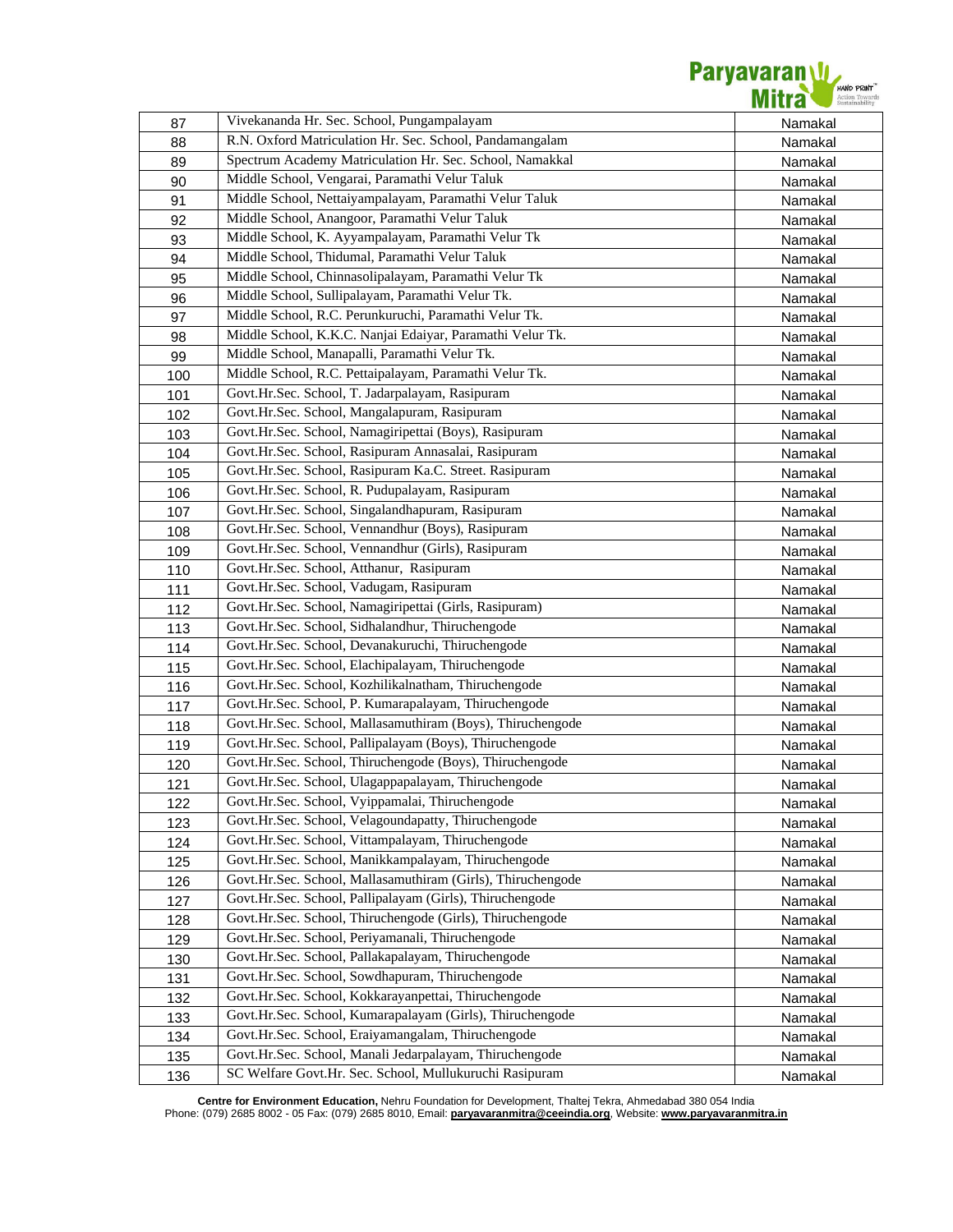| 87 | Vivekananda Hr. Sec. School, Pungampalayam | Namakal |
|---|---|---|
| 88 | R.N. Oxford Matriculation Hr. Sec. School, Pandamangalam | Namakal |
| 89 | Spectrum Academy Matriculation Hr. Sec. School, Namakkal | Namakal |
| 90 | Middle School, Vengarai, Paramathi Velur Taluk | Namakal |
| 91 | Middle School, Nettaiyampalayam, Paramathi Velur Taluk | Namakal |
| 92 | Middle School, Anangoor, Paramathi Velur Taluk | Namakal |
| 93 | Middle School, K. Ayyampalayam, Paramathi Velur Tk | Namakal |
| 94 | Middle School, Thidumal, Paramathi Velur Taluk | Namakal |
| 95 | Middle School, Chinnasolipalayam, Paramathi Velur Tk | Namakal |
| 96 | Middle School, Sullipalayam, Paramathi Velur Tk. | Namakal |
| 97 | Middle School, R.C. Perunkuruchi, Paramathi Velur Tk. | Namakal |
| 98 | Middle School, K.K.C. Nanjai Edaiyar, Paramathi Velur Tk. | Namakal |
| 99 | Middle School, Manapalli, Paramathi Velur Tk. | Namakal |
| 100 | Middle School, R.C. Pettaipalayam, Paramathi Velur Tk. | Namakal |
| 101 | Govt.Hr.Sec. School, T. Jadarpalayam, Rasipuram | Namakal |
| 102 | Govt.Hr.Sec. School, Mangalapuram, Rasipuram | Namakal |
| 103 | Govt.Hr.Sec. School, Namagiripettai (Boys), Rasipuram | Namakal |
| 104 | Govt.Hr.Sec. School, Rasipuram Annasalai, Rasipuram | Namakal |
| 105 | Govt.Hr.Sec. School, Rasipuram Ka.C. Street. Rasipuram | Namakal |
| 106 | Govt.Hr.Sec. School, R. Pudupalayam, Rasipuram | Namakal |
| 107 | Govt.Hr.Sec. School, Singalandhapuram, Rasipuram | Namakal |
| 108 | Govt.Hr.Sec. School, Vennandhur (Boys), Rasipuram | Namakal |
| 109 | Govt.Hr.Sec. School, Vennandhur (Girls), Rasipuram | Namakal |
| 110 | Govt.Hr.Sec. School, Atthanur, Rasipuram | Namakal |
| 111 | Govt.Hr.Sec. School, Vadugam, Rasipuram | Namakal |
| 112 | Govt.Hr.Sec. School, Namagiripettai (Girls, Rasipuram) | Namakal |
| 113 | Govt.Hr.Sec. School, Sidhalandhur, Thiruchengode | Namakal |
| 114 | Govt.Hr.Sec. School, Devanakuruchi, Thiruchengode | Namakal |
| 115 | Govt.Hr.Sec. School, Elachipalayam, Thiruchengode | Namakal |
| 116 | Govt.Hr.Sec. School, Kozhilikalnatham, Thiruchengode | Namakal |
| 117 | Govt.Hr.Sec. School, P. Kumarapalayam, Thiruchengode | Namakal |
| 118 | Govt.Hr.Sec. School, Mallasamuthiram (Boys), Thiruchengode | Namakal |
| 119 | Govt.Hr.Sec. School, Pallipalayam (Boys), Thiruchengode | Namakal |
| 120 | Govt.Hr.Sec. School, Thiruchengode (Boys), Thiruchengode | Namakal |
| 121 | Govt.Hr.Sec. School, Ulagappapalayam, Thiruchengode | Namakal |
| 122 | Govt.Hr.Sec. School, Vyippamalai, Thiruchengode | Namakal |
| 123 | Govt.Hr.Sec. School, Velagoundapatty, Thiruchengode | Namakal |
| 124 | Govt.Hr.Sec. School, Vittampalayam, Thiruchengode | Namakal |
| 125 | Govt.Hr.Sec. School, Manikkampalayam, Thiruchengode | Namakal |
| 126 | Govt.Hr.Sec. School, Mallasamuthiram (Girls), Thiruchengode | Namakal |
| 127 | Govt.Hr.Sec. School, Pallipalayam (Girls), Thiruchengode | Namakal |
| 128 | Govt.Hr.Sec. School, Thiruchengode (Girls), Thiruchengode | Namakal |
| 129 | Govt.Hr.Sec. School, Periyamanali, Thiruchengode | Namakal |
| 130 | Govt.Hr.Sec. School, Pallakapalayam, Thiruchengode | Namakal |
| 131 | Govt.Hr.Sec. School, Sowdhapuram, Thiruchengode | Namakal |
| 132 | Govt.Hr.Sec. School, Kokkarayanpettai, Thiruchengode | Namakal |
| 133 | Govt.Hr.Sec. School, Kumarapalayam (Girls), Thiruchengode | Namakal |
| 134 | Govt.Hr.Sec. School, Eraiyamangalam, Thiruchengode | Namakal |
| 135 | Govt.Hr.Sec. School, Manali Jedarpalayam, Thiruchengode | Namakal |
| 136 | SC Welfare Govt.Hr. Sec. School, Mullukuruchi Rasipuram | Namakal |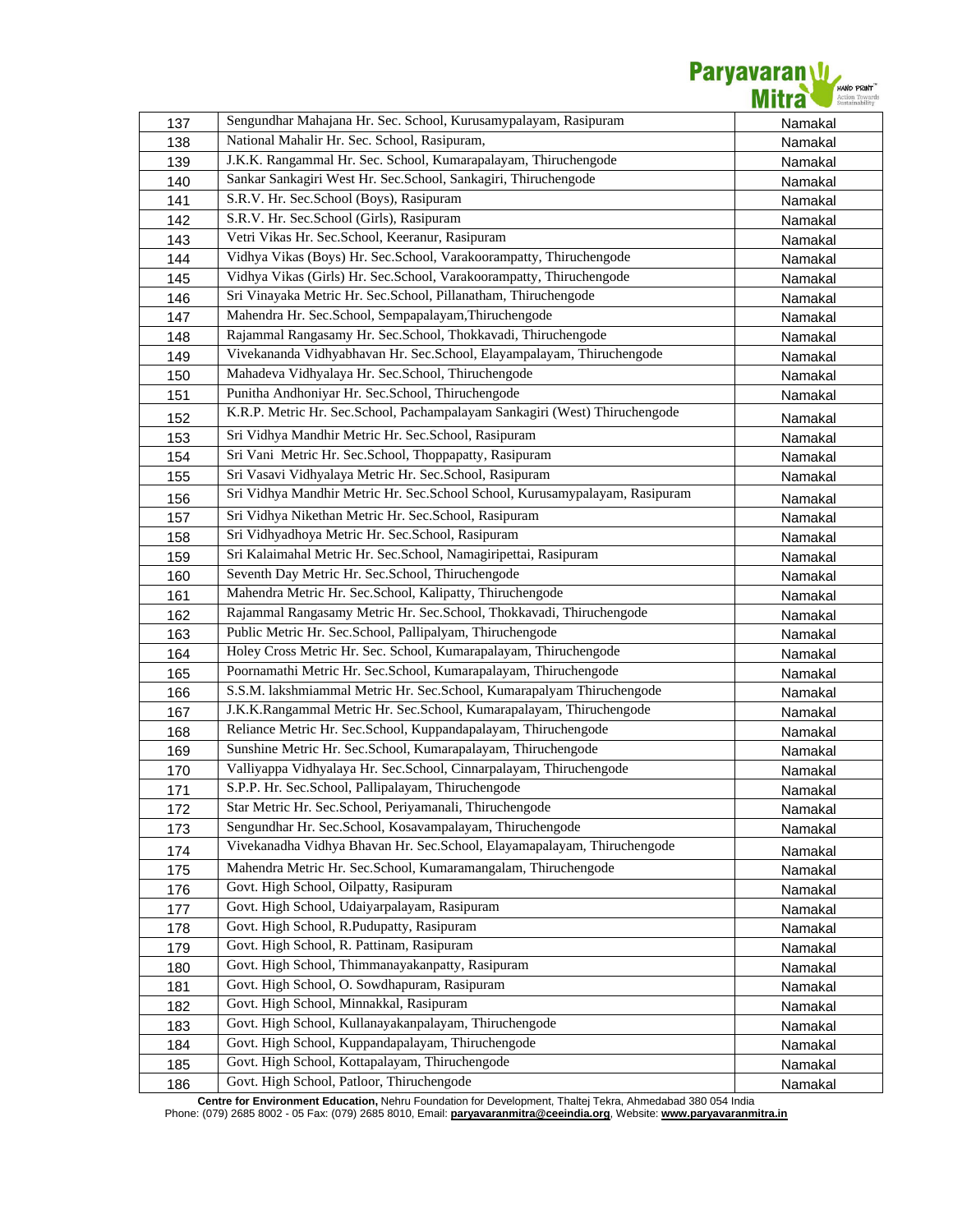| 137 | Sengundhar Mahajana Hr. Sec. School, Kurusamypalayam, Rasipuram | Namakal |
|---|---|---|
| 138 | National Mahalir Hr. Sec. School, Rasipuram, | Namakal |
| 139 | J.K.K. Rangammal Hr. Sec. School, Kumarapalayam, Thiruchengode | Namakal |
| 140 | Sankar Sankagiri West Hr. Sec.School, Sankagiri, Thiruchengode | Namakal |
| 141 | S.R.V. Hr. Sec.School (Boys), Rasipuram | Namakal |
| 142 | S.R.V. Hr. Sec.School (Girls), Rasipuram | Namakal |
| 143 | Vetri Vikas Hr. Sec.School, Keeranur, Rasipuram | Namakal |
| 144 | Vidhya Vikas (Boys) Hr. Sec.School, Varakoorampatty, Thiruchengode | Namakal |
| 145 | Vidhya Vikas (Girls) Hr. Sec.School, Varakoorampatty, Thiruchengode | Namakal |
| 146 | Sri Vinayaka Metric Hr. Sec.School, Pillanatham, Thiruchengode | Namakal |
| 147 | Mahendra Hr. Sec.School, Sempapalayam,Thiruchengode | Namakal |
| 148 | Rajammal Rangasamy Hr. Sec.School, Thokkavadi, Thiruchengode | Namakal |
| 149 | Vivekananda Vidhyabhavan Hr. Sec.School, Elayampalayam, Thiruchengode | Namakal |
| 150 | Mahadeva Vidhyalaya Hr. Sec.School, Thiruchengode | Namakal |
| 151 | Punitha Andhoniyar Hr. Sec.School, Thiruchengode | Namakal |
| 152 | K.R.P. Metric Hr. Sec.School, Pachampalayam Sankagiri (West) Thiruchengode | Namakal |
| 153 | Sri Vidhya Mandhir Metric Hr. Sec.School, Rasipuram | Namakal |
| 154 | Sri Vani Metric Hr. Sec.School, Thoppapatty, Rasipuram | Namakal |
| 155 | Sri Vasavi Vidhyalaya Metric Hr. Sec.School, Rasipuram | Namakal |
| 156 | Sri Vidhya Mandhir Metric Hr. Sec.School School, Kurusamypalayam, Rasipuram | Namakal |
| 157 | Sri Vidhya Nikethan Metric Hr. Sec.School, Rasipuram | Namakal |
| 158 | Sri Vidhyadhoya Metric Hr. Sec.School, Rasipuram | Namakal |
| 159 | Sri Kalaimahal Metric Hr. Sec.School, Namagiripettai, Rasipuram | Namakal |
| 160 | Seventh Day Metric Hr. Sec.School, Thiruchengode | Namakal |
| 161 | Mahendra Metric Hr. Sec.School, Kalipatty, Thiruchengode | Namakal |
| 162 | Rajammal Rangasamy Metric Hr. Sec.School, Thokkavadi, Thiruchengode | Namakal |
| 163 | Public Metric Hr. Sec.School, Pallipalyam, Thiruchengode | Namakal |
| 164 | Holey Cross Metric Hr. Sec. School, Kumarapalayam, Thiruchengode | Namakal |
| 165 | Poornamathi Metric Hr. Sec.School, Kumarapalayam, Thiruchengode | Namakal |
| 166 | S.S.M. lakshmiammal Metric Hr. Sec.School, Kumarapalyam Thiruchengode | Namakal |
| 167 | J.K.K.Rangammal Metric Hr. Sec.School, Kumarapalayam, Thiruchengode | Namakal |
| 168 | Reliance Metric Hr. Sec.School, Kuppandapalayam, Thiruchengode | Namakal |
| 169 | Sunshine Metric Hr. Sec.School, Kumarapalayam, Thiruchengode | Namakal |
| 170 | Valliyappa Vidhyalaya Hr. Sec.School, Cinnarpalayam, Thiruchengode | Namakal |
| 171 | S.P.P. Hr. Sec.School, Pallipalayam, Thiruchengode | Namakal |
| 172 | Star Metric Hr. Sec.School, Periyamanali, Thiruchengode | Namakal |
| 173 | Sengundhar Hr. Sec.School, Kosavampalayam, Thiruchengode | Namakal |
| 174 | Vivekanadha Vidhya Bhavan Hr. Sec.School, Elayamapalayam, Thiruchengode | Namakal |
| 175 | Mahendra Metric Hr. Sec.School, Kumaramangalam, Thiruchengode | Namakal |
| 176 | Govt. High School, Oilpatty, Rasipuram | Namakal |
| 177 | Govt. High School, Udaiyarpalayam, Rasipuram | Namakal |
| 178 | Govt. High School, R.Pudupatty, Rasipuram | Namakal |
| 179 | Govt. High School, R. Pattinam, Rasipuram | Namakal |
| 180 | Govt. High School, Thimmanayakanpatty, Rasipuram | Namakal |
| 181 | Govt. High School, O. Sowdhapuram, Rasipuram | Namakal |
| 182 | Govt. High School, Minnakkal, Rasipuram | Namakal |
| 183 | Govt. High School, Kullanayakanpalayam, Thiruchengode | Namakal |
| 184 | Govt. High School, Kuppandapalayam, Thiruchengode | Namakal |
| 185 | Govt. High School, Kottapalayam, Thiruchengode | Namakal |
| 186 | Govt. High School, Patloor, Thiruchengode | Namakal |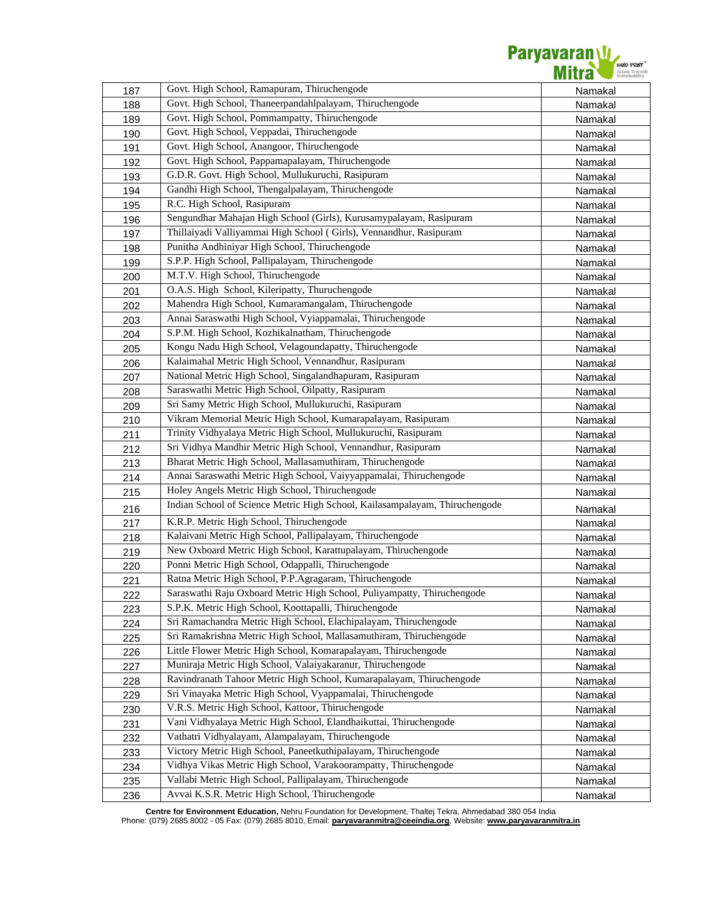| | | |
|---|---|---|
| 187 | Govt. High School, Ramapuram, Thiruchengode | Namakal |
| 188 | Govt. High School, Thaneerpandahlpalayam, Thiruchengode | Namakal |
| 189 | Govt. High School, Pommampatty, Thiruchengode | Namakal |
| 190 | Govt. High School, Veppadai, Thiruchengode | Namakal |
| 191 | Govt. High School, Anangoor, Thiruchengode | Namakal |
| 192 | Govt. High School, Pappamapalayam, Thiruchengode | Namakal |
| 193 | G.D.R. Govt. High School, Mullukuruchi, Rasipuram | Namakal |
| 194 | Gandhi High School, Thengalpalayam, Thiruchengode | Namakal |
| 195 | R.C. High School, Rasipuram | Namakal |
| 196 | Sengundhar Mahajan High School (Girls), Kurusamypalayam, Rasipuram | Namakal |
| 197 | Thillaiyadi Valliyammai High School ( Girls), Vennandhur, Rasipuram | Namakal |
| 198 | Punitha Andhiniyar High School, Thiruchengode | Namakal |
| 199 | S.P.P. High School, Pallipalayam, Thiruchengode | Namakal |
| 200 | M.T.V. High School, Thiruchengode | Namakal |
| 201 | O.A.S. High School, Kileripatty, Thuruchengode | Namakal |
| 202 | Mahendra High School, Kumaramangalam, Thiruchengode | Namakal |
| 203 | Annai Saraswathi High School, Vyiappamalai, Thiruchengode | Namakal |
| 204 | S.P.M. High School, Kozhikalnatham, Thiruchengode | Namakal |
| 205 | Kongu Nadu High School, Velagoundapatty, Thiruchengode | Namakal |
| 206 | Kalaimahal Metric High School, Vennandhur, Rasipuram | Namakal |
| 207 | National Metric High School, Singalandhapuram, Rasipuram | Namakal |
| 208 | Saraswathi Metric High School, Oilpatty, Rasipuram | Namakal |
| 209 | Sri Samy Metric High School, Mullukuruchi, Rasipuram | Namakal |
| 210 | Vikram Memorial Metric High School, Kumarapalayam, Rasipuram | Namakal |
| 211 | Trinity Vidhyalaya Metric High School, Mullukuruchi, Rasipuram | Namakal |
| 212 | Sri Vidhya Mandhir Metric High School, Vennandhur, Rasipuram | Namakal |
| 213 | Bharat Metric High School, Mallasamuthiram, Thiruchengode | Namakal |
| 214 | Annai Saraswathi Metric High School, Vaiyyappamalai, Thiruchengode | Namakal |
| 215 | Holey Angels Metric High School, Thiruchengode | Namakal |
| 216 | Indian School of Science Metric High School, Kailasampalayam, Thiruchengode | Namakal |
| 217 | K.R.P. Metric High School, Thiruchengode | Namakal |
| 218 | Kalaivani Metric High School, Pallipalayam, Thiruchengode | Namakal |
| 219 | New Oxboard Metric High School, Karattupalayam, Thiruchengode | Namakal |
| 220 | Ponni Metric High School, Odappalli, Thiruchengode | Namakal |
| 221 | Ratna Metric High School, P.P.Agragaram, Thiruchengode | Namakal |
| 222 | Saraswathi Raju Oxboard Metric High School, Puliyampatty, Thiruchengode | Namakal |
| 223 | S.P.K. Metric High School, Koottapalli, Thiruchengode | Namakal |
| 224 | Sri Ramachandra Metric High School, Elachipalayam, Thiruchengode | Namakal |
| 225 | Sri Ramakrishna Metric High School, Mallasamuthiram, Thiruchengode | Namakal |
| 226 | Little Flower Metric High School, Komarapalayam, Thiruchengode | Namakal |
| 227 | Muniraja Metric High School, Valaiyakaranur, Thiruchengode | Namakal |
| 228 | Ravindranath Tahoor Metric High School, Kumarapalayam, Thiruchengode | Namakal |
| 229 | Sri Vinayaka Metric High School, Vyappamalai, Thiruchengode | Namakal |
| 230 | V.R.S. Metric High School, Kattoor, Thiruchengode | Namakal |
| 231 | Vani Vidhyalaya Metric High School, Elandhaikuttai, Thiruchengode | Namakal |
| 232 | Vathatri Vidhyalayam, Alampalayam, Thiruchengode | Namakal |
| 233 | Victory Metric High School, Paneetkuthipalayam, Thiruchengode | Namakal |
| 234 | Vidhya Vikas Metric High School, Varakoorampatty, Thiruchengode | Namakal |
| 235 | Vallabi Metric High School, Pallipalayam, Thiruchengode | Namakal |
| 236 | Avvai K.S.R. Metric High School, Thiruchengode | Namakal |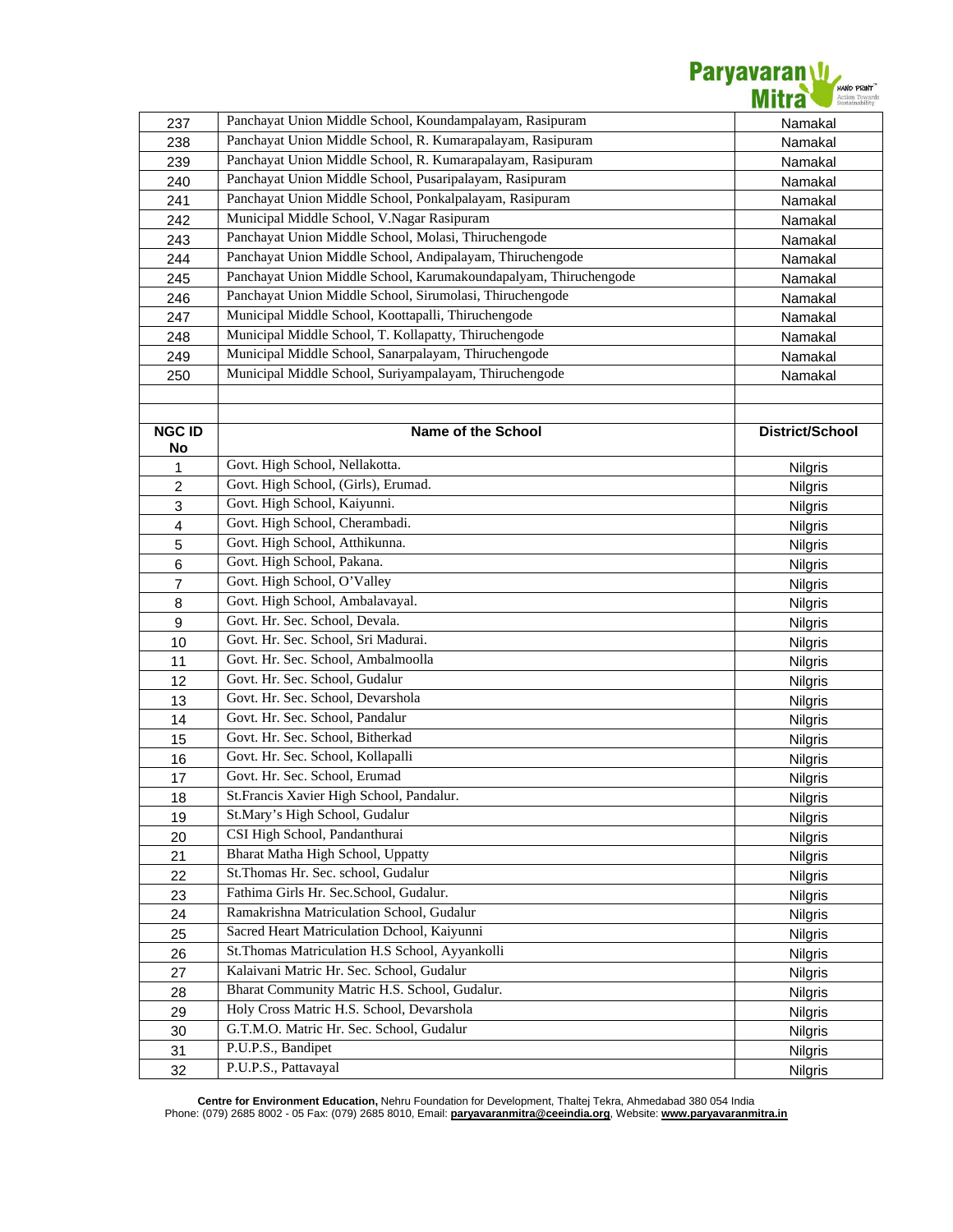| | | |
|---|---|---|
| 237 | Panchayat Union Middle School, Koundampalayam, Rasipuram | Namakal |
| 238 | Panchayat Union Middle School, R. Kumarapalayam, Rasipuram | Namakal |
| 239 | Panchayat Union Middle School, R. Kumarapalayam, Rasipuram | Namakal |
| 240 | Panchayat Union Middle School, Pusaripalayam, Rasipuram | Namakal |
| 241 | Panchayat Union Middle School, Ponkalpalayam, Rasipuram | Namakal |
| 242 | Municipal Middle School, V.Nagar Rasipuram | Namakal |
| 243 | Panchayat Union Middle School, Molasi, Thiruchengode | Namakal |
| 244 | Panchayat Union Middle School, Andipalayam, Thiruchengode | Namakal |
| 245 | Panchayat Union Middle School, Karumakoundapalayam, Thiruchengode | Namakal |
| 246 | Panchayat Union Middle School, Sirumolasi, Thiruchengode | Namakal |
| 247 | Municipal Middle School, Koottapalli, Thiruchengode | Namakal |
| 248 | Municipal Middle School, T. Kollapatty, Thiruchengode | Namakal |
| 249 | Municipal Middle School, Sanarpalayam, Thiruchengode | Namakal |
| 250 | Municipal Middle School, Suriyampalayam, Thiruchengode | Namakal |

| NGC ID No | Name of the School | District/School |
|---|---|---|
| 1 | Govt. High School, Nellakotta. | Nilgris |
| 2 | Govt. High School, (Girls), Erumad. | Nilgris |
| 3 | Govt. High School, Kaiyunni. | Nilgris |
| 4 | Govt. High School, Cherambadi. | Nilgris |
| 5 | Govt. High School, Atthikunna. | Nilgris |
| 6 | Govt. High School, Pakana. | Nilgris |
| 7 | Govt. High School, O'Valley | Nilgris |
| 8 | Govt. High School, Ambalavayal. | Nilgris |
| 9 | Govt. Hr. Sec. School, Devala. | Nilgris |
| 10 | Govt. Hr. Sec. School, Sri Madurai. | Nilgris |
| 11 | Govt. Hr. Sec. School, Ambalmoolla | Nilgris |
| 12 | Govt. Hr. Sec. School, Gudalur | Nilgris |
| 13 | Govt. Hr. Sec. School, Devarshola | Nilgris |
| 14 | Govt. Hr. Sec. School, Pandalur | Nilgris |
| 15 | Govt. Hr. Sec. School, Bitherkad | Nilgris |
| 16 | Govt. Hr. Sec. School, Kollapalli | Nilgris |
| 17 | Govt. Hr. Sec. School, Erumad | Nilgris |
| 18 | St.Francis Xavier High School, Pandalur. | Nilgris |
| 19 | St.Mary's High School, Gudalur | Nilgris |
| 20 | CSI High School, Pandanthurai | Nilgris |
| 21 | Bharat Matha High School, Uppatty | Nilgris |
| 22 | St.Thomas Hr. Sec. school, Gudalur | Nilgris |
| 23 | Fathima Girls Hr. Sec.School, Gudalur. | Nilgris |
| 24 | Ramakrishna Matriculation School, Gudalur | Nilgris |
| 25 | Sacred Heart Matriculation Dchool, Kaiyunni | Nilgris |
| 26 | St.Thomas Matriculation H.S School, Ayyankolli | Nilgris |
| 27 | Kalaivani Matric Hr. Sec. School, Gudalur | Nilgris |
| 28 | Bharat Community Matric H.S. School, Gudalur. | Nilgris |
| 29 | Holy Cross Matric H.S. School, Devarshola | Nilgris |
| 30 | G.T.M.O. Matric Hr. Sec. School, Gudalur | Nilgris |
| 31 | P.U.P.S., Bandipet | Nilgris |
| 32 | P.U.P.S., Pattavayal | Nilgris |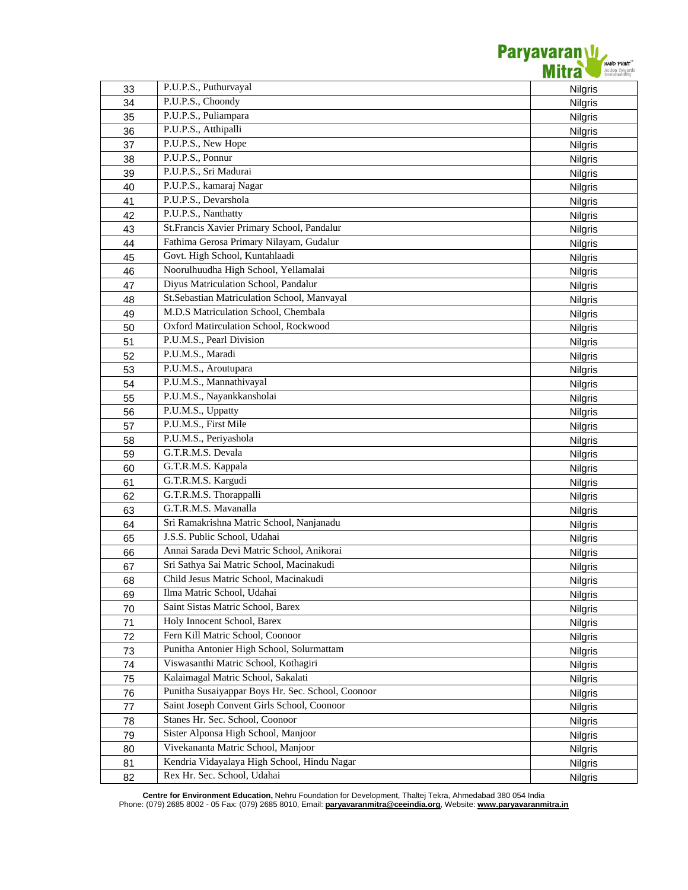| 33 | P.U.P.S., Puthurvayal | Nilgris |
|---|---|---|
| 34 | P.U.P.S., Choondy | Nilgris |
| 35 | P.U.P.S., Puliampara | Nilgris |
| 36 | P.U.P.S., Atthipalli | Nilgris |
| 37 | P.U.P.S., New Hope | Nilgris |
| 38 | P.U.P.S., Ponnur | Nilgris |
| 39 | P.U.P.S., Sri Madurai | Nilgris |
| 40 | P.U.P.S., kamaraj Nagar | Nilgris |
| 41 | P.U.P.S., Devarshola | Nilgris |
| 42 | P.U.P.S., Nanthatty | Nilgris |
| 43 | St.Francis Xavier Primary School, Pandalur | Nilgris |
| 44 | Fathima Gerosa Primary Nilayam, Gudalur | Nilgris |
| 45 | Govt. High School, Kuntahlaadi | Nilgris |
| 46 | Noorulhuudha High School, Yellamalai | Nilgris |
| 47 | Diyus Matriculation School, Pandalur | Nilgris |
| 48 | St.Sebastian Matriculation School, Manvayal | Nilgris |
| 49 | M.D.S Matriculation School, Chembala | Nilgris |
| 50 | Oxford Matirculation School, Rockwood | Nilgris |
| 51 | P.U.M.S., Pearl Division | Nilgris |
| 52 | P.U.M.S., Maradi | Nilgris |
| 53 | P.U.M.S., Aroutupara | Nilgris |
| 54 | P.U.M.S., Mannathivayal | Nilgris |
| 55 | P.U.M.S., Nayankkansholai | Nilgris |
| 56 | P.U.M.S., Uppatty | Nilgris |
| 57 | P.U.M.S., First Mile | Nilgris |
| 58 | P.U.M.S., Periyashola | Nilgris |
| 59 | G.T.R.M.S. Devala | Nilgris |
| 60 | G.T.R.M.S. Kappala | Nilgris |
| 61 | G.T.R.M.S. Kargudi | Nilgris |
| 62 | G.T.R.M.S. Thorappalli | Nilgris |
| 63 | G.T.R.M.S. Mavanalla | Nilgris |
| 64 | Sri Ramakrishna Matric School, Nanjanadu | Nilgris |
| 65 | J.S.S. Public School, Udahai | Nilgris |
| 66 | Annai Sarada Devi Matric School, Anikorai | Nilgris |
| 67 | Sri Sathya Sai Matric School, Macinakudi | Nilgris |
| 68 | Child Jesus Matric School, Macinakudi | Nilgris |
| 69 | Ilma Matric School, Udahai | Nilgris |
| 70 | Saint Sistas Matric School, Barex | Nilgris |
| 71 | Holy Innocent School, Barex | Nilgris |
| 72 | Fern Kill Matric School, Coonoor | Nilgris |
| 73 | Punitha Antonier High School, Solurmattam | Nilgris |
| 74 | Viswasanthi Matric School, Kothagiri | Nilgris |
| 75 | Kalaimagal Matric School, Sakalati | Nilgris |
| 76 | Punitha Susaiyappar Boys Hr. Sec. School, Coonoor | Nilgris |
| 77 | Saint Joseph Convent Girls School, Coonoor | Nilgris |
| 78 | Stanes Hr. Sec. School, Coonoor | Nilgris |
| 79 | Sister Alponsa High School, Manjoor | Nilgris |
| 80 | Vivekananta Matric School, Manjoor | Nilgris |
| 81 | Kendria Vidayalaya High School, Hindu Nagar | Nilgris |
| 82 | Rex Hr. Sec. School, Udahai | Nilgris |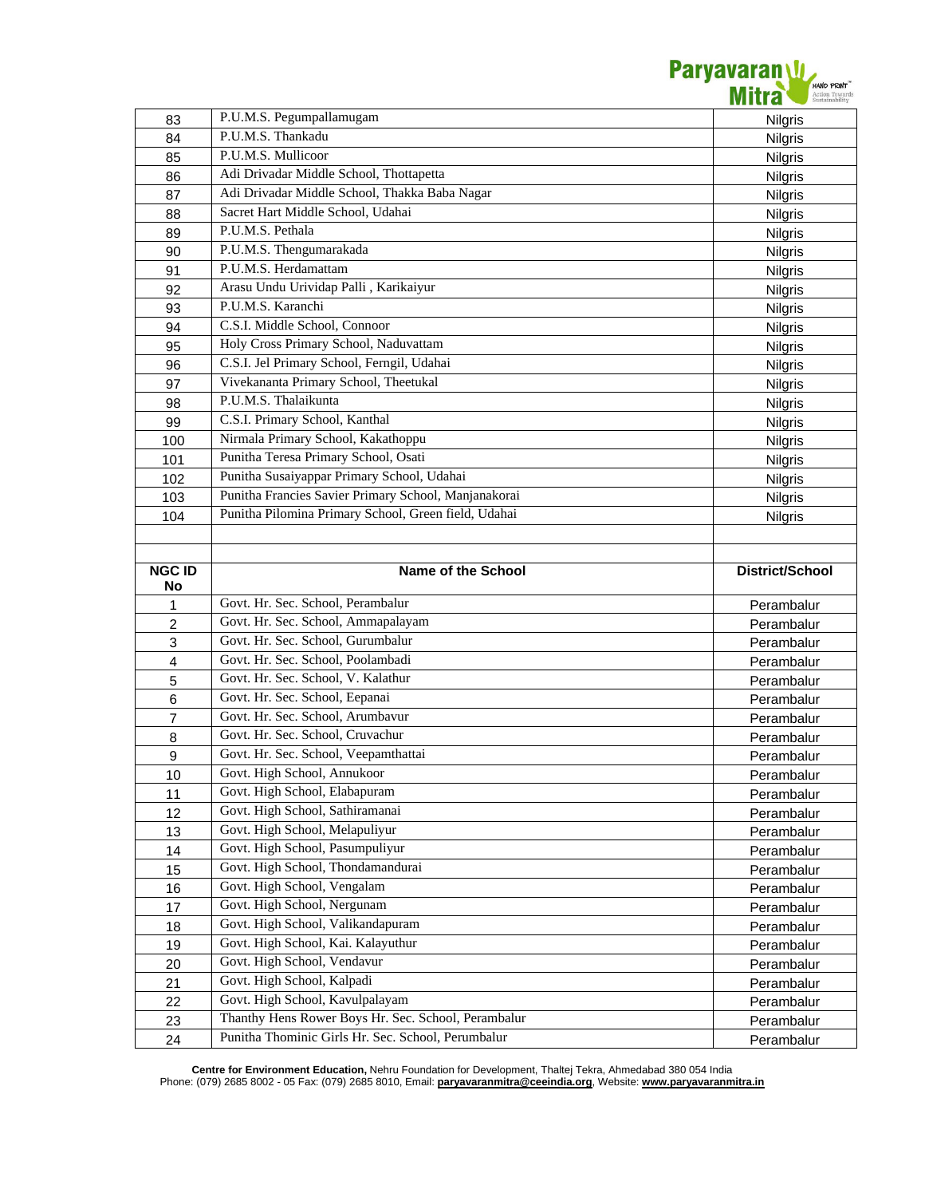| | | |
|---|---|---|
| 83 | P.U.M.S. Pegumpallamugam | Nilgris |
| 84 | P.U.M.S. Thankadu | Nilgris |
| 85 | P.U.M.S. Mullicoor | Nilgris |
| 86 | Adi Drivadar Middle School, Thottapetta | Nilgris |
| 87 | Adi Drivadar Middle School, Thakka Baba Nagar | Nilgris |
| 88 | Sacret Hart Middle School, Udahai | Nilgris |
| 89 | P.U.M.S. Pethala | Nilgris |
| 90 | P.U.M.S. Thengumarakada | Nilgris |
| 91 | P.U.M.S. Herdamattam | Nilgris |
| 92 | Arasu Undu Urividap Palli , Karikaiyur | Nilgris |
| 93 | P.U.M.S. Karanchi | Nilgris |
| 94 | C.S.I. Middle School, Connoor | Nilgris |
| 95 | Holy Cross Primary School, Naduvattam | Nilgris |
| 96 | C.S.I. Jel Primary School, Ferngil, Udahai | Nilgris |
| 97 | Vivekananta Primary School, Theetukal | Nilgris |
| 98 | P.U.M.S. Thalaikunta | Nilgris |
| 99 | C.S.I. Primary School, Kanthal | Nilgris |
| 100 | Nirmala Primary School, Kakathoppu | Nilgris |
| 101 | Punitha Teresa Primary School, Osati | Nilgris |
| 102 | Punitha Susaiyappar Primary School, Udahai | Nilgris |
| 103 | Punitha Francies Savier Primary School, Manjanakorai | Nilgris |
| 104 | Punitha Pilomina Primary School, Green field, Udahai | Nilgris |

| NGC ID No | Name of the School | District/School |
|---|---|---|
| 1 | Govt. Hr. Sec. School, Perambalur | Perambalur |
| 2 | Govt. Hr. Sec. School, Ammapalayam | Perambalur |
| 3 | Govt. Hr. Sec. School, Gurumbalur | Perambalur |
| 4 | Govt. Hr. Sec. School, Poolambadi | Perambalur |
| 5 | Govt. Hr. Sec. School, V. Kalathur | Perambalur |
| 6 | Govt. Hr. Sec. School, Eepanai | Perambalur |
| 7 | Govt. Hr. Sec. School, Arumbavur | Perambalur |
| 8 | Govt. Hr. Sec. School, Cruvachur | Perambalur |
| 9 | Govt. Hr. Sec. School, Veepamthattai | Perambalur |
| 10 | Govt. High School, Annukoor | Perambalur |
| 11 | Govt. High School, Elabapuram | Perambalur |
| 12 | Govt. High School, Sathiramanai | Perambalur |
| 13 | Govt. High School, Melapuliyur | Perambalur |
| 14 | Govt. High School, Pasumpuliyur | Perambalur |
| 15 | Govt. High School, Thondamandurai | Perambalur |
| 16 | Govt. High School, Vengalam | Perambalur |
| 17 | Govt. High School, Nergunam | Perambalur |
| 18 | Govt. High School, Valikandapuram | Perambalur |
| 19 | Govt. High School, Kai. Kalayuthur | Perambalur |
| 20 | Govt. High School, Vendavur | Perambalur |
| 21 | Govt. High School, Kalpadi | Perambalur |
| 22 | Govt. High School, Kavulpalayam | Perambalur |
| 23 | Thanthy Hens Rower Boys Hr. Sec. School, Perambalur | Perambalur |
| 24 | Punitha Thominic Girls Hr. Sec. School, Perumbalur | Perambalur |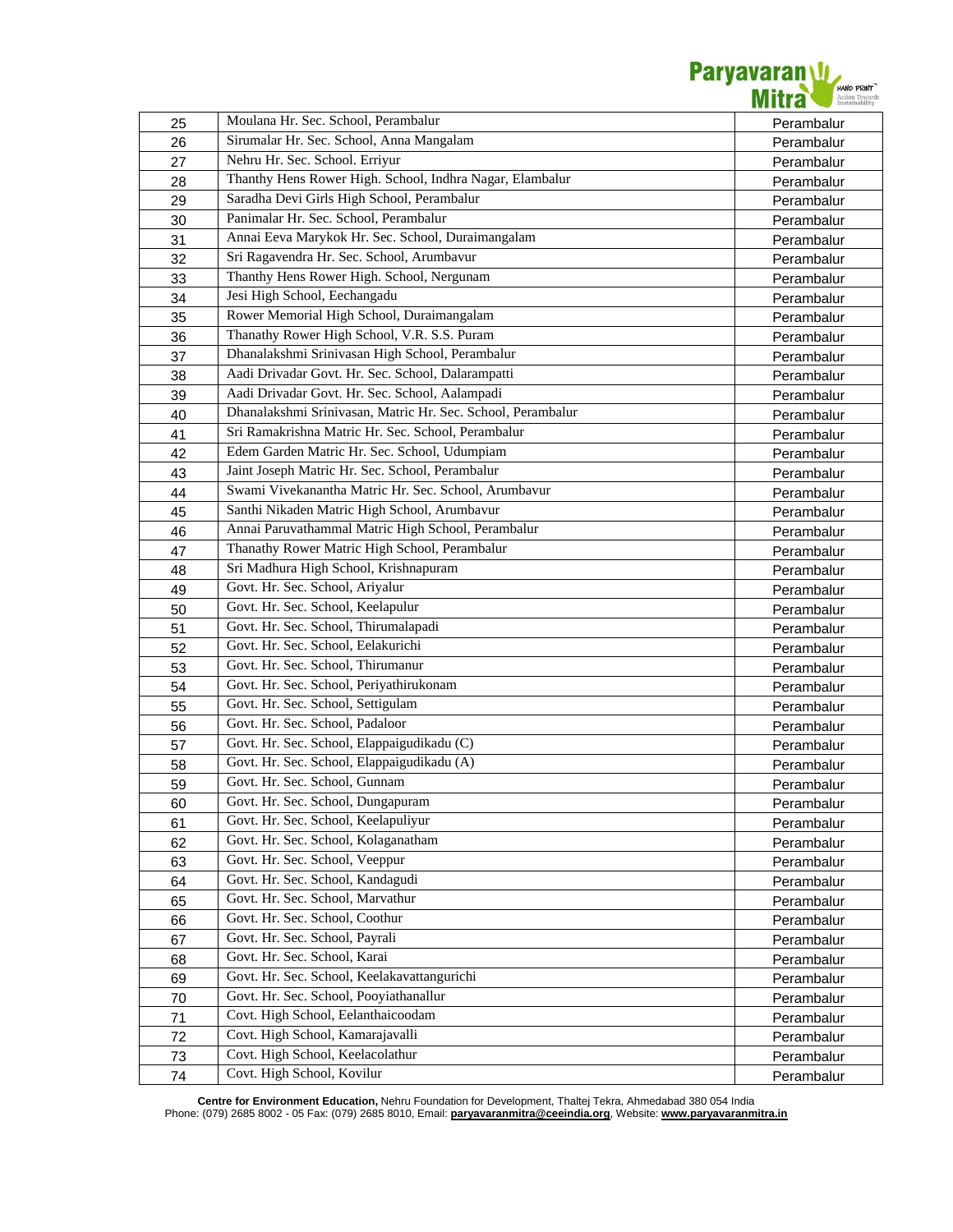| 25 | Moulana Hr. Sec. School, Perambalur | Perambalur |
|---|---|---|
| 26 | Sirumalar Hr. Sec. School, Anna Mangalam | Perambalur |
| 27 | Nehru Hr. Sec. School. Erriyur | Perambalur |
| 28 | Thanthy Hens Rower High. School, Indhra Nagar, Elambalur | Perambalur |
| 29 | Saradha Devi Girls High School, Perambalur | Perambalur |
| 30 | Panimalar Hr. Sec. School, Perambalur | Perambalur |
| 31 | Annai Eeva Marykok Hr. Sec. School, Duraimangalam | Perambalur |
| 32 | Sri Ragavendra Hr. Sec. School, Arumbavur | Perambalur |
| 33 | Thanthy Hens Rower High. School, Nergunam | Perambalur |
| 34 | Jesi High School, Eechangadu | Perambalur |
| 35 | Rower Memorial High School, Duraimangalam | Perambalur |
| 36 | Thanathy Rower High School, V.R. S.S. Puram | Perambalur |
| 37 | Dhanalakshmi Srinivasan High School, Perambalur | Perambalur |
| 38 | Aadi Drivadar Govt. Hr. Sec. School, Dalarampatti | Perambalur |
| 39 | Aadi Drivadar Govt. Hr. Sec. School, Aalampadi | Perambalur |
| 40 | Dhanalakshmi Srinivasan, Matric Hr. Sec. School, Perambalur | Perambalur |
| 41 | Sri Ramakrishna Matric Hr. Sec. School, Perambalur | Perambalur |
| 42 | Edem Garden Matric Hr. Sec. School, Udumpiam | Perambalur |
| 43 | Jaint Joseph Matric Hr. Sec. School, Perambalur | Perambalur |
| 44 | Swami Vivekanantha Matric Hr. Sec. School, Arumbavur | Perambalur |
| 45 | Santhi Nikaden Matric High School, Arumbavur | Perambalur |
| 46 | Annai Paruvathammal Matric High School, Perambalur | Perambalur |
| 47 | Thanathy Rower Matric High School, Perambalur | Perambalur |
| 48 | Sri Madhura High School, Krishnapuram | Perambalur |
| 49 | Govt. Hr. Sec. School, Ariyalur | Perambalur |
| 50 | Govt. Hr. Sec. School, Keelapulur | Perambalur |
| 51 | Govt. Hr. Sec. School, Thirumalapadi | Perambalur |
| 52 | Govt. Hr. Sec. School, Eelakurichi | Perambalur |
| 53 | Govt. Hr. Sec. School, Thirumanur | Perambalur |
| 54 | Govt. Hr. Sec. School, Periyathirukonam | Perambalur |
| 55 | Govt. Hr. Sec. School, Settigulam | Perambalur |
| 56 | Govt. Hr. Sec. School, Padaloor | Perambalur |
| 57 | Govt. Hr. Sec. School, Elappaigudikadu (C) | Perambalur |
| 58 | Govt. Hr. Sec. School, Elappaigudikadu (A) | Perambalur |
| 59 | Govt. Hr. Sec. School, Gunnam | Perambalur |
| 60 | Govt. Hr. Sec. School, Dungapuram | Perambalur |
| 61 | Govt. Hr. Sec. School, Keelapuliyur | Perambalur |
| 62 | Govt. Hr. Sec. School, Kolaganatham | Perambalur |
| 63 | Govt. Hr. Sec. School, Veeppur | Perambalur |
| 64 | Govt. Hr. Sec. School, Kandagudi | Perambalur |
| 65 | Govt. Hr. Sec. School, Marvathur | Perambalur |
| 66 | Govt. Hr. Sec. School, Coothur | Perambalur |
| 67 | Govt. Hr. Sec. School, Payrali | Perambalur |
| 68 | Govt. Hr. Sec. School, Karai | Perambalur |
| 69 | Govt. Hr. Sec. School, Keelakavattangurichi | Perambalur |
| 70 | Govt. Hr. Sec. School, Pooyiathanallur | Perambalur |
| 71 | Covt. High School, Eelanthaicoodam | Perambalur |
| 72 | Covt. High School, Kamarajavalli | Perambalur |
| 73 | Covt. High School, Keelacolathur | Perambalur |
| 74 | Covt. High School, Kovilur | Perambalur |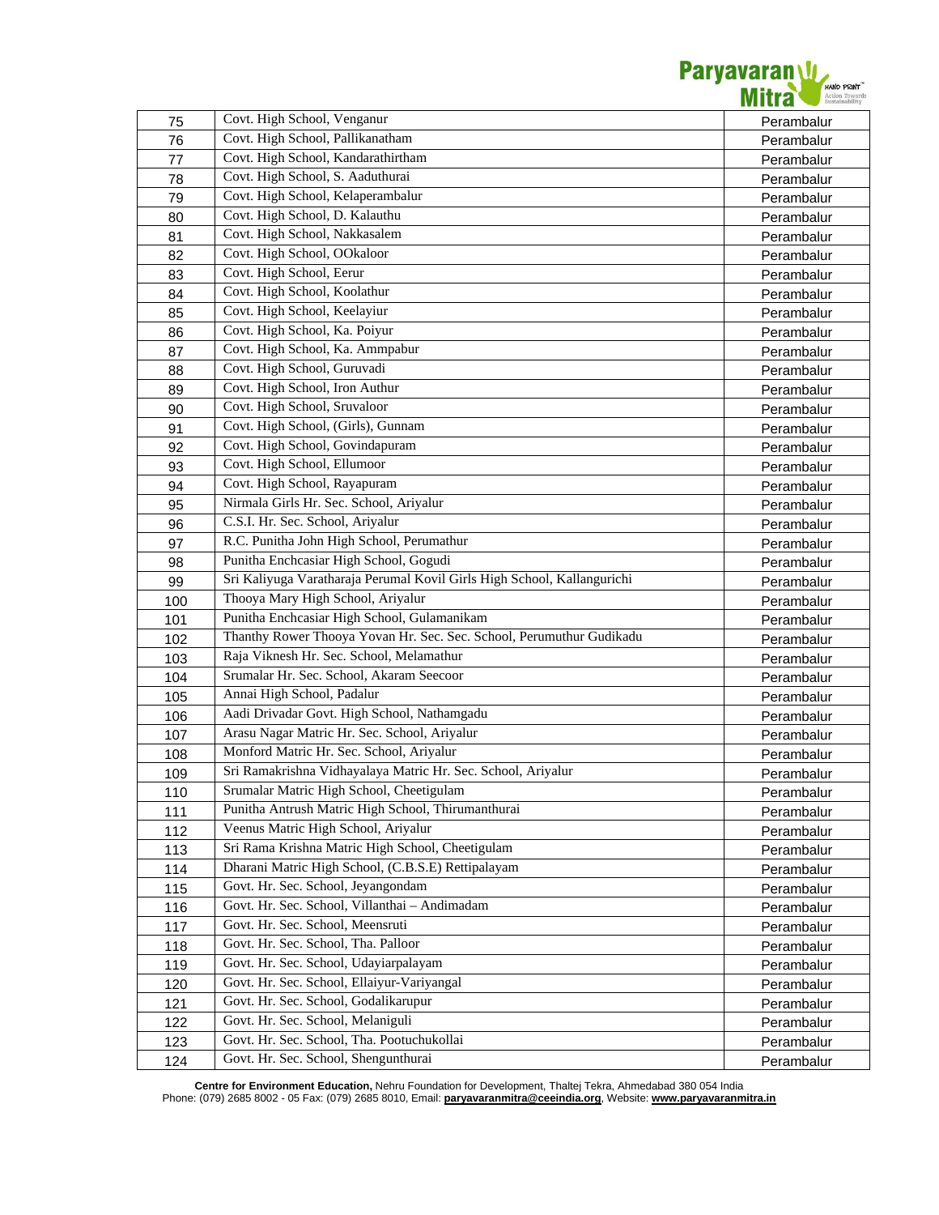| | | |
|---|---|---|
| 75 | Covt. High School, Venganur | Perambalur |
| 76 | Covt. High School, Pallikanatham | Perambalur |
| 77 | Covt. High School, Kandarathirtham | Perambalur |
| 78 | Covt. High School, S. Aaduthurai | Perambalur |
| 79 | Covt. High School, Kelaperambalur | Perambalur |
| 80 | Covt. High School, D. Kalauthu | Perambalur |
| 81 | Covt. High School, Nakkasalem | Perambalur |
| 82 | Covt. High School, OOkaloor | Perambalur |
| 83 | Covt. High School, Eerur | Perambalur |
| 84 | Covt. High School, Koolathur | Perambalur |
| 85 | Covt. High School, Keelayiur | Perambalur |
| 86 | Covt. High School, Ka. Poiyur | Perambalur |
| 87 | Covt. High School, Ka. Ammpabur | Perambalur |
| 88 | Covt. High School, Guruvadi | Perambalur |
| 89 | Covt. High School, Iron Authur | Perambalur |
| 90 | Covt. High School, Sruvaloor | Perambalur |
| 91 | Covt. High School, (Girls), Gunnam | Perambalur |
| 92 | Covt. High School, Govindapuram | Perambalur |
| 93 | Covt. High School, Ellumoor | Perambalur |
| 94 | Covt. High School, Rayapuram | Perambalur |
| 95 | Nirmala Girls Hr. Sec. School, Ariyalur | Perambalur |
| 96 | C.S.I. Hr. Sec. School, Ariyalur | Perambalur |
| 97 | R.C. Punitha John High School, Perumathur | Perambalur |
| 98 | Punitha Enchcasiar High School, Gogudi | Perambalur |
| 99 | Sri Kaliyuga Varatharaja Perumal Kovil Girls High School, Kallangurichi | Perambalur |
| 100 | Thooya Mary High School, Ariyalur | Perambalur |
| 101 | Punitha Enchcasiar High School, Gulamanikam | Perambalur |
| 102 | Thanthy Rower Thooya Yovan Hr. Sec. Sec. School, Perumuthur Gudikadu | Perambalur |
| 103 | Raja Viknesh Hr. Sec. School, Melamathur | Perambalur |
| 104 | Srumalar Hr. Sec. School, Akaram Seecoor | Perambalur |
| 105 | Annai High School, Padalur | Perambalur |
| 106 | Aadi Drivadar Govt. High School, Nathamgadu | Perambalur |
| 107 | Arasu Nagar Matric Hr. Sec. School, Ariyalur | Perambalur |
| 108 | Monford Matric Hr. Sec. School, Ariyalur | Perambalur |
| 109 | Sri Ramakrishna Vidhayalaya Matric Hr. Sec. School, Ariyalur | Perambalur |
| 110 | Srumalar Matric High School, Cheetigulam | Perambalur |
| 111 | Punitha Antrush Matric High School, Thirumanthurai | Perambalur |
| 112 | Veenus Matric High School, Ariyalur | Perambalur |
| 113 | Sri Rama Krishna Matric High School, Cheetigulam | Perambalur |
| 114 | Dharani Matric High School, (C.B.S.E) Rettipalayam | Perambalur |
| 115 | Govt. Hr. Sec. School, Jeyangondam | Perambalur |
| 116 | Govt. Hr. Sec. School, Villanthai – Andimadam | Perambalur |
| 117 | Govt. Hr. Sec. School, Meensruti | Perambalur |
| 118 | Govt. Hr. Sec. School, Tha. Palloor | Perambalur |
| 119 | Govt. Hr. Sec. School, Udayiarpalayam | Perambalur |
| 120 | Govt. Hr. Sec. School, Ellaiyur-Variyangal | Perambalur |
| 121 | Govt. Hr. Sec. School, Godalikarupur | Perambalur |
| 122 | Govt. Hr. Sec. School, Melaniguli | Perambalur |
| 123 | Govt. Hr. Sec. School, Tha. Pootuchukollai | Perambalur |
| 124 | Govt. Hr. Sec. School, Shengunthurai | Perambalur |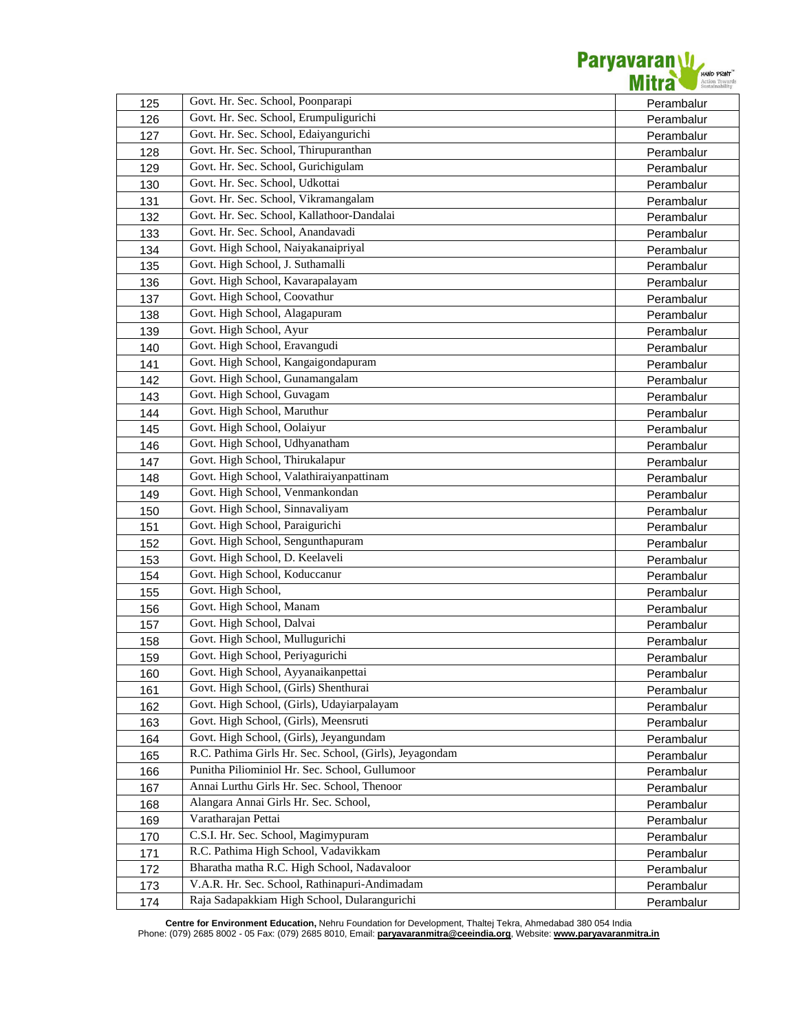| 125 | Govt. Hr. Sec. School, Poonparapi | Perambalur |
|---|---|---|
| 126 | Govt. Hr. Sec. School, Erumpuligurichi | Perambalur |
| 127 | Govt. Hr. Sec. School, Edaiyangurichi | Perambalur |
| 128 | Govt. Hr. Sec. School, Thirupuranthan | Perambalur |
| 129 | Govt. Hr. Sec. School, Gurichigulam | Perambalur |
| 130 | Govt. Hr. Sec. School, Udkottai | Perambalur |
| 131 | Govt. Hr. Sec. School, Vikramangalam | Perambalur |
| 132 | Govt. Hr. Sec. School, Kallathoor-Dandalai | Perambalur |
| 133 | Govt. Hr. Sec. School, Anandavadi | Perambalur |
| 134 | Govt. High School, Naiyakanaipriyal | Perambalur |
| 135 | Govt. High School, J. Suthamalli | Perambalur |
| 136 | Govt. High School, Kavarapalayam | Perambalur |
| 137 | Govt. High School, Coovathur | Perambalur |
| 138 | Govt. High School, Alagapuram | Perambalur |
| 139 | Govt. High School, Ayur | Perambalur |
| 140 | Govt. High School, Eravangudi | Perambalur |
| 141 | Govt. High School, Kangaigondapuram | Perambalur |
| 142 | Govt. High School, Gunamangalam | Perambalur |
| 143 | Govt. High School, Guvagam | Perambalur |
| 144 | Govt. High School, Maruthur | Perambalur |
| 145 | Govt. High School, Oolaiyur | Perambalur |
| 146 | Govt. High School, Udhyanatham | Perambalur |
| 147 | Govt. High School, Thirukalapur | Perambalur |
| 148 | Govt. High School, Valathiraiyanpattinam | Perambalur |
| 149 | Govt. High School, Venmankondan | Perambalur |
| 150 | Govt. High School, Sinnavaliyam | Perambalur |
| 151 | Govt. High School, Paraigurichi | Perambalur |
| 152 | Govt. High School, Sengunthapuram | Perambalur |
| 153 | Govt. High School, D. Keelaveli | Perambalur |
| 154 | Govt. High School, Koduccanur | Perambalur |
| 155 | Govt. High School, | Perambalur |
| 156 | Govt. High School, Manam | Perambalur |
| 157 | Govt. High School, Dalvai | Perambalur |
| 158 | Govt. High School, Mullugurichi | Perambalur |
| 159 | Govt. High School, Periyagurichi | Perambalur |
| 160 | Govt. High School, Ayyanaikanpettai | Perambalur |
| 161 | Govt. High School, (Girls) Shenthurai | Perambalur |
| 162 | Govt. High School, (Girls), Udayiarpalayam | Perambalur |
| 163 | Govt. High School, (Girls), Meensruti | Perambalur |
| 164 | Govt. High School, (Girls), Jeyangundam | Perambalur |
| 165 | R.C. Pathima Girls Hr. Sec. School, (Girls), Jeyagondam | Perambalur |
| 166 | Punitha Piliominiol Hr. Sec. School, Gullumoor | Perambalur |
| 167 | Annai Lurthu Girls Hr. Sec. School, Thenoor | Perambalur |
| 168 | Alangara Annai Girls Hr. Sec. School, | Perambalur |
| 169 | Varatharajan Pettai | Perambalur |
| 170 | C.S.I. Hr. Sec. School, Magimypuram | Perambalur |
| 171 | R.C. Pathima High School, Vadavikkam | Perambalur |
| 172 | Bharatha matha R.C. High School, Nadavaloor | Perambalur |
| 173 | V.A.R. Hr. Sec. School, Rathinapuri-Andimadam | Perambalur |
| 174 | Raja Sadapakkiam High School, Dularangurichi | Perambalur |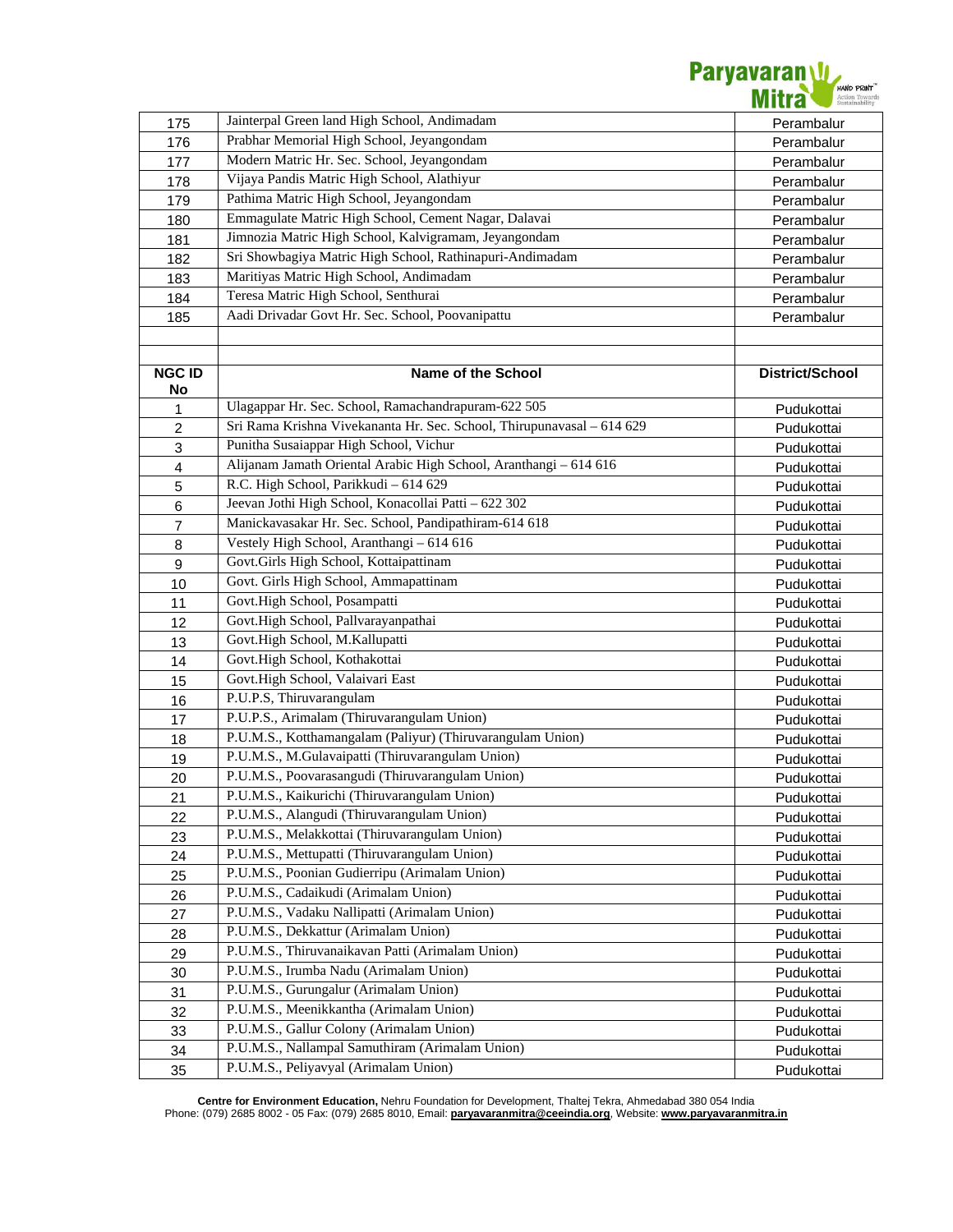| | | |
|---|---|---|
| 175 | Jainterpal Green land High School, Andimadam | Perambalur |
| 176 | Prabhar Memorial High School, Jeyangondam | Perambalur |
| 177 | Modern Matric Hr. Sec. School, Jeyangondam | Perambalur |
| 178 | Vijaya Pandis Matric High School, Alathiyur | Perambalur |
| 179 | Pathima Matric High School, Jeyangondam | Perambalur |
| 180 | Emmagulate Matric High School, Cement Nagar, Dalavai | Perambalur |
| 181 | Jimnozia Matric High School, Kalvigramam, Jeyangondam | Perambalur |
| 182 | Sri Showbagiya Matric High School, Rathinapuri-Andimadam | Perambalur |
| 183 | Maritiyas Matric High School, Andimadam | Perambalur |
| 184 | Teresa Matric High School, Senthurai | Perambalur |
| 185 | Aadi Drivadar Govt Hr. Sec. School, Poovanipattu | Perambalur |

| NGC ID No | Name of the School | District/School |
|---|---|---|
| 1 | Ulagappar Hr. Sec. School, Ramachandrapuram-622 505 | Pudukottai |
| 2 | Sri Rama Krishna Vivekananta Hr. Sec. School, Thirupunavasal – 614 629 | Pudukottai |
| 3 | Punitha Susaiappar High School, Vichur | Pudukottai |
| 4 | Alijanam Jamath Oriental Arabic High School, Aranthangi – 614 616 | Pudukottai |
| 5 | R.C. High School, Parikkudi – 614 629 | Pudukottai |
| 6 | Jeevan Jothi High School, Konacollai Patti – 622 302 | Pudukottai |
| 7 | Manickavasakar Hr. Sec. School, Pandipathiram-614 618 | Pudukottai |
| 8 | Vestely High School, Aranthangi – 614 616 | Pudukottai |
| 9 | Govt.Girls High School, Kottaipattinam | Pudukottai |
| 10 | Govt. Girls High School, Ammapattinam | Pudukottai |
| 11 | Govt.High School, Posampatti | Pudukottai |
| 12 | Govt.High School, Pallvarayanpathai | Pudukottai |
| 13 | Govt.High School, M.Kallupatti | Pudukottai |
| 14 | Govt.High School, Kothakottai | Pudukottai |
| 15 | Govt.High School, Valaivari East | Pudukottai |
| 16 | P.U.P.S, Thiruvarangulam | Pudukottai |
| 17 | P.U.P.S., Arimalam (Thiruvarangulam Union) | Pudukottai |
| 18 | P.U.M.S., Kotthamangalam (Paliyur) (Thiruvarangulam Union) | Pudukottai |
| 19 | P.U.M.S., M.Gulavaipatti (Thiruvarangulam Union) | Pudukottai |
| 20 | P.U.M.S., Poovarasangudi (Thiruvarangulam Union) | Pudukottai |
| 21 | P.U.M.S., Kaikurichi (Thiruvarangulam Union) | Pudukottai |
| 22 | P.U.M.S., Alangudi (Thiruvarangulam Union) | Pudukottai |
| 23 | P.U.M.S., Melakkottai (Thiruvarangulam Union) | Pudukottai |
| 24 | P.U.M.S., Mettupatti (Thiruvarangulam Union) | Pudukottai |
| 25 | P.U.M.S., Poonian Gudierripu (Arimalam Union) | Pudukottai |
| 26 | P.U.M.S., Cadaikudi (Arimalam Union) | Pudukottai |
| 27 | P.U.M.S., Vadaku Nallipatti (Arimalam Union) | Pudukottai |
| 28 | P.U.M.S., Dekkattur (Arimalam Union) | Pudukottai |
| 29 | P.U.M.S., Thiruvanaikavan Patti (Arimalam Union) | Pudukottai |
| 30 | P.U.M.S., Irumba Nadu (Arimalam Union) | Pudukottai |
| 31 | P.U.M.S., Gurungalur (Arimalam Union) | Pudukottai |
| 32 | P.U.M.S., Meenikkantha (Arimalam Union) | Pudukottai |
| 33 | P.U.M.S., Gallur Colony (Arimalam Union) | Pudukottai |
| 34 | P.U.M.S., Nallampal Samuthiram (Arimalam Union) | Pudukottai |
| 35 | P.U.M.S., Peliyavyal (Arimalam Union) | Pudukottai |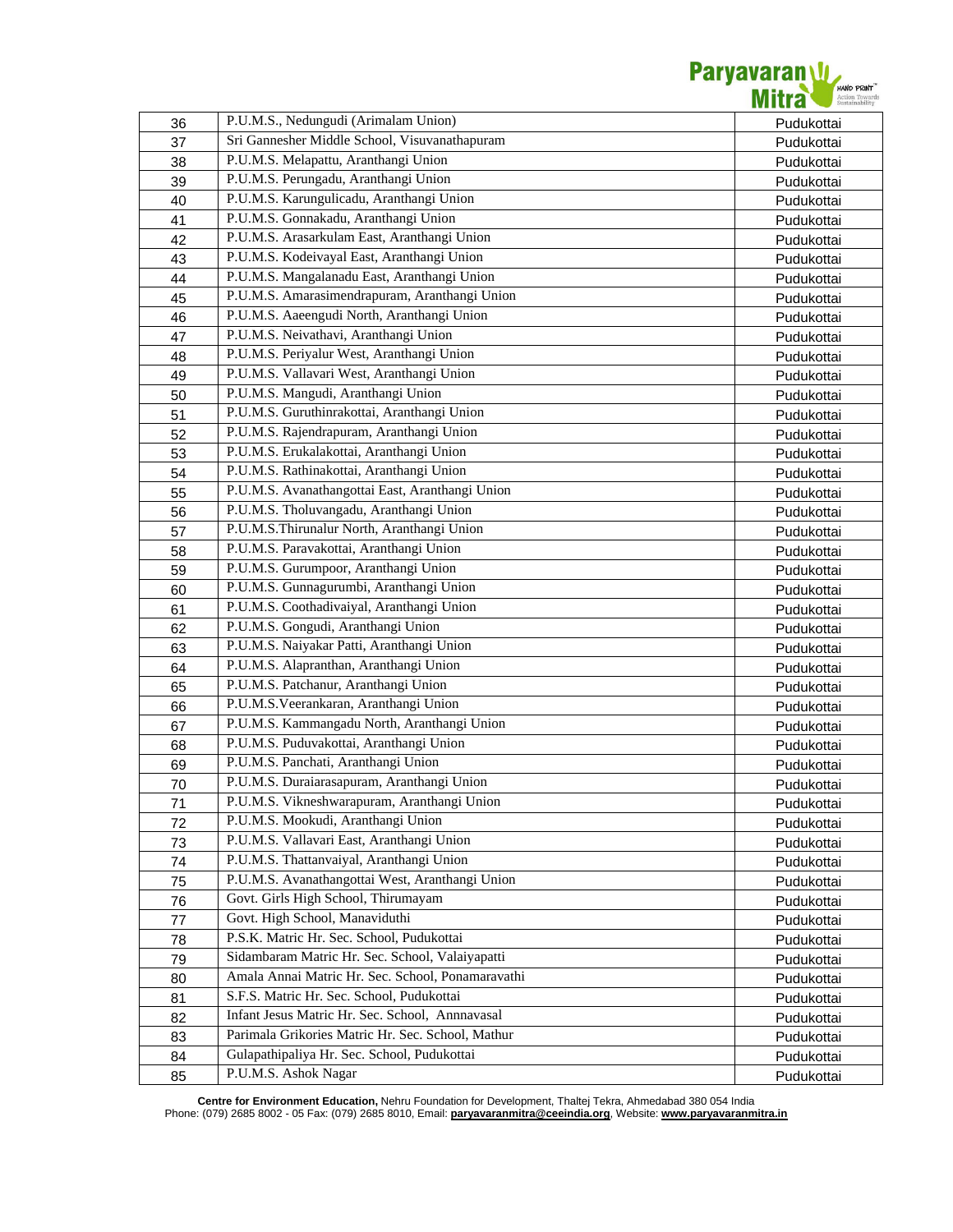| 36 | P.U.M.S., Nedungudi (Arimalam Union) | Pudukottai |
|---|---|---|
| 37 | Sri Gannesher Middle School, Visuvanathapuram | Pudukottai |
| 38 | P.U.M.S. Melapattu, Aranthangi Union | Pudukottai |
| 39 | P.U.M.S. Perungadu, Aranthangi Union | Pudukottai |
| 40 | P.U.M.S. Karungulicadu, Aranthangi Union | Pudukottai |
| 41 | P.U.M.S. Gonnakadu, Aranthangi Union | Pudukottai |
| 42 | P.U.M.S. Arasarkulam East, Aranthangi Union | Pudukottai |
| 43 | P.U.M.S. Kodeivayal East, Aranthangi Union | Pudukottai |
| 44 | P.U.M.S. Mangalanadu East, Aranthangi Union | Pudukottai |
| 45 | P.U.M.S. Amarasimendrapuram, Aranthangi Union | Pudukottai |
| 46 | P.U.M.S. Aaeengudi North, Aranthangi Union | Pudukottai |
| 47 | P.U.M.S. Neivathavi, Aranthangi Union | Pudukottai |
| 48 | P.U.M.S. Periyalur West, Aranthangi Union | Pudukottai |
| 49 | P.U.M.S. Vallavari West, Aranthangi Union | Pudukottai |
| 50 | P.U.M.S. Mangudi, Aranthangi Union | Pudukottai |
| 51 | P.U.M.S. Guruthinrakottai, Aranthangi Union | Pudukottai |
| 52 | P.U.M.S. Rajendrapuram, Aranthangi Union | Pudukottai |
| 53 | P.U.M.S. Erukalakottai, Aranthangi Union | Pudukottai |
| 54 | P.U.M.S. Rathinakottai, Aranthangi Union | Pudukottai |
| 55 | P.U.M.S. Avanathangottai East, Aranthangi Union | Pudukottai |
| 56 | P.U.M.S. Tholuvangadu, Aranthangi Union | Pudukottai |
| 57 | P.U.M.S.Thirunalur North, Aranthangi Union | Pudukottai |
| 58 | P.U.M.S. Paravakottai, Aranthangi Union | Pudukottai |
| 59 | P.U.M.S. Gurumpoor, Aranthangi Union | Pudukottai |
| 60 | P.U.M.S. Gunnagurumbi, Aranthangi Union | Pudukottai |
| 61 | P.U.M.S. Coothadivaiyal, Aranthangi Union | Pudukottai |
| 62 | P.U.M.S. Gongudi, Aranthangi Union | Pudukottai |
| 63 | P.U.M.S. Naiyakar Patti, Aranthangi Union | Pudukottai |
| 64 | P.U.M.S. Alapranthan, Aranthangi Union | Pudukottai |
| 65 | P.U.M.S. Patchanur, Aranthangi Union | Pudukottai |
| 66 | P.U.M.S.Veerankaran, Aranthangi Union | Pudukottai |
| 67 | P.U.M.S. Kammangadu North, Aranthangi Union | Pudukottai |
| 68 | P.U.M.S. Puduvakottai, Aranthangi Union | Pudukottai |
| 69 | P.U.M.S. Panchati, Aranthangi Union | Pudukottai |
| 70 | P.U.M.S. Duraiarasapuram, Aranthangi Union | Pudukottai |
| 71 | P.U.M.S. Vikneshwarapuram, Aranthangi Union | Pudukottai |
| 72 | P.U.M.S. Mookudi, Aranthangi Union | Pudukottai |
| 73 | P.U.M.S. Vallavari East, Aranthangi Union | Pudukottai |
| 74 | P.U.M.S. Thattanvaiyal, Aranthangi Union | Pudukottai |
| 75 | P.U.M.S. Avanathangottai West, Aranthangi Union | Pudukottai |
| 76 | Govt. Girls High School, Thirumayam | Pudukottai |
| 77 | Govt. High School, Manaviduthi | Pudukottai |
| 78 | P.S.K. Matric Hr. Sec. School, Pudukottai | Pudukottai |
| 79 | Sidambaram Matric Hr. Sec. School, Valaiyapatti | Pudukottai |
| 80 | Amala Annai Matric Hr. Sec. School, Ponamaravathi | Pudukottai |
| 81 | S.F.S. Matric Hr. Sec. School, Pudukottai | Pudukottai |
| 82 | Infant Jesus Matric Hr. Sec. School, Annnavasal | Pudukottai |
| 83 | Parimala Grikories Matric Hr. Sec. School, Mathur | Pudukottai |
| 84 | Gulapathipaliya Hr. Sec. School, Pudukottai | Pudukottai |
| 85 | P.U.M.S. Ashok Nagar | Pudukottai |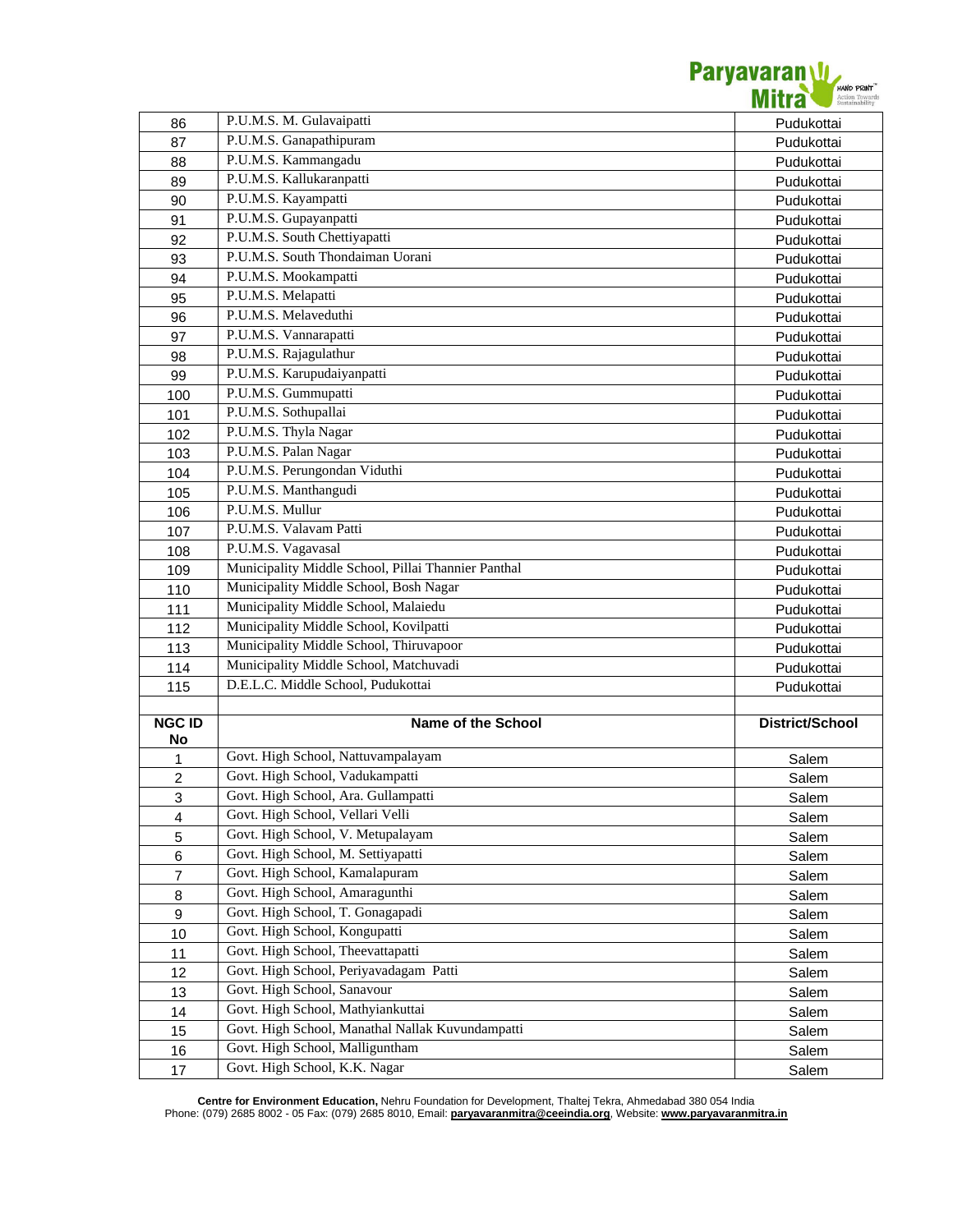| | | |
|---|---|---|
| 86 | P.U.M.S. M. Gulavaipatti | Pudukottai |
| 87 | P.U.M.S. Ganapathipuram | Pudukottai |
| 88 | P.U.M.S. Kammangadu | Pudukottai |
| 89 | P.U.M.S. Kallukaranpatti | Pudukottai |
| 90 | P.U.M.S. Kayampatti | Pudukottai |
| 91 | P.U.M.S. Gupayanpatti | Pudukottai |
| 92 | P.U.M.S. South Chettiyapatti | Pudukottai |
| 93 | P.U.M.S. South Thondaiman Uorani | Pudukottai |
| 94 | P.U.M.S. Mookampatti | Pudukottai |
| 95 | P.U.M.S. Melapatti | Pudukottai |
| 96 | P.U.M.S. Melaveduthi | Pudukottai |
| 97 | P.U.M.S. Vannarapatti | Pudukottai |
| 98 | P.U.M.S. Rajagulathur | Pudukottai |
| 99 | P.U.M.S. Karupudaiyanpatti | Pudukottai |
| 100 | P.U.M.S. Gummupatti | Pudukottai |
| 101 | P.U.M.S. Sothupallai | Pudukottai |
| 102 | P.U.M.S. Thyla Nagar | Pudukottai |
| 103 | P.U.M.S. Palan Nagar | Pudukottai |
| 104 | P.U.M.S. Perungondan Viduthi | Pudukottai |
| 105 | P.U.M.S. Manthangudi | Pudukottai |
| 106 | P.U.M.S. Mullur | Pudukottai |
| 107 | P.U.M.S. Valavam Patti | Pudukottai |
| 108 | P.U.M.S. Vagavasal | Pudukottai |
| 109 | Municipality Middle School, Pillai Thannier Panthal | Pudukottai |
| 110 | Municipality Middle School, Bosh Nagar | Pudukottai |
| 111 | Municipality Middle School, Malaiedu | Pudukottai |
| 112 | Municipality Middle School, Kovilpatti | Pudukottai |
| 113 | Municipality Middle School, Thiruvapoor | Pudukottai |
| 114 | Municipality Middle School, Matchuvadi | Pudukottai |
| 115 | D.E.L.C. Middle School, Pudukottai | Pudukottai |

| NGC ID No | Name of the School | District/School |
|---|---|---|
| 1 | Govt. High School, Nattuvampalayam | Salem |
| 2 | Govt. High School, Vadukampatti | Salem |
| 3 | Govt. High School, Ara. Gullampatti | Salem |
| 4 | Govt. High School, Vellari Velli | Salem |
| 5 | Govt. High School, V. Metupalayam | Salem |
| 6 | Govt. High School, M. Settiyapatti | Salem |
| 7 | Govt. High School, Kamalapuram | Salem |
| 8 | Govt. High School, Amaragunthi | Salem |
| 9 | Govt. High School, T. Gonagapadi | Salem |
| 10 | Govt. High School, Kongupatti | Salem |
| 11 | Govt. High School, Theevattapatti | Salem |
| 12 | Govt. High School, Periyavadagam Patti | Salem |
| 13 | Govt. High School, Sanavour | Salem |
| 14 | Govt. High School, Mathyiankuttai | Salem |
| 15 | Govt. High School, Manathal Nallak Kuvundampatti | Salem |
| 16 | Govt. High School, Malliguntham | Salem |
| 17 | Govt. High School, K.K. Nagar | Salem |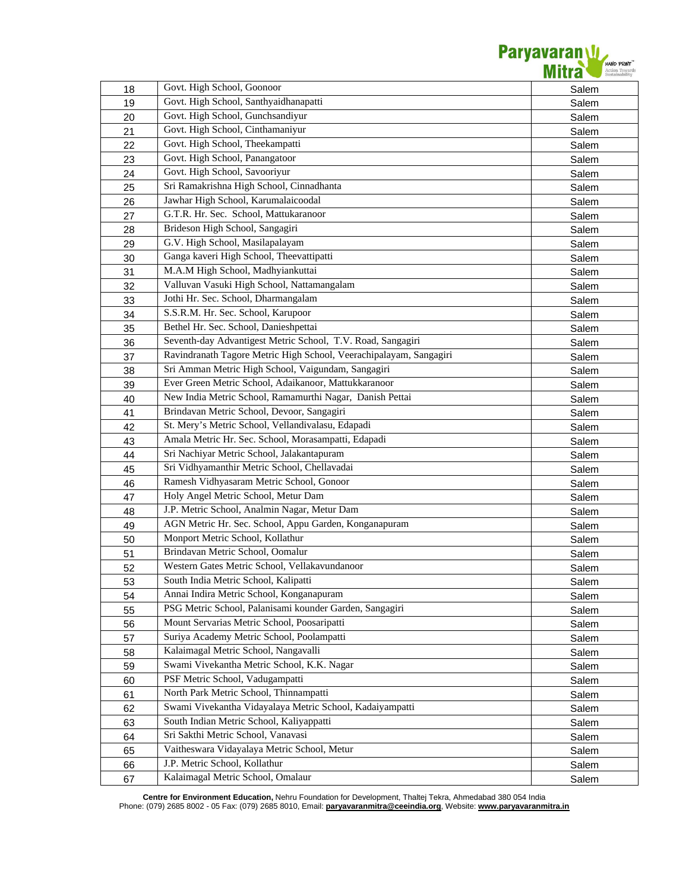| 18 | Govt. High School, Goonoor | Salem |
|---|---|---|
| 19 | Govt. High School, Santhyaidhanapatti | Salem |
| 20 | Govt. High School, Gunchsandiyur | Salem |
| 21 | Govt. High School, Cinthamaniyur | Salem |
| 22 | Govt. High School, Theekampatti | Salem |
| 23 | Govt. High School, Panangatoor | Salem |
| 24 | Govt. High School, Savooriyur | Salem |
| 25 | Sri Ramakrishna High School, Cinnadhanta | Salem |
| 26 | Jawhar High School, Karumalaicoodal | Salem |
| 27 | G.T.R. Hr. Sec. School, Mattukaranoor | Salem |
| 28 | Brideson High School, Sangagiri | Salem |
| 29 | G.V. High School, Masilapalayam | Salem |
| 30 | Ganga kaveri High School, Theevattipatti | Salem |
| 31 | M.A.M High School, Madhyiankuttai | Salem |
| 32 | Valluvan Vasuki High School, Nattamangalam | Salem |
| 33 | Jothi Hr. Sec. School, Dharmangalam | Salem |
| 34 | S.S.R.M. Hr. Sec. School, Karupoor | Salem |
| 35 | Bethel Hr. Sec. School, Danieshpettai | Salem |
| 36 | Seventh-day Advantigest Metric School, T.V. Road, Sangagiri | Salem |
| 37 | Ravindranath Tagore Metric High School, Veerachipalayam, Sangagiri | Salem |
| 38 | Sri Amman Metric High School, Vaigundam, Sangagiri | Salem |
| 39 | Ever Green Metric School, Adaikanoor, Mattukkaranoor | Salem |
| 40 | New India Metric School, Ramamurthi Nagar, Danish Pettai | Salem |
| 41 | Brindavan Metric School, Devoor, Sangagiri | Salem |
| 42 | St. Mery's Metric School, Vellandivalasu, Edapadi | Salem |
| 43 | Amala Metric Hr. Sec. School, Morasampatti, Edapadi | Salem |
| 44 | Sri Nachiyar Metric School, Jalakantapuram | Salem |
| 45 | Sri Vidhyamanthir Metric School, Chellavadai | Salem |
| 46 | Ramesh Vidhyasaram Metric School, Gonoor | Salem |
| 47 | Holy Angel Metric School, Metur Dam | Salem |
| 48 | J.P. Metric School, Analmin Nagar, Metur Dam | Salem |
| 49 | AGN Metric Hr. Sec. School, Appu Garden, Konganapuram | Salem |
| 50 | Monport Metric School, Kollathur | Salem |
| 51 | Brindavan Metric School, Oomalur | Salem |
| 52 | Western Gates Metric School, Vellakavundanoor | Salem |
| 53 | South India Metric School, Kalipatti | Salem |
| 54 | Annai Indira Metric School, Konganapuram | Salem |
| 55 | PSG Metric School, Palanisami kounder Garden, Sangagiri | Salem |
| 56 | Mount Servarias Metric School, Poosaripatti | Salem |
| 57 | Suriya Academy Metric School, Poolampatti | Salem |
| 58 | Kalaimagal Metric School, Nangavalli | Salem |
| 59 | Swami Vivekantha Metric School, K.K. Nagar | Salem |
| 60 | PSF Metric School, Vadugampatti | Salem |
| 61 | North Park Metric School, Thinnampatti | Salem |
| 62 | Swami Vivekantha Vidayalaya Metric School, Kadaiyampatti | Salem |
| 63 | South Indian Metric School, Kaliyappatti | Salem |
| 64 | Sri Sakthi Metric School, Vanavasi | Salem |
| 65 | Vaitheswara Vidayalaya Metric School, Metur | Salem |
| 66 | J.P. Metric School, Kollathur | Salem |
| 67 | Kalaimagal Metric School, Omalaur | Salem |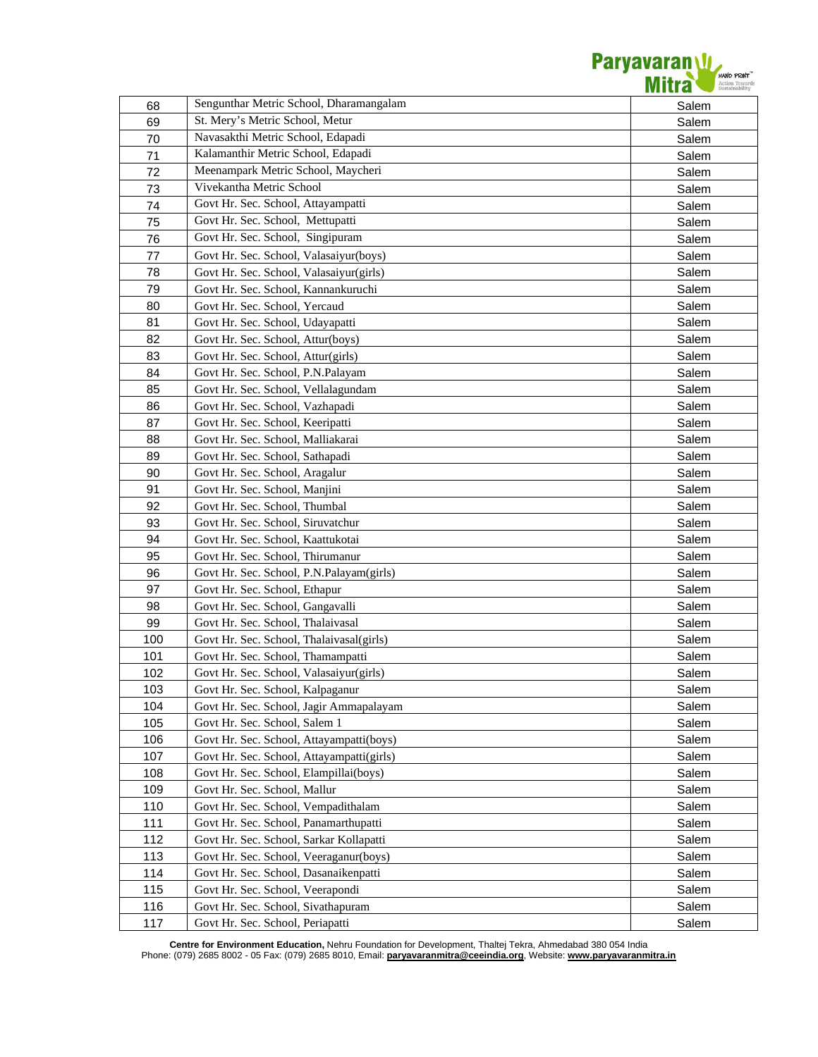| | | |
|---|---|---|
| 68 | Sengunthar Metric School, Dharamangalam | Salem |
| 69 | St. Mery's Metric School, Metur | Salem |
| 70 | Navasakthi Metric School, Edapadi | Salem |
| 71 | Kalamanthir Metric School, Edapadi | Salem |
| 72 | Meenampark Metric School, Maycheri | Salem |
| 73 | Vivekantha Metric School | Salem |
| 74 | Govt Hr. Sec. School, Attayampatti | Salem |
| 75 | Govt Hr. Sec. School, Mettupatti | Salem |
| 76 | Govt Hr. Sec. School, Singipuram | Salem |
| 77 | Govt Hr. Sec. School, Valasaiyur(boys) | Salem |
| 78 | Govt Hr. Sec. School, Valasaiyur(girls) | Salem |
| 79 | Govt Hr. Sec. School, Kannankuruchi | Salem |
| 80 | Govt Hr. Sec. School, Yercaud | Salem |
| 81 | Govt Hr. Sec. School, Udayapatti | Salem |
| 82 | Govt Hr. Sec. School, Attur(boys) | Salem |
| 83 | Govt Hr. Sec. School, Attur(girls) | Salem |
| 84 | Govt Hr. Sec. School, P.N.Palayam | Salem |
| 85 | Govt Hr. Sec. School, Vellalagundam | Salem |
| 86 | Govt Hr. Sec. School, Vazhapadi | Salem |
| 87 | Govt Hr. Sec. School, Keeripatti | Salem |
| 88 | Govt Hr. Sec. School, Malliakarai | Salem |
| 89 | Govt Hr. Sec. School, Sathapadi | Salem |
| 90 | Govt Hr. Sec. School, Aragalur | Salem |
| 91 | Govt Hr. Sec. School, Manjini | Salem |
| 92 | Govt Hr. Sec. School, Thumbal | Salem |
| 93 | Govt Hr. Sec. School, Siruvatchur | Salem |
| 94 | Govt Hr. Sec. School, Kaattukotai | Salem |
| 95 | Govt Hr. Sec. School, Thirumanur | Salem |
| 96 | Govt Hr. Sec. School, P.N.Palayam(girls) | Salem |
| 97 | Govt Hr. Sec. School, Ethapur | Salem |
| 98 | Govt Hr. Sec. School, Gangavalli | Salem |
| 99 | Govt Hr. Sec. School, Thalaivasal | Salem |
| 100 | Govt Hr. Sec. School, Thalaivasal(girls) | Salem |
| 101 | Govt Hr. Sec. School, Thamampatti | Salem |
| 102 | Govt Hr. Sec. School, Valasaiyur(girls) | Salem |
| 103 | Govt Hr. Sec. School, Kalpaganur | Salem |
| 104 | Govt Hr. Sec. School, Jagir Ammapalayam | Salem |
| 105 | Govt Hr. Sec. School, Salem 1 | Salem |
| 106 | Govt Hr. Sec. School, Attayampatti(boys) | Salem |
| 107 | Govt Hr. Sec. School, Attayampatti(girls) | Salem |
| 108 | Govt Hr. Sec. School, Elampillai(boys) | Salem |
| 109 | Govt Hr. Sec. School, Mallur | Salem |
| 110 | Govt Hr. Sec. School, Vempadithalam | Salem |
| 111 | Govt Hr. Sec. School, Panamarthupatti | Salem |
| 112 | Govt Hr. Sec. School, Sarkar Kollapatti | Salem |
| 113 | Govt Hr. Sec. School, Veeraganur(boys) | Salem |
| 114 | Govt Hr. Sec. School, Dasanaikenpatti | Salem |
| 115 | Govt Hr. Sec. School, Veerapondi | Salem |
| 116 | Govt Hr. Sec. School, Sivathapuram | Salem |
| 117 | Govt Hr. Sec. School, Periapatti | Salem |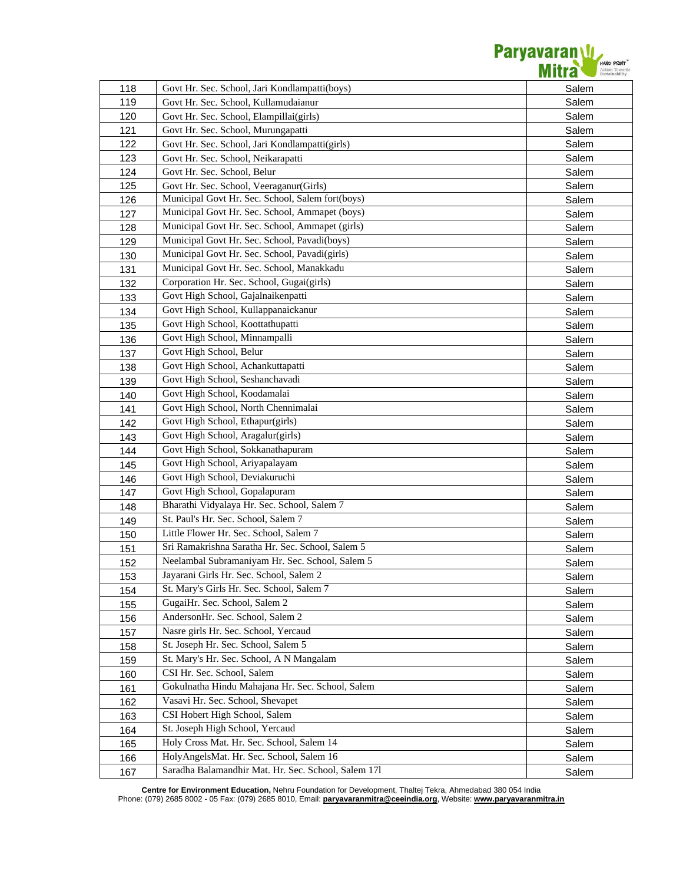| 118 | Govt Hr. Sec. School, Jari Kondlampatti(boys) | Salem |
|---|---|---|
| 119 | Govt Hr. Sec. School, Kullamudaianur | Salem |
| 120 | Govt Hr. Sec. School, Elampillai(girls) | Salem |
| 121 | Govt Hr. Sec. School, Murungapatti | Salem |
| 122 | Govt Hr. Sec. School, Jari Kondlampatti(girls) | Salem |
| 123 | Govt Hr. Sec. School, Neikarapatti | Salem |
| 124 | Govt Hr. Sec. School, Belur | Salem |
| 125 | Govt Hr. Sec. School, Veeraganur(Girls) | Salem |
| 126 | Municipal Govt Hr. Sec. School, Salem fort(boys) | Salem |
| 127 | Municipal Govt Hr. Sec. School, Ammapet (boys) | Salem |
| 128 | Municipal Govt Hr. Sec. School, Ammapet (girls) | Salem |
| 129 | Municipal Govt Hr. Sec. School, Pavadi(boys) | Salem |
| 130 | Municipal Govt Hr. Sec. School, Pavadi(girls) | Salem |
| 131 | Municipal Govt Hr. Sec. School, Manakkadu | Salem |
| 132 | Corporation Hr. Sec. School, Gugai(girls) | Salem |
| 133 | Govt High School, Gajalnaikenpatti | Salem |
| 134 | Govt High School, Kullappanaickanur | Salem |
| 135 | Govt High School, Koottathupatti | Salem |
| 136 | Govt High School, Minnampalli | Salem |
| 137 | Govt High School, Belur | Salem |
| 138 | Govt High School, Achankuttapatti | Salem |
| 139 | Govt High School, Seshanchavadi | Salem |
| 140 | Govt High School, Koodamalai | Salem |
| 141 | Govt High School, North Chennimalai | Salem |
| 142 | Govt High School, Ethapur(girls) | Salem |
| 143 | Govt High School, Aragalur(girls) | Salem |
| 144 | Govt High School, Sokkanathapuram | Salem |
| 145 | Govt High School, Ariyapalayam | Salem |
| 146 | Govt High School, Deviakuruchi | Salem |
| 147 | Govt High School, Gopalapuram | Salem |
| 148 | Bharathi Vidyalaya Hr. Sec. School, Salem 7 | Salem |
| 149 | St. Paul's Hr. Sec. School, Salem 7 | Salem |
| 150 | Little Flower Hr. Sec. School, Salem 7 | Salem |
| 151 | Sri Ramakrishna Saratha Hr. Sec. School, Salem 5 | Salem |
| 152 | Neelambal Subramaniyam Hr. Sec. School, Salem 5 | Salem |
| 153 | Jayarani Girls Hr. Sec. School, Salem 2 | Salem |
| 154 | St. Mary's Girls Hr. Sec. School, Salem 7 | Salem |
| 155 | GugaiHr. Sec. School, Salem 2 | Salem |
| 156 | AndersonHr. Sec. School, Salem 2 | Salem |
| 157 | Nasre girls Hr. Sec. School, Yercaud | Salem |
| 158 | St. Joseph Hr. Sec. School, Salem 5 | Salem |
| 159 | St. Mary's Hr. Sec. School, A N Mangalam | Salem |
| 160 | CSI Hr. Sec. School, Salem | Salem |
| 161 | Gokulnatha Hindu Mahajana Hr. Sec. School, Salem | Salem |
| 162 | Vasavi Hr. Sec. School, Shevapet | Salem |
| 163 | CSI Hobert High School, Salem | Salem |
| 164 | St. Joseph High School, Yercaud | Salem |
| 165 | Holy Cross Mat. Hr. Sec. School, Salem 14 | Salem |
| 166 | HolyAngelsMat. Hr. Sec. School, Salem 16 | Salem |
| 167 | Saradha Balamandhir Mat. Hr. Sec. School, Salem 17l | Salem |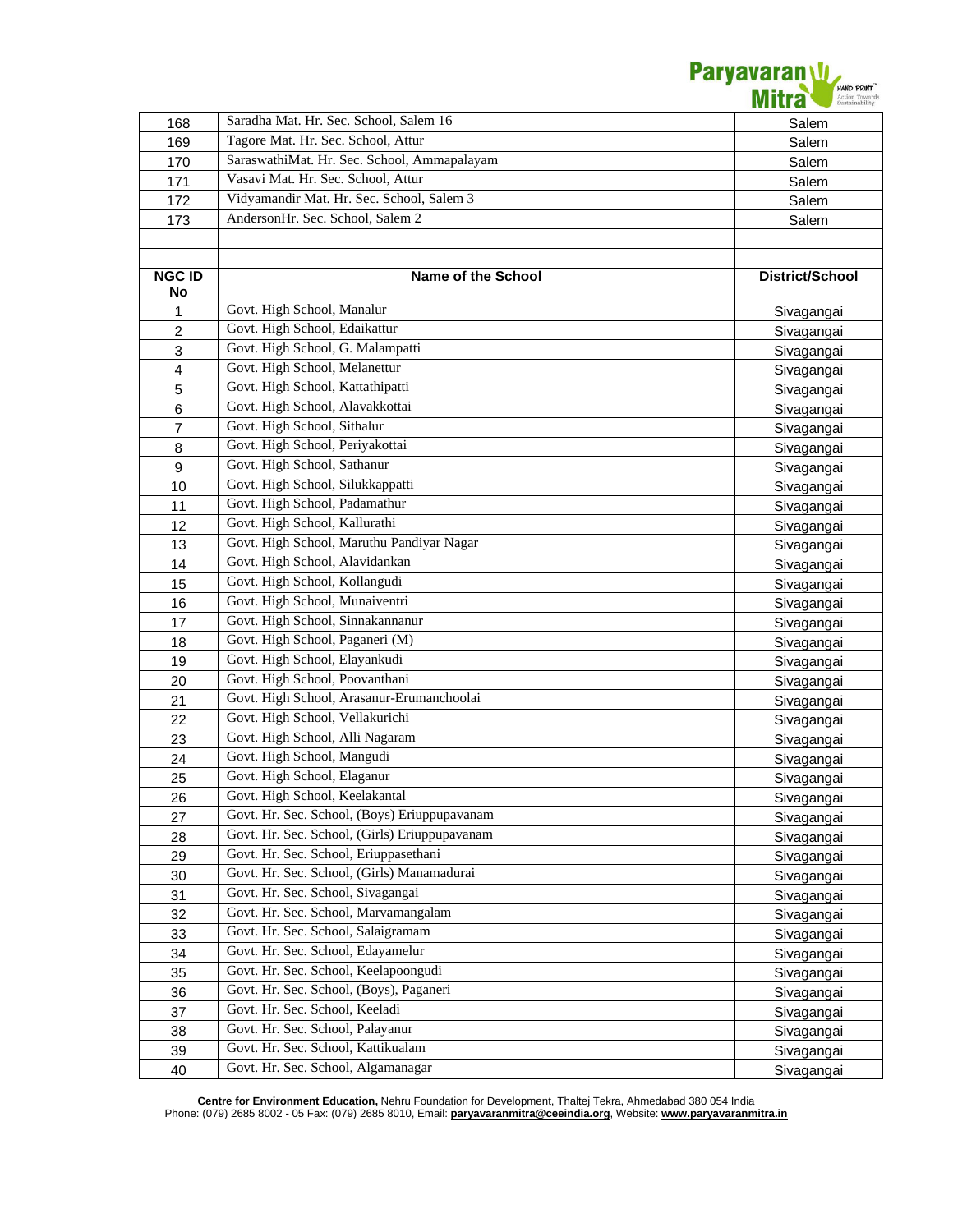| | | |
|---|---|---|
| 168 | Saradha Mat. Hr. Sec. School, Salem 16 | Salem |
| 169 | Tagore Mat. Hr. Sec. School, Attur | Salem |
| 170 | SaraswathiMat. Hr. Sec. School, Ammapalayam | Salem |
| 171 | Vasavi Mat. Hr. Sec. School, Attur | Salem |
| 172 | Vidyamandir Mat. Hr. Sec. School, Salem 3 | Salem |
| 173 | AndersonHr. Sec. School, Salem 2 | Salem |

| NGC ID No | Name of the School | District/School |
|---|---|---|
| 1 | Govt. High School, Manalur | Sivagangai |
| 2 | Govt. High School, Edaikattur | Sivagangai |
| 3 | Govt. High School, G. Malampatti | Sivagangai |
| 4 | Govt. High School, Melanettur | Sivagangai |
| 5 | Govt. High School, Kattathipatti | Sivagangai |
| 6 | Govt. High School, Alavakkottai | Sivagangai |
| 7 | Govt. High School, Sithalur | Sivagangai |
| 8 | Govt. High School, Periyakottai | Sivagangai |
| 9 | Govt. High School, Sathanur | Sivagangai |
| 10 | Govt. High School, Silukkappatti | Sivagangai |
| 11 | Govt. High School, Padamathur | Sivagangai |
| 12 | Govt. High School, Kallurathi | Sivagangai |
| 13 | Govt. High School, Maruthu Pandiyar Nagar | Sivagangai |
| 14 | Govt. High School, Alavidankan | Sivagangai |
| 15 | Govt. High School, Kollangudi | Sivagangai |
| 16 | Govt. High School, Munaiventri | Sivagangai |
| 17 | Govt. High School, Sinnakannanur | Sivagangai |
| 18 | Govt. High School, Paganeri (M) | Sivagangai |
| 19 | Govt. High School, Elayankudi | Sivagangai |
| 20 | Govt. High School, Poovanthani | Sivagangai |
| 21 | Govt. High School, Arasanur-Erumanchoolai | Sivagangai |
| 22 | Govt. High School, Vellakurichi | Sivagangai |
| 23 | Govt. High School, Alli Nagaram | Sivagangai |
| 24 | Govt. High School, Mangudi | Sivagangai |
| 25 | Govt. High School, Elaganur | Sivagangai |
| 26 | Govt. High School, Keelakantal | Sivagangai |
| 27 | Govt. Hr. Sec. School, (Boys) Eriuppupavanam | Sivagangai |
| 28 | Govt. Hr. Sec. School, (Girls) Eriuppupavanam | Sivagangai |
| 29 | Govt. Hr. Sec. School, Eriuppasethani | Sivagangai |
| 30 | Govt. Hr. Sec. School, (Girls) Manamadurai | Sivagangai |
| 31 | Govt. Hr. Sec. School, Sivagangai | Sivagangai |
| 32 | Govt. Hr. Sec. School, Marvamangalam | Sivagangai |
| 33 | Govt. Hr. Sec. School, Salaigramam | Sivagangai |
| 34 | Govt. Hr. Sec. School, Edayamelur | Sivagangai |
| 35 | Govt. Hr. Sec. School, Keelapoongudi | Sivagangai |
| 36 | Govt. Hr. Sec. School, (Boys), Paganeri | Sivagangai |
| 37 | Govt. Hr. Sec. School, Keeladi | Sivagangai |
| 38 | Govt. Hr. Sec. School, Palayanur | Sivagangai |
| 39 | Govt. Hr. Sec. School, Kattikualam | Sivagangai |
| 40 | Govt. Hr. Sec. School, Algamanagar | Sivagangai |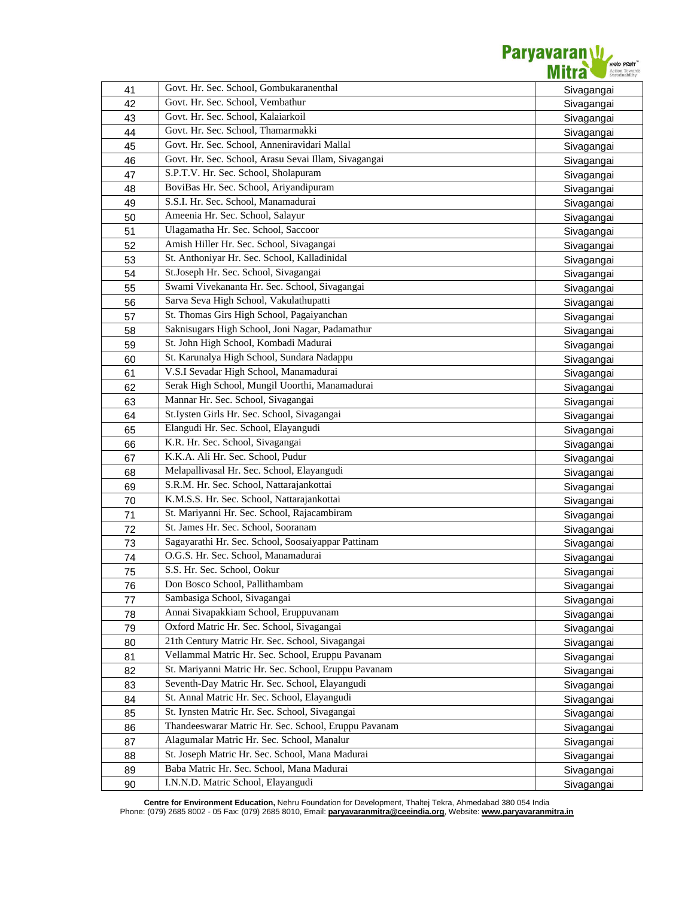| 41 | Govt. Hr. Sec. School, Gombukaranenthal | Sivagangai |
|---|---|---|
| 42 | Govt. Hr. Sec. School, Vembathur | Sivagangai |
| 43 | Govt. Hr. Sec. School, Kalaiarkoil | Sivagangai |
| 44 | Govt. Hr. Sec. School, Thamarmakki | Sivagangai |
| 45 | Govt. Hr. Sec. School, Anneniravidari Mallal | Sivagangai |
| 46 | Govt. Hr. Sec. School, Arasu Sevai Illam, Sivagangai | Sivagangai |
| 47 | S.P.T.V. Hr. Sec. School, Sholapuram | Sivagangai |
| 48 | BoviBas Hr. Sec. School, Ariyandipuram | Sivagangai |
| 49 | S.S.I. Hr. Sec. School, Manamadurai | Sivagangai |
| 50 | Ameenia Hr. Sec. School, Salayur | Sivagangai |
| 51 | Ulagamatha Hr. Sec. School, Saccoor | Sivagangai |
| 52 | Amish Hiller Hr. Sec. School, Sivagangai | Sivagangai |
| 53 | St. Anthoniyar Hr. Sec. School, Kalladinidal | Sivagangai |
| 54 | St.Joseph Hr. Sec. School, Sivagangai | Sivagangai |
| 55 | Swami Vivekananta Hr. Sec. School, Sivagangai | Sivagangai |
| 56 | Sarva Seva High School, Vakulathupatti | Sivagangai |
| 57 | St. Thomas Girs High School, Pagaiyanchan | Sivagangai |
| 58 | Saknisugars High School, Joni Nagar, Padamathur | Sivagangai |
| 59 | St. John High School, Kombadi Madurai | Sivagangai |
| 60 | St. Karunalya High School, Sundara Nadappu | Sivagangai |
| 61 | V.S.I Sevadar High School, Manamadurai | Sivagangai |
| 62 | Serak High School, Mungil Uoorthi, Manamadurai | Sivagangai |
| 63 | Mannar Hr. Sec. School, Sivagangai | Sivagangai |
| 64 | St.Iysten Girls Hr. Sec. School, Sivagangai | Sivagangai |
| 65 | Elangudi Hr. Sec. School, Elayangudi | Sivagangai |
| 66 | K.R. Hr. Sec. School, Sivagangai | Sivagangai |
| 67 | K.K.A. Ali Hr. Sec. School, Pudur | Sivagangai |
| 68 | Melapallivasal Hr. Sec. School, Elayangudi | Sivagangai |
| 69 | S.R.M. Hr. Sec. School, Nattarajankottai | Sivagangai |
| 70 | K.M.S.S. Hr. Sec. School, Nattarajankottai | Sivagangai |
| 71 | St. Mariyanni Hr. Sec. School, Rajacambiram | Sivagangai |
| 72 | St. James Hr. Sec. School, Sooranam | Sivagangai |
| 73 | Sagayarathi Hr. Sec. School, Soosaiyappar Pattinam | Sivagangai |
| 74 | O.G.S. Hr. Sec. School, Manamadurai | Sivagangai |
| 75 | S.S. Hr. Sec. School, Ookur | Sivagangai |
| 76 | Don Bosco School, Pallithambam | Sivagangai |
| 77 | Sambasiga School, Sivagangai | Sivagangai |
| 78 | Annai Sivapakkiam School, Eruppuvanam | Sivagangai |
| 79 | Oxford Matric Hr. Sec. School, Sivagangai | Sivagangai |
| 80 | 21th Century Matric Hr. Sec. School, Sivagangai | Sivagangai |
| 81 | Vellammal Matric Hr. Sec. School, Eruppu Pavanam | Sivagangai |
| 82 | St. Mariyanni Matric Hr. Sec. School, Eruppu Pavanam | Sivagangai |
| 83 | Seventh-Day Matric Hr. Sec. School, Elayangudi | Sivagangai |
| 84 | St. Annal Matric Hr. Sec. School, Elayangudi | Sivagangai |
| 85 | St. Iynsten Matric Hr. Sec. School, Sivagangai | Sivagangai |
| 86 | Thandeeswarar Matric Hr. Sec. School, Eruppu Pavanam | Sivagangai |
| 87 | Alagumalar Matric Hr. Sec. School, Manalur | Sivagangai |
| 88 | St. Joseph Matric Hr. Sec. School, Mana Madurai | Sivagangai |
| 89 | Baba Matric Hr. Sec. School, Mana Madurai | Sivagangai |
| 90 | I.N.N.D. Matric School, Elayangudi | Sivagangai |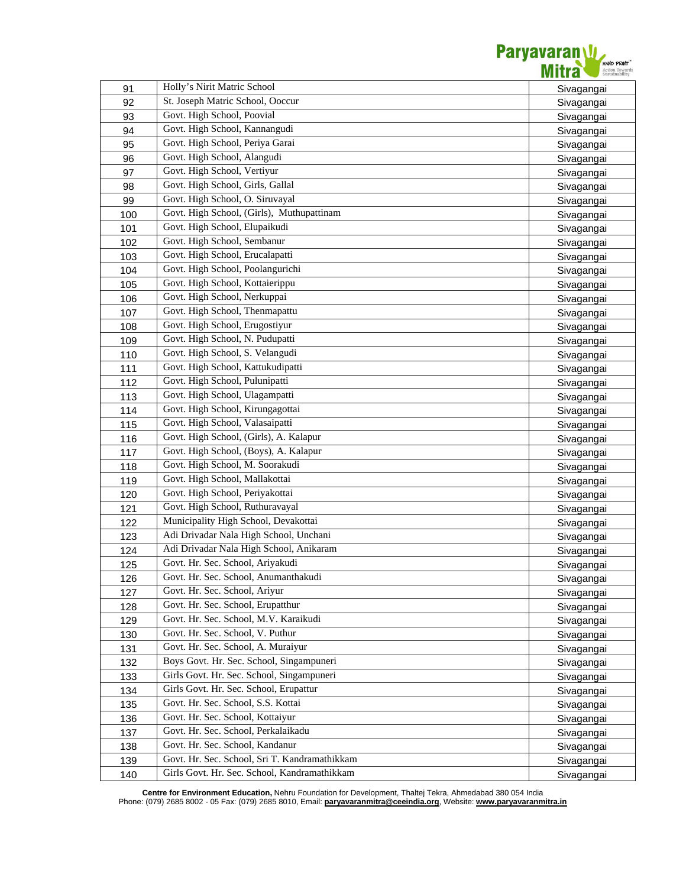| 91 | Holly's Nirit Matric School | Sivagangai |
|---|---|---|
| 92 | St. Joseph Matric School, Ooccur | Sivagangai |
| 93 | Govt. High School, Poovial | Sivagangai |
| 94 | Govt. High School, Kannangudi | Sivagangai |
| 95 | Govt. High School, Periya Garai | Sivagangai |
| 96 | Govt. High School, Alangudi | Sivagangai |
| 97 | Govt. High School, Vertiyur | Sivagangai |
| 98 | Govt. High School, Girls, Gallal | Sivagangai |
| 99 | Govt. High School, O. Siruvayal | Sivagangai |
| 100 | Govt. High School, (Girls), Muthupattinam | Sivagangai |
| 101 | Govt. High School, Elupaikudi | Sivagangai |
| 102 | Govt. High School, Sembanur | Sivagangai |
| 103 | Govt. High School, Erucalapatti | Sivagangai |
| 104 | Govt. High School, Poolangurichi | Sivagangai |
| 105 | Govt. High School, Kottaierippu | Sivagangai |
| 106 | Govt. High School, Nerkuppai | Sivagangai |
| 107 | Govt. High School, Thenmapattu | Sivagangai |
| 108 | Govt. High School, Erugostiyur | Sivagangai |
| 109 | Govt. High School, N. Pudupatti | Sivagangai |
| 110 | Govt. High School, S. Velangudi | Sivagangai |
| 111 | Govt. High School, Kattukudipatti | Sivagangai |
| 112 | Govt. High School, Pulunipatti | Sivagangai |
| 113 | Govt. High School, Ulagampatti | Sivagangai |
| 114 | Govt. High School, Kirungagottai | Sivagangai |
| 115 | Govt. High School, Valasaipatti | Sivagangai |
| 116 | Govt. High School, (Girls), A. Kalapur | Sivagangai |
| 117 | Govt. High School, (Boys), A. Kalapur | Sivagangai |
| 118 | Govt. High School, M. Soorakudi | Sivagangai |
| 119 | Govt. High School, Mallakottai | Sivagangai |
| 120 | Govt. High School, Periyakottai | Sivagangai |
| 121 | Govt. High School, Ruthuravayal | Sivagangai |
| 122 | Municipality High School, Devakottai | Sivagangai |
| 123 | Adi Drivadar Nala High School, Unchani | Sivagangai |
| 124 | Adi Drivadar Nala High School, Anikaram | Sivagangai |
| 125 | Govt. Hr. Sec. School, Ariyakudi | Sivagangai |
| 126 | Govt. Hr. Sec. School, Anumanthakudi | Sivagangai |
| 127 | Govt. Hr. Sec. School, Ariyur | Sivagangai |
| 128 | Govt. Hr. Sec. School, Erupatthur | Sivagangai |
| 129 | Govt. Hr. Sec. School, M.V. Karaikudi | Sivagangai |
| 130 | Govt. Hr. Sec. School, V. Puthur | Sivagangai |
| 131 | Govt. Hr. Sec. School, A. Muraiyur | Sivagangai |
| 132 | Boys Govt. Hr. Sec. School, Singampuneri | Sivagangai |
| 133 | Girls Govt. Hr. Sec. School, Singampuneri | Sivagangai |
| 134 | Girls Govt. Hr. Sec. School, Erupattur | Sivagangai |
| 135 | Govt. Hr. Sec. School, S.S. Kottai | Sivagangai |
| 136 | Govt. Hr. Sec. School, Kottaiyur | Sivagangai |
| 137 | Govt. Hr. Sec. School, Perkalaikadu | Sivagangai |
| 138 | Govt. Hr. Sec. School, Kandanur | Sivagangai |
| 139 | Govt. Hr. Sec. School, Sri T. Kandramathikkam | Sivagangai |
| 140 | Girls Govt. Hr. Sec. School, Kandramathikkam | Sivagangai |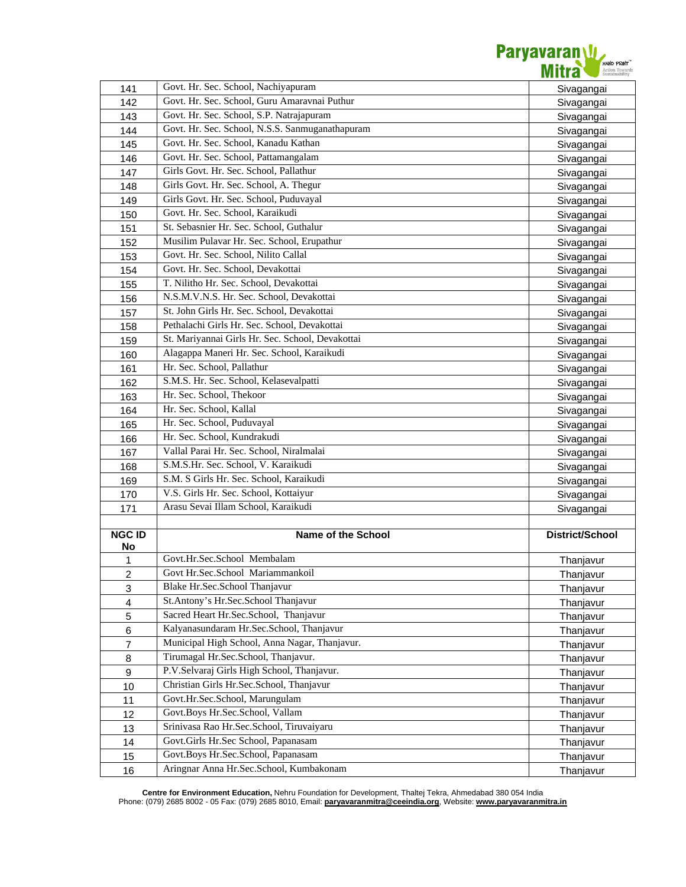| 141 | Govt. Hr. Sec. School, Nachiyapuram | Sivagangai |
|---|---|---|
| 142 | Govt. Hr. Sec. School, Guru Amaravnai Puthur | Sivagangai |
| 143 | Govt. Hr. Sec. School, S.P. Natrajapuram | Sivagangai |
| 144 | Govt. Hr. Sec. School, N.S.S. Sanmuganathapuram | Sivagangai |
| 145 | Govt. Hr. Sec. School, Kanadu Kathan | Sivagangai |
| 146 | Govt. Hr. Sec. School, Pattamangalam | Sivagangai |
| 147 | Girls Govt. Hr. Sec. School, Pallathur | Sivagangai |
| 148 | Girls Govt. Hr. Sec. School, A. Thegur | Sivagangai |
| 149 | Girls Govt. Hr. Sec. School, Puduvayal | Sivagangai |
| 150 | Govt. Hr. Sec. School, Karaikudi | Sivagangai |
| 151 | St. Sebasnier Hr. Sec. School, Guthalur | Sivagangai |
| 152 | Musilim Pulavar Hr. Sec. School, Erupathur | Sivagangai |
| 153 | Govt. Hr. Sec. School, Nilito Callal | Sivagangai |
| 154 | Govt. Hr. Sec. School, Devakottai | Sivagangai |
| 155 | T. Nilitho Hr. Sec. School, Devakottai | Sivagangai |
| 156 | N.S.M.V.N.S. Hr. Sec. School, Devakottai | Sivagangai |
| 157 | St. John Girls Hr. Sec. School, Devakottai | Sivagangai |
| 158 | Pethalachi Girls Hr. Sec. School, Devakottai | Sivagangai |
| 159 | St. Mariyannai Girls Hr. Sec. School, Devakottai | Sivagangai |
| 160 | Alagappa Maneri Hr. Sec. School, Karaikudi | Sivagangai |
| 161 | Hr. Sec. School, Pallathur | Sivagangai |
| 162 | S.M.S. Hr. Sec. School, Kelasevalpatti | Sivagangai |
| 163 | Hr. Sec. School, Thekoor | Sivagangai |
| 164 | Hr. Sec. School, Kallal | Sivagangai |
| 165 | Hr. Sec. School, Puduvayal | Sivagangai |
| 166 | Hr. Sec. School, Kundrakudi | Sivagangai |
| 167 | Vallal Parai Hr. Sec. School, Niralmalai | Sivagangai |
| 168 | S.M.S.Hr. Sec. School, V. Karaikudi | Sivagangai |
| 169 | S.M. S Girls Hr. Sec. School, Karaikudi | Sivagangai |
| 170 | V.S. Girls Hr. Sec. School, Kottaiyur | Sivagangai |
| 171 | Arasu Sevai Illam School, Karaikudi | Sivagangai |

| NGC ID No | Name of the School | District/School |
|---|---|---|
| 1 | Govt.Hr.Sec.School Membalam | Thanjavur |
| 2 | Govt Hr.Sec.School Mariammankoil | Thanjavur |
| 3 | Blake Hr.Sec.School Thanjavur | Thanjavur |
| 4 | St.Antony's Hr.Sec.School Thanjavur | Thanjavur |
| 5 | Sacred Heart Hr.Sec.School, Thanjavur | Thanjavur |
| 6 | Kalyanasundaram Hr.Sec.School, Thanjavur | Thanjavur |
| 7 | Municipal High School, Anna Nagar, Thanjavur. | Thanjavur |
| 8 | Tirumagal Hr.Sec.School, Thanjavur. | Thanjavur |
| 9 | P.V.Selvaraj Girls High School, Thanjavur. | Thanjavur |
| 10 | Christian Girls Hr.Sec.School, Thanjavur | Thanjavur |
| 11 | Govt.Hr.Sec.School, Marungulam | Thanjavur |
| 12 | Govt.Boys Hr.Sec.School, Vallam | Thanjavur |
| 13 | Srinivasa Rao Hr.Sec.School, Tiruvaiyaru | Thanjavur |
| 14 | Govt.Girls Hr.Sec School, Papanasam | Thanjavur |
| 15 | Govt.Boys Hr.Sec.School, Papanasam | Thanjavur |
| 16 | Aringnar Anna Hr.Sec.School, Kumbakonam | Thanjavur |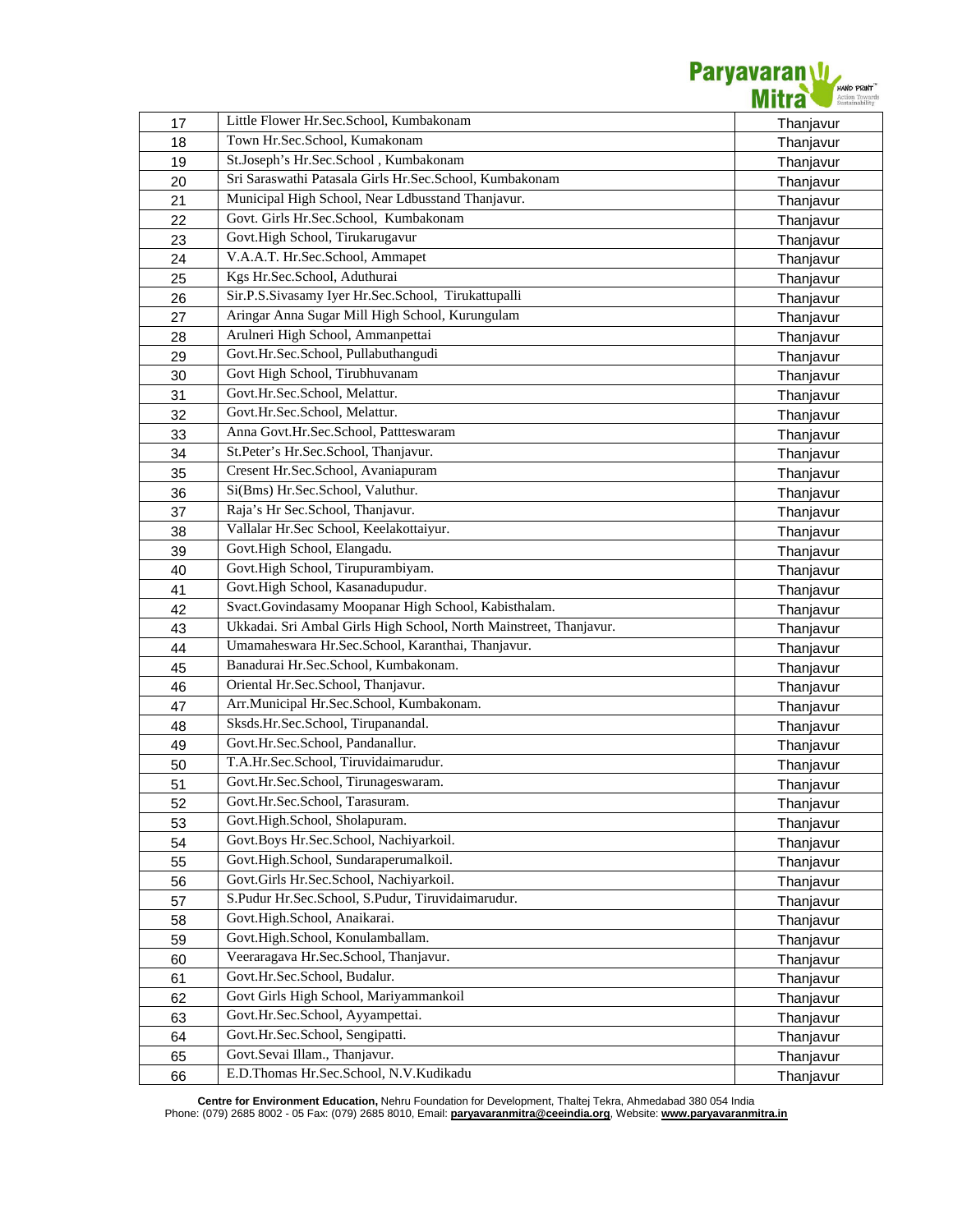| 17 | Little Flower Hr.Sec.School, Kumbakonam | Thanjavur |
|---|---|---|
| 18 | Town Hr.Sec.School, Kumakonam | Thanjavur |
| 19 | St.Joseph's Hr.Sec.School , Kumbakonam | Thanjavur |
| 20 | Sri Saraswathi Patasala Girls Hr.Sec.School, Kumbakonam | Thanjavur |
| 21 | Municipal High School, Near Ldbusstand Thanjavur. | Thanjavur |
| 22 | Govt. Girls Hr.Sec.School, Kumbakonam | Thanjavur |
| 23 | Govt.High School, Tirukarugavur | Thanjavur |
| 24 | V.A.A.T. Hr.Sec.School, Ammapet | Thanjavur |
| 25 | Kgs Hr.Sec.School, Aduthurai | Thanjavur |
| 26 | Sir.P.S.Sivasamy Iyer Hr.Sec.School, Tirukattupalli | Thanjavur |
| 27 | Aringar Anna Sugar Mill High School, Kurungulam | Thanjavur |
| 28 | Arulneri High School, Ammanpettai | Thanjavur |
| 29 | Govt.Hr.Sec.School, Pullabuthangudi | Thanjavur |
| 30 | Govt High School, Tirubhuvanam | Thanjavur |
| 31 | Govt.Hr.Sec.School, Melattur. | Thanjavur |
| 32 | Govt.Hr.Sec.School, Melattur. | Thanjavur |
| 33 | Anna Govt.Hr.Sec.School, Pattteswaram | Thanjavur |
| 34 | St.Peter's Hr.Sec.School, Thanjavur. | Thanjavur |
| 35 | Cresent Hr.Sec.School, Avaniapuram | Thanjavur |
| 36 | Si(Bms) Hr.Sec.School, Valuthur. | Thanjavur |
| 37 | Raja's Hr Sec.School, Thanjavur. | Thanjavur |
| 38 | Vallalar Hr.Sec School, Keelakottaiyur. | Thanjavur |
| 39 | Govt.High School, Elangadu. | Thanjavur |
| 40 | Govt.High School, Tirupurambiyam. | Thanjavur |
| 41 | Govt.High School, Kasanadupudur. | Thanjavur |
| 42 | Svact.Govindasamy Moopanar High School, Kabisthalam. | Thanjavur |
| 43 | Ukkadai. Sri Ambal Girls High School, North Mainstreet, Thanjavur. | Thanjavur |
| 44 | Umamaheswara Hr.Sec.School, Karanthai, Thanjavur. | Thanjavur |
| 45 | Banadurai Hr.Sec.School, Kumbakonam. | Thanjavur |
| 46 | Oriental Hr.Sec.School, Thanjavur. | Thanjavur |
| 47 | Arr.Municipal Hr.Sec.School, Kumbakonam. | Thanjavur |
| 48 | Sksds.Hr.Sec.School, Tirupanandal. | Thanjavur |
| 49 | Govt.Hr.Sec.School, Pandanallur. | Thanjavur |
| 50 | T.A.Hr.Sec.School, Tiruvidaimarudur. | Thanjavur |
| 51 | Govt.Hr.Sec.School, Tirunageswaram. | Thanjavur |
| 52 | Govt.Hr.Sec.School, Tarasuram. | Thanjavur |
| 53 | Govt.High.School, Sholapuram. | Thanjavur |
| 54 | Govt.Boys Hr.Sec.School, Nachiyarkoil. | Thanjavur |
| 55 | Govt.High.School, Sundaraperumalkoil. | Thanjavur |
| 56 | Govt.Girls Hr.Sec.School, Nachiyarkoil. | Thanjavur |
| 57 | S.Pudur Hr.Sec.School, S.Pudur, Tiruvidaimarudur. | Thanjavur |
| 58 | Govt.High.School, Anaikarai. | Thanjavur |
| 59 | Govt.High.School, Konulamballam. | Thanjavur |
| 60 | Veeraragava Hr.Sec.School, Thanjavur. | Thanjavur |
| 61 | Govt.Hr.Sec.School, Budalur. | Thanjavur |
| 62 | Govt Girls High School, Mariyammankoil | Thanjavur |
| 63 | Govt.Hr.Sec.School, Ayyampettai. | Thanjavur |
| 64 | Govt.Hr.Sec.School, Sengipatti. | Thanjavur |
| 65 | Govt.Sevai Illam., Thanjavur. | Thanjavur |
| 66 | E.D.Thomas Hr.Sec.School, N.V.Kudikadu | Thanjavur |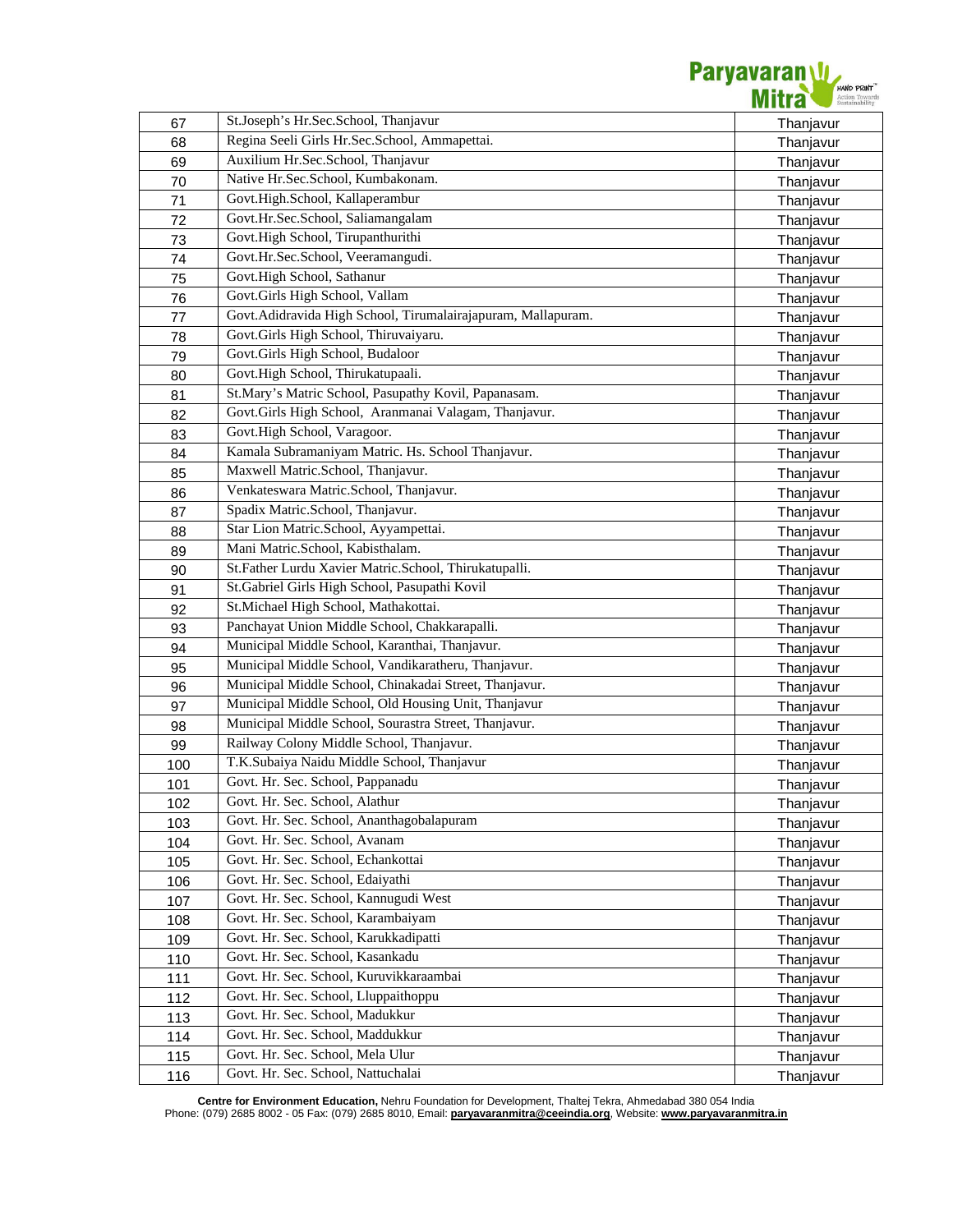| 67 | St.Joseph's Hr.Sec.School, Thanjavur | Thanjavur |
|---|---|---|
| 68 | Regina Seeli Girls Hr.Sec.School, Ammapettai. | Thanjavur |
| 69 | Auxilium Hr.Sec.School, Thanjavur | Thanjavur |
| 70 | Native Hr.Sec.School, Kumbakonam. | Thanjavur |
| 71 | Govt.High.School, Kallaperambur | Thanjavur |
| 72 | Govt.Hr.Sec.School, Saliamangalam | Thanjavur |
| 73 | Govt.High School, Tirupanthurithi | Thanjavur |
| 74 | Govt.Hr.Sec.School, Veeramangudi. | Thanjavur |
| 75 | Govt.High School, Sathanur | Thanjavur |
| 76 | Govt.Girls High School, Vallam | Thanjavur |
| 77 | Govt.Adidravida High School, Tirumalairajapuram, Mallapuram. | Thanjavur |
| 78 | Govt.Girls High School, Thiruvaiyaru. | Thanjavur |
| 79 | Govt.Girls High School, Budaloor | Thanjavur |
| 80 | Govt.High School, Thirukatupaali. | Thanjavur |
| 81 | St.Mary's Matric School, Pasupathy Kovil, Papanasam. | Thanjavur |
| 82 | Govt.Girls High School, Aranmanai Valagam, Thanjavur. | Thanjavur |
| 83 | Govt.High School, Varagoor. | Thanjavur |
| 84 | Kamala Subramaniyam Matric. Hs. School Thanjavur. | Thanjavur |
| 85 | Maxwell Matric.School, Thanjavur. | Thanjavur |
| 86 | Venkateswara Matric.School, Thanjavur. | Thanjavur |
| 87 | Spadix Matric.School, Thanjavur. | Thanjavur |
| 88 | Star Lion Matric.School, Ayyampettai. | Thanjavur |
| 89 | Mani Matric.School, Kabisthalam. | Thanjavur |
| 90 | St.Father Lurdu Xavier Matric.School, Thirukatupalli. | Thanjavur |
| 91 | St.Gabriel Girls High School, Pasupathi Kovil | Thanjavur |
| 92 | St.Michael High School, Mathakottai. | Thanjavur |
| 93 | Panchayat Union Middle School, Chakkarapalli. | Thanjavur |
| 94 | Municipal Middle School, Karanthai, Thanjavur. | Thanjavur |
| 95 | Municipal Middle School, Vandikaratheru, Thanjavur. | Thanjavur |
| 96 | Municipal Middle School, Chinakadai Street, Thanjavur. | Thanjavur |
| 97 | Municipal Middle School, Old Housing Unit, Thanjavur | Thanjavur |
| 98 | Municipal Middle School, Sourastra Street, Thanjavur. | Thanjavur |
| 99 | Railway Colony Middle School, Thanjavur. | Thanjavur |
| 100 | T.K.Subaiya Naidu Middle School, Thanjavur | Thanjavur |
| 101 | Govt. Hr. Sec. School, Pappanadu | Thanjavur |
| 102 | Govt. Hr. Sec. School, Alathur | Thanjavur |
| 103 | Govt. Hr. Sec. School, Ananthagobalapuram | Thanjavur |
| 104 | Govt. Hr. Sec. School, Avanam | Thanjavur |
| 105 | Govt. Hr. Sec. School, Echankottai | Thanjavur |
| 106 | Govt. Hr. Sec. School, Edaiyathi | Thanjavur |
| 107 | Govt. Hr. Sec. School, Kannugudi West | Thanjavur |
| 108 | Govt. Hr. Sec. School, Karambaiyam | Thanjavur |
| 109 | Govt. Hr. Sec. School, Karukkadipatti | Thanjavur |
| 110 | Govt. Hr. Sec. School, Kasankadu | Thanjavur |
| 111 | Govt. Hr. Sec. School, Kuruvikkaraambai | Thanjavur |
| 112 | Govt. Hr. Sec. School, Lluppaithoppu | Thanjavur |
| 113 | Govt. Hr. Sec. School, Madukkur | Thanjavur |
| 114 | Govt. Hr. Sec. School, Maddukkur | Thanjavur |
| 115 | Govt. Hr. Sec. School, Mela Ulur | Thanjavur |
| 116 | Govt. Hr. Sec. School, Nattuchalai | Thanjavur |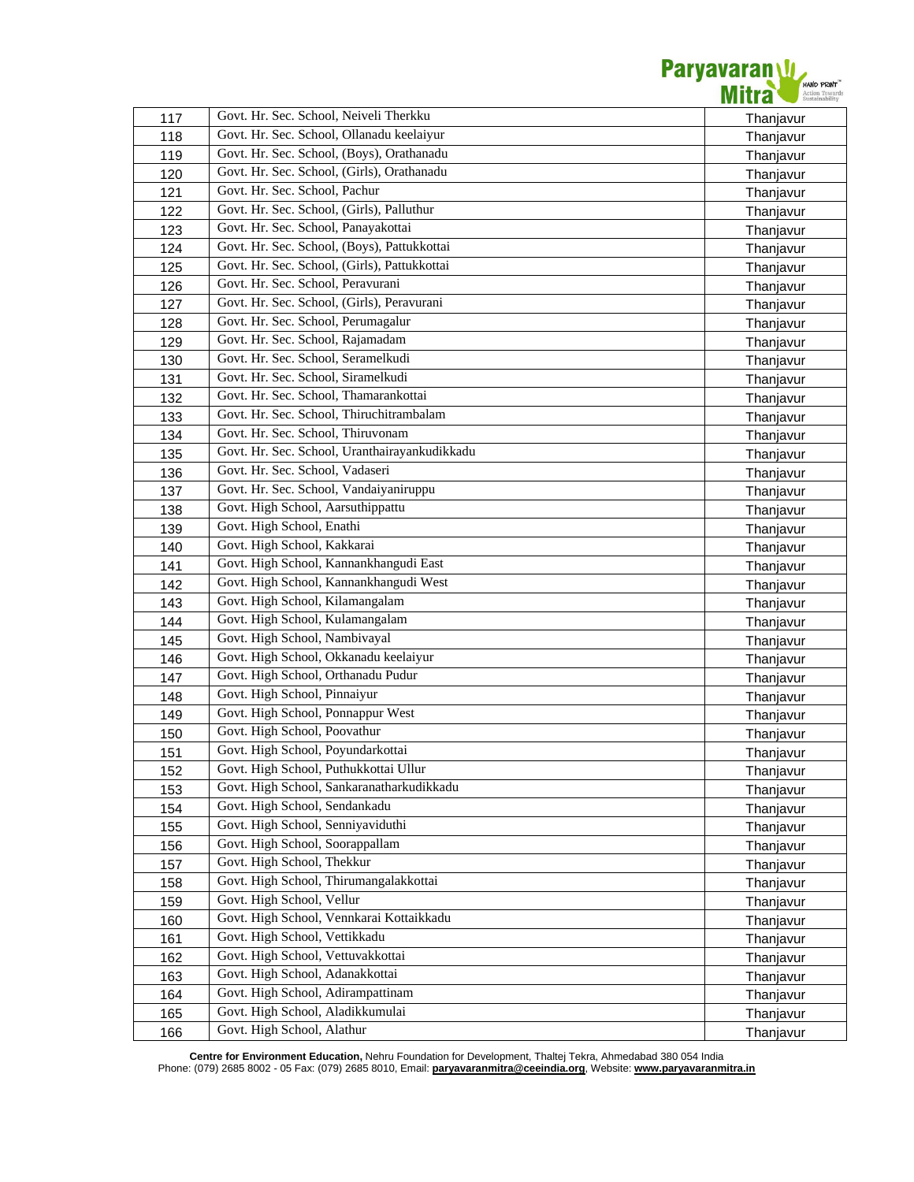| | | |
|---|---|---|
| 117 | Govt. Hr. Sec. School, Neiveli Therkku | Thanjavur |
| 118 | Govt. Hr. Sec. School, Ollanadu keelaiyur | Thanjavur |
| 119 | Govt. Hr. Sec. School, (Boys), Orathanadu | Thanjavur |
| 120 | Govt. Hr. Sec. School, (Girls), Orathanadu | Thanjavur |
| 121 | Govt. Hr. Sec. School, Pachur | Thanjavur |
| 122 | Govt. Hr. Sec. School, (Girls), Palluthur | Thanjavur |
| 123 | Govt. Hr. Sec. School, Panayakottai | Thanjavur |
| 124 | Govt. Hr. Sec. School, (Boys), Pattukkottai | Thanjavur |
| 125 | Govt. Hr. Sec. School, (Girls), Pattukkottai | Thanjavur |
| 126 | Govt. Hr. Sec. School, Peravurani | Thanjavur |
| 127 | Govt. Hr. Sec. School, (Girls), Peravurani | Thanjavur |
| 128 | Govt. Hr. Sec. School, Perumagalur | Thanjavur |
| 129 | Govt. Hr. Sec. School, Rajamadam | Thanjavur |
| 130 | Govt. Hr. Sec. School, Seramelkudi | Thanjavur |
| 131 | Govt. Hr. Sec. School, Siramelkudi | Thanjavur |
| 132 | Govt. Hr. Sec. School, Thamarankottai | Thanjavur |
| 133 | Govt. Hr. Sec. School, Thiruchitrambalam | Thanjavur |
| 134 | Govt. Hr. Sec. School, Thiruvonam | Thanjavur |
| 135 | Govt. Hr. Sec. School, Uranthairayankudikkadu | Thanjavur |
| 136 | Govt. Hr. Sec. School, Vadaseri | Thanjavur |
| 137 | Govt. Hr. Sec. School, Vandaiyaniruppu | Thanjavur |
| 138 | Govt. High School, Aarsuthippattu | Thanjavur |
| 139 | Govt. High School, Enathi | Thanjavur |
| 140 | Govt. High School, Kakkarai | Thanjavur |
| 141 | Govt. High School, Kannankhangudi East | Thanjavur |
| 142 | Govt. High School, Kannankhangudi West | Thanjavur |
| 143 | Govt. High School, Kilamangalam | Thanjavur |
| 144 | Govt. High School, Kulamangalam | Thanjavur |
| 145 | Govt. High School, Nambivayal | Thanjavur |
| 146 | Govt. High School, Okkanadu keelaiyur | Thanjavur |
| 147 | Govt. High School, Orthanadu Pudur | Thanjavur |
| 148 | Govt. High School, Pinnaiyur | Thanjavur |
| 149 | Govt. High School, Ponnappur West | Thanjavur |
| 150 | Govt. High School, Poovathur | Thanjavur |
| 151 | Govt. High School, Poyundarkottai | Thanjavur |
| 152 | Govt. High School, Puthukkottai Ullur | Thanjavur |
| 153 | Govt. High School, Sankaranatharkudikkadu | Thanjavur |
| 154 | Govt. High School, Sendankadu | Thanjavur |
| 155 | Govt. High School, Senniyaviduthi | Thanjavur |
| 156 | Govt. High School, Soorappallam | Thanjavur |
| 157 | Govt. High School, Thekkur | Thanjavur |
| 158 | Govt. High School, Thirumangalakkottai | Thanjavur |
| 159 | Govt. High School, Vellur | Thanjavur |
| 160 | Govt. High School, Vennkarai Kottaikkadu | Thanjavur |
| 161 | Govt. High School, Vettikkadu | Thanjavur |
| 162 | Govt. High School, Vettuvakkottai | Thanjavur |
| 163 | Govt. High School, Adanakkottai | Thanjavur |
| 164 | Govt. High School, Adirampattinam | Thanjavur |
| 165 | Govt. High School, Aladikkumulai | Thanjavur |
| 166 | Govt. High School, Alathur | Thanjavur |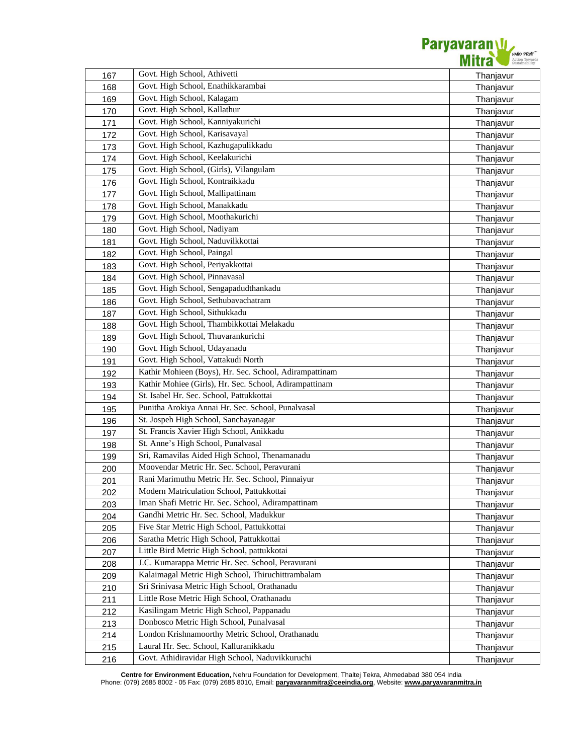| | | |
|---|---|---|
| 167 | Govt. High School, Athivetti | Thanjavur |
| 168 | Govt. High School, Enathikkarambai | Thanjavur |
| 169 | Govt. High School, Kalagam | Thanjavur |
| 170 | Govt. High School, Kallathur | Thanjavur |
| 171 | Govt. High School, Kanniyakurichi | Thanjavur |
| 172 | Govt. High School, Karisavayal | Thanjavur |
| 173 | Govt. High School, Kazhugapulikkadu | Thanjavur |
| 174 | Govt. High School, Keelakurichi | Thanjavur |
| 175 | Govt. High School, (Girls), Vilangulam | Thanjavur |
| 176 | Govt. High School, Kontraikkadu | Thanjavur |
| 177 | Govt. High School, Mallipattinam | Thanjavur |
| 178 | Govt. High School, Manakkadu | Thanjavur |
| 179 | Govt. High School, Moothakurichi | Thanjavur |
| 180 | Govt. High School, Nadiyam | Thanjavur |
| 181 | Govt. High School, Naduvilkkottai | Thanjavur |
| 182 | Govt. High School, Paingal | Thanjavur |
| 183 | Govt. High School, Periyakkottai | Thanjavur |
| 184 | Govt. High School, Pinnavasal | Thanjavur |
| 185 | Govt. High School, Sengapadudthankadu | Thanjavur |
| 186 | Govt. High School, Sethubavachatram | Thanjavur |
| 187 | Govt. High School, Sithukkadu | Thanjavur |
| 188 | Govt. High School, Thambikkottai Melakadu | Thanjavur |
| 189 | Govt. High School, Thuvarankurichi | Thanjavur |
| 190 | Govt. High School, Udayanadu | Thanjavur |
| 191 | Govt. High School, Vattakudi North | Thanjavur |
| 192 | Kathir Mohieen (Boys), Hr. Sec. School, Adirampattinam | Thanjavur |
| 193 | Kathir Mohiee (Girls), Hr. Sec. School, Adirampattinam | Thanjavur |
| 194 | St. Isabel Hr. Sec. School, Pattukkottai | Thanjavur |
| 195 | Punitha Arokiya Annai Hr. Sec. School, Punalvasal | Thanjavur |
| 196 | St. Jospeh High School, Sanchayanagar | Thanjavur |
| 197 | St. Francis Xavier High School, Anikkadu | Thanjavur |
| 198 | St. Anne's High School, Punalvasal | Thanjavur |
| 199 | Sri, Ramavilas Aided High School, Thenamanadu | Thanjavur |
| 200 | Moovendar Metric Hr. Sec. School, Peravurani | Thanjavur |
| 201 | Rani Marimuthu Metric Hr. Sec. School, Pinnaiyur | Thanjavur |
| 202 | Modern Matriculation School, Pattukkottai | Thanjavur |
| 203 | Iman Shafi Metric Hr. Sec. School, Adirampattinam | Thanjavur |
| 204 | Gandhi Metric Hr. Sec. School, Madukkur | Thanjavur |
| 205 | Five Star Metric High School, Pattukkottai | Thanjavur |
| 206 | Saratha Metric High School, Pattukkottai | Thanjavur |
| 207 | Little Bird Metric High School, pattukkotai | Thanjavur |
| 208 | J.C. Kumarappa Metric Hr. Sec. School, Peravurani | Thanjavur |
| 209 | Kalaimagal Metric High School, Thiruchittrambalam | Thanjavur |
| 210 | Sri Srinivasa Metric High School, Orathanadu | Thanjavur |
| 211 | Little Rose Metric High School, Orathanadu | Thanjavur |
| 212 | Kasilingam Metric High School, Pappanadu | Thanjavur |
| 213 | Donbosco Metric High School, Punalvasal | Thanjavur |
| 214 | London Krishnamoorthy Metric School, Orathanadu | Thanjavur |
| 215 | Laural Hr. Sec. School, Kalluranikkadu | Thanjavur |
| 216 | Govt. Athidiravidar High School, Naduvikkuruchi | Thanjavur |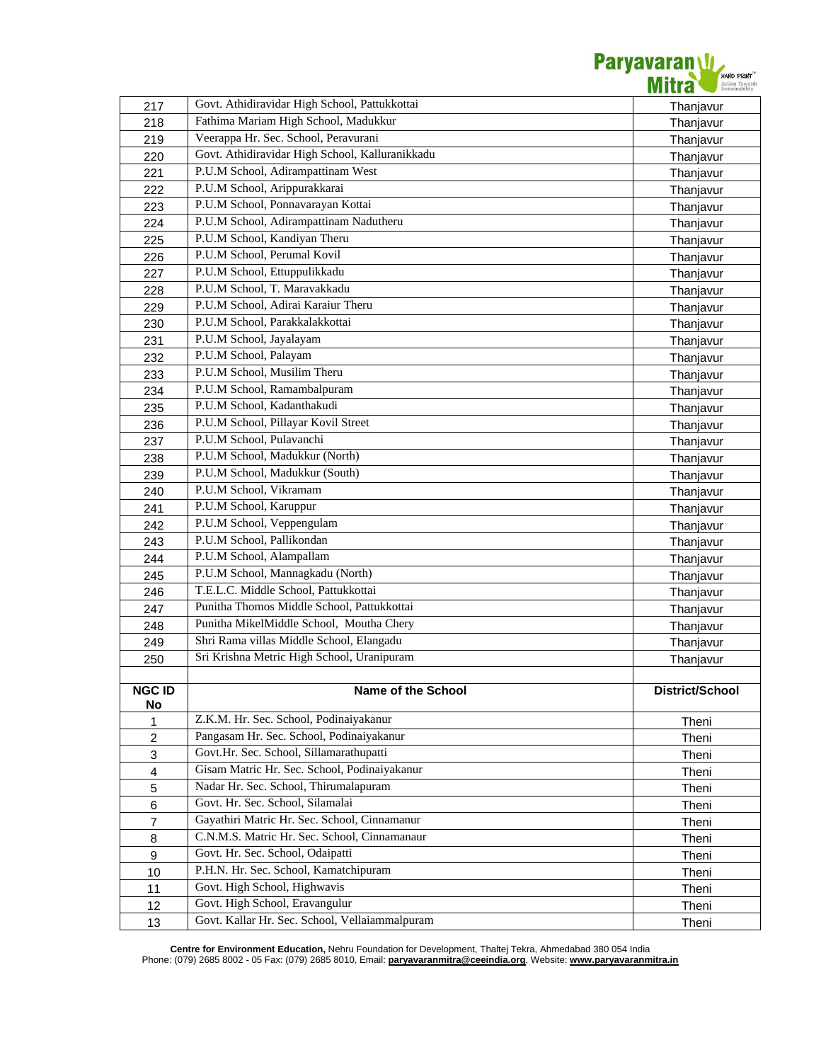| | | |
|---|---|---|
| 217 | Govt. Athidiravidar High School, Pattukkottai | Thanjavur |
| 218 | Fathima Mariam High School, Madukkur | Thanjavur |
| 219 | Veerappa Hr. Sec. School, Peravurani | Thanjavur |
| 220 | Govt. Athidiravidar High School, Kalluranikkadu | Thanjavur |
| 221 | P.U.M School, Adirampattinam West | Thanjavur |
| 222 | P.U.M School, Arippurakkarai | Thanjavur |
| 223 | P.U.M School, Ponnavarayan Kottai | Thanjavur |
| 224 | P.U.M School, Adirampattinam Nadutheru | Thanjavur |
| 225 | P.U.M School, Kandiyan Theru | Thanjavur |
| 226 | P.U.M School, Perumal Kovil | Thanjavur |
| 227 | P.U.M School, Ettuppulikkadu | Thanjavur |
| 228 | P.U.M School, T. Maravakkadu | Thanjavur |
| 229 | P.U.M School, Adirai Karaiur Theru | Thanjavur |
| 230 | P.U.M School, Parakkalakkottai | Thanjavur |
| 231 | P.U.M School, Jayalayam | Thanjavur |
| 232 | P.U.M School, Palayam | Thanjavur |
| 233 | P.U.M School, Musilim Theru | Thanjavur |
| 234 | P.U.M School, Ramambalpuram | Thanjavur |
| 235 | P.U.M School, Kadanthakudi | Thanjavur |
| 236 | P.U.M School, Pillayar Kovil Street | Thanjavur |
| 237 | P.U.M School, Pulavanchi | Thanjavur |
| 238 | P.U.M School, Madukkur (North) | Thanjavur |
| 239 | P.U.M School, Madukkur (South) | Thanjavur |
| 240 | P.U.M School, Vikramam | Thanjavur |
| 241 | P.U.M School, Karuppur | Thanjavur |
| 242 | P.U.M School, Veppengulam | Thanjavur |
| 243 | P.U.M School, Pallikondan | Thanjavur |
| 244 | P.U.M School, Alampallam | Thanjavur |
| 245 | P.U.M School, Mannagkadu (North) | Thanjavur |
| 246 | T.E.L.C. Middle School, Pattukkottai | Thanjavur |
| 247 | Punitha Thomos Middle School, Pattukkottai | Thanjavur |
| 248 | Punitha MikelMiddle School, Moutha Chery | Thanjavur |
| 249 | Shri Rama villas Middle School, Elangadu | Thanjavur |
| 250 | Sri Krishna Metric High School, Uranipuram | Thanjavur |

| NGC ID No | Name of the School | District/School |
|---|---|---|
| 1 | Z.K.M. Hr. Sec. School, Podinaiyakanur | Theni |
| 2 | Pangasam Hr. Sec. School, Podinaiyakanur | Theni |
| 3 | Govt.Hr. Sec. School, Sillamarathupatti | Theni |
| 4 | Gisam Matric Hr. Sec. School, Podinaiyakanur | Theni |
| 5 | Nadar Hr. Sec. School, Thirumalapuram | Theni |
| 6 | Govt. Hr. Sec. School, Silamalai | Theni |
| 7 | Gayathiri Matric Hr. Sec. School, Cinnamanur | Theni |
| 8 | C.N.M.S. Matric Hr. Sec. School, Cinnamanaur | Theni |
| 9 | Govt. Hr. Sec. School, Odaipatti | Theni |
| 10 | P.H.N. Hr. Sec. School, Kamatchipuram | Theni |
| 11 | Govt. High School, Highwavis | Theni |
| 12 | Govt. High School, Eravangulur | Theni |
| 13 | Govt. Kallar Hr. Sec. School, Vellaiammalpuram | Theni |

**Centre for Environment Education,** Nehru Foundation for Development, Thaltej Tekra, Ahmedabad 380 054 India
Phone: (079) 2685 8002 - 05 Fax: (079) 2685 8010, Email: **paryavaranmitra@ceeindia.org**, Website: **www.paryavaranmitra.in**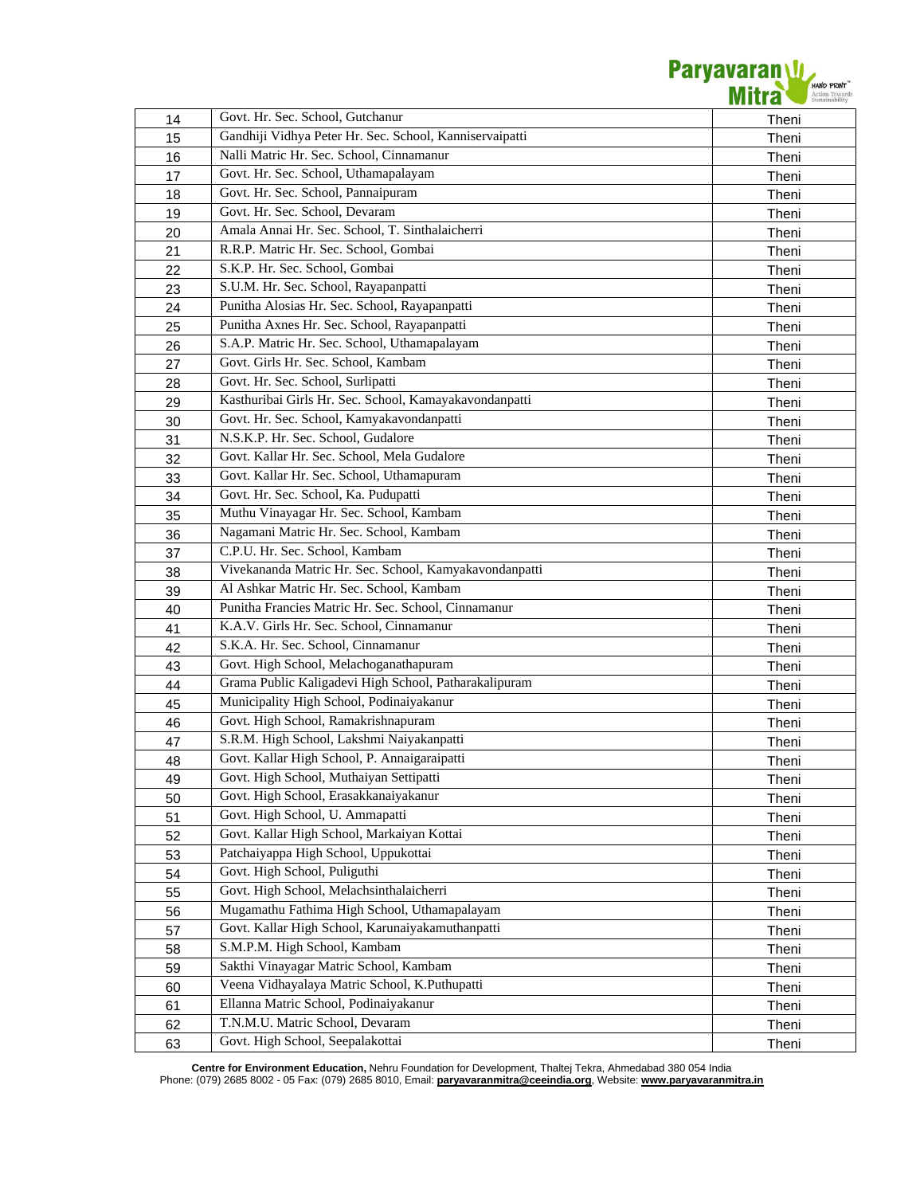| 14 | Govt. Hr. Sec. School, Gutchanur | Theni |
|---|---|---|
| 15 | Gandhiji Vidhya Peter Hr. Sec. School, Kanniservaipatti | Theni |
| 16 | Nalli Matric Hr. Sec. School, Cinnamanur | Theni |
| 17 | Govt. Hr. Sec. School, Uthamapalayam | Theni |
| 18 | Govt. Hr. Sec. School, Pannaipuram | Theni |
| 19 | Govt. Hr. Sec. School, Devaram | Theni |
| 20 | Amala Annai Hr. Sec. School, T. Sinthalaicherri | Theni |
| 21 | R.R.P. Matric Hr. Sec. School, Gombai | Theni |
| 22 | S.K.P. Hr. Sec. School, Gombai | Theni |
| 23 | S.U.M. Hr. Sec. School, Rayapanpatti | Theni |
| 24 | Punitha Alosias Hr. Sec. School, Rayapanpatti | Theni |
| 25 | Punitha Axnes Hr. Sec. School, Rayapanpatti | Theni |
| 26 | S.A.P. Matric Hr. Sec. School, Uthamapalayam | Theni |
| 27 | Govt. Girls Hr. Sec. School, Kambam | Theni |
| 28 | Govt. Hr. Sec. School, Surlipatti | Theni |
| 29 | Kasthuribai Girls Hr. Sec. School, Kamayakavondanpatti | Theni |
| 30 | Govt. Hr. Sec. School, Kamyakavondanpatti | Theni |
| 31 | N.S.K.P. Hr. Sec. School, Gudalore | Theni |
| 32 | Govt. Kallar Hr. Sec. School, Mela Gudalore | Theni |
| 33 | Govt. Kallar Hr. Sec. School, Uthamapuram | Theni |
| 34 | Govt. Hr. Sec. School, Ka. Pudupatti | Theni |
| 35 | Muthu Vinayagar Hr. Sec. School, Kambam | Theni |
| 36 | Nagamani Matric Hr. Sec. School, Kambam | Theni |
| 37 | C.P.U. Hr. Sec. School, Kambam | Theni |
| 38 | Vivekananda Matric Hr. Sec. School, Kamyakavondanpatti | Theni |
| 39 | Al Ashkar Matric Hr. Sec. School, Kambam | Theni |
| 40 | Punitha Francies Matric Hr. Sec. School, Cinnamanur | Theni |
| 41 | K.A.V. Girls Hr. Sec. School, Cinnamanur | Theni |
| 42 | S.K.A. Hr. Sec. School, Cinnamanur | Theni |
| 43 | Govt. High School, Melachoganathapuram | Theni |
| 44 | Grama Public Kaligadevi High School, Patharakalipuram | Theni |
| 45 | Municipality High School, Podinaiyakanur | Theni |
| 46 | Govt. High School, Ramakrishnapuram | Theni |
| 47 | S.R.M. High School, Lakshmi Naiyakanpatti | Theni |
| 48 | Govt. Kallar High School, P. Annaigaraipatti | Theni |
| 49 | Govt. High School, Muthaiyan Settipatti | Theni |
| 50 | Govt. High School, Erasakkanaiyakanur | Theni |
| 51 | Govt. High School, U. Ammapatti | Theni |
| 52 | Govt. Kallar High School, Markaiyan Kottai | Theni |
| 53 | Patchaiyappa High School, Uppukottai | Theni |
| 54 | Govt. High School, Puliguthi | Theni |
| 55 | Govt. High School, Melachsinthalaicherri | Theni |
| 56 | Mugamathu Fathima High School, Uthamapalayam | Theni |
| 57 | Govt. Kallar High School, Karunaiyakamuthanpatti | Theni |
| 58 | S.M.P.M. High School, Kambam | Theni |
| 59 | Sakthi Vinayagar Matric School, Kambam | Theni |
| 60 | Veena Vidhayalaya Matric School, K.Puthupatti | Theni |
| 61 | Ellanna Matric School, Podinaiyakanur | Theni |
| 62 | T.N.M.U. Matric School, Devaram | Theni |
| 63 | Govt. High School, Seepalakottai | Theni |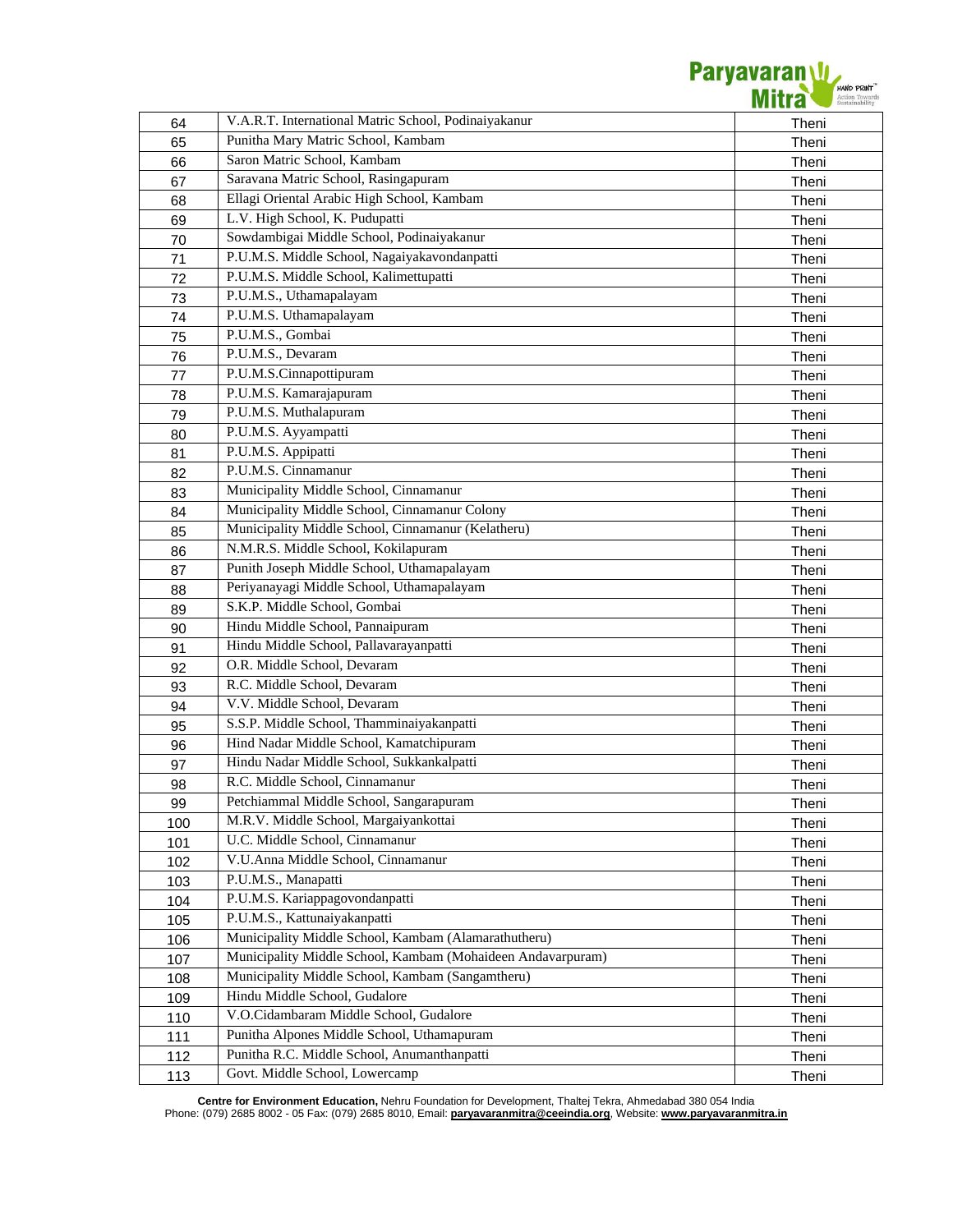| 64 | V.A.R.T. International Matric School, Podinaiyakanur | Theni |
|---|---|---|
| 65 | Punitha Mary Matric School, Kambam | Theni |
| 66 | Saron Matric School, Kambam | Theni |
| 67 | Saravana Matric School, Rasingapuram | Theni |
| 68 | Ellagi Oriental Arabic High School, Kambam | Theni |
| 69 | L.V. High School, K. Pudupatti | Theni |
| 70 | Sowdambigai Middle School, Podinaiyakanur | Theni |
| 71 | P.U.M.S. Middle School, Nagaiyakavondanpatti | Theni |
| 72 | P.U.M.S. Middle School, Kalimettupatti | Theni |
| 73 | P.U.M.S., Uthamapalayam | Theni |
| 74 | P.U.M.S. Uthamapalayam | Theni |
| 75 | P.U.M.S., Gombai | Theni |
| 76 | P.U.M.S., Devaram | Theni |
| 77 | P.U.M.S.Cinnapottipuram | Theni |
| 78 | P.U.M.S. Kamarajapuram | Theni |
| 79 | P.U.M.S. Muthalapuram | Theni |
| 80 | P.U.M.S. Ayyampatti | Theni |
| 81 | P.U.M.S. Appipatti | Theni |
| 82 | P.U.M.S. Cinnamanur | Theni |
| 83 | Municipality Middle School, Cinnamanur | Theni |
| 84 | Municipality Middle School, Cinnamanur Colony | Theni |
| 85 | Municipality Middle School, Cinnamanur (Kelatheru) | Theni |
| 86 | N.M.R.S. Middle School, Kokilapuram | Theni |
| 87 | Punith Joseph Middle School, Uthamapalayam | Theni |
| 88 | Periyanayagi Middle School, Uthamapalayam | Theni |
| 89 | S.K.P. Middle School, Gombai | Theni |
| 90 | Hindu Middle School, Pannaipuram | Theni |
| 91 | Hindu Middle School, Pallavarayanpatti | Theni |
| 92 | O.R. Middle School, Devaram | Theni |
| 93 | R.C. Middle School, Devaram | Theni |
| 94 | V.V. Middle School, Devaram | Theni |
| 95 | S.S.P. Middle School, Thamminaiyakanpatti | Theni |
| 96 | Hind Nadar Middle School, Kamatchipuram | Theni |
| 97 | Hindu Nadar Middle School, Sukkankalpatti | Theni |
| 98 | R.C. Middle School, Cinnamanur | Theni |
| 99 | Petchiammal Middle School, Sangarapuram | Theni |
| 100 | M.R.V. Middle School, Margaiyankottai | Theni |
| 101 | U.C. Middle School, Cinnamanur | Theni |
| 102 | V.U.Anna Middle School, Cinnamanur | Theni |
| 103 | P.U.M.S., Manapatti | Theni |
| 104 | P.U.M.S. Kariappagovondanpatti | Theni |
| 105 | P.U.M.S., Kattunaiyakanpatti | Theni |
| 106 | Municipality Middle School, Kambam (Alamarathutheru) | Theni |
| 107 | Municipality Middle School, Kambam (Mohaideen Andavarpuram) | Theni |
| 108 | Municipality Middle School, Kambam (Sangamtheru) | Theni |
| 109 | Hindu Middle School, Gudalore | Theni |
| 110 | V.O.Cidambaram Middle School, Gudalore | Theni |
| 111 | Punitha Alpones Middle School, Uthamapuram | Theni |
| 112 | Punitha R.C. Middle School, Anumanthanpatti | Theni |
| 113 | Govt. Middle School, Lowercamp | Theni |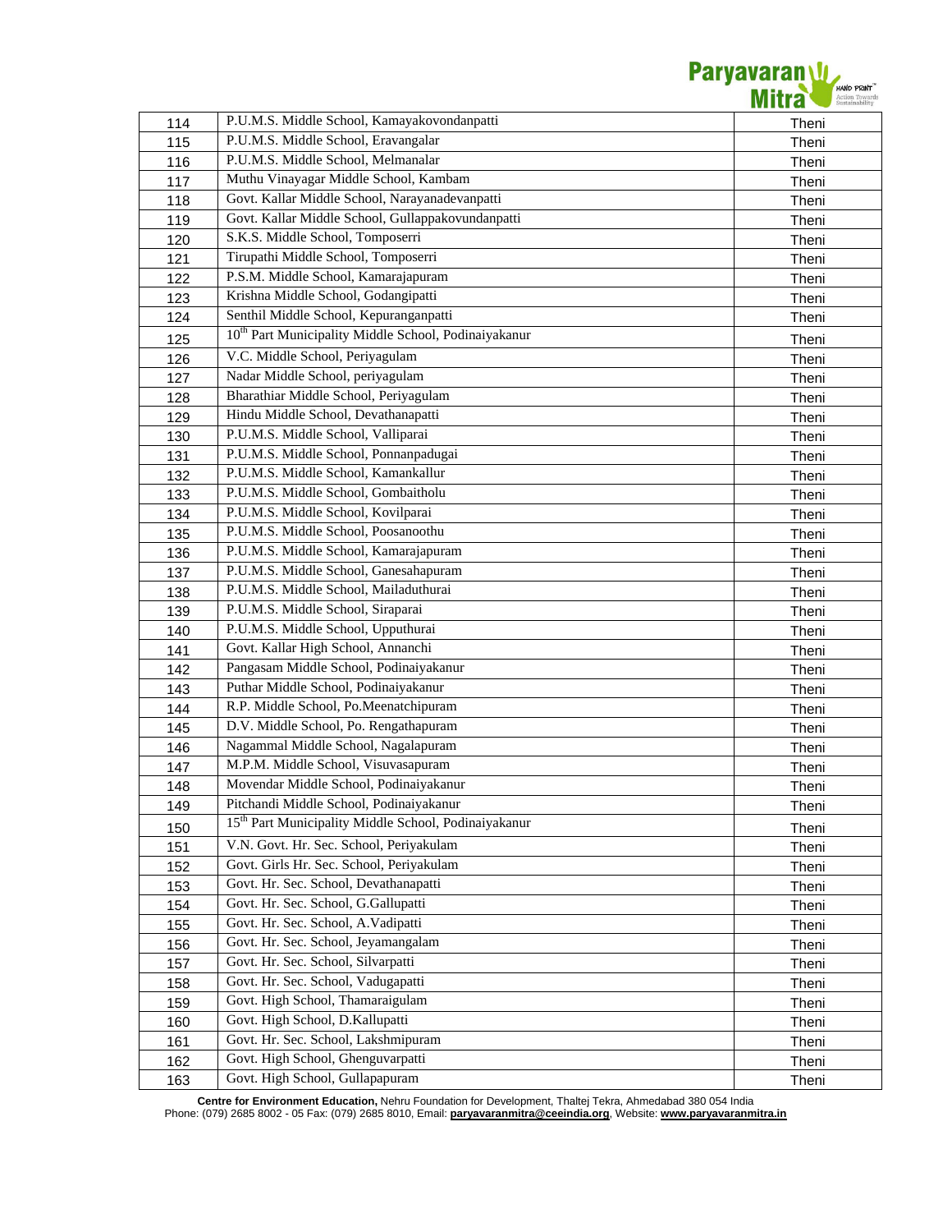| | | |
|---|---|---|
| 114 | P.U.M.S. Middle School, Kamayakovondanpatti | Theni |
| 115 | P.U.M.S. Middle School, Eravangalar | Theni |
| 116 | P.U.M.S. Middle School, Melmanalar | Theni |
| 117 | Muthu Vinayagar Middle School, Kambam | Theni |
| 118 | Govt. Kallar Middle School, Narayanadevanpatti | Theni |
| 119 | Govt. Kallar Middle School, Gullappakovundanpatti | Theni |
| 120 | S.K.S. Middle School, Tomposerri | Theni |
| 121 | Tirupathi Middle School, Tomposerri | Theni |
| 122 | P.S.M. Middle School, Kamarajapuram | Theni |
| 123 | Krishna Middle School, Godangipatti | Theni |
| 124 | Senthil Middle School, Kepuranganpatti | Theni |
| 125 | 10th Part Municipality Middle School, Podinaiyakanur | Theni |
| 126 | V.C. Middle School, Periyagulam | Theni |
| 127 | Nadar Middle School, periyagulam | Theni |
| 128 | Bharathiar Middle School, Periyagulam | Theni |
| 129 | Hindu Middle School, Devathanapatti | Theni |
| 130 | P.U.M.S. Middle School, Valliparai | Theni |
| 131 | P.U.M.S. Middle School, Ponnanpadugai | Theni |
| 132 | P.U.M.S. Middle School, Kamankallur | Theni |
| 133 | P.U.M.S. Middle School, Gombaitholu | Theni |
| 134 | P.U.M.S. Middle School, Kovilparai | Theni |
| 135 | P.U.M.S. Middle School, Poosanoothu | Theni |
| 136 | P.U.M.S. Middle School, Kamarajapuram | Theni |
| 137 | P.U.M.S. Middle School, Ganesahapuram | Theni |
| 138 | P.U.M.S. Middle School, Mailaduthurai | Theni |
| 139 | P.U.M.S. Middle School, Siraparai | Theni |
| 140 | P.U.M.S. Middle School, Upputhurai | Theni |
| 141 | Govt. Kallar High School, Annanchi | Theni |
| 142 | Pangasam Middle School, Podinaiyakanur | Theni |
| 143 | Puthar Middle School, Podinaiyakanur | Theni |
| 144 | R.P. Middle School, Po.Meenatchipuram | Theni |
| 145 | D.V. Middle School, Po. Rengathapuram | Theni |
| 146 | Nagammal Middle School, Nagalapuram | Theni |
| 147 | M.P.M. Middle School, Visuvasapuram | Theni |
| 148 | Movendar Middle School, Podinaiyakanur | Theni |
| 149 | Pitchandi Middle School, Podinaiyakanur | Theni |
| 150 | 15th Part Municipality Middle School, Podinaiyakanur | Theni |
| 151 | V.N. Govt. Hr. Sec. School, Periyakulam | Theni |
| 152 | Govt. Girls Hr. Sec. School, Periyakulam | Theni |
| 153 | Govt. Hr. Sec. School, Devathanapatti | Theni |
| 154 | Govt. Hr. Sec. School, G.Gallupatti | Theni |
| 155 | Govt. Hr. Sec. School, A.Vadipatti | Theni |
| 156 | Govt. Hr. Sec. School, Jeyamangalam | Theni |
| 157 | Govt. Hr. Sec. School, Silvarpatti | Theni |
| 158 | Govt. Hr. Sec. School, Vadugapatti | Theni |
| 159 | Govt. High School, Thamaraigulam | Theni |
| 160 | Govt. High School, D.Kallupatti | Theni |
| 161 | Govt. Hr. Sec. School, Lakshmipuram | Theni |
| 162 | Govt. High School, Ghenguvarpatti | Theni |
| 163 | Govt. High School, Gullapapuram | Theni |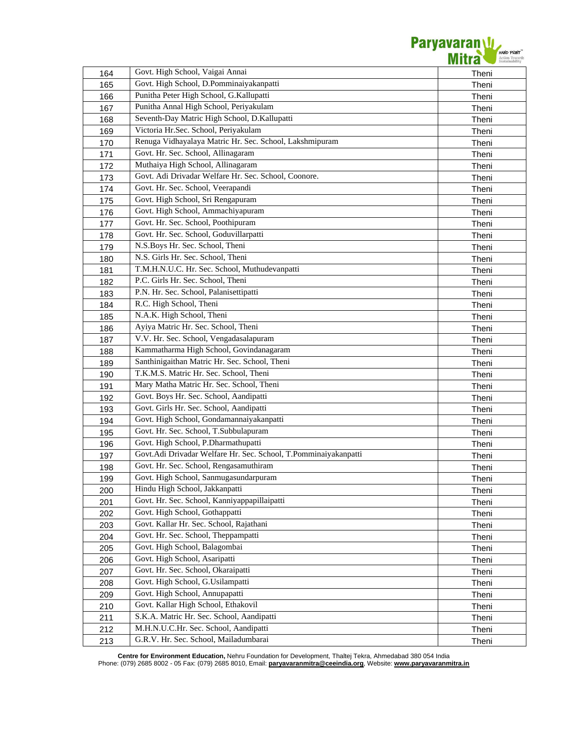| | | |
|---|---|---|
| 164 | Govt. High School, Vaigai Annai | Theni |
| 165 | Govt. High School, D.Pomminaiyakanpatti | Theni |
| 166 | Punitha Peter High School, G.Kallupatti | Theni |
| 167 | Punitha Annal High School, Periyakulam | Theni |
| 168 | Seventh-Day Matric High School, D.Kallupatti | Theni |
| 169 | Victoria Hr.Sec. School, Periyakulam | Theni |
| 170 | Renuga Vidhayalaya Matric Hr. Sec. School, Lakshmipuram | Theni |
| 171 | Govt. Hr. Sec. School, Allinagaram | Theni |
| 172 | Muthaiya High School, Allinagaram | Theni |
| 173 | Govt. Adi Drivadar Welfare Hr. Sec. School, Coonore. | Theni |
| 174 | Govt. Hr. Sec. School, Veerapandi | Theni |
| 175 | Govt. High School, Sri Rengapuram | Theni |
| 176 | Govt. High School, Ammachiyapuram | Theni |
| 177 | Govt. Hr. Sec. School, Poothipuram | Theni |
| 178 | Govt. Hr. Sec. School, Goduvillarpatti | Theni |
| 179 | N.S.Boys Hr. Sec. School, Theni | Theni |
| 180 | N.S. Girls Hr. Sec. School, Theni | Theni |
| 181 | T.M.H.N.U.C. Hr. Sec. School, Muthudevanpatti | Theni |
| 182 | P.C. Girls Hr. Sec. School, Theni | Theni |
| 183 | P.N. Hr. Sec. School, Palanisettipatti | Theni |
| 184 | R.C. High School, Theni | Theni |
| 185 | N.A.K. High School, Theni | Theni |
| 186 | Ayiya Matric Hr. Sec. School, Theni | Theni |
| 187 | V.V. Hr. Sec. School, Vengadasalapuram | Theni |
| 188 | Kammatharma High School, Govindanagaram | Theni |
| 189 | Santhinigaithan Matric Hr. Sec. School, Theni | Theni |
| 190 | T.K.M.S. Matric Hr. Sec. School, Theni | Theni |
| 191 | Mary Matha Matric Hr. Sec. School, Theni | Theni |
| 192 | Govt. Boys Hr. Sec. School, Aandipatti | Theni |
| 193 | Govt. Girls Hr. Sec. School, Aandipatti | Theni |
| 194 | Govt. High School, Gondamannaiyakanpatti | Theni |
| 195 | Govt. Hr. Sec. School, T.Subbulapuram | Theni |
| 196 | Govt. High School, P.Dharmathupatti | Theni |
| 197 | Govt.Adi Drivadar Welfare Hr. Sec. School, T.Pomminaiyakanpatti | Theni |
| 198 | Govt. Hr. Sec. School, Rengasamuthiram | Theni |
| 199 | Govt. High School, Sanmugasundarpuram | Theni |
| 200 | Hindu High School, Jakkanpatti | Theni |
| 201 | Govt. Hr. Sec. School, Kanniyappapillaipatti | Theni |
| 202 | Govt. High School, Gothappatti | Theni |
| 203 | Govt. Kallar Hr. Sec. School, Rajathani | Theni |
| 204 | Govt. Hr. Sec. School, Theppampatti | Theni |
| 205 | Govt. High School, Balagombai | Theni |
| 206 | Govt. High School, Asaripatti | Theni |
| 207 | Govt. Hr. Sec. School, Okaraipatti | Theni |
| 208 | Govt. High School, G.Usilampatti | Theni |
| 209 | Govt. High School, Annupapatti | Theni |
| 210 | Govt. Kallar High School, Ethakovil | Theni |
| 211 | S.K.A. Matric Hr. Sec. School, Aandipatti | Theni |
| 212 | M.H.N.U.C.Hr. Sec. School, Aandipatti | Theni |
| 213 | G.R.V. Hr. Sec. School, Mailadumbarai | Theni |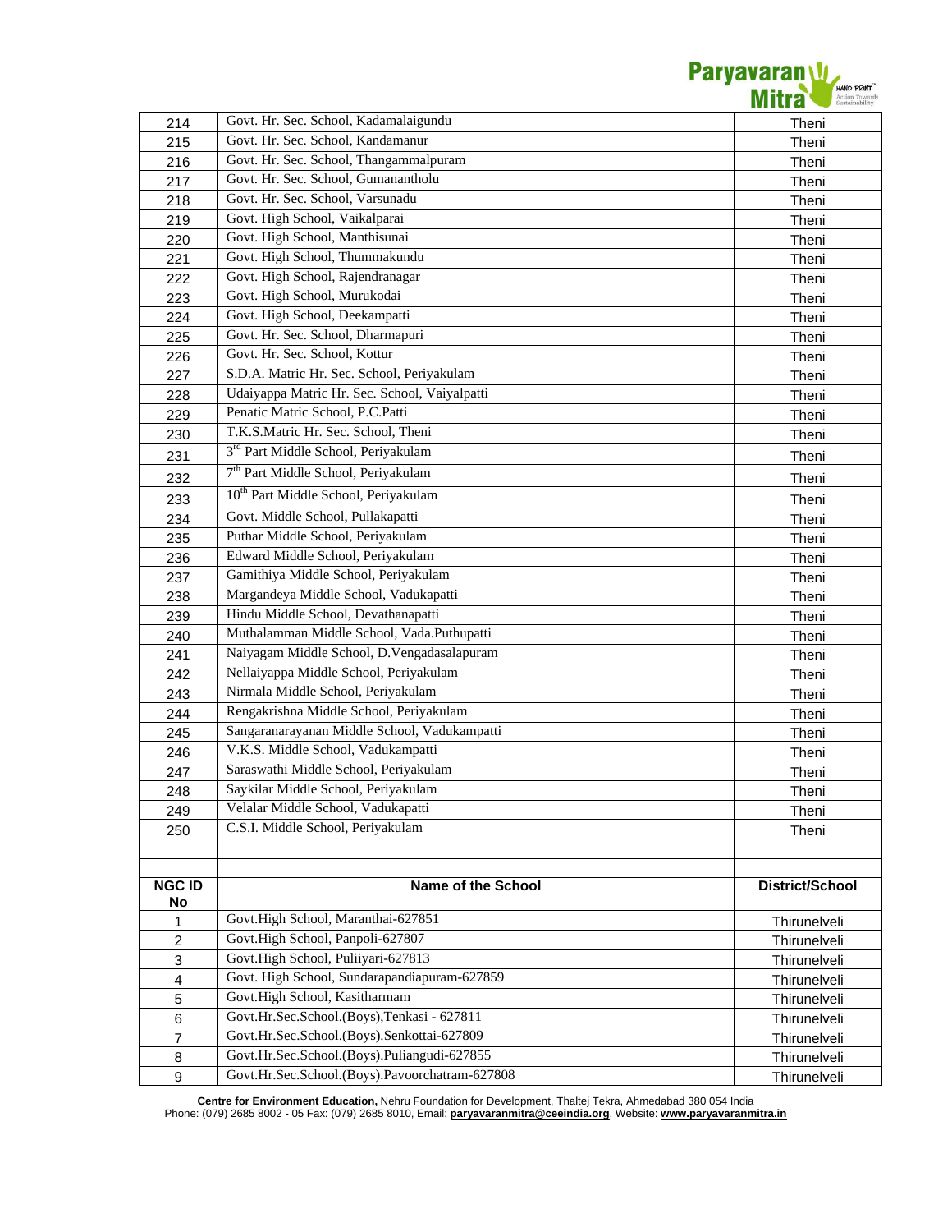| | | |
|---|---|---|
| 214 | Govt. Hr. Sec. School, Kadamalaigundu | Theni |
| 215 | Govt. Hr. Sec. School, Kandamanur | Theni |
| 216 | Govt. Hr. Sec. School, Thangammalpuram | Theni |
| 217 | Govt. Hr. Sec. School, Gumanantholu | Theni |
| 218 | Govt. Hr. Sec. School, Varsunadu | Theni |
| 219 | Govt. High School, Vaikalparai | Theni |
| 220 | Govt. High School, Manthisunai | Theni |
| 221 | Govt. High School, Thummakundu | Theni |
| 222 | Govt. High School, Rajendranagar | Theni |
| 223 | Govt. High School, Murukodai | Theni |
| 224 | Govt. High School, Deekampatti | Theni |
| 225 | Govt. Hr. Sec. School, Dharmapuri | Theni |
| 226 | Govt. Hr. Sec. School, Kottur | Theni |
| 227 | S.D.A. Matric Hr. Sec. School, Periyakulam | Theni |
| 228 | Udaiyappa Matric Hr. Sec. School, Vaiyalpatti | Theni |
| 229 | Penatic Matric School, P.C.Patti | Theni |
| 230 | T.K.S.Matric Hr. Sec. School, Theni | Theni |
| 231 | 3rd Part Middle School, Periyakulam | Theni |
| 232 | 7th Part Middle School, Periyakulam | Theni |
| 233 | 10th Part Middle School, Periyakulam | Theni |
| 234 | Govt. Middle School, Pullakapatti | Theni |
| 235 | Puthar Middle School, Periyakulam | Theni |
| 236 | Edward Middle School, Periyakulam | Theni |
| 237 | Gamithiya Middle School, Periyakulam | Theni |
| 238 | Margandeya Middle School, Vadukapatti | Theni |
| 239 | Hindu Middle School, Devathanapatti | Theni |
| 240 | Muthalamman Middle School, Vada.Puthupatti | Theni |
| 241 | Naiyagam Middle School, D.Vengadasalapuram | Theni |
| 242 | Nellaiyappa Middle School, Periyakulam | Theni |
| 243 | Nirmala Middle School, Periyakulam | Theni |
| 244 | Rengakrishna Middle School, Periyakulam | Theni |
| 245 | Sangaranarayanan Middle School, Vadukampatti | Theni |
| 246 | V.K.S. Middle School, Vadukampatti | Theni |
| 247 | Saraswathi Middle School, Periyakulam | Theni |
| 248 | Saykilar Middle School, Periyakulam | Theni |
| 249 | Velalar Middle School, Vadukapatti | Theni |
| 250 | C.S.I. Middle School, Periyakulam | Theni |

| NGC ID No | Name of the School | District/School |
|---|---|---|
| 1 | Govt.High School, Maranthai-627851 | Thirunelveli |
| 2 | Govt.High School, Panpoli-627807 | Thirunelveli |
| 3 | Govt.High School, Puliiyari-627813 | Thirunelveli |
| 4 | Govt. High School, Sundarapandiapuram-627859 | Thirunelveli |
| 5 | Govt.High School, Kasitharmam | Thirunelveli |
| 6 | Govt.Hr.Sec.School.(Boys),Tenkasi - 627811 | Thirunelveli |
| 7 | Govt.Hr.Sec.School.(Boys).Senkottai-627809 | Thirunelveli |
| 8 | Govt.Hr.Sec.School.(Boys).Puliangudi-627855 | Thirunelveli |
| 9 | Govt.Hr.Sec.School.(Boys).Pavoorchatram-627808 | Thirunelveli |

**Centre for Environment Education,** Nehru Foundation for Development, Thaltej Tekra, Ahmedabad 380 054 India
Phone: (079) 2685 8002 - 05 Fax: (079) 2685 8010, Email: paryavaranmitra@ceeindia.org, Website: www.paryavaranmitra.in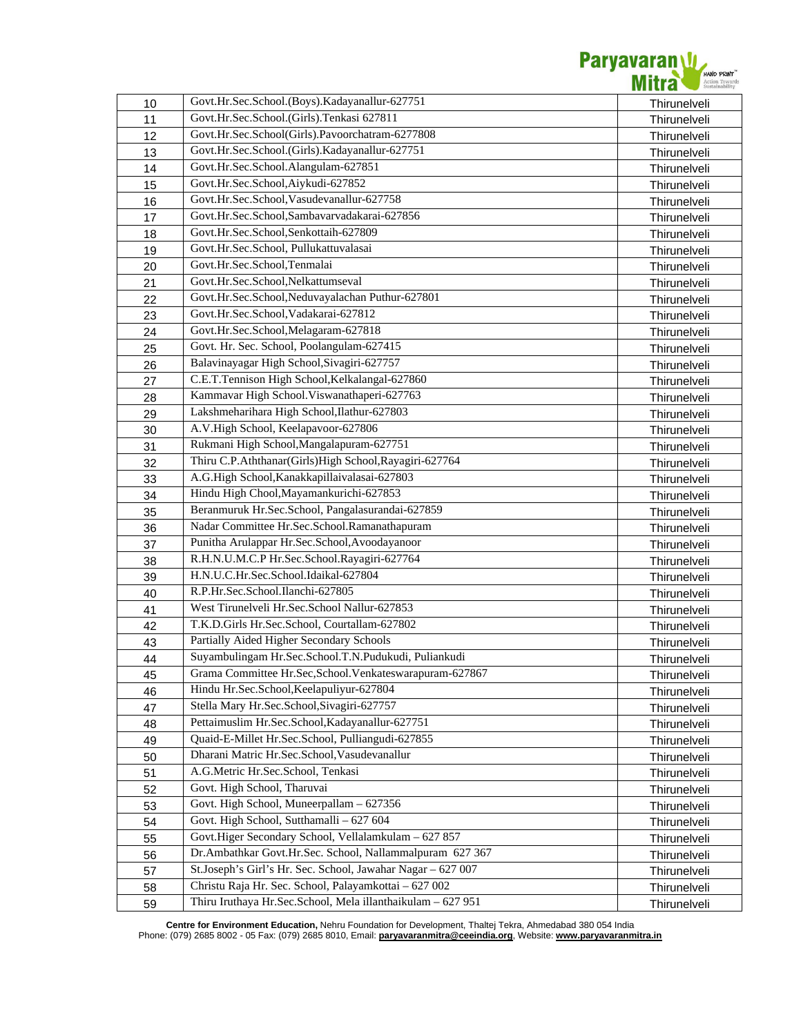| 10 | Govt.Hr.Sec.School.(Boys).Kadayanallur-627751 | Thirunelveli |
|---|---|---|
| 11 | Govt.Hr.Sec.School.(Girls).Tenkasi 627811 | Thirunelveli |
| 12 | Govt.Hr.Sec.School(Girls).Pavoorchatram-6277808 | Thirunelveli |
| 13 | Govt.Hr.Sec.School.(Girls).Kadayanallur-627751 | Thirunelveli |
| 14 | Govt.Hr.Sec.School.Alangulam-627851 | Thirunelveli |
| 15 | Govt.Hr.Sec.School,Aiykudi-627852 | Thirunelveli |
| 16 | Govt.Hr.Sec.School,Vasudevanallur-627758 | Thirunelveli |
| 17 | Govt.Hr.Sec.School,Sambavarvadakarai-627856 | Thirunelveli |
| 18 | Govt.Hr.Sec.School,Senkottaih-627809 | Thirunelveli |
| 19 | Govt.Hr.Sec.School, Pullukattuvalasai | Thirunelveli |
| 20 | Govt.Hr.Sec.School,Tenmalai | Thirunelveli |
| 21 | Govt.Hr.Sec.School,Nelkattumseval | Thirunelveli |
| 22 | Govt.Hr.Sec.School,Neduvayalachan Puthur-627801 | Thirunelveli |
| 23 | Govt.Hr.Sec.School,Vadakarai-627812 | Thirunelveli |
| 24 | Govt.Hr.Sec.School,Melagaram-627818 | Thirunelveli |
| 25 | Govt. Hr. Sec. School, Poolangulam-627415 | Thirunelveli |
| 26 | Balavinayagar High School,Sivagiri-627757 | Thirunelveli |
| 27 | C.E.T.Tennison High School,Kelkalangal-627860 | Thirunelveli |
| 28 | Kammavar High School.Viswanathaperi-627763 | Thirunelveli |
| 29 | Lakshmeharihara High School,Ilathur-627803 | Thirunelveli |
| 30 | A.V.High School, Keelapavoor-627806 | Thirunelveli |
| 31 | Rukmani High School,Mangalapuram-627751 | Thirunelveli |
| 32 | Thiru C.P.Aththanar(Girls)High School,Rayagiri-627764 | Thirunelveli |
| 33 | A.G.High School,Kanakkapillaivalasai-627803 | Thirunelveli |
| 34 | Hindu High Chool,Mayamankurichi-627853 | Thirunelveli |
| 35 | Beranmuruk Hr.Sec.School, Pangalasurandai-627859 | Thirunelveli |
| 36 | Nadar Committee Hr.Sec.School.Ramanathapuram | Thirunelveli |
| 37 | Punitha Arulappar Hr.Sec.School,Avoodayanoor | Thirunelveli |
| 38 | R.H.N.U.M.C.P Hr.Sec.School.Rayagiri-627764 | Thirunelveli |
| 39 | H.N.U.C.Hr.Sec.School.Idaikal-627804 | Thirunelveli |
| 40 | R.P.Hr.Sec.School.Ilanchi-627805 | Thirunelveli |
| 41 | West Tirunelveli Hr.Sec.School Nallur-627853 | Thirunelveli |
| 42 | T.K.D.Girls Hr.Sec.School, Courtallam-627802 | Thirunelveli |
| 43 | Partially Aided Higher Secondary Schools | Thirunelveli |
| 44 | Suyambulingam Hr.Sec.School.T.N.Pudukudi, Puliankudi | Thirunelveli |
| 45 | Grama Committee Hr.Sec,School.Venkateswarapuram-627867 | Thirunelveli |
| 46 | Hindu Hr.Sec.School,Keelapuliyur-627804 | Thirunelveli |
| 47 | Stella Mary Hr.Sec.School,Sivagiri-627757 | Thirunelveli |
| 48 | Pettaimuslim Hr.Sec.School,Kadayanallur-627751 | Thirunelveli |
| 49 | Quaid-E-Millet Hr.Sec.School, Pulliangudi-627855 | Thirunelveli |
| 50 | Dharani Matric Hr.Sec.School,Vasudevanallur | Thirunelveli |
| 51 | A.G.Metric Hr.Sec.School, Tenkasi | Thirunelveli |
| 52 | Govt. High School, Tharuvai | Thirunelveli |
| 53 | Govt. High School, Muneerpallam – 627356 | Thirunelveli |
| 54 | Govt. High School, Sutthamalli – 627 604 | Thirunelveli |
| 55 | Govt.Higer Secondary School, Vellalamkulam – 627 857 | Thirunelveli |
| 56 | Dr.Ambathkar Govt.Hr.Sec. School, Nallammalpuram 627 367 | Thirunelveli |
| 57 | St.Joseph's Girl's Hr. Sec. School, Jawahar Nagar – 627 007 | Thirunelveli |
| 58 | Christu Raja Hr. Sec. School, Palayamkottai – 627 002 | Thirunelveli |
| 59 | Thiru Iruthaya Hr.Sec.School, Mela illanthaikulam – 627 951 | Thirunelveli |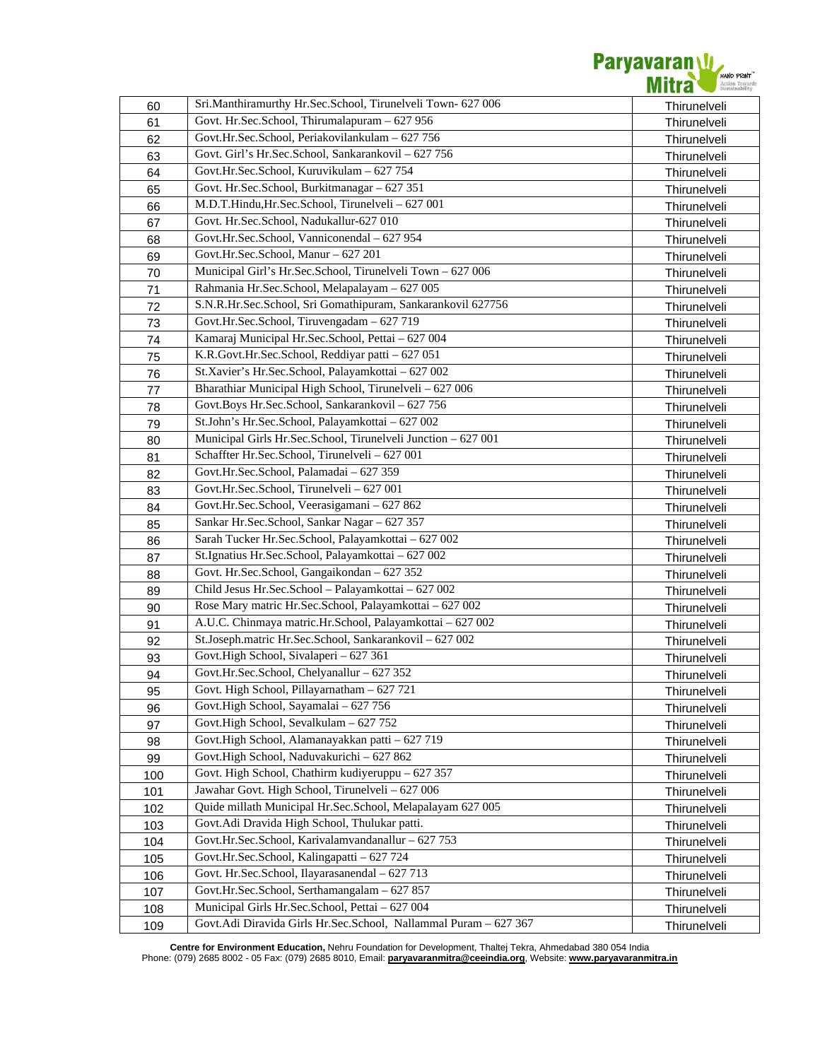| 60 | Sri.Manthiramurthy Hr.Sec.School, Tirunelveli Town- 627 006 | Thirunelveli |
|---|---|---|
| 61 | Govt. Hr.Sec.School, Thirumalapuram – 627 956 | Thirunelveli |
| 62 | Govt.Hr.Sec.School, Periakovilankulam – 627 756 | Thirunelveli |
| 63 | Govt. Girl's Hr.Sec.School, Sankarankovil – 627 756 | Thirunelveli |
| 64 | Govt.Hr.Sec.School, Kuruvikulam – 627 754 | Thirunelveli |
| 65 | Govt. Hr.Sec.School, Burkitmanagar – 627 351 | Thirunelveli |
| 66 | M.D.T.Hindu,Hr.Sec.School, Tirunelveli – 627 001 | Thirunelveli |
| 67 | Govt. Hr.Sec.School, Nadukallur-627 010 | Thirunelveli |
| 68 | Govt.Hr.Sec.School, Vanniconendal – 627 954 | Thirunelveli |
| 69 | Govt.Hr.Sec.School, Manur – 627 201 | Thirunelveli |
| 70 | Municipal Girl's Hr.Sec.School, Tirunelveli Town – 627 006 | Thirunelveli |
| 71 | Rahmania Hr.Sec.School, Melapalayam – 627 005 | Thirunelveli |
| 72 | S.N.R.Hr.Sec.School, Sri Gomathipuram, Sankarankovil 627756 | Thirunelveli |
| 73 | Govt.Hr.Sec.School, Tiruvengadam – 627 719 | Thirunelveli |
| 74 | Kamaraj Municipal Hr.Sec.School, Pettai – 627 004 | Thirunelveli |
| 75 | K.R.Govt.Hr.Sec.School, Reddiyar patti – 627 051 | Thirunelveli |
| 76 | St.Xavier's Hr.Sec.School, Palayamkottai – 627 002 | Thirunelveli |
| 77 | Bharathiar Municipal High School, Tirunelveli – 627 006 | Thirunelveli |
| 78 | Govt.Boys Hr.Sec.School, Sankarankovil – 627 756 | Thirunelveli |
| 79 | St.John's Hr.Sec.School, Palayamkottai – 627 002 | Thirunelveli |
| 80 | Municipal Girls Hr.Sec.School, Tirunelveli Junction – 627 001 | Thirunelveli |
| 81 | Schaffter Hr.Sec.School, Tirunelveli – 627 001 | Thirunelveli |
| 82 | Govt.Hr.Sec.School, Palamadai – 627 359 | Thirunelveli |
| 83 | Govt.Hr.Sec.School, Tirunelveli – 627 001 | Thirunelveli |
| 84 | Govt.Hr.Sec.School, Veerasigamani – 627 862 | Thirunelveli |
| 85 | Sankar Hr.Sec.School, Sankar Nagar – 627 357 | Thirunelveli |
| 86 | Sarah Tucker Hr.Sec.School, Palayamkottai – 627 002 | Thirunelveli |
| 87 | St.Ignatius Hr.Sec.School, Palayamkottai – 627 002 | Thirunelveli |
| 88 | Govt. Hr.Sec.School, Gangaikondan – 627 352 | Thirunelveli |
| 89 | Child Jesus Hr.Sec.School – Palayamkottai – 627 002 | Thirunelveli |
| 90 | Rose Mary matric Hr.Sec.School, Palayamkottai – 627 002 | Thirunelveli |
| 91 | A.U.C. Chinmaya matric.Hr.School, Palayamkottai – 627 002 | Thirunelveli |
| 92 | St.Joseph.matric Hr.Sec.School, Sankarankovil – 627 002 | Thirunelveli |
| 93 | Govt.High School, Sivalaperi – 627 361 | Thirunelveli |
| 94 | Govt.Hr.Sec.School, Chelyanallur – 627 352 | Thirunelveli |
| 95 | Govt. High School, Pillayarnatham – 627 721 | Thirunelveli |
| 96 | Govt.High School, Sayamalai – 627 756 | Thirunelveli |
| 97 | Govt.High School, Sevalkulam – 627 752 | Thirunelveli |
| 98 | Govt.High School, Alamanayakkan patti – 627 719 | Thirunelveli |
| 99 | Govt.High School, Naduvakurichi – 627 862 | Thirunelveli |
| 100 | Govt. High School, Chathirm kudiyeruppu – 627 357 | Thirunelveli |
| 101 | Jawahar Govt. High School, Tirunelveli – 627 006 | Thirunelveli |
| 102 | Quide millath Municipal Hr.Sec.School, Melapalayam 627 005 | Thirunelveli |
| 103 | Govt.Adi Dravida High School, Thulukar patti. | Thirunelveli |
| 104 | Govt.Hr.Sec.School, Karivalamvandanallur – 627 753 | Thirunelveli |
| 105 | Govt.Hr.Sec.School, Kalingapatti – 627 724 | Thirunelveli |
| 106 | Govt. Hr.Sec.School, Ilayarasanendal – 627 713 | Thirunelveli |
| 107 | Govt.Hr.Sec.School, Serthamangalam – 627 857 | Thirunelveli |
| 108 | Municipal Girls Hr.Sec.School, Pettai – 627 004 | Thirunelveli |
| 109 | Govt.Adi Diravida Girls Hr.Sec.School, Nallammal Puram – 627 367 | Thirunelveli |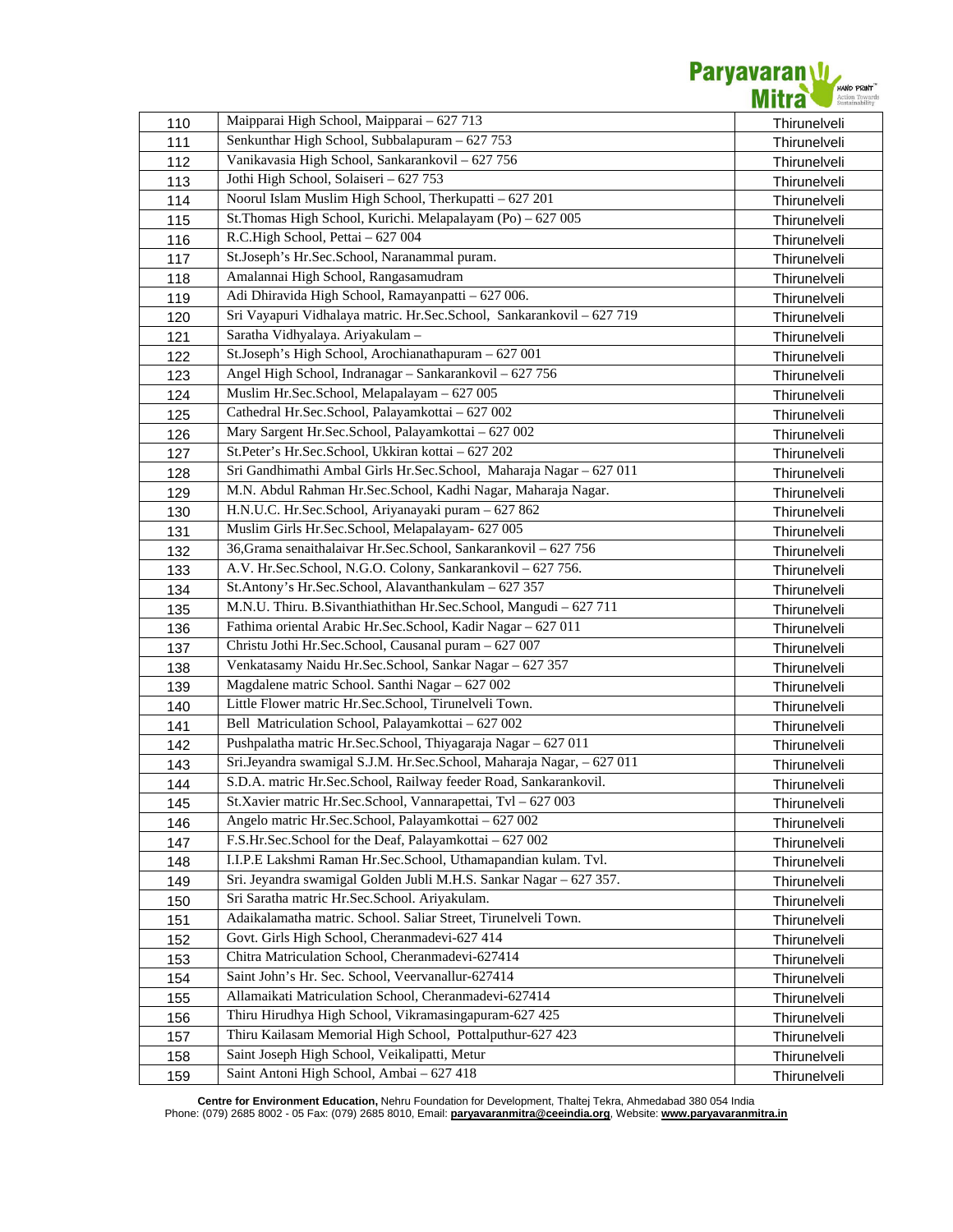| | | |
|---|---|---|
| 110 | Maipparai High School, Maipparai – 627 713 | Thirunelveli |
| 111 | Senkunthar High School, Subbalapuram – 627 753 | Thirunelveli |
| 112 | Vanikavasia High School, Sankarankovil – 627 756 | Thirunelveli |
| 113 | Jothi High School, Solaiseri – 627 753 | Thirunelveli |
| 114 | Noorul Islam Muslim High School, Therkupatti – 627 201 | Thirunelveli |
| 115 | St.Thomas High School, Kurichi. Melapalayam (Po) – 627 005 | Thirunelveli |
| 116 | R.C.High School, Pettai – 627 004 | Thirunelveli |
| 117 | St.Joseph's Hr.Sec.School, Naranammal puram. | Thirunelveli |
| 118 | Amalannai High School, Rangasamudram | Thirunelveli |
| 119 | Adi Dhiravida High School, Ramayanpatti – 627 006. | Thirunelveli |
| 120 | Sri Vayapuri Vidhalaya matric. Hr.Sec.School, Sankarankovil – 627 719 | Thirunelveli |
| 121 | Saratha Vidhyalaya. Ariyakulam – | Thirunelveli |
| 122 | St.Joseph's High School, Arochianathapuram – 627 001 | Thirunelveli |
| 123 | Angel High School, Indranagar – Sankarankovil – 627 756 | Thirunelveli |
| 124 | Muslim Hr.Sec.School, Melapalayam – 627 005 | Thirunelveli |
| 125 | Cathedral Hr.Sec.School, Palayamkottai – 627 002 | Thirunelveli |
| 126 | Mary Sargent Hr.Sec.School, Palayamkottai – 627 002 | Thirunelveli |
| 127 | St.Peter's Hr.Sec.School, Ukkiran kottai – 627 202 | Thirunelveli |
| 128 | Sri Gandhimathi Ambal Girls Hr.Sec.School, Maharaja Nagar – 627 011 | Thirunelveli |
| 129 | M.N. Abdul Rahman Hr.Sec.School, Kadhi Nagar, Maharaja Nagar. | Thirunelveli |
| 130 | H.N.U.C. Hr.Sec.School, Ariyanayaki puram – 627 862 | Thirunelveli |
| 131 | Muslim Girls Hr.Sec.School, Melapalayam- 627 005 | Thirunelveli |
| 132 | 36,Grama senaithalaivar Hr.Sec.School, Sankarankovil – 627 756 | Thirunelveli |
| 133 | A.V. Hr.Sec.School, N.G.O. Colony, Sankarankovil – 627 756. | Thirunelveli |
| 134 | St.Antony's Hr.Sec.School, Alavanthankulam – 627 357 | Thirunelveli |
| 135 | M.N.U. Thiru. B.Sivanthiathithan Hr.Sec.School, Mangudi – 627 711 | Thirunelveli |
| 136 | Fathima oriental Arabic Hr.Sec.School, Kadir Nagar – 627 011 | Thirunelveli |
| 137 | Christu Jothi Hr.Sec.School, Causanal puram – 627 007 | Thirunelveli |
| 138 | Venkatasamy Naidu Hr.Sec.School, Sankar Nagar – 627 357 | Thirunelveli |
| 139 | Magdalene matric School. Santhi Nagar – 627 002 | Thirunelveli |
| 140 | Little Flower matric Hr.Sec.School, Tirunelveli Town. | Thirunelveli |
| 141 | Bell Matriculation School, Palayamkottai – 627 002 | Thirunelveli |
| 142 | Pushpalatha matric Hr.Sec.School, Thiyagaraja Nagar – 627 011 | Thirunelveli |
| 143 | Sri.Jeyandra swamigal S.J.M. Hr.Sec.School, Maharaja Nagar, – 627 011 | Thirunelveli |
| 144 | S.D.A. matric Hr.Sec.School, Railway feeder Road, Sankarankovil. | Thirunelveli |
| 145 | St.Xavier matric Hr.Sec.School, Vannarapettai, Tvl – 627 003 | Thirunelveli |
| 146 | Angelo matric Hr.Sec.School, Palayamkottai – 627 002 | Thirunelveli |
| 147 | F.S.Hr.Sec.School for the Deaf, Palayamkottai – 627 002 | Thirunelveli |
| 148 | I.I.P.E Lakshmi Raman Hr.Sec.School, Uthamapandian kulam. Tvl. | Thirunelveli |
| 149 | Sri. Jeyandra swamigal Golden Jubli M.H.S. Sankar Nagar – 627 357. | Thirunelveli |
| 150 | Sri Saratha matric Hr.Sec.School. Ariyakulam. | Thirunelveli |
| 151 | Adaikalamatha matric. School. Saliar Street, Tirunelveli Town. | Thirunelveli |
| 152 | Govt. Girls High School, Cheranmadevi-627 414 | Thirunelveli |
| 153 | Chitra Matriculation School, Cheranmadevi-627414 | Thirunelveli |
| 154 | Saint John's Hr. Sec. School, Veervanallur-627414 | Thirunelveli |
| 155 | Allamaikati Matriculation School, Cheranmadevi-627414 | Thirunelveli |
| 156 | Thiru Hirudhya High School, Vikramasingapuram-627 425 | Thirunelveli |
| 157 | Thiru Kailasam Memorial High School, Pottalputhur-627 423 | Thirunelveli |
| 158 | Saint Joseph High School, Veikalipatti, Metur | Thirunelveli |
| 159 | Saint Antoni High School, Ambai – 627 418 | Thirunelveli |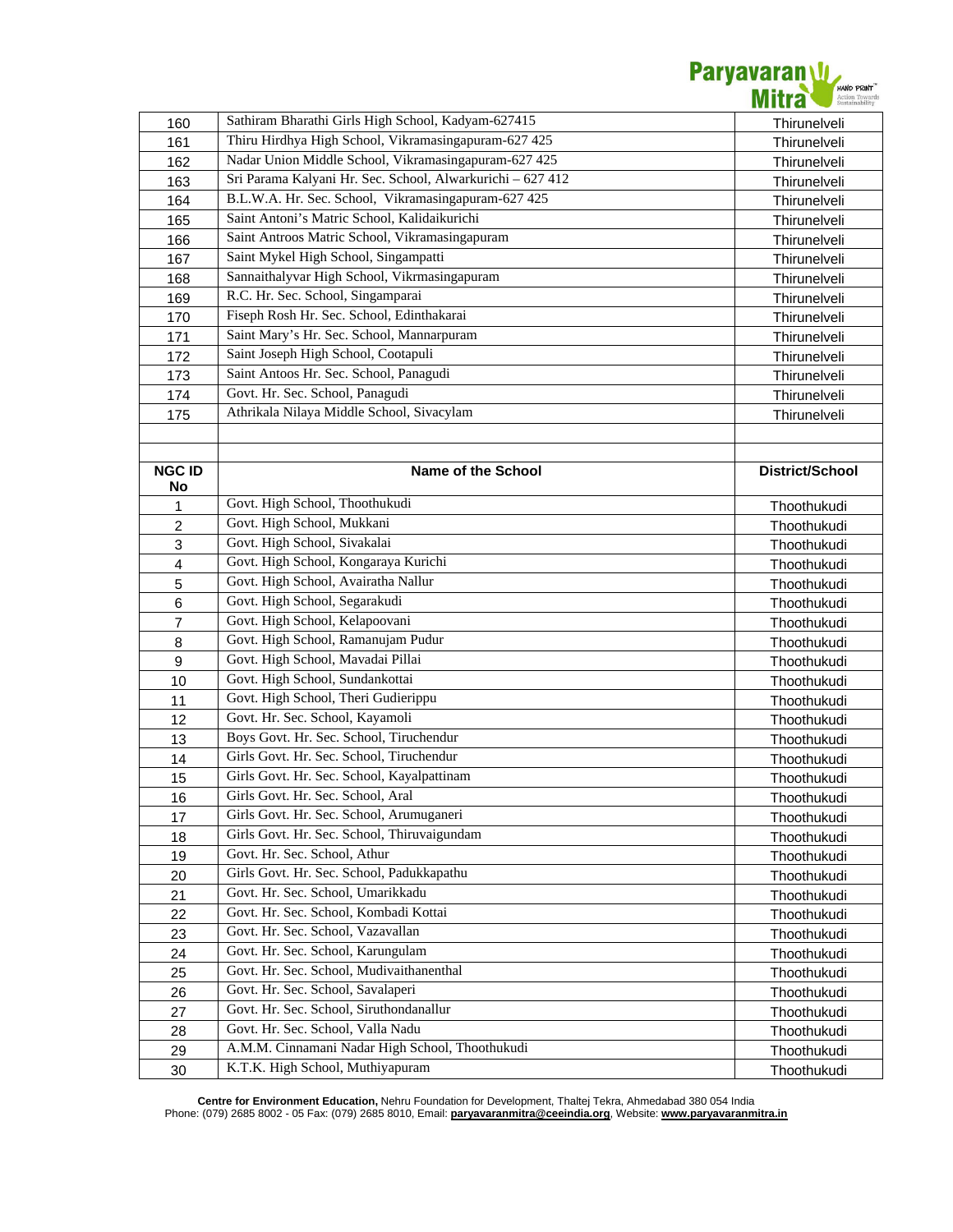| | | |
|---|---|---|
| 160 | Sathiram Bharathi Girls High School, Kadyam-627415 | Thirunelveli |
| 161 | Thiru Hirdhya High School, Vikramasingapuram-627 425 | Thirunelveli |
| 162 | Nadar Union Middle School, Vikramasingapuram-627 425 | Thirunelveli |
| 163 | Sri Parama Kalyani Hr. Sec. School, Alwarkurichi – 627 412 | Thirunelveli |
| 164 | B.L.W.A. Hr. Sec. School, Vikramasingapuram-627 425 | Thirunelveli |
| 165 | Saint Antoni's Matric School, Kalidaikurichi | Thirunelveli |
| 166 | Saint Antroos Matric School, Vikramasingapuram | Thirunelveli |
| 167 | Saint Mykel High School, Singampatti | Thirunelveli |
| 168 | Sannaithalyvar High School, Vikrmasingapuram | Thirunelveli |
| 169 | R.C. Hr. Sec. School, Singamparai | Thirunelveli |
| 170 | Fiseph Rosh Hr. Sec. School, Edinthakarai | Thirunelveli |
| 171 | Saint Mary's Hr. Sec. School, Mannarpuram | Thirunelveli |
| 172 | Saint Joseph High School, Cootapuli | Thirunelveli |
| 173 | Saint Antoos Hr. Sec. School, Panagudi | Thirunelveli |
| 174 | Govt. Hr. Sec. School, Panagudi | Thirunelveli |
| 175 | Athrikala Nilaya Middle School, Sivacylam | Thirunelveli |

| NGC ID No | Name of the School | District/School |
|---|---|---|
| 1 | Govt. High School, Thoothukudi | Thoothukudi |
| 2 | Govt. High School, Mukkani | Thoothukudi |
| 3 | Govt. High School, Sivakalai | Thoothukudi |
| 4 | Govt. High School, Kongaraya Kurichi | Thoothukudi |
| 5 | Govt. High School, Avairatha Nallur | Thoothukudi |
| 6 | Govt. High School, Segarakudi | Thoothukudi |
| 7 | Govt. High School, Kelapoovani | Thoothukudi |
| 8 | Govt. High School, Ramanujam Pudur | Thoothukudi |
| 9 | Govt. High School, Mavadai Pillai | Thoothukudi |
| 10 | Govt. High School, Sundankottai | Thoothukudi |
| 11 | Govt. High School, Theri Gudierippu | Thoothukudi |
| 12 | Govt. Hr. Sec. School, Kayamoli | Thoothukudi |
| 13 | Boys Govt. Hr. Sec. School, Tiruchendur | Thoothukudi |
| 14 | Girls Govt. Hr. Sec. School, Tiruchendur | Thoothukudi |
| 15 | Girls Govt. Hr. Sec. School, Kayalpattinam | Thoothukudi |
| 16 | Girls Govt. Hr. Sec. School, Aral | Thoothukudi |
| 17 | Girls Govt. Hr. Sec. School, Arumuganeri | Thoothukudi |
| 18 | Girls Govt. Hr. Sec. School, Thiruvaigundam | Thoothukudi |
| 19 | Govt. Hr. Sec. School, Athur | Thoothukudi |
| 20 | Girls Govt. Hr. Sec. School, Padukkapathu | Thoothukudi |
| 21 | Govt. Hr. Sec. School, Umarikkadu | Thoothukudi |
| 22 | Govt. Hr. Sec. School, Kombadi Kottai | Thoothukudi |
| 23 | Govt. Hr. Sec. School, Vazavallan | Thoothukudi |
| 24 | Govt. Hr. Sec. School, Karungulam | Thoothukudi |
| 25 | Govt. Hr. Sec. School, Mudivaithanenthal | Thoothukudi |
| 26 | Govt. Hr. Sec. School, Savalaperi | Thoothukudi |
| 27 | Govt. Hr. Sec. School, Siruthondanallur | Thoothukudi |
| 28 | Govt. Hr. Sec. School, Valla Nadu | Thoothukudi |
| 29 | A.M.M. Cinnamani Nadar High School, Thoothukudi | Thoothukudi |
| 30 | K.T.K. High School, Muthiyapuram | Thoothukudi |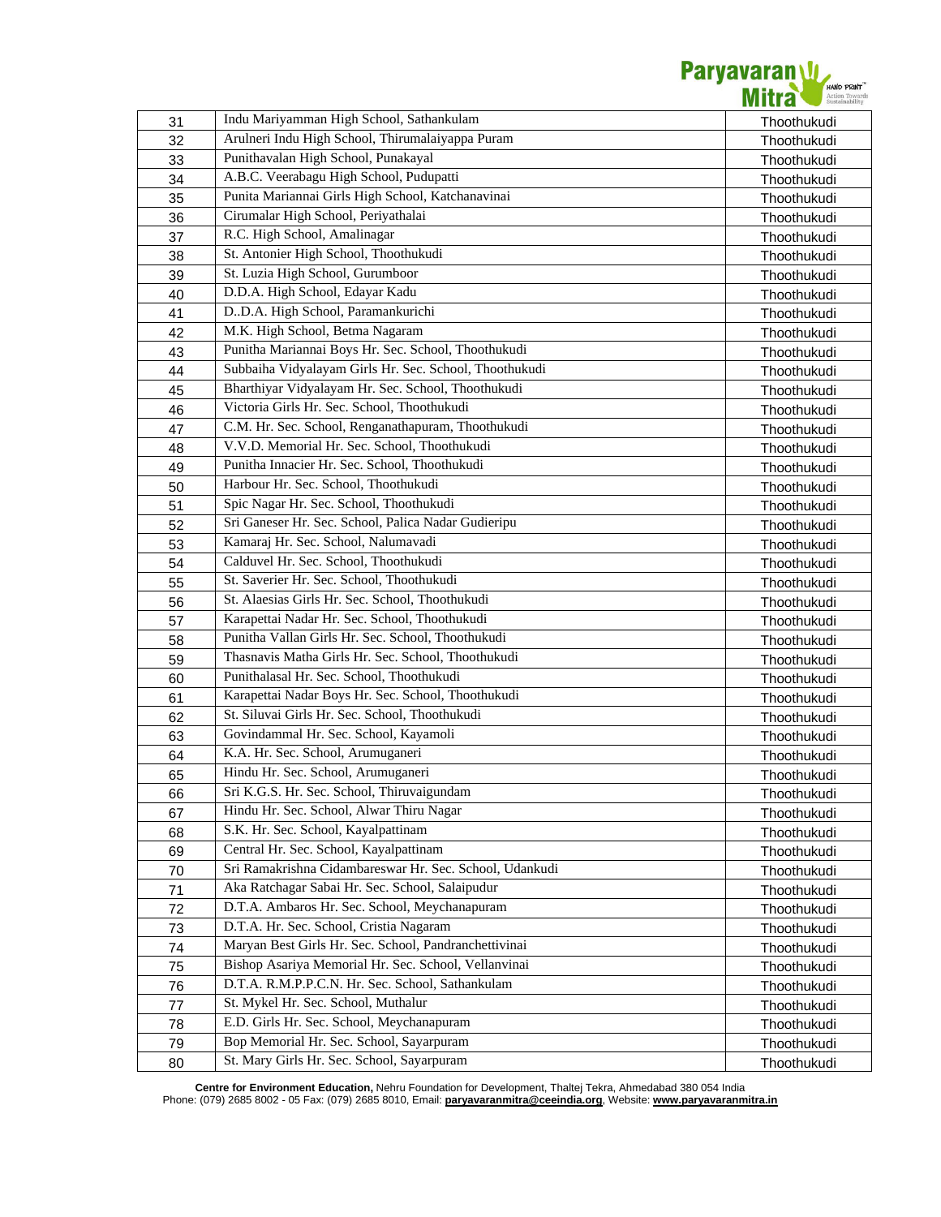| | | |
|---|---|---|
| 31 | Indu Mariyamman High School, Sathankulam | Thoothukudi |
| 32 | Arulneri Indu High School, Thirumalaiyappa Puram | Thoothukudi |
| 33 | Punithavalan High School, Punakayal | Thoothukudi |
| 34 | A.B.C. Veerabagu High School, Pudupatti | Thoothukudi |
| 35 | Punita Mariannai Girls High School, Katchanavinai | Thoothukudi |
| 36 | Cirumalar High School, Periyathalai | Thoothukudi |
| 37 | R.C. High School, Amalinagar | Thoothukudi |
| 38 | St. Antonier High School, Thoothukudi | Thoothukudi |
| 39 | St. Luzia High School, Gurumboor | Thoothukudi |
| 40 | D.D.A. High School, Edayar Kadu | Thoothukudi |
| 41 | D..D.A. High School, Paramankurichi | Thoothukudi |
| 42 | M.K. High School, Betma Nagaram | Thoothukudi |
| 43 | Punitha Mariannai Boys Hr. Sec. School, Thoothukudi | Thoothukudi |
| 44 | Subbaiha Vidyalayam Girls Hr. Sec. School, Thoothukudi | Thoothukudi |
| 45 | Bharthiyar Vidyalayam Hr. Sec. School, Thoothukudi | Thoothukudi |
| 46 | Victoria Girls Hr. Sec. School, Thoothukudi | Thoothukudi |
| 47 | C.M. Hr. Sec. School, Renganathapuram, Thoothukudi | Thoothukudi |
| 48 | V.V.D. Memorial Hr. Sec. School, Thoothukudi | Thoothukudi |
| 49 | Punitha Innacier Hr. Sec. School, Thoothukudi | Thoothukudi |
| 50 | Harbour Hr. Sec. School, Thoothukudi | Thoothukudi |
| 51 | Spic Nagar Hr. Sec. School, Thoothukudi | Thoothukudi |
| 52 | Sri Ganeser Hr. Sec. School, Palica Nadar Gudieripu | Thoothukudi |
| 53 | Kamaraj Hr. Sec. School, Nalumavadi | Thoothukudi |
| 54 | Calduvel Hr. Sec. School, Thoothukudi | Thoothukudi |
| 55 | St. Saverier Hr. Sec. School, Thoothukudi | Thoothukudi |
| 56 | St. Alaesias Girls Hr. Sec. School, Thoothukudi | Thoothukudi |
| 57 | Karapettai Nadar Hr. Sec. School, Thoothukudi | Thoothukudi |
| 58 | Punitha Vallan Girls Hr. Sec. School, Thoothukudi | Thoothukudi |
| 59 | Thasnavis Matha Girls Hr. Sec. School, Thoothukudi | Thoothukudi |
| 60 | Punithalasal Hr. Sec. School, Thoothukudi | Thoothukudi |
| 61 | Karapettai Nadar Boys Hr. Sec. School, Thoothukudi | Thoothukudi |
| 62 | St. Siluvai Girls Hr. Sec. School, Thoothukudi | Thoothukudi |
| 63 | Govindammal Hr. Sec. School, Kayamoli | Thoothukudi |
| 64 | K.A. Hr. Sec. School, Arumuganeri | Thoothukudi |
| 65 | Hindu Hr. Sec. School, Arumuganeri | Thoothukudi |
| 66 | Sri K.G.S. Hr. Sec. School, Thiruvaigundam | Thoothukudi |
| 67 | Hindu Hr. Sec. School, Alwar Thiru Nagar | Thoothukudi |
| 68 | S.K. Hr. Sec. School, Kayalpattinam | Thoothukudi |
| 69 | Central Hr. Sec. School, Kayalpattinam | Thoothukudi |
| 70 | Sri Ramakrishna Cidambareswar Hr. Sec. School, Udankudi | Thoothukudi |
| 71 | Aka Ratchagar Sabai Hr. Sec. School, Salaipudur | Thoothukudi |
| 72 | D.T.A. Ambaros Hr. Sec. School, Meychanapuram | Thoothukudi |
| 73 | D.T.A. Hr. Sec. School, Cristia Nagaram | Thoothukudi |
| 74 | Maryan Best Girls Hr. Sec. School, Pandranchettivinai | Thoothukudi |
| 75 | Bishop Asariya Memorial Hr. Sec. School, Vellanvinai | Thoothukudi |
| 76 | D.T.A. R.M.P.P.C.N. Hr. Sec. School, Sathankulam | Thoothukudi |
| 77 | St. Mykel Hr. Sec. School, Muthalur | Thoothukudi |
| 78 | E.D. Girls Hr. Sec. School, Meychanapuram | Thoothukudi |
| 79 | Bop Memorial Hr. Sec. School, Sayarpuram | Thoothukudi |
| 80 | St. Mary Girls Hr. Sec. School, Sayarpuram | Thoothukudi |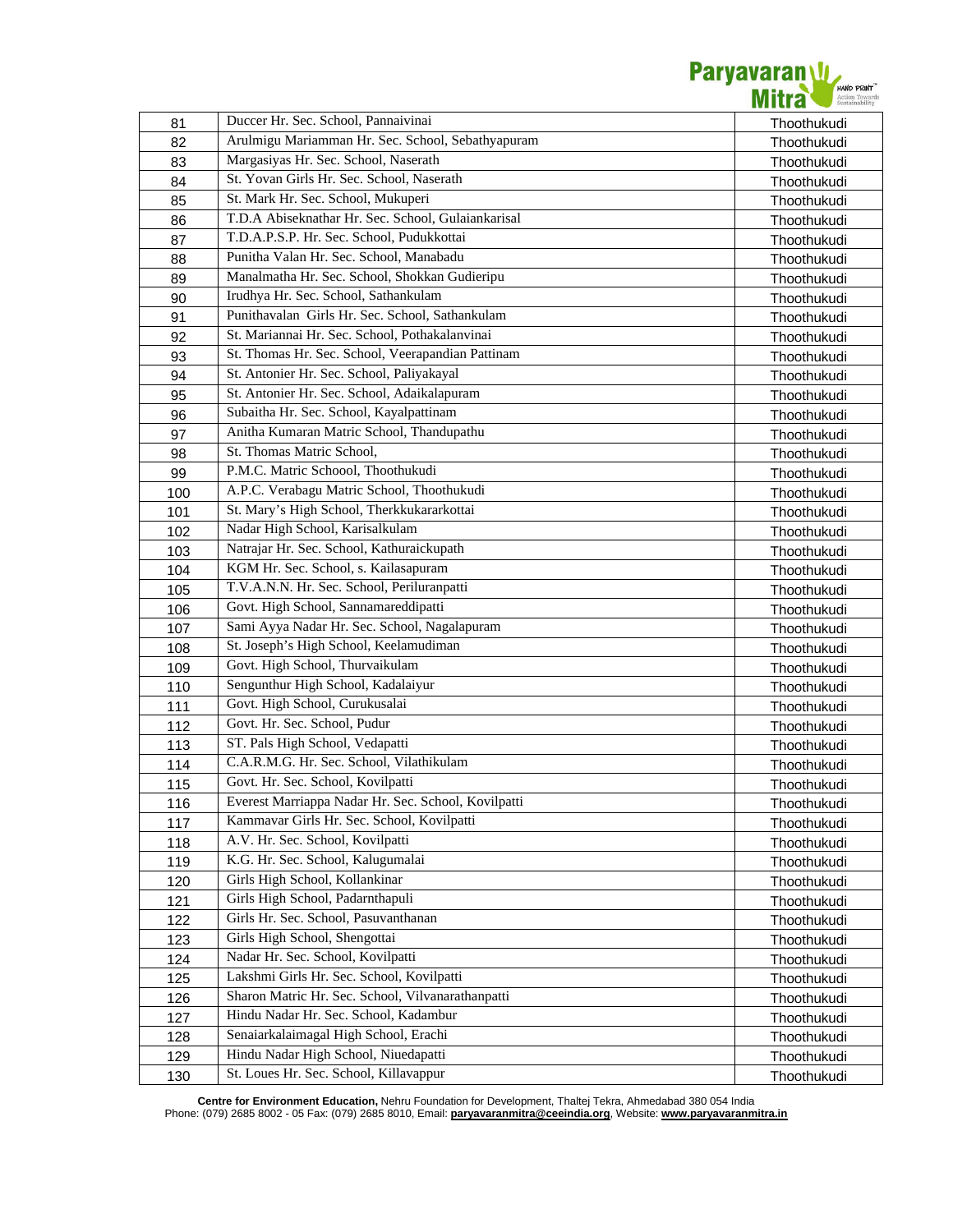| | | |
|---|---|---|
| 81 | Duccer Hr. Sec. School, Pannaivinai | Thoothukudi |
| 82 | Arulmigu Mariamman Hr. Sec. School, Sebathyapuram | Thoothukudi |
| 83 | Margasiyas Hr. Sec. School, Naserath | Thoothukudi |
| 84 | St. Yovan Girls Hr. Sec. School, Naserath | Thoothukudi |
| 85 | St. Mark Hr. Sec. School, Mukuperi | Thoothukudi |
| 86 | T.D.A Abiseknathar Hr. Sec. School, Gulaiankarisal | Thoothukudi |
| 87 | T.D.A.P.S.P. Hr. Sec. School, Pudukkottai | Thoothukudi |
| 88 | Punitha Valan Hr. Sec. School, Manabadu | Thoothukudi |
| 89 | Manalmatha Hr. Sec. School, Shokkan Gudieripu | Thoothukudi |
| 90 | Irudhya Hr. Sec. School, Sathankulam | Thoothukudi |
| 91 | Punithavalan Girls Hr. Sec. School, Sathankulam | Thoothukudi |
| 92 | St. Mariannai Hr. Sec. School, Pothakalanvinai | Thoothukudi |
| 93 | St. Thomas Hr. Sec. School, Veerapandian Pattinam | Thoothukudi |
| 94 | St. Antonier Hr. Sec. School, Paliyakayal | Thoothukudi |
| 95 | St. Antonier Hr. Sec. School, Adaikalapuram | Thoothukudi |
| 96 | Subaitha Hr. Sec. School, Kayalpattinam | Thoothukudi |
| 97 | Anitha Kumaran Matric School, Thandupathu | Thoothukudi |
| 98 | St. Thomas Matric School, | Thoothukudi |
| 99 | P.M.C. Matric Schoool, Thoothukudi | Thoothukudi |
| 100 | A.P.C. Verabagu Matric School, Thoothukudi | Thoothukudi |
| 101 | St. Mary's High School, Therkkukararkottai | Thoothukudi |
| 102 | Nadar High School, Karisalkulam | Thoothukudi |
| 103 | Natrajar Hr. Sec. School, Kathuraickupath | Thoothukudi |
| 104 | KGM Hr. Sec. School, s. Kailasapuram | Thoothukudi |
| 105 | T.V.A.N.N. Hr. Sec. School, Periluranpatti | Thoothukudi |
| 106 | Govt. High School, Sannamareddipatti | Thoothukudi |
| 107 | Sami Ayya Nadar Hr. Sec. School, Nagalapuram | Thoothukudi |
| 108 | St. Joseph's High School, Keelamudiman | Thoothukudi |
| 109 | Govt. High School, Thurvaikulam | Thoothukudi |
| 110 | Sengunthur High School, Kadalaiyur | Thoothukudi |
| 111 | Govt. High School, Curukusalai | Thoothukudi |
| 112 | Govt. Hr. Sec. School, Pudur | Thoothukudi |
| 113 | ST. Pals High School, Vedapatti | Thoothukudi |
| 114 | C.A.R.M.G. Hr. Sec. School, Vilathikulam | Thoothukudi |
| 115 | Govt. Hr. Sec. School, Kovilpatti | Thoothukudi |
| 116 | Everest Marriappa Nadar Hr. Sec. School, Kovilpatti | Thoothukudi |
| 117 | Kammavar Girls Hr. Sec. School, Kovilpatti | Thoothukudi |
| 118 | A.V. Hr. Sec. School, Kovilpatti | Thoothukudi |
| 119 | K.G. Hr. Sec. School, Kalugumalai | Thoothukudi |
| 120 | Girls High School, Kollankinar | Thoothukudi |
| 121 | Girls High School, Padarnthapuli | Thoothukudi |
| 122 | Girls Hr. Sec. School, Pasuvanthanan | Thoothukudi |
| 123 | Girls High School, Shengottai | Thoothukudi |
| 124 | Nadar Hr. Sec. School, Kovilpatti | Thoothukudi |
| 125 | Lakshmi Girls Hr. Sec. School, Kovilpatti | Thoothukudi |
| 126 | Sharon Matric Hr. Sec. School, Vilvanarathanpatti | Thoothukudi |
| 127 | Hindu Nadar Hr. Sec. School, Kadambur | Thoothukudi |
| 128 | Senaiarkalaimagal High School, Erachi | Thoothukudi |
| 129 | Hindu Nadar High School, Niuedapatti | Thoothukudi |
| 130 | St. Loues Hr. Sec. School, Killavappur | Thoothukudi |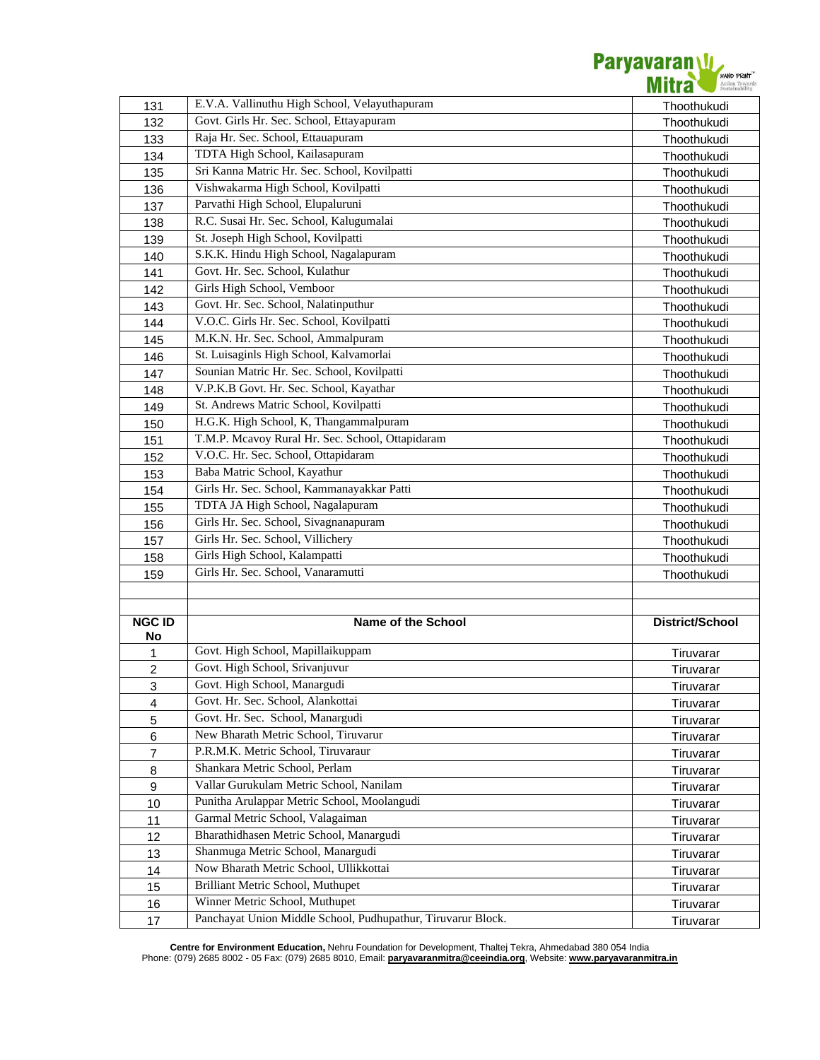| | | |
|---|---|---|
| 131 | E.V.A. Vallinuthu High School, Velayuthapuram | Thoothukudi |
| 132 | Govt. Girls Hr. Sec. School, Ettayapuram | Thoothukudi |
| 133 | Raja Hr. Sec. School, Ettauapuram | Thoothukudi |
| 134 | TDTA High School, Kailasapuram | Thoothukudi |
| 135 | Sri Kanna Matric Hr. Sec. School, Kovilpatti | Thoothukudi |
| 136 | Vishwakarma High School, Kovilpatti | Thoothukudi |
| 137 | Parvathi High School, Elupaluruni | Thoothukudi |
| 138 | R.C. Susai Hr. Sec. School, Kalugumalai | Thoothukudi |
| 139 | St. Joseph High School, Kovilpatti | Thoothukudi |
| 140 | S.K.K. Hindu High School, Nagalapuram | Thoothukudi |
| 141 | Govt. Hr. Sec. School, Kulathur | Thoothukudi |
| 142 | Girls High School, Vemboor | Thoothukudi |
| 143 | Govt. Hr. Sec. School, Nalatinputhur | Thoothukudi |
| 144 | V.O.C. Girls Hr. Sec. School, Kovilpatti | Thoothukudi |
| 145 | M.K.N. Hr. Sec. School, Ammalpuram | Thoothukudi |
| 146 | St. Luisaginls High School, Kalvamorlai | Thoothukudi |
| 147 | Sounian Matric Hr. Sec. School, Kovilpatti | Thoothukudi |
| 148 | V.P.K.B Govt. Hr. Sec. School, Kayathar | Thoothukudi |
| 149 | St. Andrews Matric School, Kovilpatti | Thoothukudi |
| 150 | H.G.K. High School, K, Thangammalpuram | Thoothukudi |
| 151 | T.M.P. Mcavoy Rural Hr. Sec. School, Ottapidaram | Thoothukudi |
| 152 | V.O.C. Hr. Sec. School, Ottapidaram | Thoothukudi |
| 153 | Baba Matric School, Kayathur | Thoothukudi |
| 154 | Girls Hr. Sec. School, Kammanayakkar Patti | Thoothukudi |
| 155 | TDTA JA High School, Nagalapuram | Thoothukudi |
| 156 | Girls Hr. Sec. School, Sivagnanapuram | Thoothukudi |
| 157 | Girls Hr. Sec. School, Villichery | Thoothukudi |
| 158 | Girls High School, Kalampatti | Thoothukudi |
| 159 | Girls Hr. Sec. School, Vanaramutti | Thoothukudi |

| NGC ID No | Name of the School | District/School |
|---|---|---|
| 1 | Govt. High School, Mapillaikuppam | Tiruvarar |
| 2 | Govt. High School, Srivanjuvur | Tiruvarar |
| 3 | Govt. High School, Manargudi | Tiruvarar |
| 4 | Govt. Hr. Sec. School, Alankottai | Tiruvarar |
| 5 | Govt. Hr. Sec. School, Manargudi | Tiruvarar |
| 6 | New Bharath Metric School, Tiruvarur | Tiruvarar |
| 7 | P.R.M.K. Metric School, Tiruvaraur | Tiruvarar |
| 8 | Shankara Metric School, Perlam | Tiruvarar |
| 9 | Vallar Gurukulam Metric School, Nanilam | Tiruvarar |
| 10 | Punitha Arulappar Metric School, Moolangudi | Tiruvarar |
| 11 | Garmal Metric School, Valagaiman | Tiruvarar |
| 12 | Bharathidhasen Metric School, Manargudi | Tiruvarar |
| 13 | Shanmuga Metric School, Manargudi | Tiruvarar |
| 14 | Now Bharath Metric School, Ullikkottai | Tiruvarar |
| 15 | Brilliant Metric School, Muthupet | Tiruvarar |
| 16 | Winner Metric School, Muthupet | Tiruvarar |
| 17 | Panchayat Union Middle School, Pudhupathur, Tiruvarur Block. | Tiruvarar |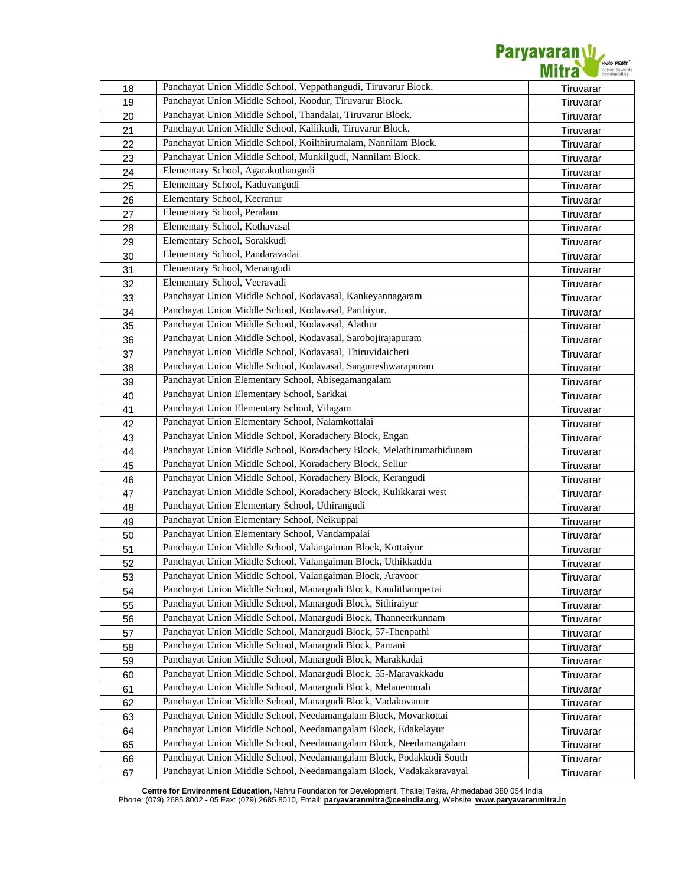| 18 | Panchayat Union Middle School, Veppathangudi, Tiruvarur Block. | Tiruvarar |
|---|---|---|
| 19 | Panchayat Union Middle School, Koodur, Tiruvarur Block. | Tiruvarar |
| 20 | Panchayat Union Middle School, Thandalai, Tiruvarur Block. | Tiruvarar |
| 21 | Panchayat Union Middle School, Kallikudi, Tiruvarur Block. | Tiruvarar |
| 22 | Panchayat Union Middle School, Koilthirumalam, Nannilam Block. | Tiruvarar |
| 23 | Panchayat Union Middle School, Munkilgudi, Nannilam Block. | Tiruvarar |
| 24 | Elementary School, Agarakothangudi | Tiruvarar |
| 25 | Elementary School, Kaduvangudi | Tiruvarar |
| 26 | Elementary School, Keeranur | Tiruvarar |
| 27 | Elementary School, Peralam | Tiruvarar |
| 28 | Elementary School, Kothavasal | Tiruvarar |
| 29 | Elementary School, Sorakkudi | Tiruvarar |
| 30 | Elementary School, Pandaravadai | Tiruvarar |
| 31 | Elementary School, Menangudi | Tiruvarar |
| 32 | Elementary School, Veeravadi | Tiruvarar |
| 33 | Panchayat Union Middle School, Kodavasal, Kankeyannagaram | Tiruvarar |
| 34 | Panchayat Union Middle School, Kodavasal, Parthiyur. | Tiruvarar |
| 35 | Panchayat Union Middle School, Kodavasal, Alathur | Tiruvarar |
| 36 | Panchayat Union Middle School, Kodavasal, Sarobojirajapuram | Tiruvarar |
| 37 | Panchayat Union Middle School, Kodavasal, Thiruvidaicheri | Tiruvarar |
| 38 | Panchayat Union Middle School, Kodavasal, Sarguneshwarapuram | Tiruvarar |
| 39 | Panchayat Union Elementary School, Abisegamangalam | Tiruvarar |
| 40 | Panchayat Union Elementary School, Sarkkai | Tiruvarar |
| 41 | Panchayat Union Elementary School, Vilagam | Tiruvarar |
| 42 | Panchayat Union Elementary School, Nalamkottalai | Tiruvarar |
| 43 | Panchayat Union Middle School, Koradachery Block, Engan | Tiruvarar |
| 44 | Panchayat Union Middle School, Koradachery Block, Melathirumathidunam | Tiruvarar |
| 45 | Panchayat Union Middle School, Koradachery Block, Sellur | Tiruvarar |
| 46 | Panchayat Union Middle School, Koradachery Block, Kerangudi | Tiruvarar |
| 47 | Panchayat Union Middle School, Koradachery Block, Kulikkarai west | Tiruvarar |
| 48 | Panchayat Union Elementary School, Uthirangudi | Tiruvarar |
| 49 | Panchayat Union Elementary School, Neikuppai | Tiruvarar |
| 50 | Panchayat Union Elementary School, Vandampalai | Tiruvarar |
| 51 | Panchayat Union Middle School, Valangaiman Block, Kottaiyur | Tiruvarar |
| 52 | Panchayat Union Middle School, Valangaiman Block, Uthikkaddu | Tiruvarar |
| 53 | Panchayat Union Middle School, Valangaiman Block, Aravoor | Tiruvarar |
| 54 | Panchayat Union Middle School, Manargudi Block, Kandithampettai | Tiruvarar |
| 55 | Panchayat Union Middle School, Manargudi Block, Sithiraiyur | Tiruvarar |
| 56 | Panchayat Union Middle School, Manargudi Block, Thanneerkunnam | Tiruvarar |
| 57 | Panchayat Union Middle School, Manargudi Block, 57-Thenpathi | Tiruvarar |
| 58 | Panchayat Union Middle School, Manargudi Block, Pamani | Tiruvarar |
| 59 | Panchayat Union Middle School, Manargudi Block, Marakkadai | Tiruvarar |
| 60 | Panchayat Union Middle School, Manargudi Block, 55-Maravakkadu | Tiruvarar |
| 61 | Panchayat Union Middle School, Manargudi Block, Melanemmali | Tiruvarar |
| 62 | Panchayat Union Middle School, Manargudi Block, Vadakovanur | Tiruvarar |
| 63 | Panchayat Union Middle School, Needamangalam Block, Movarkottai | Tiruvarar |
| 64 | Panchayat Union Middle School, Needamangalam Block, Edakelayur | Tiruvarar |
| 65 | Panchayat Union Middle School, Needamangalam Block, Needamangalam | Tiruvarar |
| 66 | Panchayat Union Middle School, Needamangalam Block, Podakkudi South | Tiruvarar |
| 67 | Panchayat Union Middle School, Needamangalam Block, Vadakakaravayal | Tiruvarar |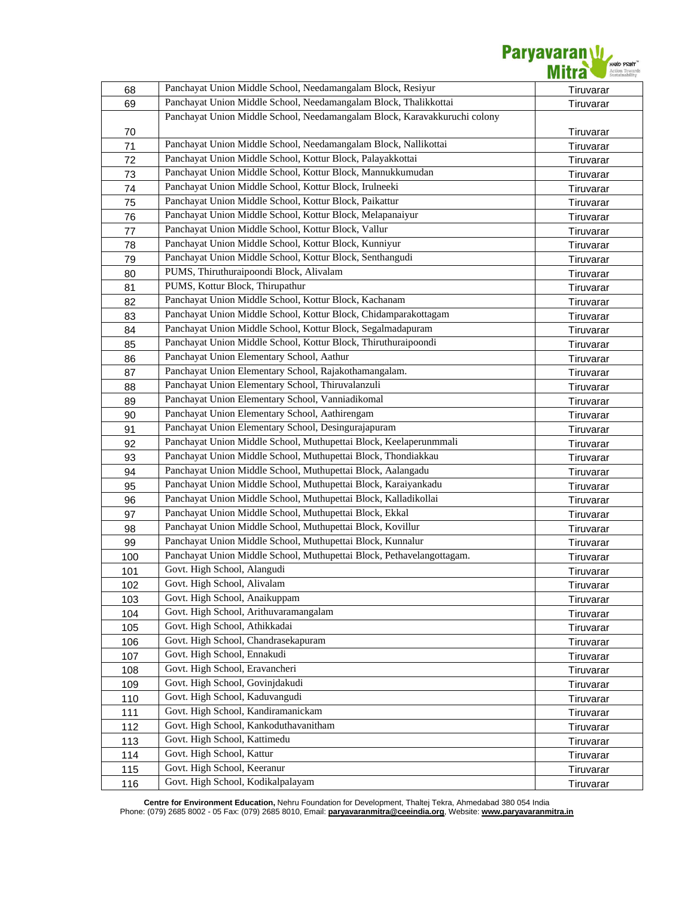| 68 | Panchayat Union Middle School, Needamangalam Block, Resiyur | Tiruvarar |
|---|---|---|
| 69 | Panchayat Union Middle School, Needamangalam Block, Thalikkottai | Tiruvarar |
| 70 | Panchayat Union Middle School, Needamangalam Block, Karavakkuruchi colony | Tiruvarar |
| 71 | Panchayat Union Middle School, Needamangalam Block, Nallikottai | Tiruvarar |
| 72 | Panchayat Union Middle School, Kottur Block, Palayakkottai | Tiruvarar |
| 73 | Panchayat Union Middle School, Kottur Block, Mannukkumudan | Tiruvarar |
| 74 | Panchayat Union Middle School, Kottur Block, Irulneeki | Tiruvarar |
| 75 | Panchayat Union Middle School, Kottur Block, Paikattur | Tiruvarar |
| 76 | Panchayat Union Middle School, Kottur Block, Melapanaiyur | Tiruvarar |
| 77 | Panchayat Union Middle School, Kottur Block, Vallur | Tiruvarar |
| 78 | Panchayat Union Middle School, Kottur Block, Kunniyur | Tiruvarar |
| 79 | Panchayat Union Middle School, Kottur Block, Senthangudi | Tiruvarar |
| 80 | PUMS, Thiruthuraipoondi Block, Alivalam | Tiruvarar |
| 81 | PUMS, Kottur Block, Thirupathur | Tiruvarar |
| 82 | Panchayat Union Middle School, Kottur Block, Kachanam | Tiruvarar |
| 83 | Panchayat Union Middle School, Kottur Block, Chidamparakottagam | Tiruvarar |
| 84 | Panchayat Union Middle School, Kottur Block, Segalmadapuram | Tiruvarar |
| 85 | Panchayat Union Middle School, Kottur Block, Thiruthuraipoondi | Tiruvarar |
| 86 | Panchayat Union Elementary School, Aathur | Tiruvarar |
| 87 | Panchayat Union Elementary School, Rajakothamangalam. | Tiruvarar |
| 88 | Panchayat Union Elementary School, Thiruvalanzuli | Tiruvarar |
| 89 | Panchayat Union Elementary School, Vanniadikomal | Tiruvarar |
| 90 | Panchayat Union Elementary School, Aathirengam | Tiruvarar |
| 91 | Panchayat Union Elementary School, Desingurajapuram | Tiruvarar |
| 92 | Panchayat Union Middle School, Muthupettai Block, Keelaperunmmali | Tiruvarar |
| 93 | Panchayat Union Middle School, Muthupettai Block, Thondiakkau | Tiruvarar |
| 94 | Panchayat Union Middle School, Muthupettai Block, Aalangadu | Tiruvarar |
| 95 | Panchayat Union Middle School, Muthupettai Block, Karaiyankadu | Tiruvarar |
| 96 | Panchayat Union Middle School, Muthupettai Block, Kalladikollai | Tiruvarar |
| 97 | Panchayat Union Middle School, Muthupettai Block, Ekkal | Tiruvarar |
| 98 | Panchayat Union Middle School, Muthupettai Block, Kovillur | Tiruvarar |
| 99 | Panchayat Union Middle School, Muthupettai Block, Kunnalur | Tiruvarar |
| 100 | Panchayat Union Middle School, Muthupettai Block, Pethavelangottagam. | Tiruvarar |
| 101 | Govt. High School, Alangudi | Tiruvarar |
| 102 | Govt. High School, Alivalam | Tiruvarar |
| 103 | Govt. High School, Anaikuppam | Tiruvarar |
| 104 | Govt. High School, Arithuvaramangalam | Tiruvarar |
| 105 | Govt. High School, Athikkadai | Tiruvarar |
| 106 | Govt. High School, Chandrasekapuram | Tiruvarar |
| 107 | Govt. High School, Ennakudi | Tiruvarar |
| 108 | Govt. High School, Eravancheri | Tiruvarar |
| 109 | Govt. High School, Govinjdakudi | Tiruvarar |
| 110 | Govt. High School, Kaduvangudi | Tiruvarar |
| 111 | Govt. High School, Kandiramanickam | Tiruvarar |
| 112 | Govt. High School, Kankoduthavanitham | Tiruvarar |
| 113 | Govt. High School, Kattimedu | Tiruvarar |
| 114 | Govt. High School, Kattur | Tiruvarar |
| 115 | Govt. High School, Keeranur | Tiruvarar |
| 116 | Govt. High School, Kodikalpalayam | Tiruvarar |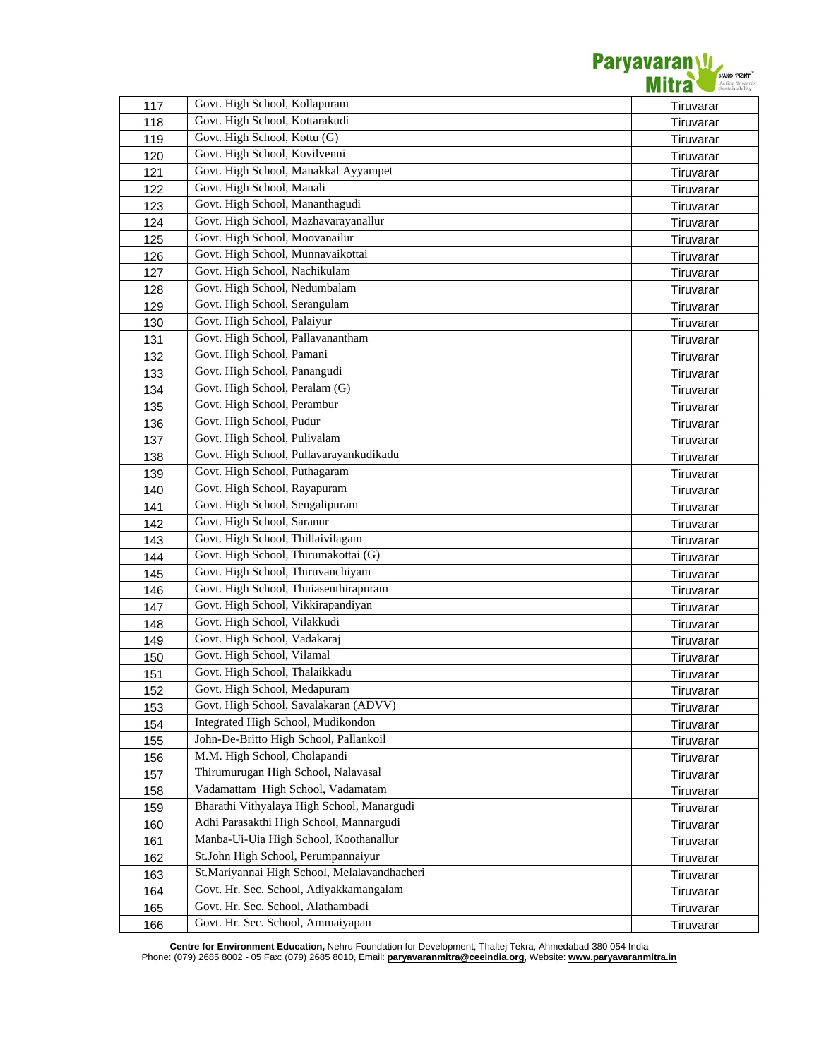| 117 | Govt. High School, Kollapuram | Tiruvarar |
|---|---|---|
| 118 | Govt. High School, Kottarakudi | Tiruvarar |
| 119 | Govt. High School, Kottu (G) | Tiruvarar |
| 120 | Govt. High School, Kovilvenni | Tiruvarar |
| 121 | Govt. High School, Manakkal Ayyampet | Tiruvarar |
| 122 | Govt. High School, Manali | Tiruvarar |
| 123 | Govt. High School, Mananthagudi | Tiruvarar |
| 124 | Govt. High School, Mazhavarayanallur | Tiruvarar |
| 125 | Govt. High School, Moovanailur | Tiruvarar |
| 126 | Govt. High School, Munnavaikottai | Tiruvarar |
| 127 | Govt. High School, Nachikulam | Tiruvarar |
| 128 | Govt. High School, Nedumbalam | Tiruvarar |
| 129 | Govt. High School, Serangulam | Tiruvarar |
| 130 | Govt. High School, Palaiyur | Tiruvarar |
| 131 | Govt. High School, Pallavanantham | Tiruvarar |
| 132 | Govt. High School, Pamani | Tiruvarar |
| 133 | Govt. High School, Panangudi | Tiruvarar |
| 134 | Govt. High School, Peralam (G) | Tiruvarar |
| 135 | Govt. High School, Perambur | Tiruvarar |
| 136 | Govt. High School, Pudur | Tiruvarar |
| 137 | Govt. High School, Pulivalam | Tiruvarar |
| 138 | Govt. High School, Pullavarayankudikadu | Tiruvarar |
| 139 | Govt. High School, Puthagaram | Tiruvarar |
| 140 | Govt. High School, Rayapuram | Tiruvarar |
| 141 | Govt. High School, Sengalipuram | Tiruvarar |
| 142 | Govt. High School, Saranur | Tiruvarar |
| 143 | Govt. High School, Thillaivilagam | Tiruvarar |
| 144 | Govt. High School, Thirumakottai (G) | Tiruvarar |
| 145 | Govt. High School, Thiruvanchiyam | Tiruvarar |
| 146 | Govt. High School, Thuiasenthirapuram | Tiruvarar |
| 147 | Govt. High School, Vikkirapandiyan | Tiruvarar |
| 148 | Govt. High School, Vilakkudi | Tiruvarar |
| 149 | Govt. High School, Vadakaraj | Tiruvarar |
| 150 | Govt. High School, Vilamal | Tiruvarar |
| 151 | Govt. High School, Thalaikkadu | Tiruvarar |
| 152 | Govt. High School, Medapuram | Tiruvarar |
| 153 | Govt. High School, Savalakaran (ADVV) | Tiruvarar |
| 154 | Integrated High School, Mudikondon | Tiruvarar |
| 155 | John-De-Britto High School, Pallankoil | Tiruvarar |
| 156 | M.M. High School, Cholapandi | Tiruvarar |
| 157 | Thirumurugan High School, Nalavasal | Tiruvarar |
| 158 | Vadamattam High School, Vadamatam | Tiruvarar |
| 159 | Bharathi Vithyalaya High School, Manargudi | Tiruvarar |
| 160 | Adhi Parasakthi High School, Mannargudi | Tiruvarar |
| 161 | Manba-Ui-Uia High School, Koothanallur | Tiruvarar |
| 162 | St.John High School, Perumpannaiyur | Tiruvarar |
| 163 | St.Mariyannai High School, Melalavandhacheri | Tiruvarar |
| 164 | Govt. Hr. Sec. School, Adiyakkamangalam | Tiruvarar |
| 165 | Govt. Hr. Sec. School, Alathambadi | Tiruvarar |
| 166 | Govt. Hr. Sec. School, Ammaiyapan | Tiruvarar |

**Centre for Environment Education,** Nehru Foundation for Development, Thaltej Tekra, Ahmedabad 380 054 India
Phone: (079) 2685 8002 - 05 Fax: (079) 2685 8010, Email: **paryavaranmitra@ceeindia.org**, Website: **www.paryavaranmitra.in**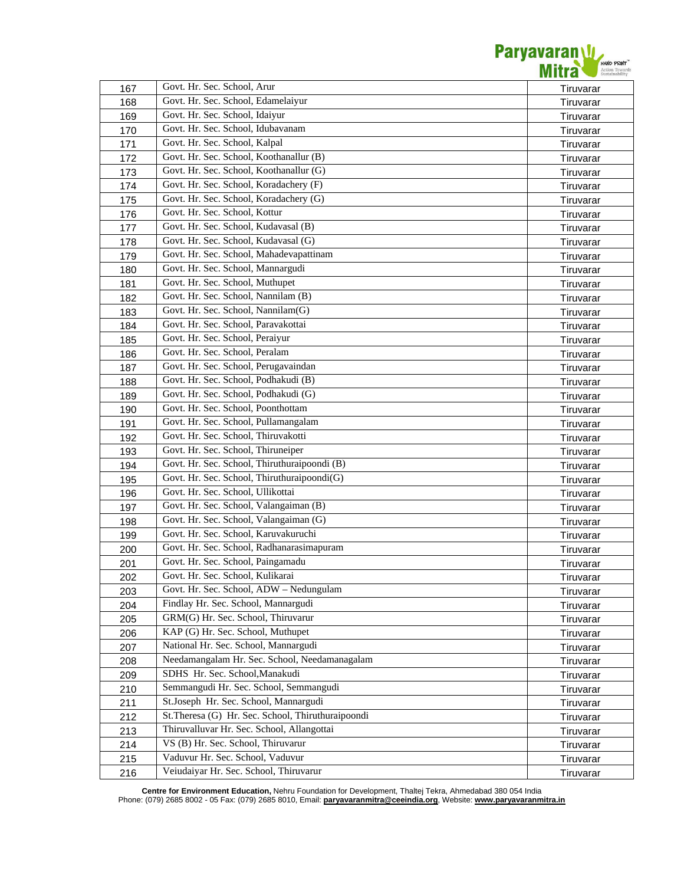| 167 | Govt. Hr. Sec. School, Arur | Tiruvarar |
|---|---|---|
| 168 | Govt. Hr. Sec. School, Edamelaiyur | Tiruvarar |
| 169 | Govt. Hr. Sec. School, Idaiyur | Tiruvarar |
| 170 | Govt. Hr. Sec. School, Idubavanam | Tiruvarar |
| 171 | Govt. Hr. Sec. School, Kalpal | Tiruvarar |
| 172 | Govt. Hr. Sec. School, Koothanallur (B) | Tiruvarar |
| 173 | Govt. Hr. Sec. School, Koothanallur (G) | Tiruvarar |
| 174 | Govt. Hr. Sec. School, Koradachery (F) | Tiruvarar |
| 175 | Govt. Hr. Sec. School, Koradachery (G) | Tiruvarar |
| 176 | Govt. Hr. Sec. School, Kottur | Tiruvarar |
| 177 | Govt. Hr. Sec. School, Kudavasal (B) | Tiruvarar |
| 178 | Govt. Hr. Sec. School, Kudavasal (G) | Tiruvarar |
| 179 | Govt. Hr. Sec. School, Mahadevapattinam | Tiruvarar |
| 180 | Govt. Hr. Sec. School, Mannargudi | Tiruvarar |
| 181 | Govt. Hr. Sec. School, Muthupet | Tiruvarar |
| 182 | Govt. Hr. Sec. School, Nannilam (B) | Tiruvarar |
| 183 | Govt. Hr. Sec. School, Nannilam(G) | Tiruvarar |
| 184 | Govt. Hr. Sec. School, Paravakottai | Tiruvarar |
| 185 | Govt. Hr. Sec. School, Peraiyur | Tiruvarar |
| 186 | Govt. Hr. Sec. School, Peralam | Tiruvarar |
| 187 | Govt. Hr. Sec. School, Perugavaindan | Tiruvarar |
| 188 | Govt. Hr. Sec. School, Podhakudi (B) | Tiruvarar |
| 189 | Govt. Hr. Sec. School, Podhakudi (G) | Tiruvarar |
| 190 | Govt. Hr. Sec. School, Poonthottam | Tiruvarar |
| 191 | Govt. Hr. Sec. School, Pullamangalam | Tiruvarar |
| 192 | Govt. Hr. Sec. School, Thiruvakotti | Tiruvarar |
| 193 | Govt. Hr. Sec. School, Thiruneiper | Tiruvarar |
| 194 | Govt. Hr. Sec. School, Thiruthuraipoondi (B) | Tiruvarar |
| 195 | Govt. Hr. Sec. School, Thiruthuraipoondi(G) | Tiruvarar |
| 196 | Govt. Hr. Sec. School, Ullikottai | Tiruvarar |
| 197 | Govt. Hr. Sec. School, Valangaiman (B) | Tiruvarar |
| 198 | Govt. Hr. Sec. School, Valangaiman (G) | Tiruvarar |
| 199 | Govt. Hr. Sec. School, Karuvakuruchi | Tiruvarar |
| 200 | Govt. Hr. Sec. School, Radhanarasimapuram | Tiruvarar |
| 201 | Govt. Hr. Sec. School, Paingamadu | Tiruvarar |
| 202 | Govt. Hr. Sec. School, Kulikarai | Tiruvarar |
| 203 | Govt. Hr. Sec. School, ADW – Nedungulam | Tiruvarar |
| 204 | Findlay Hr. Sec. School, Mannargudi | Tiruvarar |
| 205 | GRM(G) Hr. Sec. School, Thiruvarur | Tiruvarar |
| 206 | KAP (G) Hr. Sec. School, Muthupet | Tiruvarar |
| 207 | National Hr. Sec. School, Mannargudi | Tiruvarar |
| 208 | Needamangalam Hr. Sec. School, Needamanagalam | Tiruvarar |
| 209 | SDHS Hr. Sec. School,Manakudi | Tiruvarar |
| 210 | Semmangudi Hr. Sec. School, Semmangudi | Tiruvarar |
| 211 | St.Joseph Hr. Sec. School, Mannargudi | Tiruvarar |
| 212 | St.Theresa (G) Hr. Sec. School, Thiruthuraipoondi | Tiruvarar |
| 213 | Thiruvalluvar Hr. Sec. School, Allangottai | Tiruvarar |
| 214 | VS (B) Hr. Sec. School, Thiruvarur | Tiruvarar |
| 215 | Vaduvur Hr. Sec. School, Vaduvur | Tiruvarar |
| 216 | Veiudaiyar Hr. Sec. School, Thiruvarur | Tiruvarar |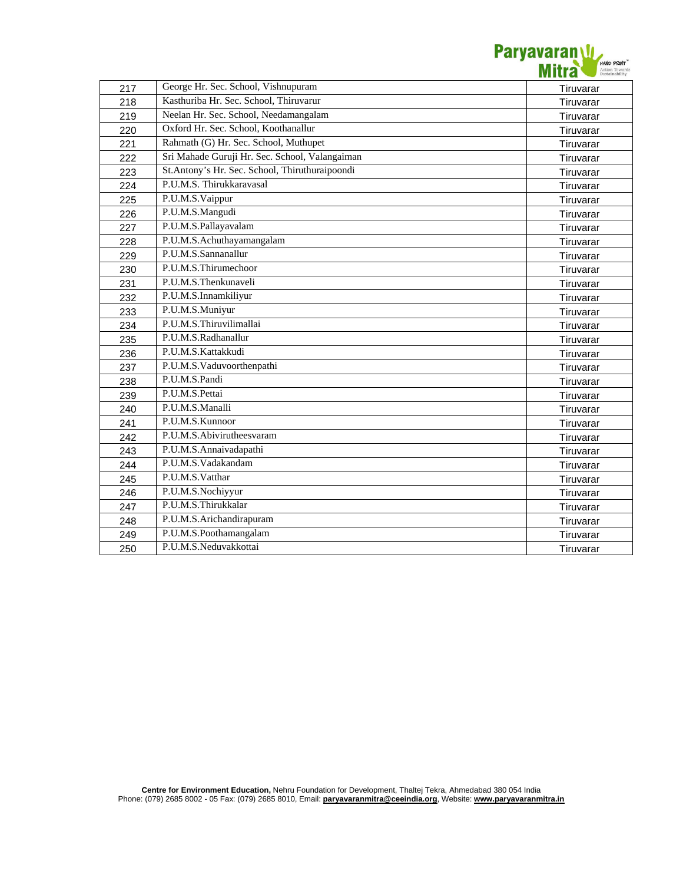| | | |
|---|---|---|
| 217 | George Hr. Sec. School, Vishnupuram | Tiruvarar |
| 218 | Kasthuriba Hr. Sec. School, Thiruvarur | Tiruvarar |
| 219 | Neelan Hr. Sec. School, Needamangalam | Tiruvarar |
| 220 | Oxford Hr. Sec. School, Koothanallur | Tiruvarar |
| 221 | Rahmath (G) Hr. Sec. School, Muthupet | Tiruvarar |
| 222 | Sri Mahade Guruji Hr. Sec. School, Valangaiman | Tiruvarar |
| 223 | St.Antony's Hr. Sec. School, Thiruthuraipoondi | Tiruvarar |
| 224 | P.U.M.S. Thirukkaravasal | Tiruvarar |
| 225 | P.U.M.S.Vaippur | Tiruvarar |
| 226 | P.U.M.S.Mangudi | Tiruvarar |
| 227 | P.U.M.S.Pallayavalam | Tiruvarar |
| 228 | P.U.M.S.Achuthayamangalam | Tiruvarar |
| 229 | P.U.M.S.Sannanallur | Tiruvarar |
| 230 | P.U.M.S.Thirumechoor | Tiruvarar |
| 231 | P.U.M.S.Thenkunaveli | Tiruvarar |
| 232 | P.U.M.S.Innamkiliyur | Tiruvarar |
| 233 | P.U.M.S.Muniyur | Tiruvarar |
| 234 | P.U.M.S.Thiruvilimallai | Tiruvarar |
| 235 | P.U.M.S.Radhanallur | Tiruvarar |
| 236 | P.U.M.S.Kattakkudi | Tiruvarar |
| 237 | P.U.M.S.Vaduvoorthenpathi | Tiruvarar |
| 238 | P.U.M.S.Pandi | Tiruvarar |
| 239 | P.U.M.S.Pettai | Tiruvarar |
| 240 | P.U.M.S.Manalli | Tiruvarar |
| 241 | P.U.M.S.Kunnoor | Tiruvarar |
| 242 | P.U.M.S.Abivirutheesvaram | Tiruvarar |
| 243 | P.U.M.S.Annaivadapathi | Tiruvarar |
| 244 | P.U.M.S.Vadakandam | Tiruvarar |
| 245 | P.U.M.S.Vatthar | Tiruvarar |
| 246 | P.U.M.S.Nochiyyur | Tiruvarar |
| 247 | P.U.M.S.Thirukkalar | Tiruvarar |
| 248 | P.U.M.S.Arichandirapuram | Tiruvarar |
| 249 | P.U.M.S.Poothamangalam | Tiruvarar |
| 250 | P.U.M.S.Neduvakkottai | Tiruvarar |